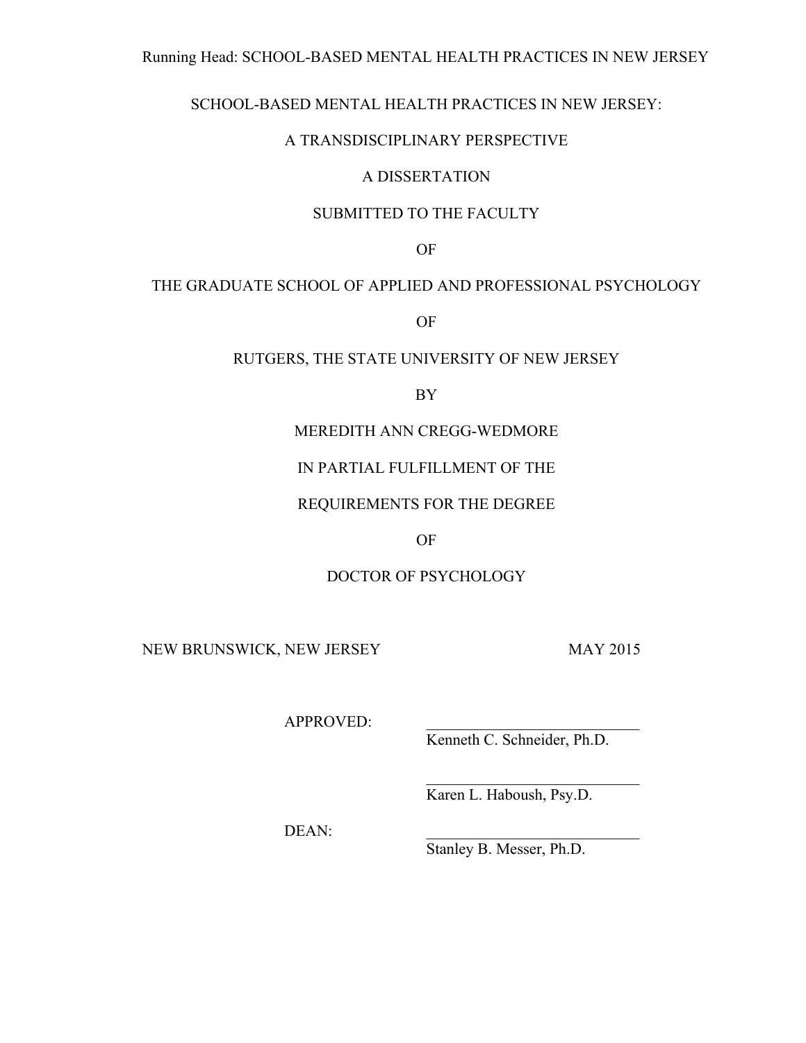# SCHOOL-BASED MENTAL HEALTH PRACTICES IN NEW JERSEY:

# A TRANSDISCIPLINARY PERSPECTIVE

A DISSERTATION

SUBMITTED TO THE FACULTY

OF

THE GRADUATE SCHOOL OF APPLIED AND PROFESSIONAL PSYCHOLOGY

OF

RUTGERS, THE STATE UNIVERSITY OF NEW JERSEY

BY

MEREDITH ANN CREGG-WEDMORE

IN PARTIAL FULFILLMENT OF THE

REQUIREMENTS FOR THE DEGREE

OF

DOCTOR OF PSYCHOLOGY

NEW BRUNSWICK, NEW JERSEY                                        MAY 2015

APPROVED: ____________________________
Kenneth C. Schneider, Ph.D.

____________________________
Karen L. Haboush, Psy.D.

DEAN: ____________________________
Stanley B. Messer, Ph.D.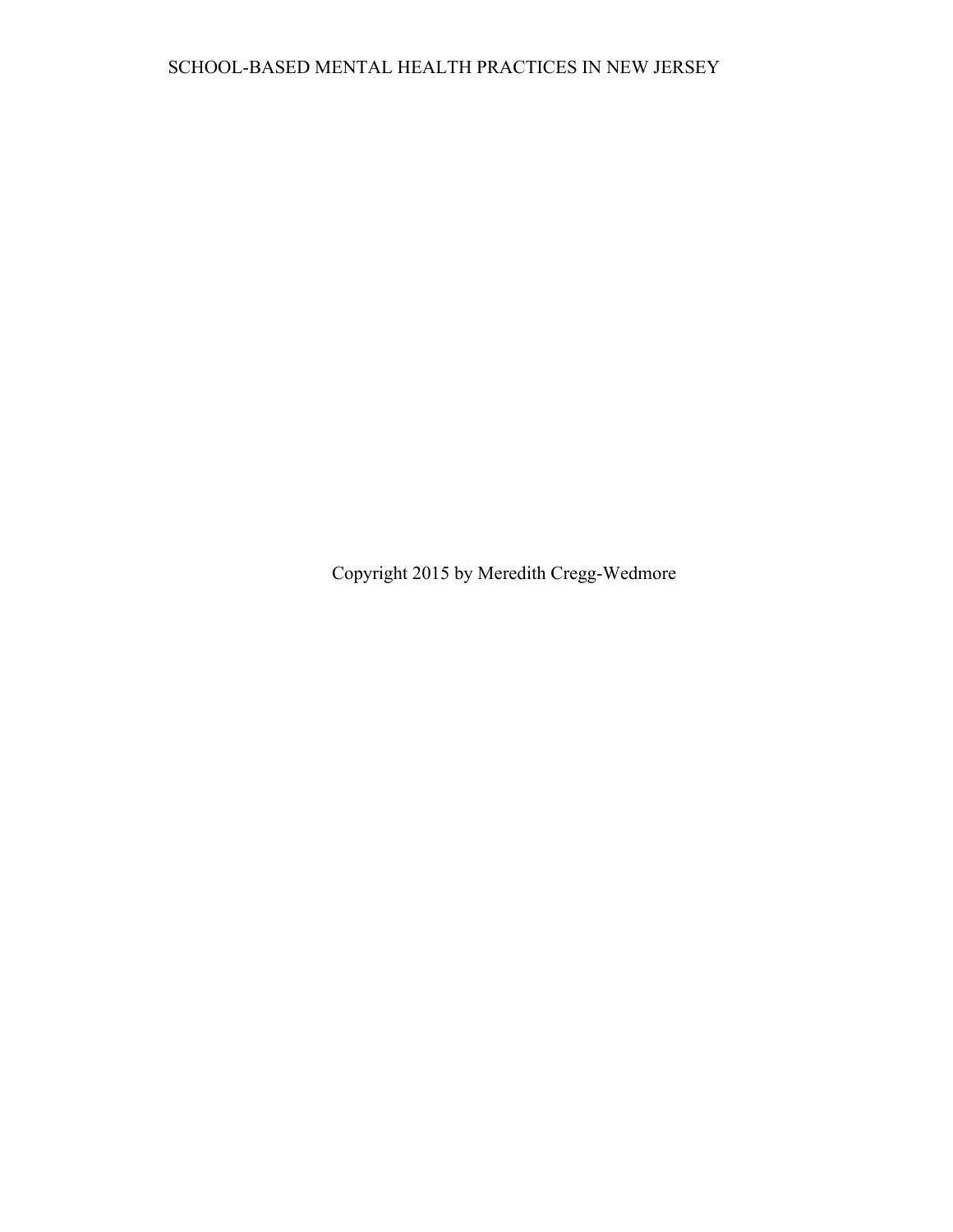Copyright 2015 by Meredith Cregg-Wedmore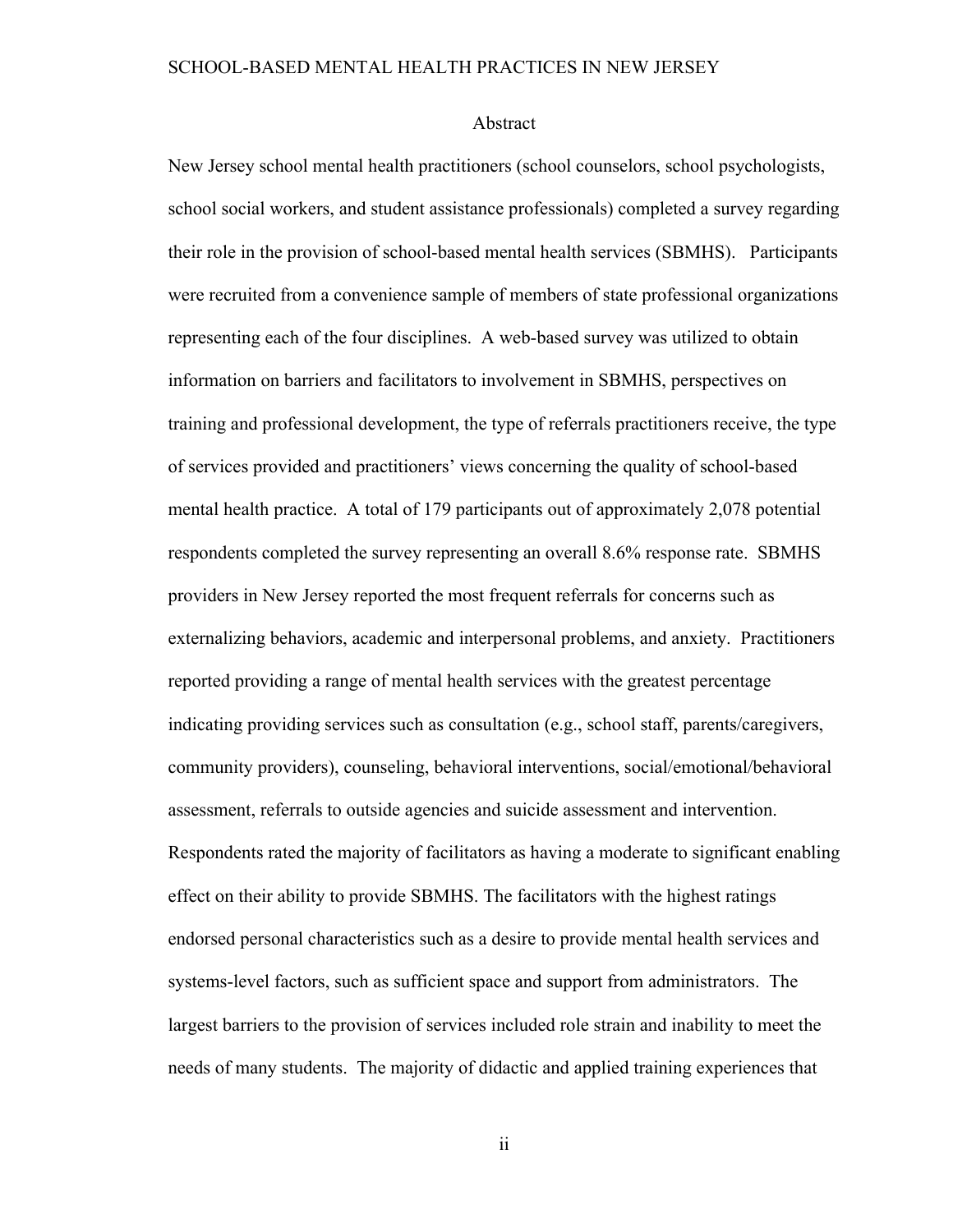## Abstract

New Jersey school mental health practitioners (school counselors, school psychologists, school social workers, and student assistance professionals) completed a survey regarding their role in the provision of school-based mental health services (SBMHS). Participants were recruited from a convenience sample of members of state professional organizations representing each of the four disciplines. A web-based survey was utilized to obtain information on barriers and facilitators to involvement in SBMHS, perspectives on training and professional development, the type of referrals practitioners receive, the type of services provided and practitioners' views concerning the quality of school-based mental health practice. A total of 179 participants out of approximately 2,078 potential respondents completed the survey representing an overall 8.6% response rate. SBMHS providers in New Jersey reported the most frequent referrals for concerns such as externalizing behaviors, academic and interpersonal problems, and anxiety. Practitioners reported providing a range of mental health services with the greatest percentage indicating providing services such as consultation (e.g., school staff, parents/caregivers, community providers), counseling, behavioral interventions, social/emotional/behavioral assessment, referrals to outside agencies and suicide assessment and intervention. Respondents rated the majority of facilitators as having a moderate to significant enabling effect on their ability to provide SBMHS. The facilitators with the highest ratings endorsed personal characteristics such as a desire to provide mental health services and systems-level factors, such as sufficient space and support from administrators. The largest barriers to the provision of services included role strain and inability to meet the needs of many students. The majority of didactic and applied training experiences that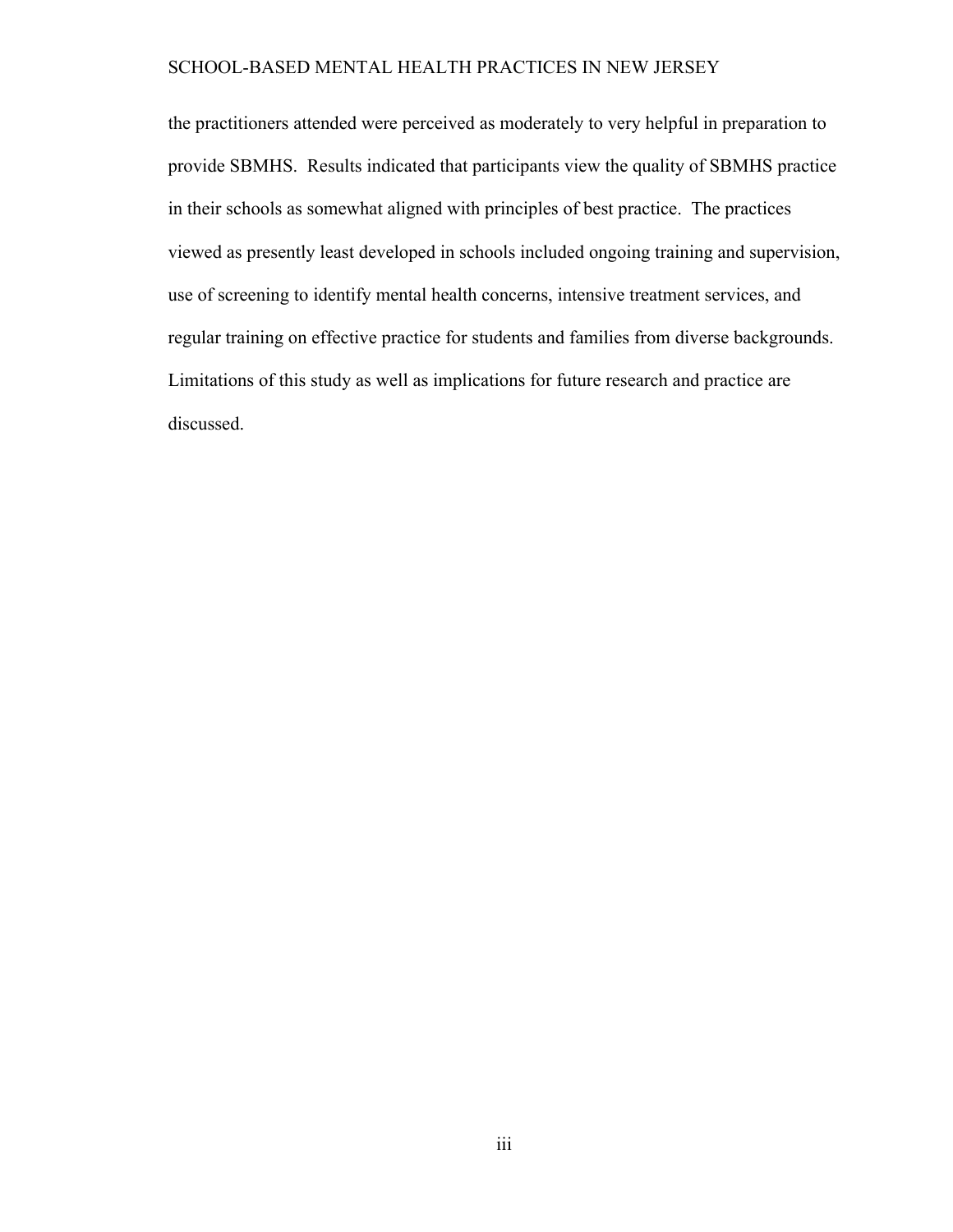the practitioners attended were perceived as moderately to very helpful in preparation to provide SBMHS. Results indicated that participants view the quality of SBMHS practice in their schools as somewhat aligned with principles of best practice. The practices viewed as presently least developed in schools included ongoing training and supervision, use of screening to identify mental health concerns, intensive treatment services, and regular training on effective practice for students and families from diverse backgrounds. Limitations of this study as well as implications for future research and practice are discussed.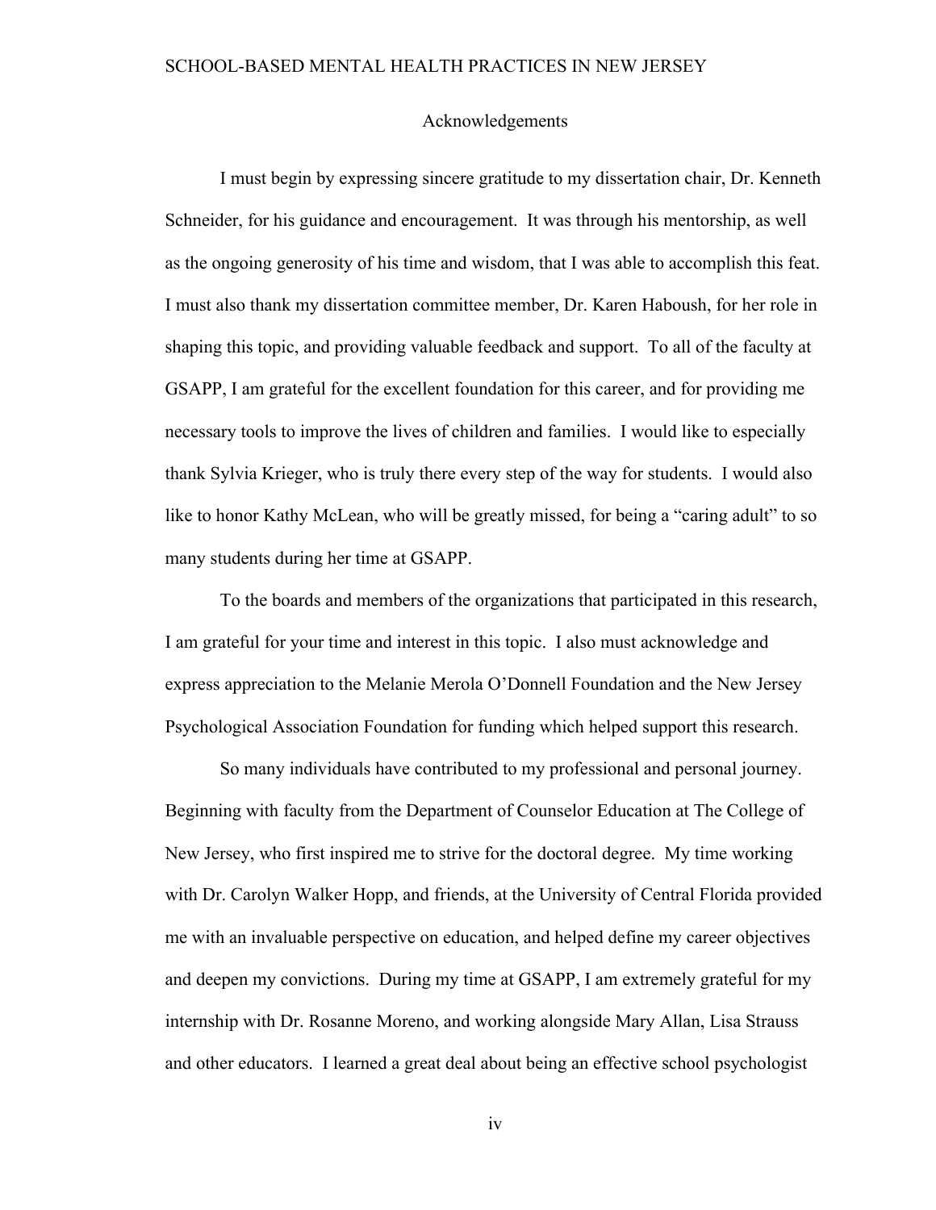# Acknowledgements

I must begin by expressing sincere gratitude to my dissertation chair, Dr. Kenneth Schneider, for his guidance and encouragement. It was through his mentorship, as well as the ongoing generosity of his time and wisdom, that I was able to accomplish this feat. I must also thank my dissertation committee member, Dr. Karen Haboush, for her role in shaping this topic, and providing valuable feedback and support. To all of the faculty at GSAPP, I am grateful for the excellent foundation for this career, and for providing me necessary tools to improve the lives of children and families. I would like to especially thank Sylvia Krieger, who is truly there every step of the way for students. I would also like to honor Kathy McLean, who will be greatly missed, for being a "caring adult" to so many students during her time at GSAPP.

To the boards and members of the organizations that participated in this research, I am grateful for your time and interest in this topic. I also must acknowledge and express appreciation to the Melanie Merola O'Donnell Foundation and the New Jersey Psychological Association Foundation for funding which helped support this research.

So many individuals have contributed to my professional and personal journey. Beginning with faculty from the Department of Counselor Education at The College of New Jersey, who first inspired me to strive for the doctoral degree. My time working with Dr. Carolyn Walker Hopp, and friends, at the University of Central Florida provided me with an invaluable perspective on education, and helped define my career objectives and deepen my convictions. During my time at GSAPP, I am extremely grateful for my internship with Dr. Rosanne Moreno, and working alongside Mary Allan, Lisa Strauss and other educators. I learned a great deal about being an effective school psychologist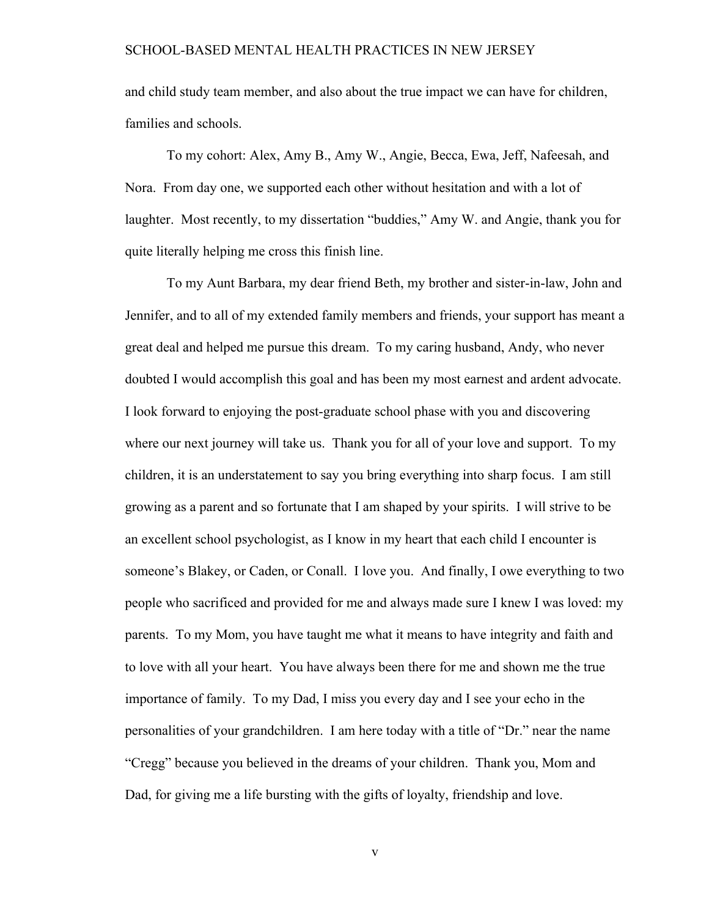and child study team member, and also about the true impact we can have for children, families and schools.

To my cohort: Alex, Amy B., Amy W., Angie, Becca, Ewa, Jeff, Nafeesah, and Nora. From day one, we supported each other without hesitation and with a lot of laughter. Most recently, to my dissertation "buddies," Amy W. and Angie, thank you for quite literally helping me cross this finish line.

To my Aunt Barbara, my dear friend Beth, my brother and sister-in-law, John and Jennifer, and to all of my extended family members and friends, your support has meant a great deal and helped me pursue this dream. To my caring husband, Andy, who never doubted I would accomplish this goal and has been my most earnest and ardent advocate. I look forward to enjoying the post-graduate school phase with you and discovering where our next journey will take us. Thank you for all of your love and support. To my children, it is an understatement to say you bring everything into sharp focus. I am still growing as a parent and so fortunate that I am shaped by your spirits. I will strive to be an excellent school psychologist, as I know in my heart that each child I encounter is someone's Blakey, or Caden, or Conall. I love you. And finally, I owe everything to two people who sacrificed and provided for me and always made sure I knew I was loved: my parents. To my Mom, you have taught me what it means to have integrity and faith and to love with all your heart. You have always been there for me and shown me the true importance of family. To my Dad, I miss you every day and I see your echo in the personalities of your grandchildren. I am here today with a title of "Dr." near the name "Cregg" because you believed in the dreams of your children. Thank you, Mom and Dad, for giving me a life bursting with the gifts of loyalty, friendship and love.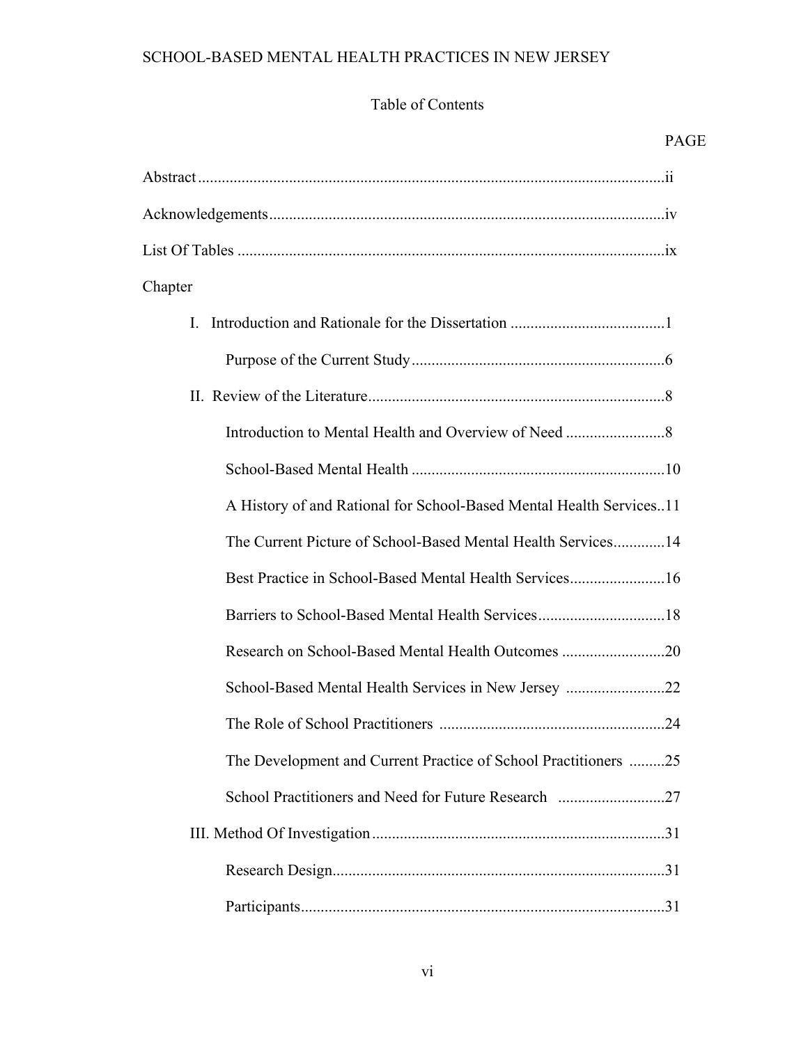Table of Contents

PAGE

Abstract..................................................................................................................ii

Acknowledgements...................................................................................................iv

List Of Tables ...........................................................................................................ix

Chapter

I. Introduction and Rationale for the Dissertation .......................................1

Purpose of the Current Study................................................................6

II. Review of the Literature...........................................................................8

Introduction to Mental Health and Overview of Need .........................8

School-Based Mental Health ...............................................................10

A History of and Rational for School-Based Mental Health Services..11

The Current Picture of School-Based Mental Health Services.............14

Best Practice in School-Based Mental Health Services........................16

Barriers to School-Based Mental Health Services................................18

Research on School-Based Mental Health Outcomes ..........................20

School-Based Mental Health Services in New Jersey .........................22

The Role of School Practitioners .........................................................24

The Development and Current Practice of School Practitioners .........25

School Practitioners and Need for Future Research ...........................27

III. Method Of Investigation.........................................................................31

Research Design...................................................................................31

Participants...........................................................................................31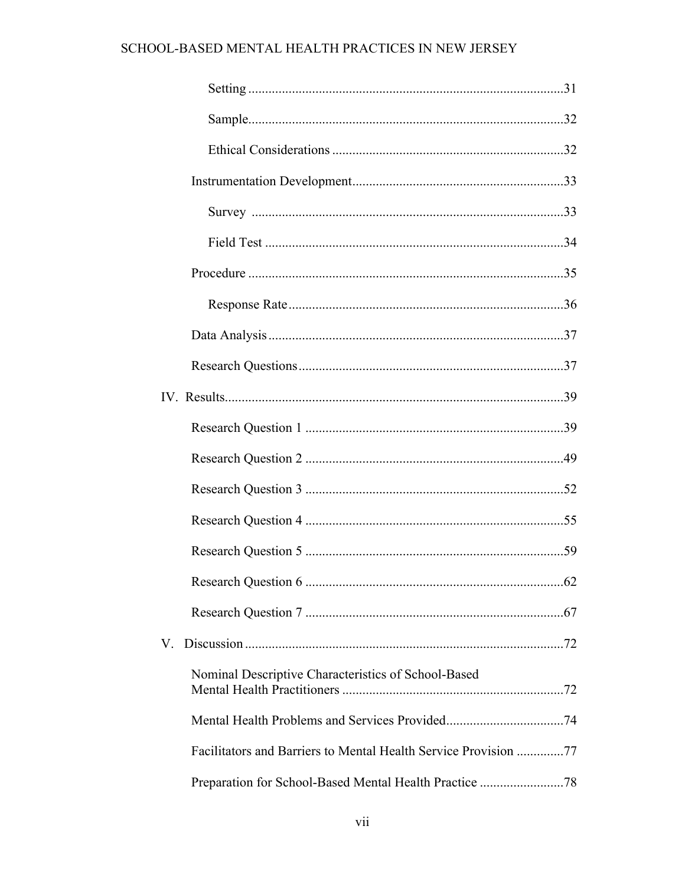Setting ........................................................................................31

Sample.........................................................................................32

Ethical Considerations ....................................................................32

Instrumentation Development...............................................................33

Survey ..........................................................................................33

Field Test .....................................................................................34

Procedure ..........................................................................................35

Response Rate ..............................................................................36

Data Analysis .....................................................................................37

Research Questions ...........................................................................37

IV. Results..................................................................................................39

Research Question 1 .........................................................................39

Research Question 2 .........................................................................49

Research Question 3 .........................................................................52

Research Question 4 .........................................................................55

Research Question 5 .........................................................................59

Research Question 6 .........................................................................62

Research Question 7 .........................................................................67

V. Discussion ............................................................................................72

Nominal Descriptive Characteristics of School-Based Mental Health Practitioners ...............................................................72

Mental Health Problems and Services Provided...................................74

Facilitators and Barriers to Mental Health Service Provision ..............77

Preparation for School-Based Mental Health Practice .........................78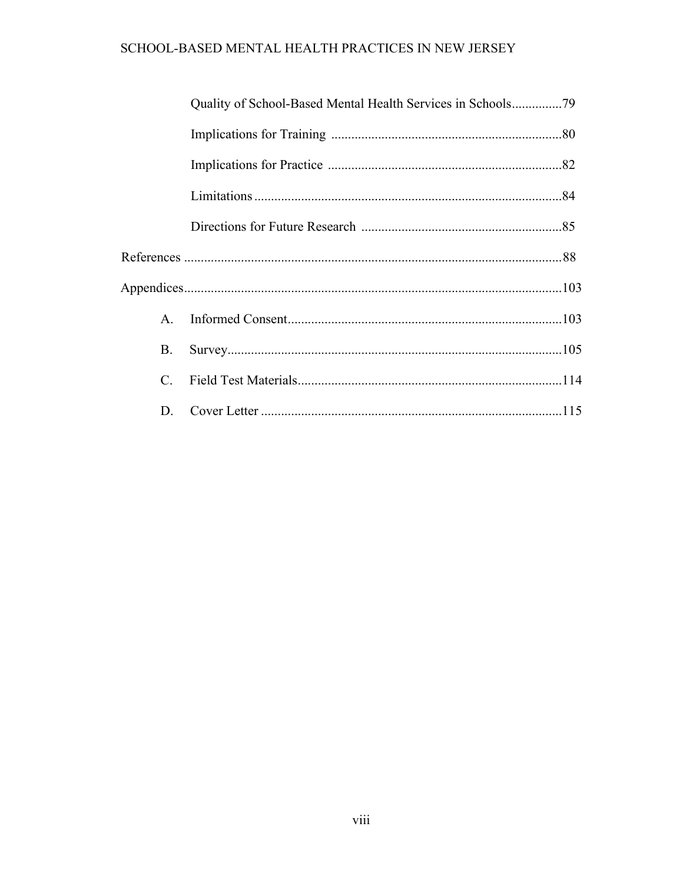Quality of School-Based Mental Health Services in Schools...............79

Implications for Training ....................................................................80

Implications for Practice .....................................................................82

Limitations ...........................................................................................84

Directions for Future Research ...........................................................85

References ...............................................................................................................88

Appendices...............................................................................................................103

A. Informed Consent.................................................................................103

B. Survey...................................................................................................105

C. Field Test Materials..............................................................................114

D. Cover Letter .........................................................................................115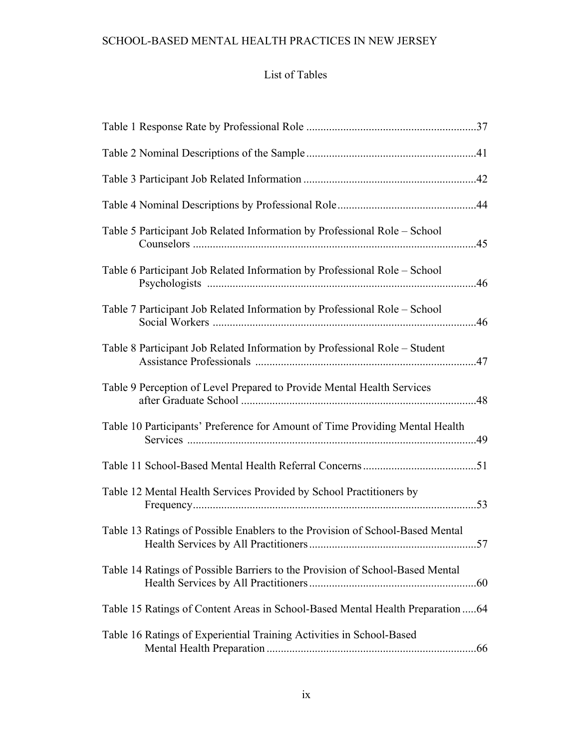# List of Tables

Table 1 Response Rate by Professional Role ............................................................37

Table 2 Nominal Descriptions of the Sample ............................................................41

Table 3 Participant Job Related Information ............................................................42

Table 4 Nominal Descriptions by Professional Role ................................................44

Table 5 Participant Job Related Information by Professional Role – School Counselors ....................................................................................................45

Table 6 Participant Job Related Information by Professional Role – School Psychologists ...............................................................................................46

Table 7 Participant Job Related Information by Professional Role – School Social Workers ............................................................................................46

Table 8 Participant Job Related Information by Professional Role – Student Assistance Professionals .............................................................................47

Table 9 Perception of Level Prepared to Provide Mental Health Services after Graduate School ..................................................................................48

Table 10 Participants' Preference for Amount of Time Providing Mental Health Services .....................................................................................................49

Table 11 School-Based Mental Health Referral Concerns ........................................51

Table 12 Mental Health Services Provided by School Practitioners by Frequency ....................................................................................................53

Table 13 Ratings of Possible Enablers to the Provision of School-Based Mental Health Services by All Practitioners ...........................................................57

Table 14 Ratings of Possible Barriers to the Provision of School-Based Mental Health Services by All Practitioners ...........................................................60

Table 15 Ratings of Content Areas in School-Based Mental Health Preparation .....64

Table 16 Ratings of Experiential Training Activities in School-Based Mental Health Preparation ..........................................................................66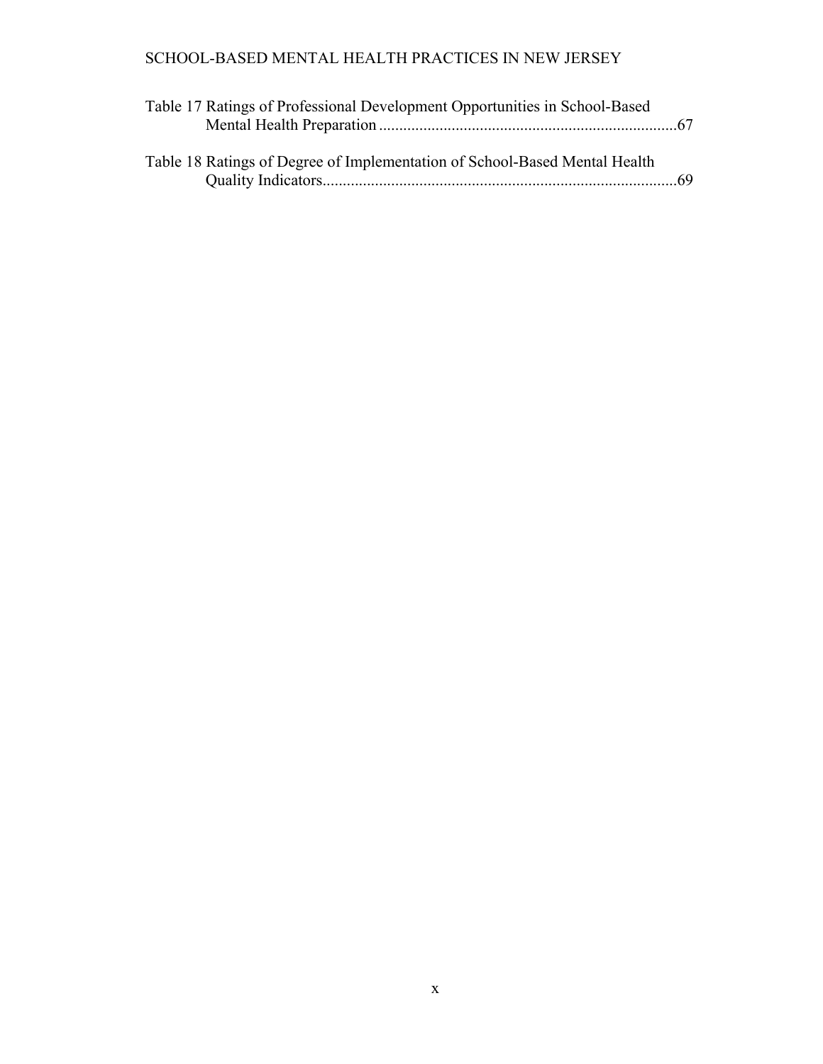Table 17 Ratings of Professional Development Opportunities in School-Based Mental Health Preparation ..........................................................................67

Table 18 Ratings of Degree of Implementation of School-Based Mental Health Quality Indicators........................................................................................69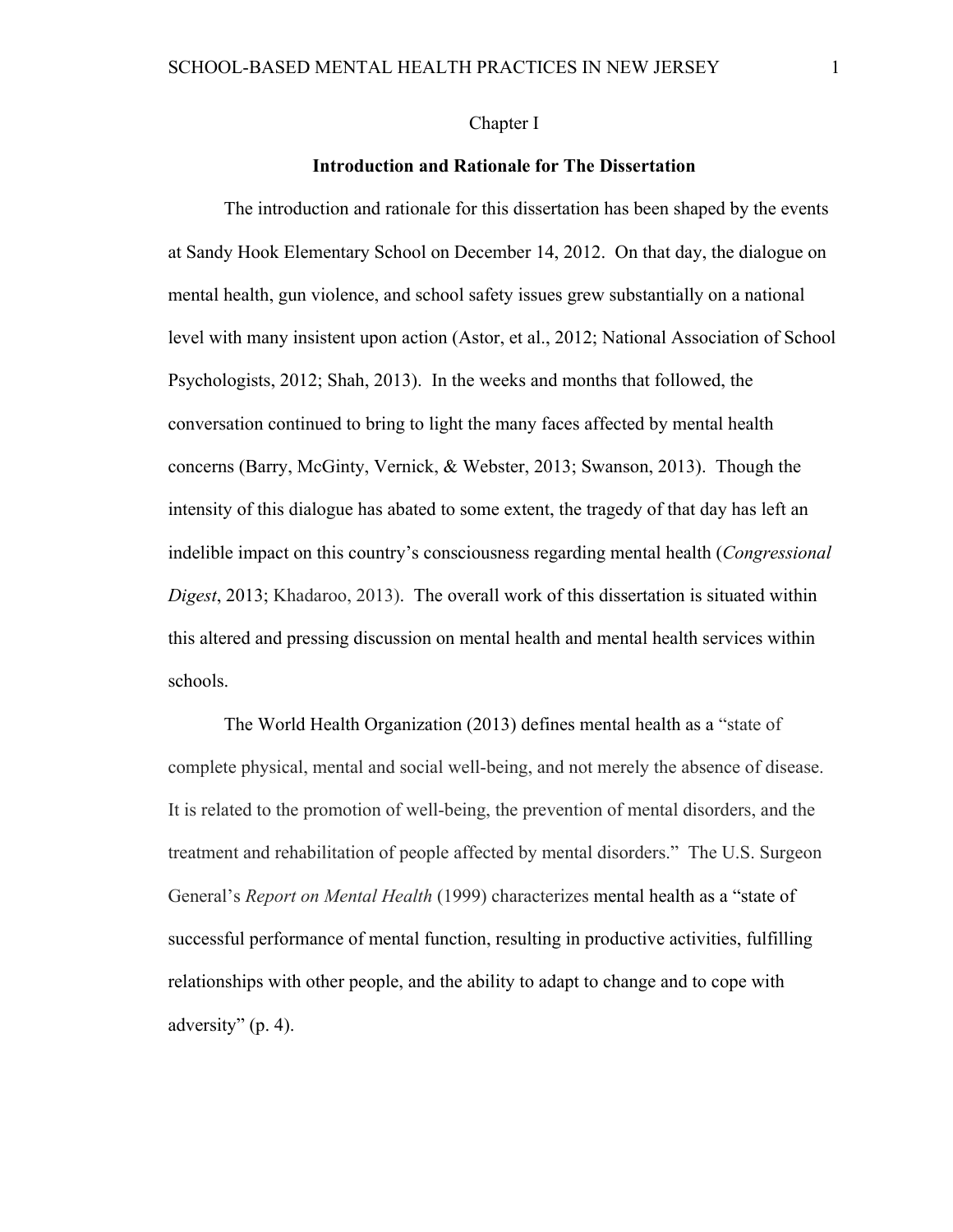Chapter I

## Introduction and Rationale for The Dissertation

The introduction and rationale for this dissertation has been shaped by the events at Sandy Hook Elementary School on December 14, 2012. On that day, the dialogue on mental health, gun violence, and school safety issues grew substantially on a national level with many insistent upon action (Astor, et al., 2012; National Association of School Psychologists, 2012; Shah, 2013). In the weeks and months that followed, the conversation continued to bring to light the many faces affected by mental health concerns (Barry, McGinty, Vernick, & Webster, 2013; Swanson, 2013). Though the intensity of this dialogue has abated to some extent, the tragedy of that day has left an indelible impact on this country's consciousness regarding mental health (*Congressional Digest*, 2013; Khadaroo, 2013). The overall work of this dissertation is situated within this altered and pressing discussion on mental health and mental health services within schools.

The World Health Organization (2013) defines mental health as a "state of complete physical, mental and social well-being, and not merely the absence of disease. It is related to the promotion of well-being, the prevention of mental disorders, and the treatment and rehabilitation of people affected by mental disorders." The U.S. Surgeon General's *Report on Mental Health* (1999) characterizes mental health as a "state of successful performance of mental function, resulting in productive activities, fulfilling relationships with other people, and the ability to adapt to change and to cope with adversity" (p. 4).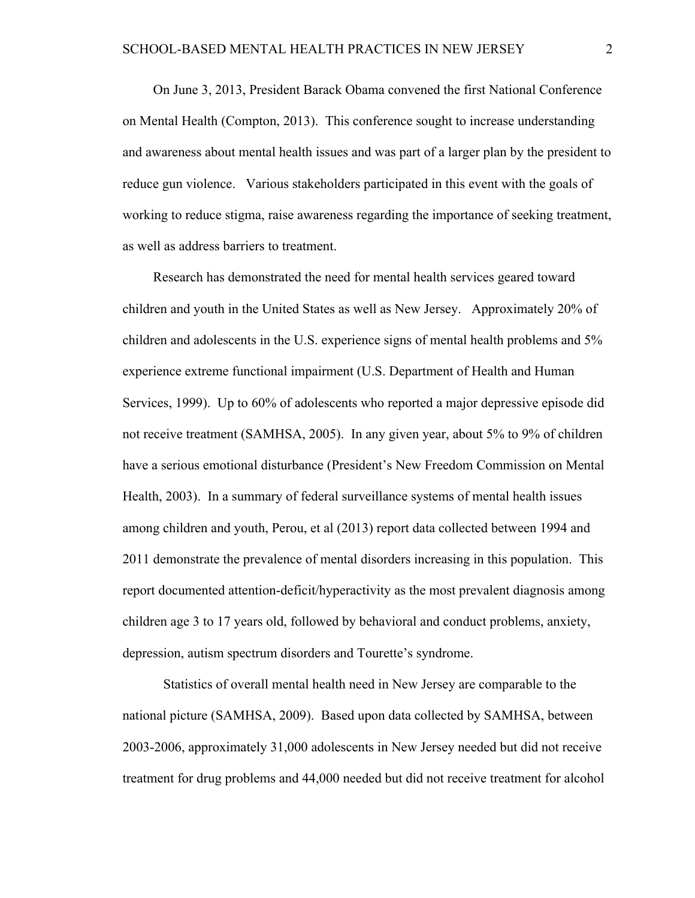On June 3, 2013, President Barack Obama convened the first National Conference on Mental Health (Compton, 2013). This conference sought to increase understanding and awareness about mental health issues and was part of a larger plan by the president to reduce gun violence. Various stakeholders participated in this event with the goals of working to reduce stigma, raise awareness regarding the importance of seeking treatment, as well as address barriers to treatment.

Research has demonstrated the need for mental health services geared toward children and youth in the United States as well as New Jersey. Approximately 20% of children and adolescents in the U.S. experience signs of mental health problems and 5% experience extreme functional impairment (U.S. Department of Health and Human Services, 1999). Up to 60% of adolescents who reported a major depressive episode did not receive treatment (SAMHSA, 2005). In any given year, about 5% to 9% of children have a serious emotional disturbance (President's New Freedom Commission on Mental Health, 2003). In a summary of federal surveillance systems of mental health issues among children and youth, Perou, et al (2013) report data collected between 1994 and 2011 demonstrate the prevalence of mental disorders increasing in this population. This report documented attention-deficit/hyperactivity as the most prevalent diagnosis among children age 3 to 17 years old, followed by behavioral and conduct problems, anxiety, depression, autism spectrum disorders and Tourette's syndrome.

Statistics of overall mental health need in New Jersey are comparable to the national picture (SAMHSA, 2009). Based upon data collected by SAMHSA, between 2003-2006, approximately 31,000 adolescents in New Jersey needed but did not receive treatment for drug problems and 44,000 needed but did not receive treatment for alcohol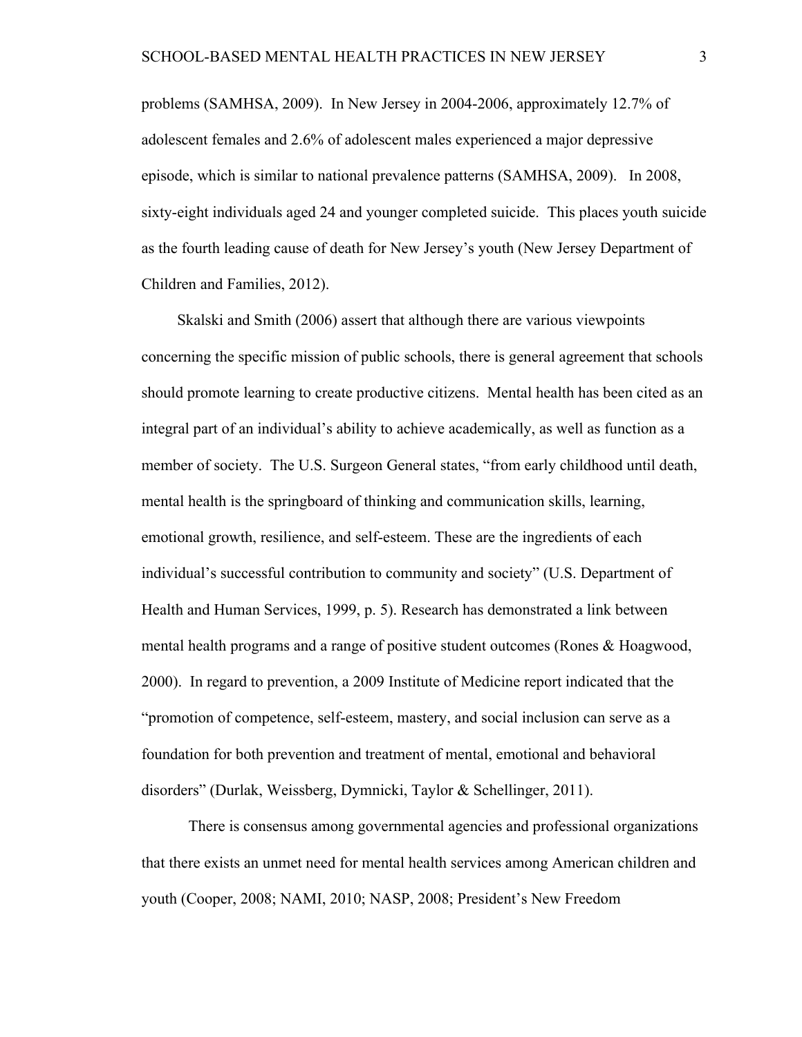problems (SAMHSA, 2009). In New Jersey in 2004-2006, approximately 12.7% of adolescent females and 2.6% of adolescent males experienced a major depressive episode, which is similar to national prevalence patterns (SAMHSA, 2009). In 2008, sixty-eight individuals aged 24 and younger completed suicide. This places youth suicide as the fourth leading cause of death for New Jersey's youth (New Jersey Department of Children and Families, 2012).

Skalski and Smith (2006) assert that although there are various viewpoints concerning the specific mission of public schools, there is general agreement that schools should promote learning to create productive citizens. Mental health has been cited as an integral part of an individual's ability to achieve academically, as well as function as a member of society. The U.S. Surgeon General states, "from early childhood until death, mental health is the springboard of thinking and communication skills, learning, emotional growth, resilience, and self-esteem. These are the ingredients of each individual's successful contribution to community and society" (U.S. Department of Health and Human Services, 1999, p. 5). Research has demonstrated a link between mental health programs and a range of positive student outcomes (Rones & Hoagwood, 2000). In regard to prevention, a 2009 Institute of Medicine report indicated that the "promotion of competence, self-esteem, mastery, and social inclusion can serve as a foundation for both prevention and treatment of mental, emotional and behavioral disorders" (Durlak, Weissberg, Dymnicki, Taylor & Schellinger, 2011).

There is consensus among governmental agencies and professional organizations that there exists an unmet need for mental health services among American children and youth (Cooper, 2008; NAMI, 2010; NASP, 2008; President's New Freedom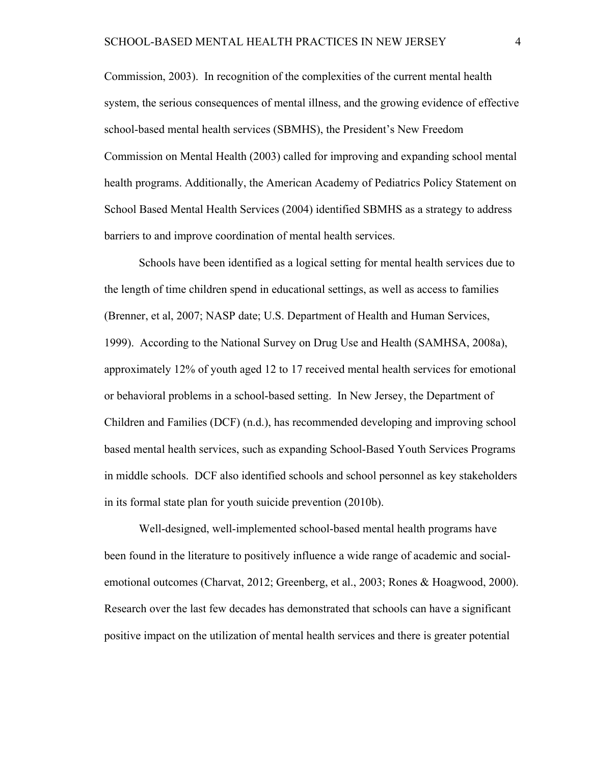Commission, 2003). In recognition of the complexities of the current mental health system, the serious consequences of mental illness, and the growing evidence of effective school-based mental health services (SBMHS), the President's New Freedom Commission on Mental Health (2003) called for improving and expanding school mental health programs. Additionally, the American Academy of Pediatrics Policy Statement on School Based Mental Health Services (2004) identified SBMHS as a strategy to address barriers to and improve coordination of mental health services.

Schools have been identified as a logical setting for mental health services due to the length of time children spend in educational settings, as well as access to families (Brenner, et al, 2007; NASP date; U.S. Department of Health and Human Services, 1999). According to the National Survey on Drug Use and Health (SAMHSA, 2008a), approximately 12% of youth aged 12 to 17 received mental health services for emotional or behavioral problems in a school-based setting. In New Jersey, the Department of Children and Families (DCF) (n.d.), has recommended developing and improving school based mental health services, such as expanding School-Based Youth Services Programs in middle schools. DCF also identified schools and school personnel as key stakeholders in its formal state plan for youth suicide prevention (2010b).

Well-designed, well-implemented school-based mental health programs have been found in the literature to positively influence a wide range of academic and social-emotional outcomes (Charvat, 2012; Greenberg, et al., 2003; Rones & Hoagwood, 2000). Research over the last few decades has demonstrated that schools can have a significant positive impact on the utilization of mental health services and there is greater potential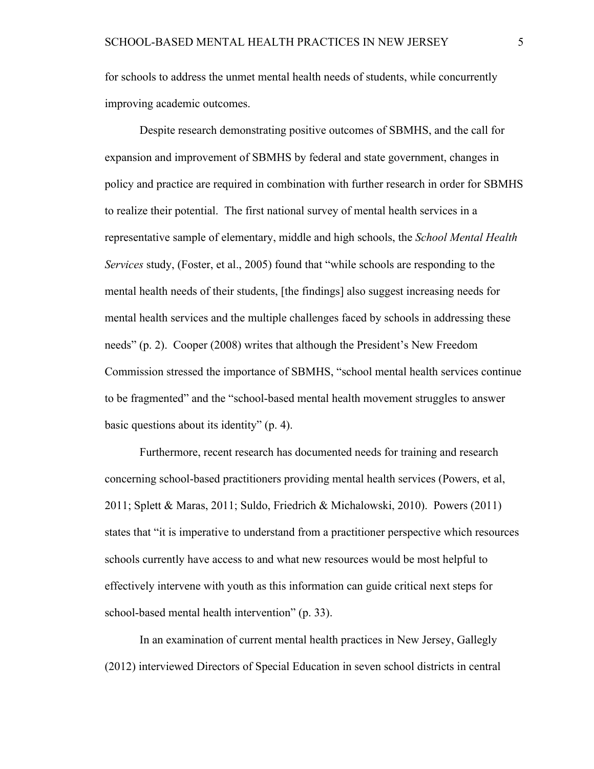for schools to address the unmet mental health needs of students, while concurrently improving academic outcomes.

Despite research demonstrating positive outcomes of SBMHS, and the call for expansion and improvement of SBMHS by federal and state government, changes in policy and practice are required in combination with further research in order for SBMHS to realize their potential. The first national survey of mental health services in a representative sample of elementary, middle and high schools, the *School Mental Health Services* study, (Foster, et al., 2005) found that "while schools are responding to the mental health needs of their students, [the findings] also suggest increasing needs for mental health services and the multiple challenges faced by schools in addressing these needs" (p. 2). Cooper (2008) writes that although the President's New Freedom Commission stressed the importance of SBMHS, "school mental health services continue to be fragmented" and the "school-based mental health movement struggles to answer basic questions about its identity" (p. 4).

Furthermore, recent research has documented needs for training and research concerning school-based practitioners providing mental health services (Powers, et al, 2011; Splett & Maras, 2011; Suldo, Friedrich & Michalowski, 2010). Powers (2011) states that "it is imperative to understand from a practitioner perspective which resources schools currently have access to and what new resources would be most helpful to effectively intervene with youth as this information can guide critical next steps for school-based mental health intervention" (p. 33).

In an examination of current mental health practices in New Jersey, Gallegly (2012) interviewed Directors of Special Education in seven school districts in central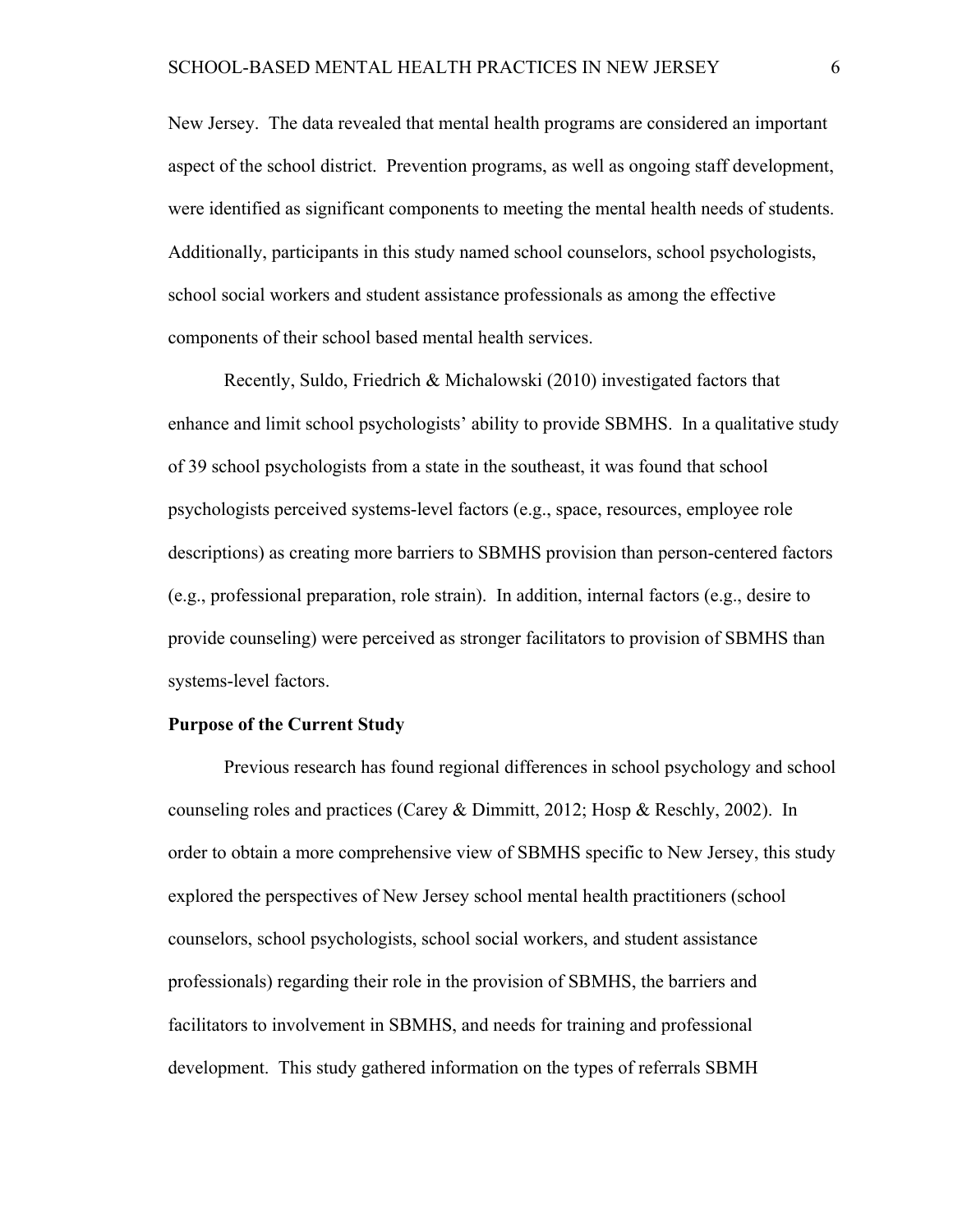New Jersey. The data revealed that mental health programs are considered an important aspect of the school district. Prevention programs, as well as ongoing staff development, were identified as significant components to meeting the mental health needs of students. Additionally, participants in this study named school counselors, school psychologists, school social workers and student assistance professionals as among the effective components of their school based mental health services.

Recently, Suldo, Friedrich & Michalowski (2010) investigated factors that enhance and limit school psychologists' ability to provide SBMHS. In a qualitative study of 39 school psychologists from a state in the southeast, it was found that school psychologists perceived systems-level factors (e.g., space, resources, employee role descriptions) as creating more barriers to SBMHS provision than person-centered factors (e.g., professional preparation, role strain). In addition, internal factors (e.g., desire to provide counseling) were perceived as stronger facilitators to provision of SBMHS than systems-level factors.

**Purpose of the Current Study**

Previous research has found regional differences in school psychology and school counseling roles and practices (Carey & Dimmitt, 2012; Hosp & Reschly, 2002). In order to obtain a more comprehensive view of SBMHS specific to New Jersey, this study explored the perspectives of New Jersey school mental health practitioners (school counselors, school psychologists, school social workers, and student assistance professionals) regarding their role in the provision of SBMHS, the barriers and facilitators to involvement in SBMHS, and needs for training and professional development. This study gathered information on the types of referrals SBMH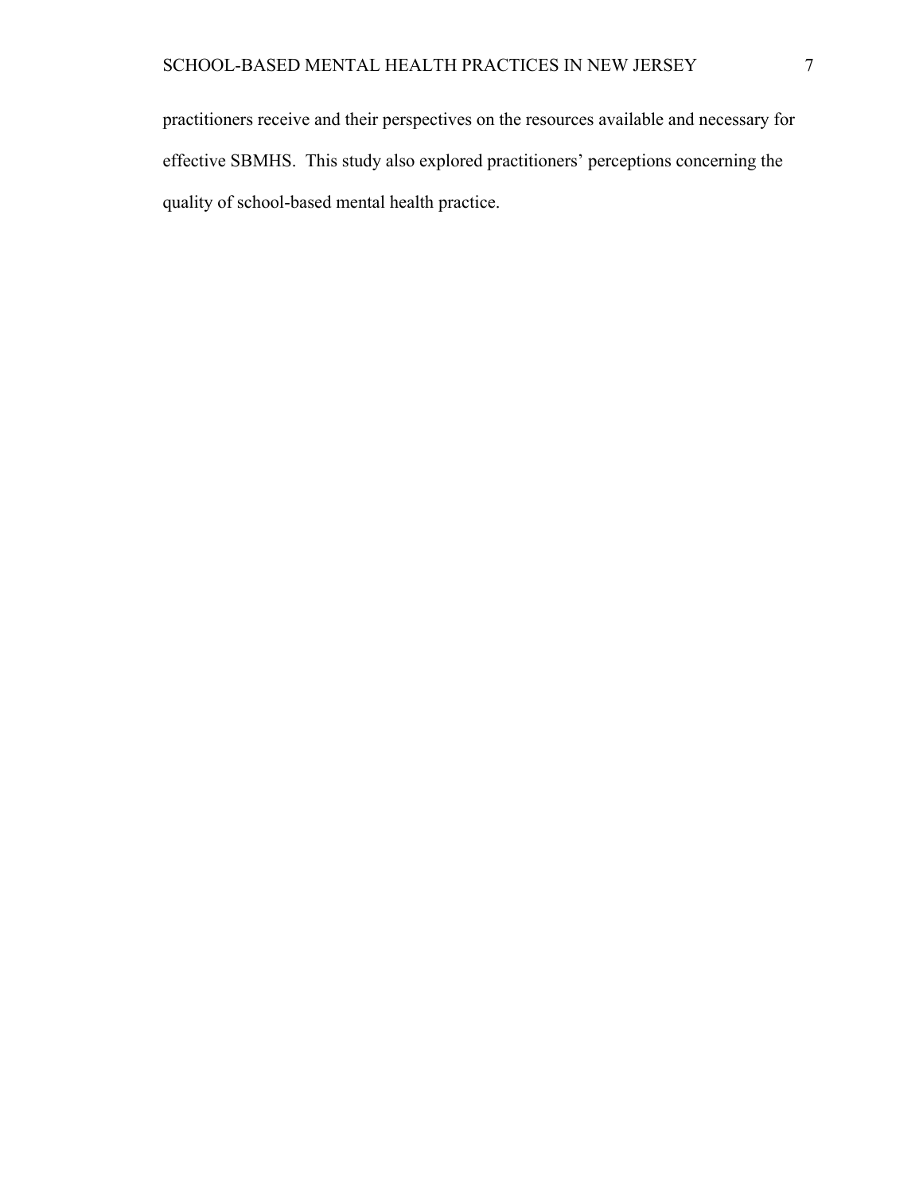practitioners receive and their perspectives on the resources available and necessary for effective SBMHS. This study also explored practitioners' perceptions concerning the quality of school-based mental health practice.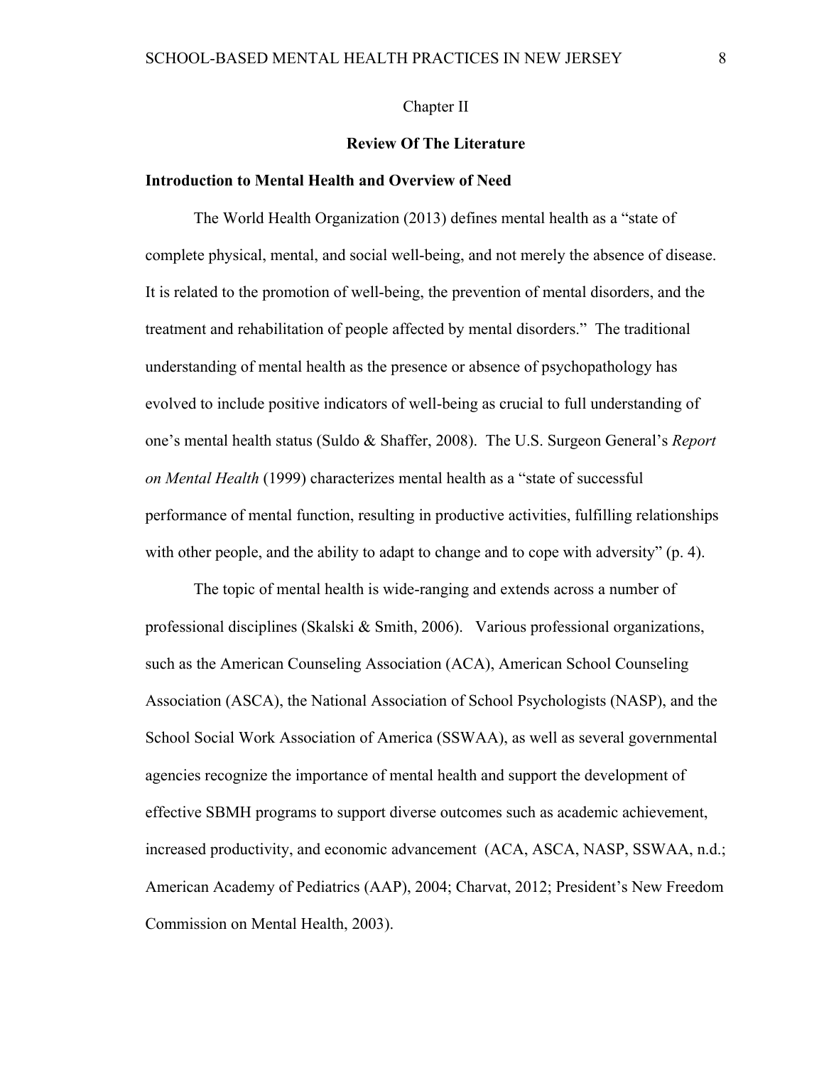## Chapter II

## Review Of The Literature

### Introduction to Mental Health and Overview of Need

The World Health Organization (2013) defines mental health as a "state of complete physical, mental, and social well-being, and not merely the absence of disease. It is related to the promotion of well-being, the prevention of mental disorders, and the treatment and rehabilitation of people affected by mental disorders." The traditional understanding of mental health as the presence or absence of psychopathology has evolved to include positive indicators of well-being as crucial to full understanding of one's mental health status (Suldo & Shaffer, 2008). The U.S. Surgeon General's *Report on Mental Health* (1999) characterizes mental health as a "state of successful performance of mental function, resulting in productive activities, fulfilling relationships with other people, and the ability to adapt to change and to cope with adversity" (p. 4).

The topic of mental health is wide-ranging and extends across a number of professional disciplines (Skalski & Smith, 2006). Various professional organizations, such as the American Counseling Association (ACA), American School Counseling Association (ASCA), the National Association of School Psychologists (NASP), and the School Social Work Association of America (SSWAA), as well as several governmental agencies recognize the importance of mental health and support the development of effective SBMH programs to support diverse outcomes such as academic achievement, increased productivity, and economic advancement (ACA, ASCA, NASP, SSWAA, n.d.; American Academy of Pediatrics (AAP), 2004; Charvat, 2012; President's New Freedom Commission on Mental Health, 2003).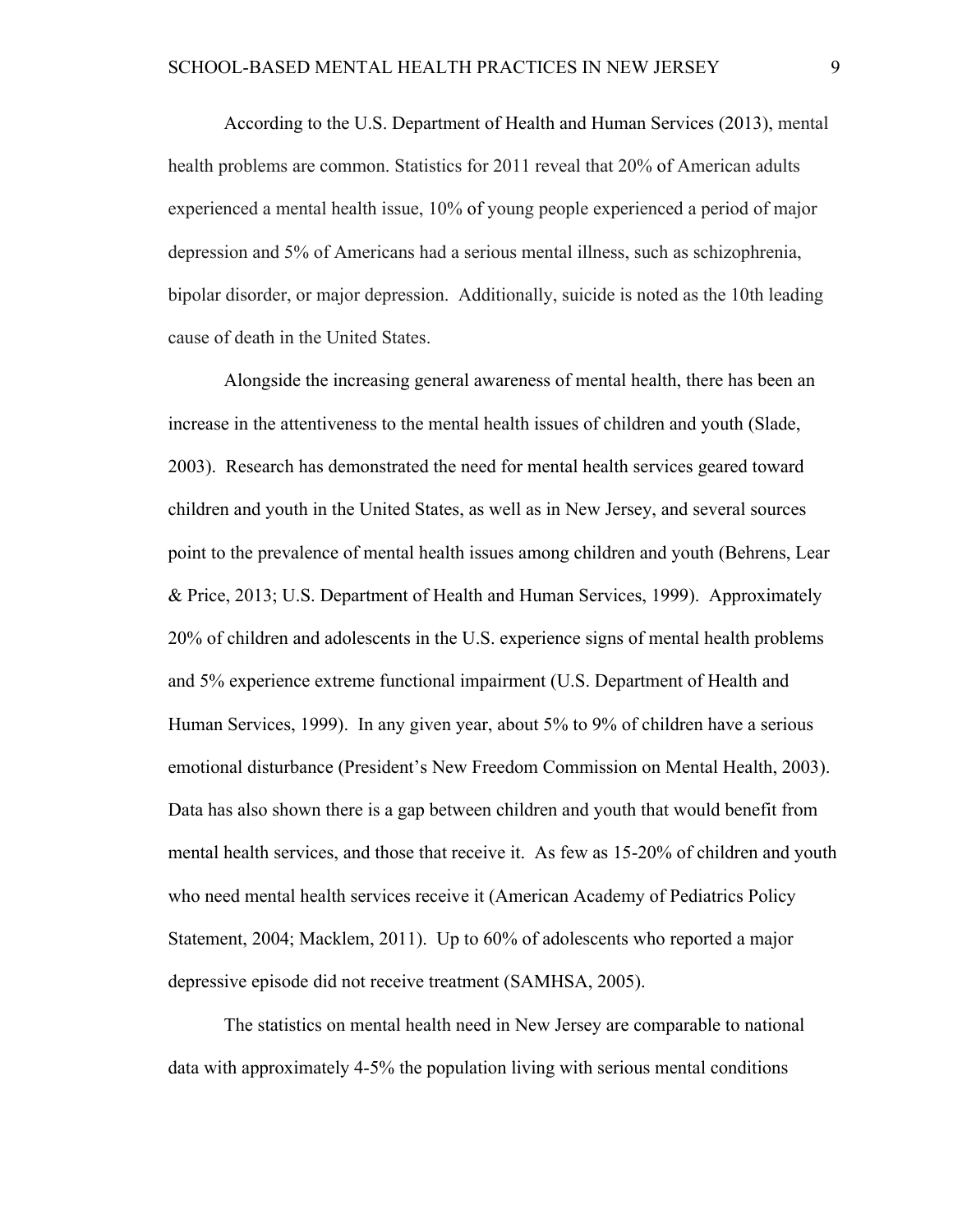According to the U.S. Department of Health and Human Services (2013), mental health problems are common. Statistics for 2011 reveal that 20% of American adults experienced a mental health issue, 10% of young people experienced a period of major depression and 5% of Americans had a serious mental illness, such as schizophrenia, bipolar disorder, or major depression. Additionally, suicide is noted as the 10th leading cause of death in the United States.

Alongside the increasing general awareness of mental health, there has been an increase in the attentiveness to the mental health issues of children and youth (Slade, 2003). Research has demonstrated the need for mental health services geared toward children and youth in the United States, as well as in New Jersey, and several sources point to the prevalence of mental health issues among children and youth (Behrens, Lear & Price, 2013; U.S. Department of Health and Human Services, 1999). Approximately 20% of children and adolescents in the U.S. experience signs of mental health problems and 5% experience extreme functional impairment (U.S. Department of Health and Human Services, 1999). In any given year, about 5% to 9% of children have a serious emotional disturbance (President's New Freedom Commission on Mental Health, 2003). Data has also shown there is a gap between children and youth that would benefit from mental health services, and those that receive it. As few as 15-20% of children and youth who need mental health services receive it (American Academy of Pediatrics Policy Statement, 2004; Macklem, 2011). Up to 60% of adolescents who reported a major depressive episode did not receive treatment (SAMHSA, 2005).

The statistics on mental health need in New Jersey are comparable to national data with approximately 4-5% the population living with serious mental conditions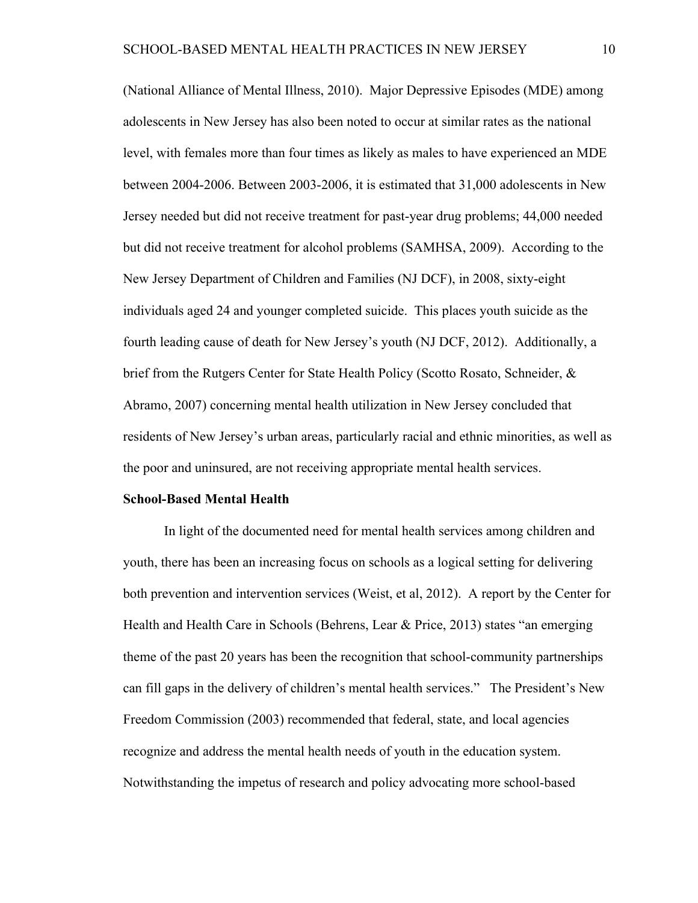(National Alliance of Mental Illness, 2010). Major Depressive Episodes (MDE) among adolescents in New Jersey has also been noted to occur at similar rates as the national level, with females more than four times as likely as males to have experienced an MDE between 2004-2006. Between 2003-2006, it is estimated that 31,000 adolescents in New Jersey needed but did not receive treatment for past-year drug problems; 44,000 needed but did not receive treatment for alcohol problems (SAMHSA, 2009). According to the New Jersey Department of Children and Families (NJ DCF), in 2008, sixty-eight individuals aged 24 and younger completed suicide. This places youth suicide as the fourth leading cause of death for New Jersey's youth (NJ DCF, 2012). Additionally, a brief from the Rutgers Center for State Health Policy (Scotto Rosato, Schneider, & Abramo, 2007) concerning mental health utilization in New Jersey concluded that residents of New Jersey's urban areas, particularly racial and ethnic minorities, as well as the poor and uninsured, are not receiving appropriate mental health services.

**School-Based Mental Health**

In light of the documented need for mental health services among children and youth, there has been an increasing focus on schools as a logical setting for delivering both prevention and intervention services (Weist, et al, 2012). A report by the Center for Health and Health Care in Schools (Behrens, Lear & Price, 2013) states "an emerging theme of the past 20 years has been the recognition that school-community partnerships can fill gaps in the delivery of children's mental health services." The President's New Freedom Commission (2003) recommended that federal, state, and local agencies recognize and address the mental health needs of youth in the education system. Notwithstanding the impetus of research and policy advocating more school-based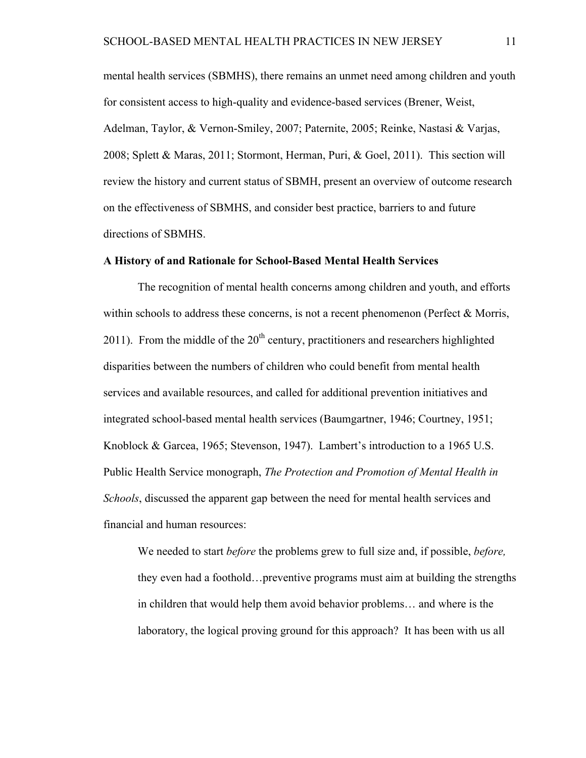mental health services (SBMHS), there remains an unmet need among children and youth for consistent access to high-quality and evidence-based services (Brener, Weist, Adelman, Taylor, & Vernon-Smiley, 2007; Paternite, 2005; Reinke, Nastasi & Varjas, 2008; Splett & Maras, 2011; Stormont, Herman, Puri, & Goel, 2011). This section will review the history and current status of SBMH, present an overview of outcome research on the effectiveness of SBMHS, and consider best practice, barriers to and future directions of SBMHS.

**A History of and Rationale for School-Based Mental Health Services**

The recognition of mental health concerns among children and youth, and efforts within schools to address these concerns, is not a recent phenomenon (Perfect & Morris, 2011). From the middle of the 20th century, practitioners and researchers highlighted disparities between the numbers of children who could benefit from mental health services and available resources, and called for additional prevention initiatives and integrated school-based mental health services (Baumgartner, 1946; Courtney, 1951; Knoblock & Garcea, 1965; Stevenson, 1947). Lambert's introduction to a 1965 U.S. Public Health Service monograph, *The Protection and Promotion of Mental Health in Schools*, discussed the apparent gap between the need for mental health services and financial and human resources:

> We needed to start *before* the problems grew to full size and, if possible, *before,* they even had a foothold…preventive programs must aim at building the strengths in children that would help them avoid behavior problems… and where is the laboratory, the logical proving ground for this approach? It has been with us all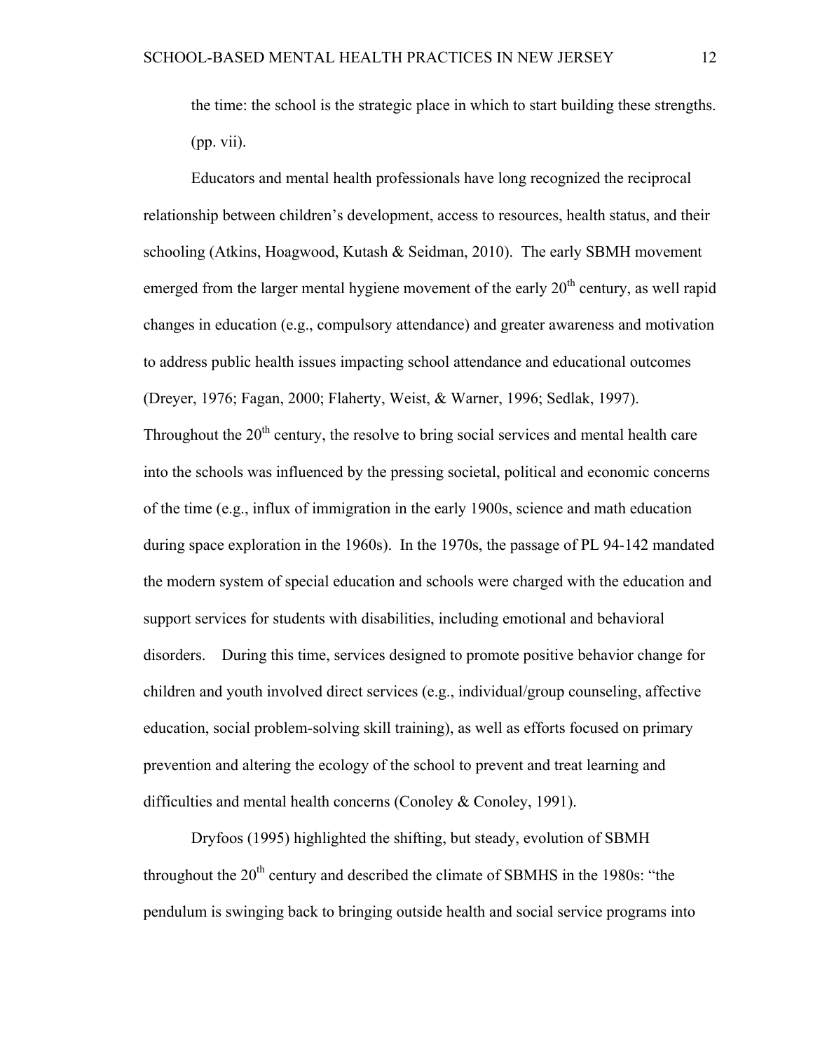the time: the school is the strategic place in which to start building these strengths. (pp. vii).

Educators and mental health professionals have long recognized the reciprocal relationship between children's development, access to resources, health status, and their schooling (Atkins, Hoagwood, Kutash & Seidman, 2010). The early SBMH movement emerged from the larger mental hygiene movement of the early 20th century, as well rapid changes in education (e.g., compulsory attendance) and greater awareness and motivation to address public health issues impacting school attendance and educational outcomes (Dreyer, 1976; Fagan, 2000; Flaherty, Weist, & Warner, 1996; Sedlak, 1997). Throughout the 20th century, the resolve to bring social services and mental health care into the schools was influenced by the pressing societal, political and economic concerns of the time (e.g., influx of immigration in the early 1900s, science and math education during space exploration in the 1960s). In the 1970s, the passage of PL 94-142 mandated the modern system of special education and schools were charged with the education and support services for students with disabilities, including emotional and behavioral disorders. During this time, services designed to promote positive behavior change for children and youth involved direct services (e.g., individual/group counseling, affective education, social problem-solving skill training), as well as efforts focused on primary prevention and altering the ecology of the school to prevent and treat learning and difficulties and mental health concerns (Conoley & Conoley, 1991).

Dryfoos (1995) highlighted the shifting, but steady, evolution of SBMH throughout the 20th century and described the climate of SBMHS in the 1980s: "the pendulum is swinging back to bringing outside health and social service programs into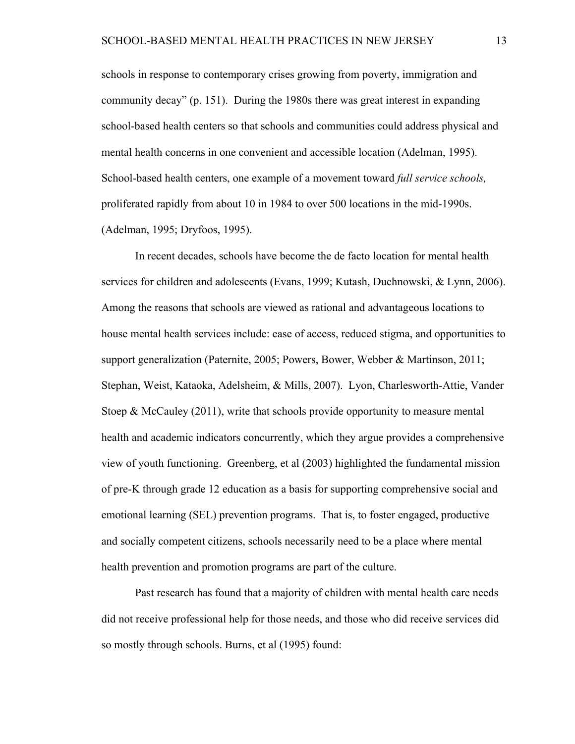schools in response to contemporary crises growing from poverty, immigration and community decay" (p. 151). During the 1980s there was great interest in expanding school-based health centers so that schools and communities could address physical and mental health concerns in one convenient and accessible location (Adelman, 1995). School-based health centers, one example of a movement toward *full service schools,* proliferated rapidly from about 10 in 1984 to over 500 locations in the mid-1990s. (Adelman, 1995; Dryfoos, 1995).

In recent decades, schools have become the de facto location for mental health services for children and adolescents (Evans, 1999; Kutash, Duchnowski, & Lynn, 2006). Among the reasons that schools are viewed as rational and advantageous locations to house mental health services include: ease of access, reduced stigma, and opportunities to support generalization (Paternite, 2005; Powers, Bower, Webber & Martinson, 2011; Stephan, Weist, Kataoka, Adelsheim, & Mills, 2007). Lyon, Charlesworth-Attie, Vander Stoep & McCauley (2011), write that schools provide opportunity to measure mental health and academic indicators concurrently, which they argue provides a comprehensive view of youth functioning. Greenberg, et al (2003) highlighted the fundamental mission of pre-K through grade 12 education as a basis for supporting comprehensive social and emotional learning (SEL) prevention programs. That is, to foster engaged, productive and socially competent citizens, schools necessarily need to be a place where mental health prevention and promotion programs are part of the culture.

Past research has found that a majority of children with mental health care needs did not receive professional help for those needs, and those who did receive services did so mostly through schools. Burns, et al (1995) found: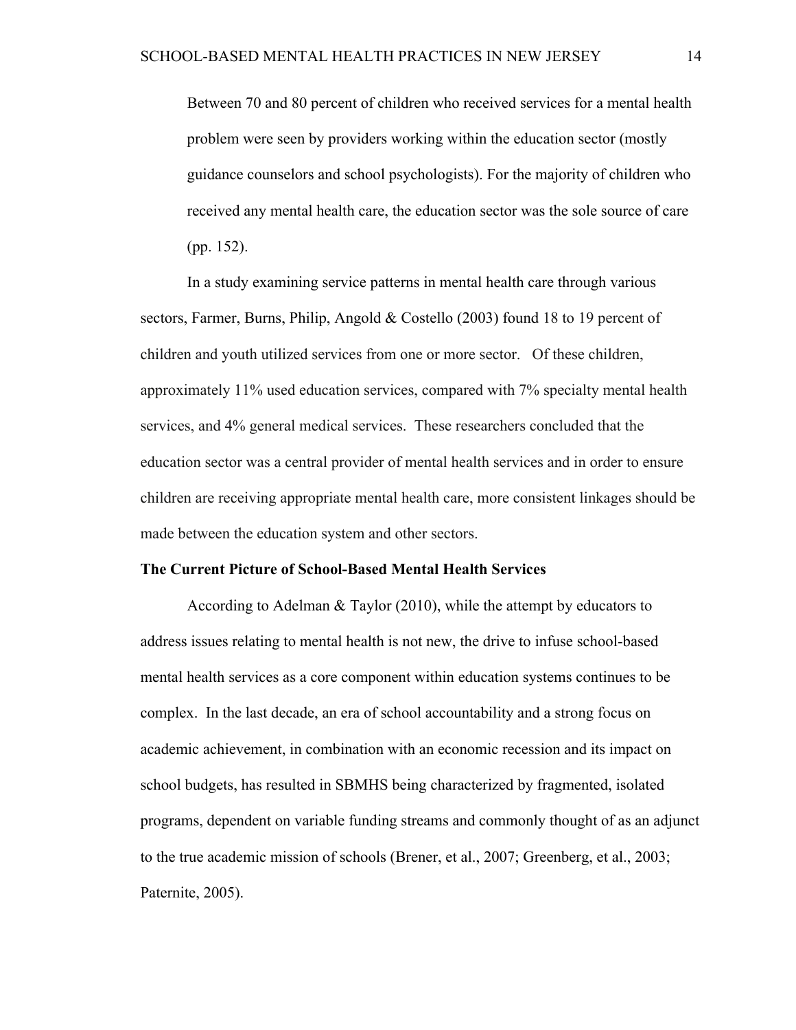> Between 70 and 80 percent of children who received services for a mental health problem were seen by providers working within the education sector (mostly guidance counselors and school psychologists). For the majority of children who received any mental health care, the education sector was the sole source of care (pp. 152).

In a study examining service patterns in mental health care through various sectors, Farmer, Burns, Philip, Angold & Costello (2003) found 18 to 19 percent of children and youth utilized services from one or more sector. Of these children, approximately 11% used education services, compared with 7% specialty mental health services, and 4% general medical services. These researchers concluded that the education sector was a central provider of mental health services and in order to ensure children are receiving appropriate mental health care, more consistent linkages should be made between the education system and other sectors.

**The Current Picture of School-Based Mental Health Services**

According to Adelman & Taylor (2010), while the attempt by educators to address issues relating to mental health is not new, the drive to infuse school-based mental health services as a core component within education systems continues to be complex. In the last decade, an era of school accountability and a strong focus on academic achievement, in combination with an economic recession and its impact on school budgets, has resulted in SBMHS being characterized by fragmented, isolated programs, dependent on variable funding streams and commonly thought of as an adjunct to the true academic mission of schools (Brener, et al., 2007; Greenberg, et al., 2003; Paternite, 2005).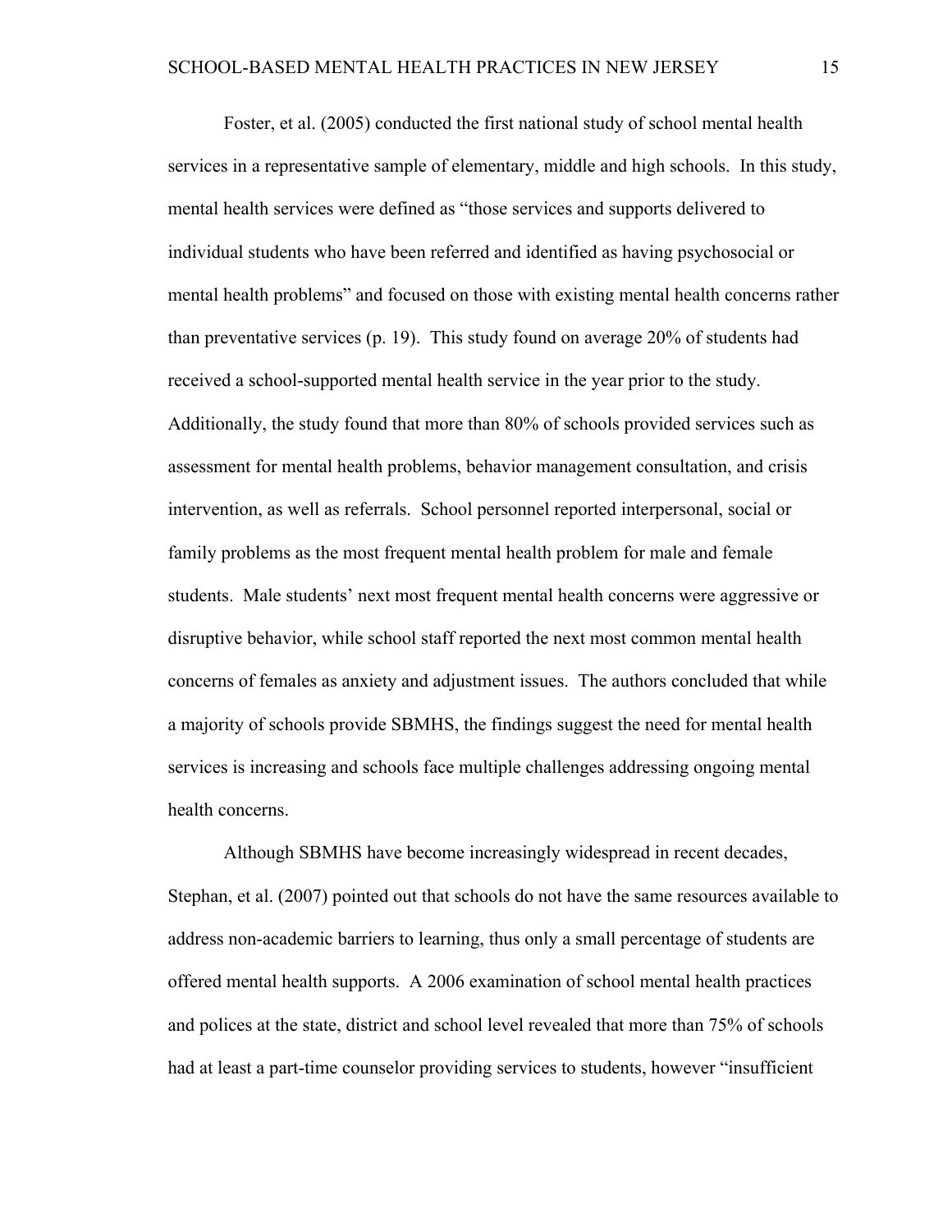Foster, et al. (2005) conducted the first national study of school mental health services in a representative sample of elementary, middle and high schools. In this study, mental health services were defined as "those services and supports delivered to individual students who have been referred and identified as having psychosocial or mental health problems" and focused on those with existing mental health concerns rather than preventative services (p. 19). This study found on average 20% of students had received a school-supported mental health service in the year prior to the study. Additionally, the study found that more than 80% of schools provided services such as assessment for mental health problems, behavior management consultation, and crisis intervention, as well as referrals. School personnel reported interpersonal, social or family problems as the most frequent mental health problem for male and female students. Male students' next most frequent mental health concerns were aggressive or disruptive behavior, while school staff reported the next most common mental health concerns of females as anxiety and adjustment issues. The authors concluded that while a majority of schools provide SBMHS, the findings suggest the need for mental health services is increasing and schools face multiple challenges addressing ongoing mental health concerns.

Although SBMHS have become increasingly widespread in recent decades, Stephan, et al. (2007) pointed out that schools do not have the same resources available to address non-academic barriers to learning, thus only a small percentage of students are offered mental health supports. A 2006 examination of school mental health practices and polices at the state, district and school level revealed that more than 75% of schools had at least a part-time counselor providing services to students, however "insufficient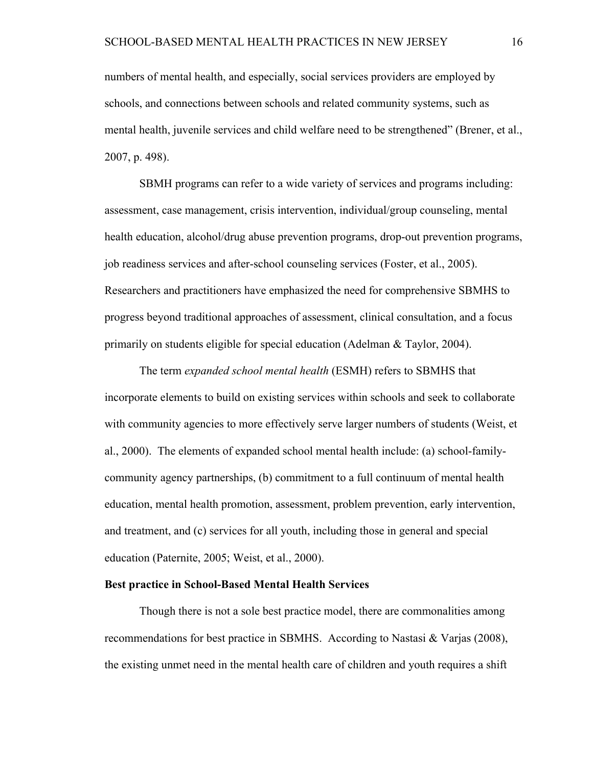numbers of mental health, and especially, social services providers are employed by schools, and connections between schools and related community systems, such as mental health, juvenile services and child welfare need to be strengthened" (Brener, et al., 2007, p. 498).

SBMH programs can refer to a wide variety of services and programs including: assessment, case management, crisis intervention, individual/group counseling, mental health education, alcohol/drug abuse prevention programs, drop-out prevention programs, job readiness services and after-school counseling services (Foster, et al., 2005). Researchers and practitioners have emphasized the need for comprehensive SBMHS to progress beyond traditional approaches of assessment, clinical consultation, and a focus primarily on students eligible for special education (Adelman & Taylor, 2004).

The term *expanded school mental health* (ESMH) refers to SBMHS that incorporate elements to build on existing services within schools and seek to collaborate with community agencies to more effectively serve larger numbers of students (Weist, et al., 2000). The elements of expanded school mental health include: (a) school-family-community agency partnerships, (b) commitment to a full continuum of mental health education, mental health promotion, assessment, problem prevention, early intervention, and treatment, and (c) services for all youth, including those in general and special education (Paternite, 2005; Weist, et al., 2000).

**Best practice in School-Based Mental Health Services**

Though there is not a sole best practice model, there are commonalities among recommendations for best practice in SBMHS. According to Nastasi & Varjas (2008), the existing unmet need in the mental health care of children and youth requires a shift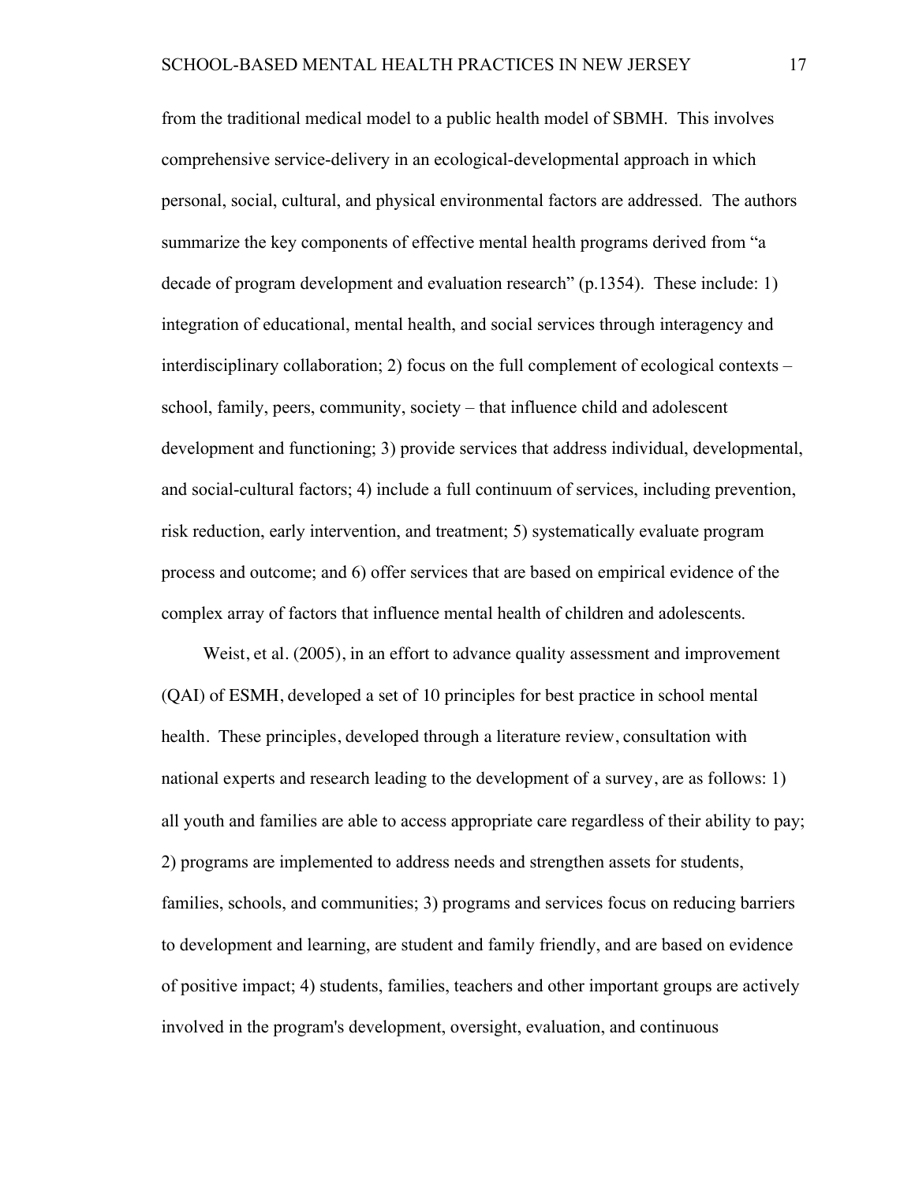from the traditional medical model to a public health model of SBMH. This involves comprehensive service-delivery in an ecological-developmental approach in which personal, social, cultural, and physical environmental factors are addressed. The authors summarize the key components of effective mental health programs derived from "a decade of program development and evaluation research" (p.1354). These include: 1) integration of educational, mental health, and social services through interagency and interdisciplinary collaboration; 2) focus on the full complement of ecological contexts – school, family, peers, community, society – that influence child and adolescent development and functioning; 3) provide services that address individual, developmental, and social-cultural factors; 4) include a full continuum of services, including prevention, risk reduction, early intervention, and treatment; 5) systematically evaluate program process and outcome; and 6) offer services that are based on empirical evidence of the complex array of factors that influence mental health of children and adolescents.

Weist, et al. (2005), in an effort to advance quality assessment and improvement (QAI) of ESMH, developed a set of 10 principles for best practice in school mental health. These principles, developed through a literature review, consultation with national experts and research leading to the development of a survey, are as follows: 1) all youth and families are able to access appropriate care regardless of their ability to pay; 2) programs are implemented to address needs and strengthen assets for students, families, schools, and communities; 3) programs and services focus on reducing barriers to development and learning, are student and family friendly, and are based on evidence of positive impact; 4) students, families, teachers and other important groups are actively involved in the program's development, oversight, evaluation, and continuous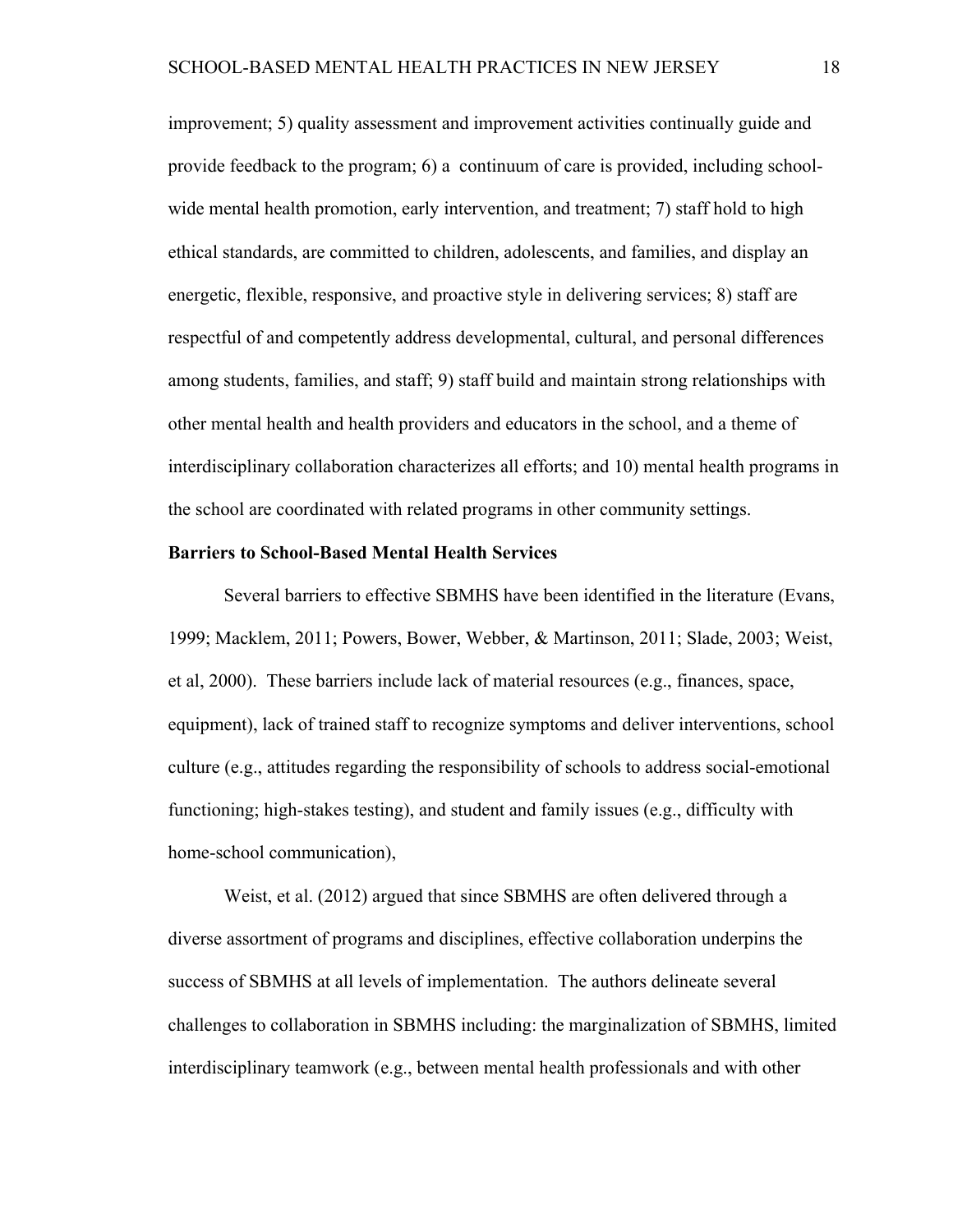improvement; 5) quality assessment and improvement activities continually guide and provide feedback to the program; 6) a continuum of care is provided, including school-wide mental health promotion, early intervention, and treatment; 7) staff hold to high ethical standards, are committed to children, adolescents, and families, and display an energetic, flexible, responsive, and proactive style in delivering services; 8) staff are respectful of and competently address developmental, cultural, and personal differences among students, families, and staff; 9) staff build and maintain strong relationships with other mental health and health providers and educators in the school, and a theme of interdisciplinary collaboration characterizes all efforts; and 10) mental health programs in the school are coordinated with related programs in other community settings.

**Barriers to School-Based Mental Health Services**

Several barriers to effective SBMHS have been identified in the literature (Evans, 1999; Macklem, 2011; Powers, Bower, Webber, & Martinson, 2011; Slade, 2003; Weist, et al, 2000). These barriers include lack of material resources (e.g., finances, space, equipment), lack of trained staff to recognize symptoms and deliver interventions, school culture (e.g., attitudes regarding the responsibility of schools to address social-emotional functioning; high-stakes testing), and student and family issues (e.g., difficulty with home-school communication),

Weist, et al. (2012) argued that since SBMHS are often delivered through a diverse assortment of programs and disciplines, effective collaboration underpins the success of SBMHS at all levels of implementation. The authors delineate several challenges to collaboration in SBMHS including: the marginalization of SBMHS, limited interdisciplinary teamwork (e.g., between mental health professionals and with other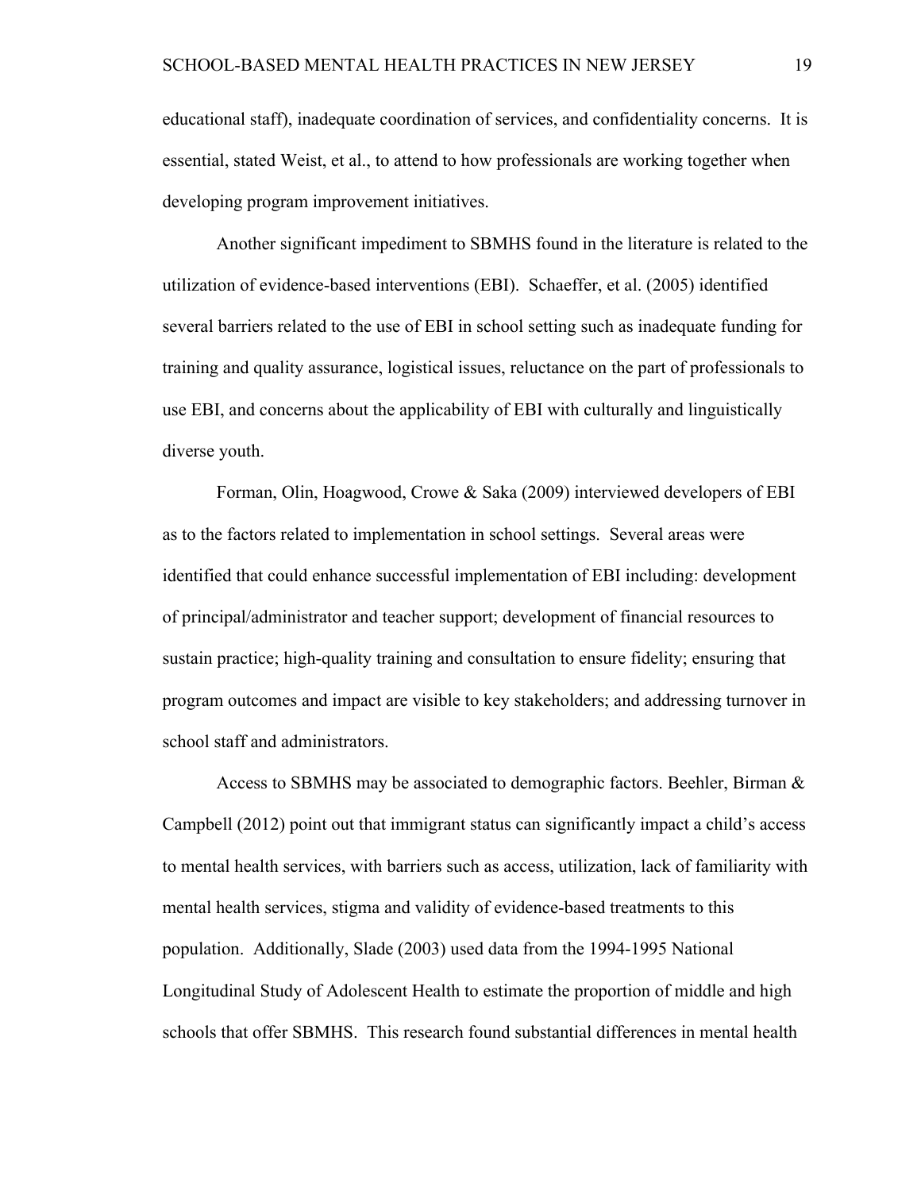educational staff), inadequate coordination of services, and confidentiality concerns. It is essential, stated Weist, et al., to attend to how professionals are working together when developing program improvement initiatives.

Another significant impediment to SBMHS found in the literature is related to the utilization of evidence-based interventions (EBI). Schaeffer, et al. (2005) identified several barriers related to the use of EBI in school setting such as inadequate funding for training and quality assurance, logistical issues, reluctance on the part of professionals to use EBI, and concerns about the applicability of EBI with culturally and linguistically diverse youth.

Forman, Olin, Hoagwood, Crowe & Saka (2009) interviewed developers of EBI as to the factors related to implementation in school settings. Several areas were identified that could enhance successful implementation of EBI including: development of principal/administrator and teacher support; development of financial resources to sustain practice; high-quality training and consultation to ensure fidelity; ensuring that program outcomes and impact are visible to key stakeholders; and addressing turnover in school staff and administrators.

Access to SBMHS may be associated to demographic factors. Beehler, Birman & Campbell (2012) point out that immigrant status can significantly impact a child's access to mental health services, with barriers such as access, utilization, lack of familiarity with mental health services, stigma and validity of evidence-based treatments to this population. Additionally, Slade (2003) used data from the 1994-1995 National Longitudinal Study of Adolescent Health to estimate the proportion of middle and high schools that offer SBMHS. This research found substantial differences in mental health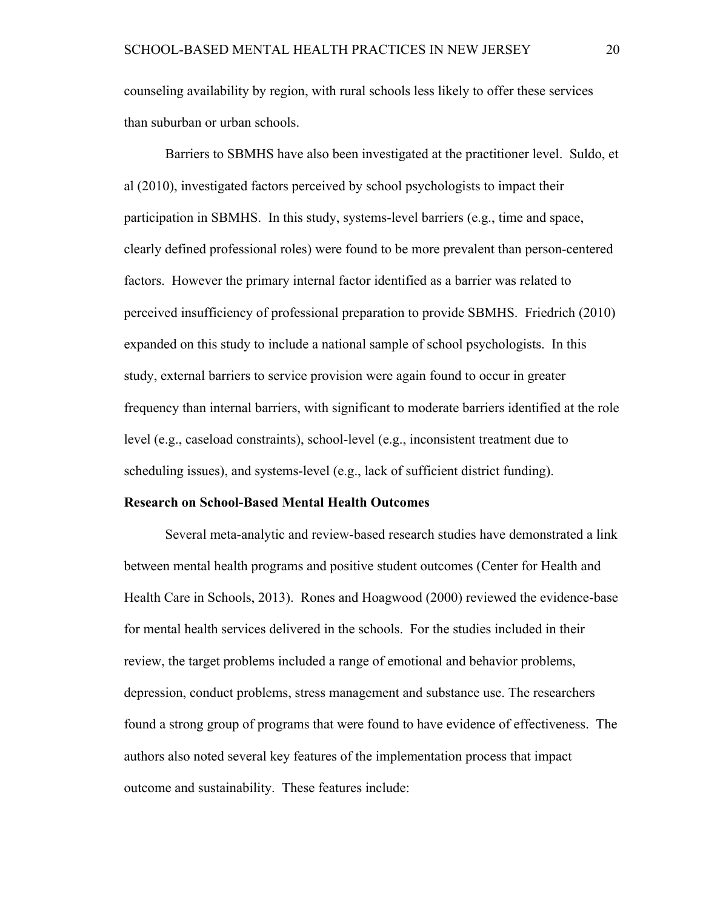counseling availability by region, with rural schools less likely to offer these services than suburban or urban schools.

Barriers to SBMHS have also been investigated at the practitioner level. Suldo, et al (2010), investigated factors perceived by school psychologists to impact their participation in SBMHS. In this study, systems-level barriers (e.g., time and space, clearly defined professional roles) were found to be more prevalent than person-centered factors. However the primary internal factor identified as a barrier was related to perceived insufficiency of professional preparation to provide SBMHS. Friedrich (2010) expanded on this study to include a national sample of school psychologists. In this study, external barriers to service provision were again found to occur in greater frequency than internal barriers, with significant to moderate barriers identified at the role level (e.g., caseload constraints), school-level (e.g., inconsistent treatment due to scheduling issues), and systems-level (e.g., lack of sufficient district funding).

**Research on School-Based Mental Health Outcomes**

Several meta-analytic and review-based research studies have demonstrated a link between mental health programs and positive student outcomes (Center for Health and Health Care in Schools, 2013). Rones and Hoagwood (2000) reviewed the evidence-base for mental health services delivered in the schools. For the studies included in their review, the target problems included a range of emotional and behavior problems, depression, conduct problems, stress management and substance use. The researchers found a strong group of programs that were found to have evidence of effectiveness. The authors also noted several key features of the implementation process that impact outcome and sustainability. These features include: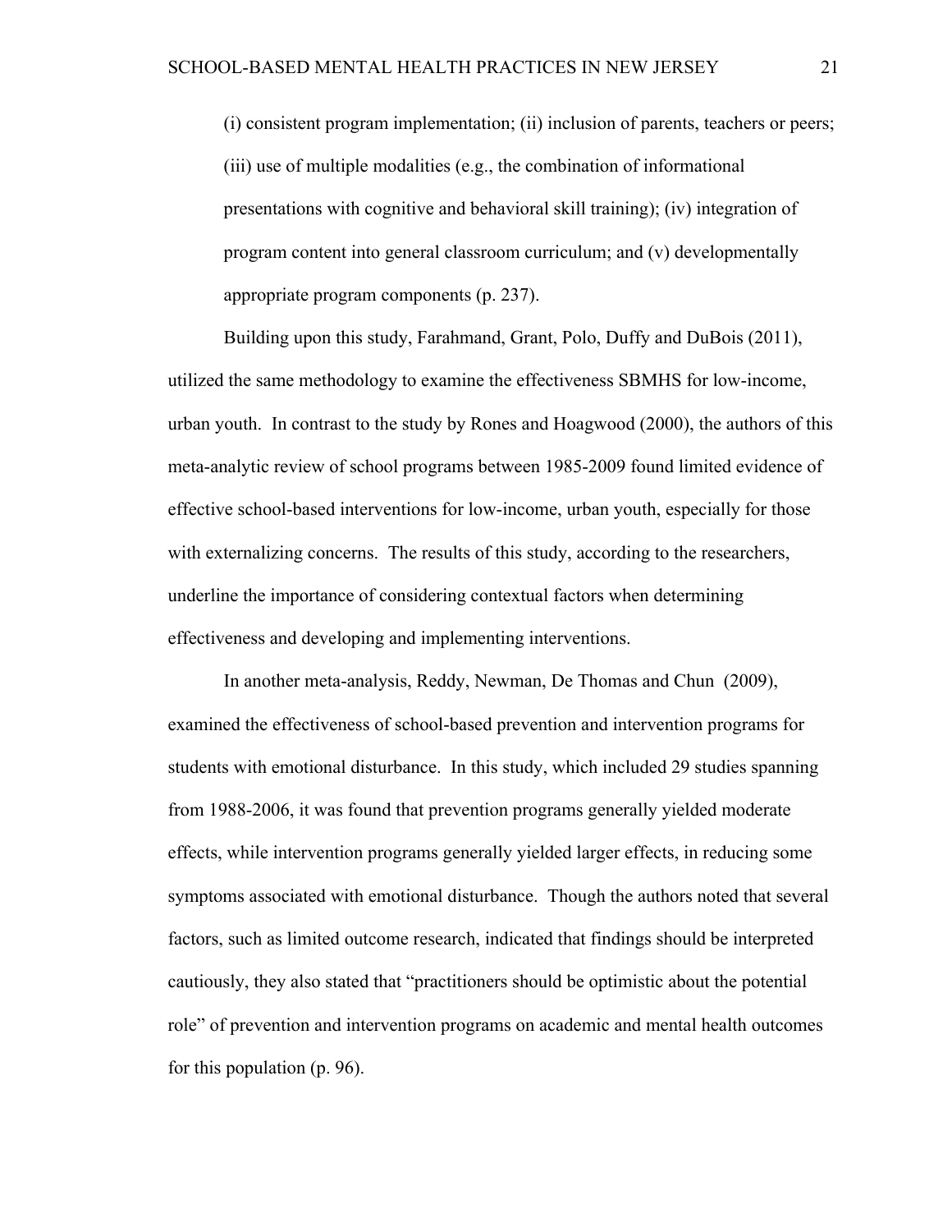(i) consistent program implementation; (ii) inclusion of parents, teachers or peers; (iii) use of multiple modalities (e.g., the combination of informational presentations with cognitive and behavioral skill training); (iv) integration of program content into general classroom curriculum; and (v) developmentally appropriate program components (p. 237).

Building upon this study, Farahmand, Grant, Polo, Duffy and DuBois (2011), utilized the same methodology to examine the effectiveness SBMHS for low-income, urban youth. In contrast to the study by Rones and Hoagwood (2000), the authors of this meta-analytic review of school programs between 1985-2009 found limited evidence of effective school-based interventions for low-income, urban youth, especially for those with externalizing concerns. The results of this study, according to the researchers, underline the importance of considering contextual factors when determining effectiveness and developing and implementing interventions.

In another meta-analysis, Reddy, Newman, De Thomas and Chun (2009), examined the effectiveness of school-based prevention and intervention programs for students with emotional disturbance. In this study, which included 29 studies spanning from 1988-2006, it was found that prevention programs generally yielded moderate effects, while intervention programs generally yielded larger effects, in reducing some symptoms associated with emotional disturbance. Though the authors noted that several factors, such as limited outcome research, indicated that findings should be interpreted cautiously, they also stated that "practitioners should be optimistic about the potential role" of prevention and intervention programs on academic and mental health outcomes for this population (p. 96).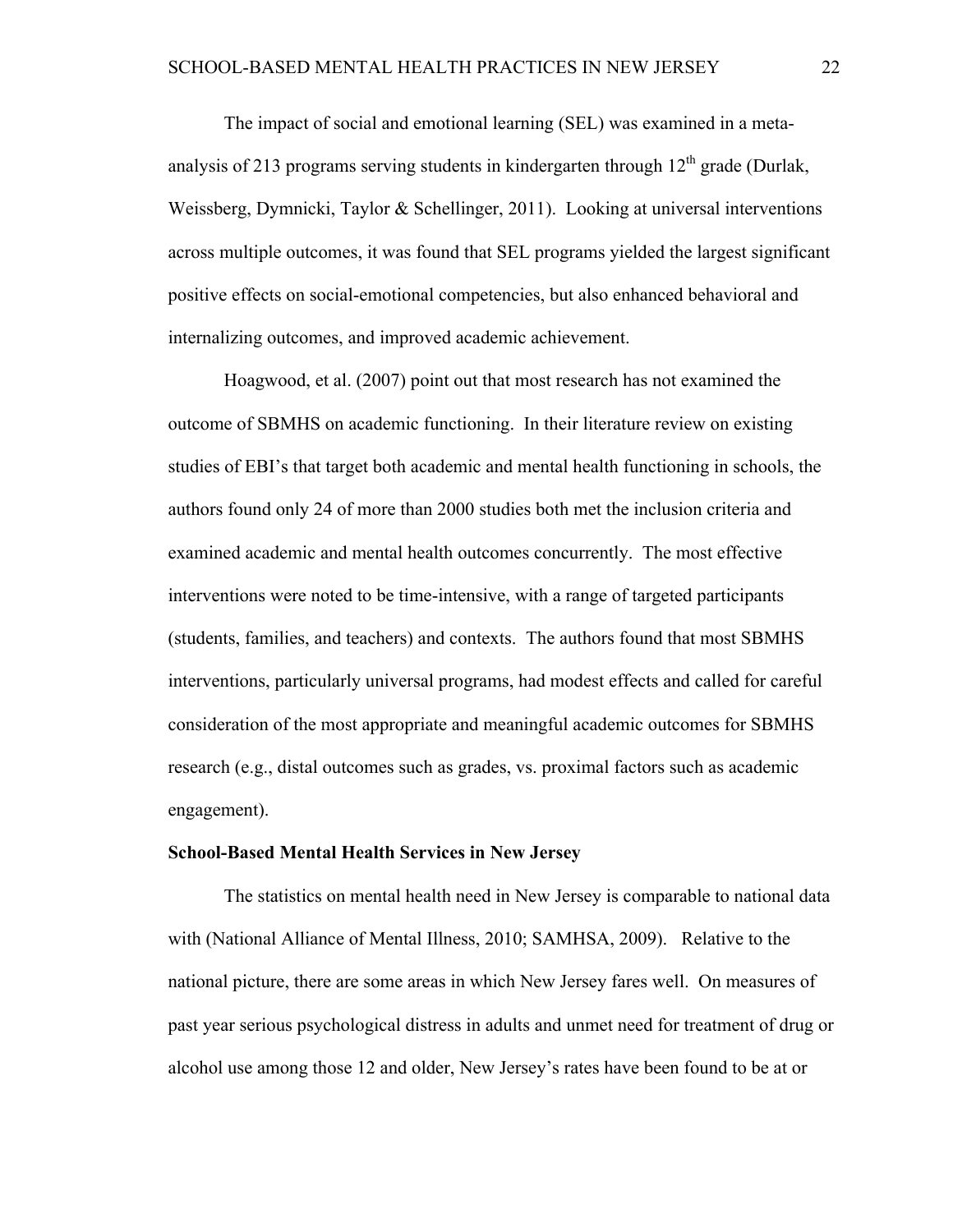The impact of social and emotional learning (SEL) was examined in a meta-analysis of 213 programs serving students in kindergarten through 12th grade (Durlak, Weissberg, Dymnicki, Taylor & Schellinger, 2011). Looking at universal interventions across multiple outcomes, it was found that SEL programs yielded the largest significant positive effects on social-emotional competencies, but also enhanced behavioral and internalizing outcomes, and improved academic achievement.

Hoagwood, et al. (2007) point out that most research has not examined the outcome of SBMHS on academic functioning. In their literature review on existing studies of EBI's that target both academic and mental health functioning in schools, the authors found only 24 of more than 2000 studies both met the inclusion criteria and examined academic and mental health outcomes concurrently. The most effective interventions were noted to be time-intensive, with a range of targeted participants (students, families, and teachers) and contexts. The authors found that most SBMHS interventions, particularly universal programs, had modest effects and called for careful consideration of the most appropriate and meaningful academic outcomes for SBMHS research (e.g., distal outcomes such as grades, vs. proximal factors such as academic engagement).

**School-Based Mental Health Services in New Jersey**

The statistics on mental health need in New Jersey is comparable to national data with (National Alliance of Mental Illness, 2010; SAMHSA, 2009). Relative to the national picture, there are some areas in which New Jersey fares well. On measures of past year serious psychological distress in adults and unmet need for treatment of drug or alcohol use among those 12 and older, New Jersey's rates have been found to be at or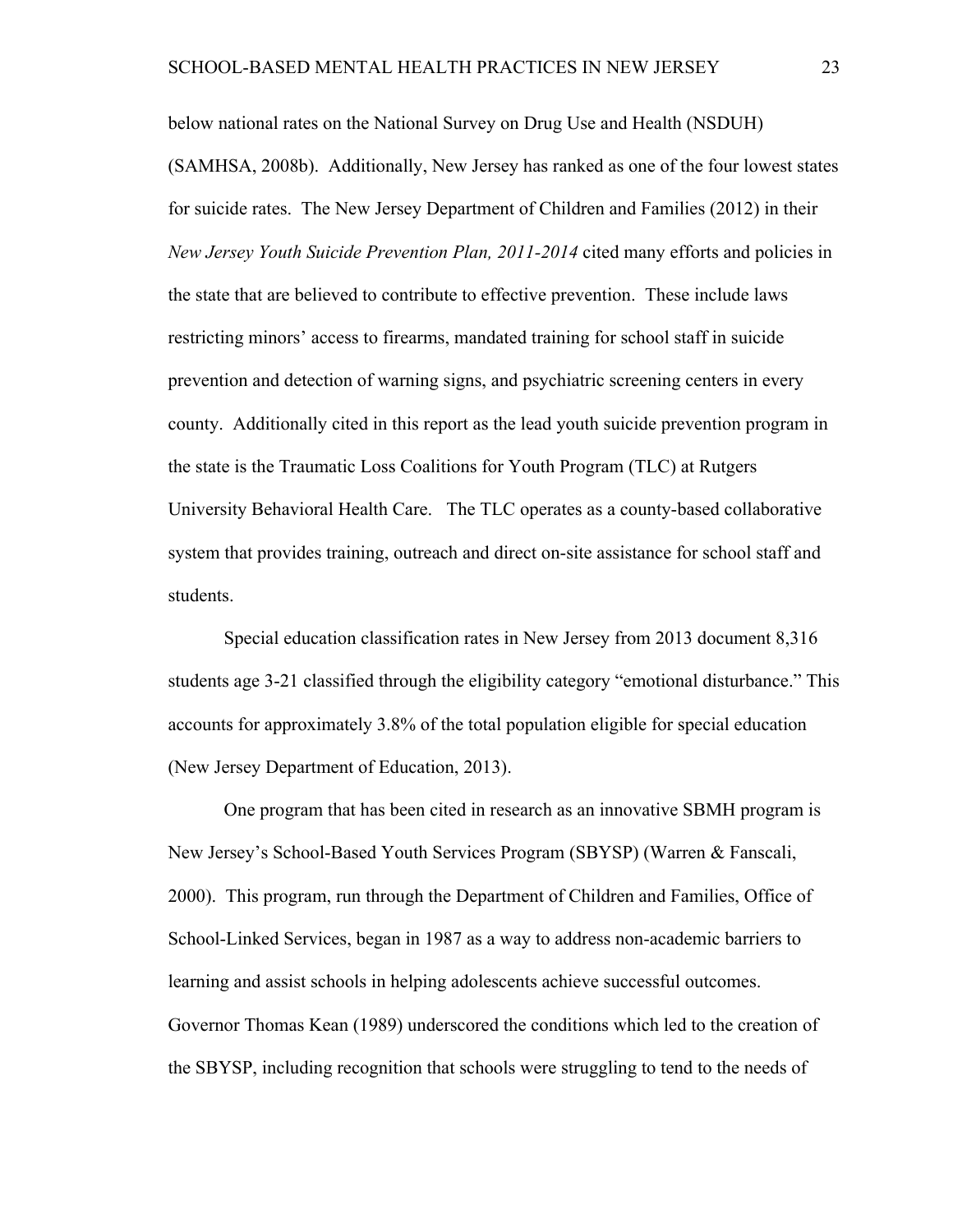below national rates on the National Survey on Drug Use and Health (NSDUH) (SAMHSA, 2008b). Additionally, New Jersey has ranked as one of the four lowest states for suicide rates. The New Jersey Department of Children and Families (2012) in their *New Jersey Youth Suicide Prevention Plan, 2011-2014* cited many efforts and policies in the state that are believed to contribute to effective prevention. These include laws restricting minors' access to firearms, mandated training for school staff in suicide prevention and detection of warning signs, and psychiatric screening centers in every county. Additionally cited in this report as the lead youth suicide prevention program in the state is the Traumatic Loss Coalitions for Youth Program (TLC) at Rutgers University Behavioral Health Care. The TLC operates as a county-based collaborative system that provides training, outreach and direct on-site assistance for school staff and students.

Special education classification rates in New Jersey from 2013 document 8,316 students age 3-21 classified through the eligibility category "emotional disturbance." This accounts for approximately 3.8% of the total population eligible for special education (New Jersey Department of Education, 2013).

One program that has been cited in research as an innovative SBMH program is New Jersey's School-Based Youth Services Program (SBYSP) (Warren & Fanscali, 2000). This program, run through the Department of Children and Families, Office of School-Linked Services, began in 1987 as a way to address non-academic barriers to learning and assist schools in helping adolescents achieve successful outcomes. Governor Thomas Kean (1989) underscored the conditions which led to the creation of the SBYSP, including recognition that schools were struggling to tend to the needs of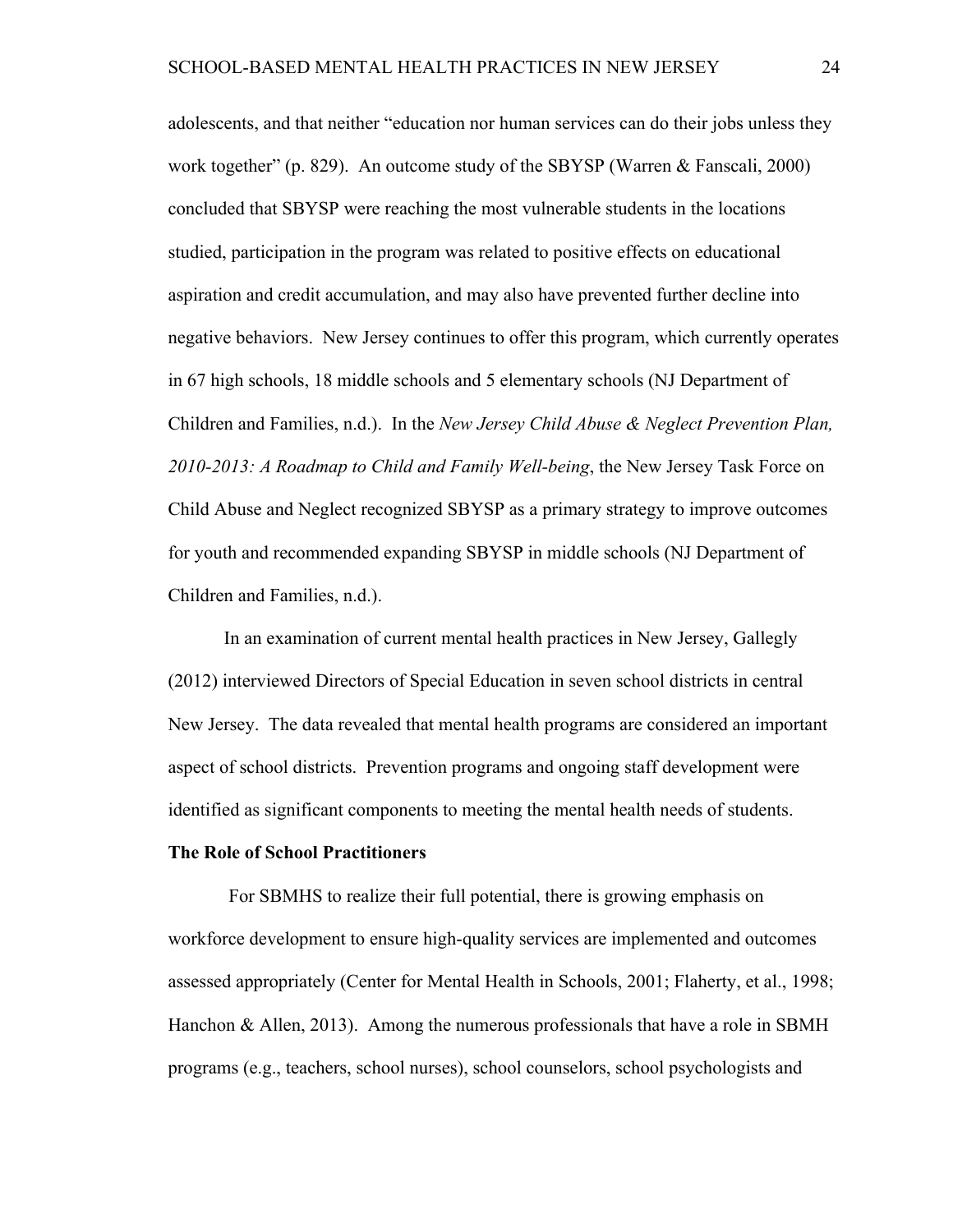adolescents, and that neither "education nor human services can do their jobs unless they work together" (p. 829). An outcome study of the SBYSP (Warren & Fanscali, 2000) concluded that SBYSP were reaching the most vulnerable students in the locations studied, participation in the program was related to positive effects on educational aspiration and credit accumulation, and may also have prevented further decline into negative behaviors. New Jersey continues to offer this program, which currently operates in 67 high schools, 18 middle schools and 5 elementary schools (NJ Department of Children and Families, n.d.). In the *New Jersey Child Abuse & Neglect Prevention Plan, 2010-2013: A Roadmap to Child and Family Well-being*, the New Jersey Task Force on Child Abuse and Neglect recognized SBYSP as a primary strategy to improve outcomes for youth and recommended expanding SBYSP in middle schools (NJ Department of Children and Families, n.d.).

In an examination of current mental health practices in New Jersey, Gallegly (2012) interviewed Directors of Special Education in seven school districts in central New Jersey. The data revealed that mental health programs are considered an important aspect of school districts. Prevention programs and ongoing staff development were identified as significant components to meeting the mental health needs of students.

**The Role of School Practitioners**

For SBMHS to realize their full potential, there is growing emphasis on workforce development to ensure high-quality services are implemented and outcomes assessed appropriately (Center for Mental Health in Schools, 2001; Flaherty, et al., 1998; Hanchon & Allen, 2013). Among the numerous professionals that have a role in SBMH programs (e.g., teachers, school nurses), school counselors, school psychologists and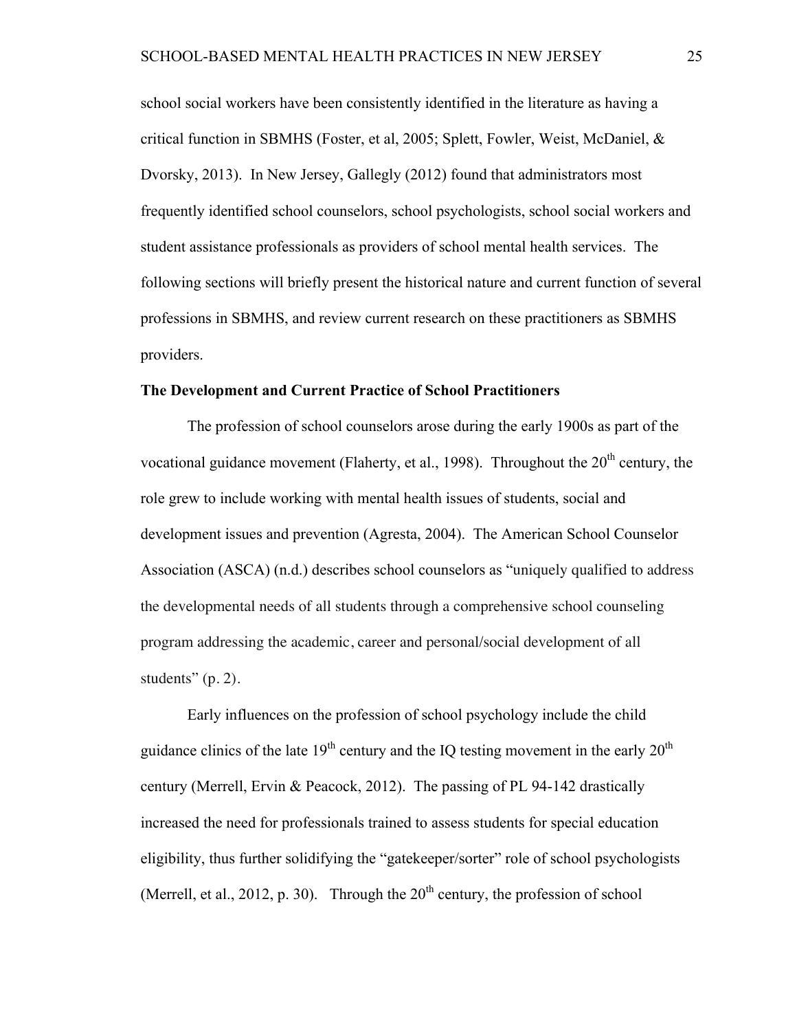school social workers have been consistently identified in the literature as having a critical function in SBMHS (Foster, et al, 2005; Splett, Fowler, Weist, McDaniel, & Dvorsky, 2013). In New Jersey, Gallegly (2012) found that administrators most frequently identified school counselors, school psychologists, school social workers and student assistance professionals as providers of school mental health services. The following sections will briefly present the historical nature and current function of several professions in SBMHS, and review current research on these practitioners as SBMHS providers.

**The Development and Current Practice of School Practitioners**

The profession of school counselors arose during the early 1900s as part of the vocational guidance movement (Flaherty, et al., 1998). Throughout the 20th century, the role grew to include working with mental health issues of students, social and development issues and prevention (Agresta, 2004). The American School Counselor Association (ASCA) (n.d.) describes school counselors as "uniquely qualified to address the developmental needs of all students through a comprehensive school counseling program addressing the academic, career and personal/social development of all students" (p. 2).

Early influences on the profession of school psychology include the child guidance clinics of the late 19th century and the IQ testing movement in the early 20th century (Merrell, Ervin & Peacock, 2012). The passing of PL 94-142 drastically increased the need for professionals trained to assess students for special education eligibility, thus further solidifying the "gatekeeper/sorter" role of school psychologists (Merrell, et al., 2012, p. 30). Through the 20th century, the profession of school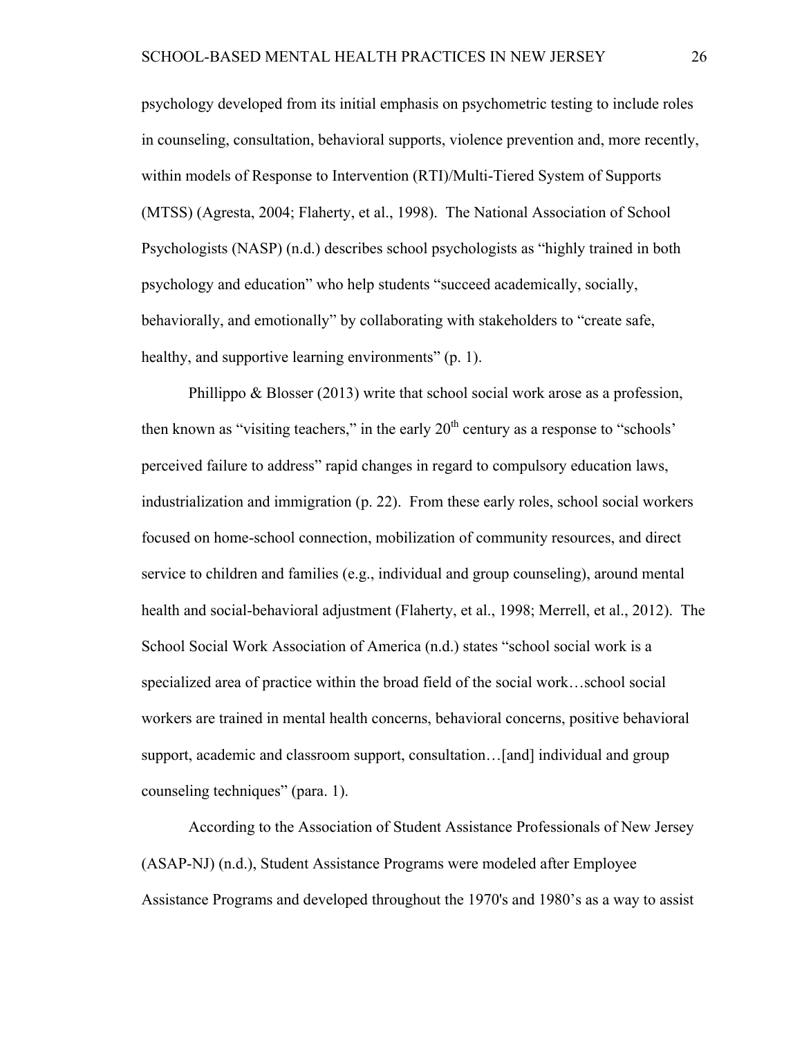psychology developed from its initial emphasis on psychometric testing to include roles in counseling, consultation, behavioral supports, violence prevention and, more recently, within models of Response to Intervention (RTI)/Multi-Tiered System of Supports (MTSS) (Agresta, 2004; Flaherty, et al., 1998). The National Association of School Psychologists (NASP) (n.d.) describes school psychologists as “highly trained in both psychology and education” who help students “succeed academically, socially, behaviorally, and emotionally” by collaborating with stakeholders to “create safe, healthy, and supportive learning environments” (p. 1).

Phillippo & Blosser (2013) write that school social work arose as a profession, then known as “visiting teachers,” in the early 20th century as a response to “schools’ perceived failure to address” rapid changes in regard to compulsory education laws, industrialization and immigration (p. 22). From these early roles, school social workers focused on home-school connection, mobilization of community resources, and direct service to children and families (e.g., individual and group counseling), around mental health and social-behavioral adjustment (Flaherty, et al., 1998; Merrell, et al., 2012). The School Social Work Association of America (n.d.) states “school social work is a specialized area of practice within the broad field of the social work…school social workers are trained in mental health concerns, behavioral concerns, positive behavioral support, academic and classroom support, consultation…[and] individual and group counseling techniques” (para. 1).

According to the Association of Student Assistance Professionals of New Jersey (ASAP-NJ) (n.d.), Student Assistance Programs were modeled after Employee Assistance Programs and developed throughout the 1970's and 1980’s as a way to assist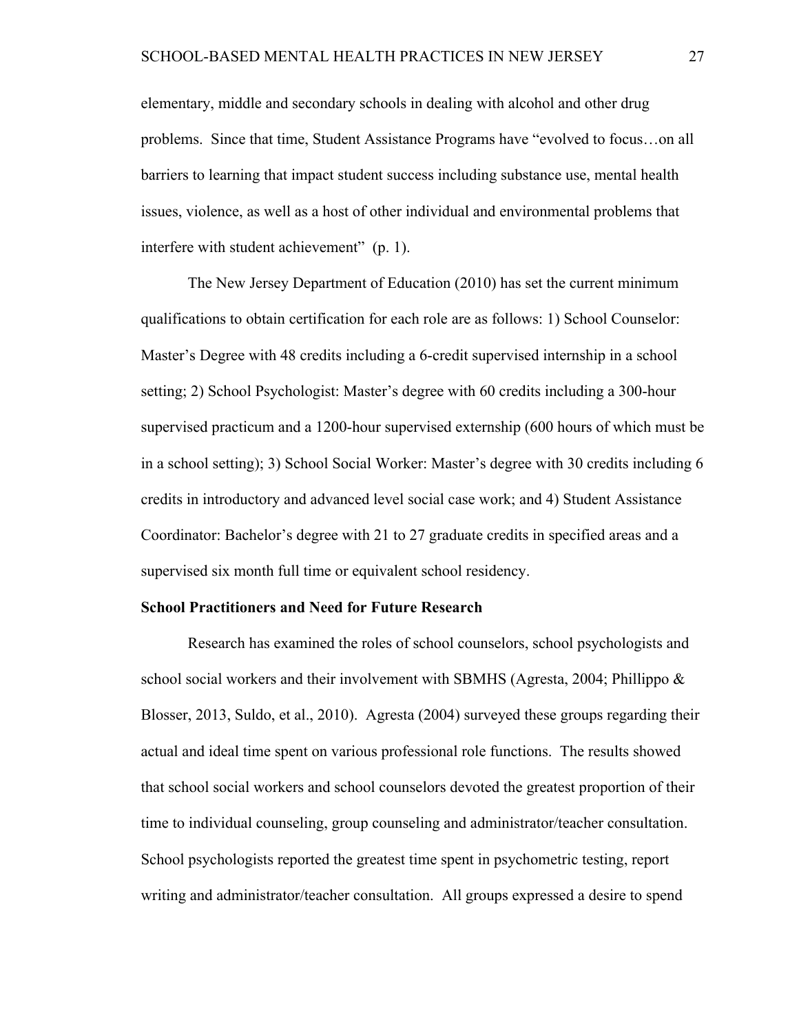elementary, middle and secondary schools in dealing with alcohol and other drug problems. Since that time, Student Assistance Programs have "evolved to focus…on all barriers to learning that impact student success including substance use, mental health issues, violence, as well as a host of other individual and environmental problems that interfere with student achievement" (p. 1).

The New Jersey Department of Education (2010) has set the current minimum qualifications to obtain certification for each role are as follows: 1) School Counselor: Master's Degree with 48 credits including a 6-credit supervised internship in a school setting; 2) School Psychologist: Master's degree with 60 credits including a 300-hour supervised practicum and a 1200-hour supervised externship (600 hours of which must be in a school setting); 3) School Social Worker: Master's degree with 30 credits including 6 credits in introductory and advanced level social case work; and 4) Student Assistance Coordinator: Bachelor's degree with 21 to 27 graduate credits in specified areas and a supervised six month full time or equivalent school residency.

**School Practitioners and Need for Future Research**

Research has examined the roles of school counselors, school psychologists and school social workers and their involvement with SBMHS (Agresta, 2004; Phillippo & Blosser, 2013, Suldo, et al., 2010). Agresta (2004) surveyed these groups regarding their actual and ideal time spent on various professional role functions. The results showed that school social workers and school counselors devoted the greatest proportion of their time to individual counseling, group counseling and administrator/teacher consultation. School psychologists reported the greatest time spent in psychometric testing, report writing and administrator/teacher consultation. All groups expressed a desire to spend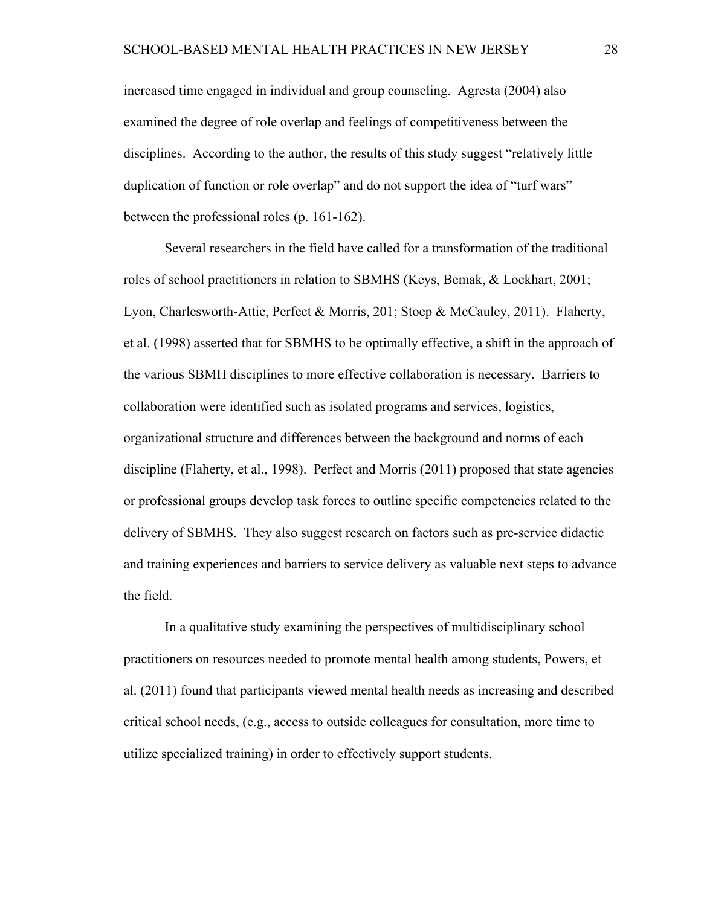increased time engaged in individual and group counseling. Agresta (2004) also examined the degree of role overlap and feelings of competitiveness between the disciplines. According to the author, the results of this study suggest "relatively little duplication of function or role overlap" and do not support the idea of "turf wars" between the professional roles (p. 161-162).

Several researchers in the field have called for a transformation of the traditional roles of school practitioners in relation to SBMHS (Keys, Bemak, & Lockhart, 2001; Lyon, Charlesworth-Attie, Perfect & Morris, 201; Stoep & McCauley, 2011). Flaherty, et al. (1998) asserted that for SBMHS to be optimally effective, a shift in the approach of the various SBMH disciplines to more effective collaboration is necessary. Barriers to collaboration were identified such as isolated programs and services, logistics, organizational structure and differences between the background and norms of each discipline (Flaherty, et al., 1998). Perfect and Morris (2011) proposed that state agencies or professional groups develop task forces to outline specific competencies related to the delivery of SBMHS. They also suggest research on factors such as pre-service didactic and training experiences and barriers to service delivery as valuable next steps to advance the field.

In a qualitative study examining the perspectives of multidisciplinary school practitioners on resources needed to promote mental health among students, Powers, et al. (2011) found that participants viewed mental health needs as increasing and described critical school needs, (e.g., access to outside colleagues for consultation, more time to utilize specialized training) in order to effectively support students.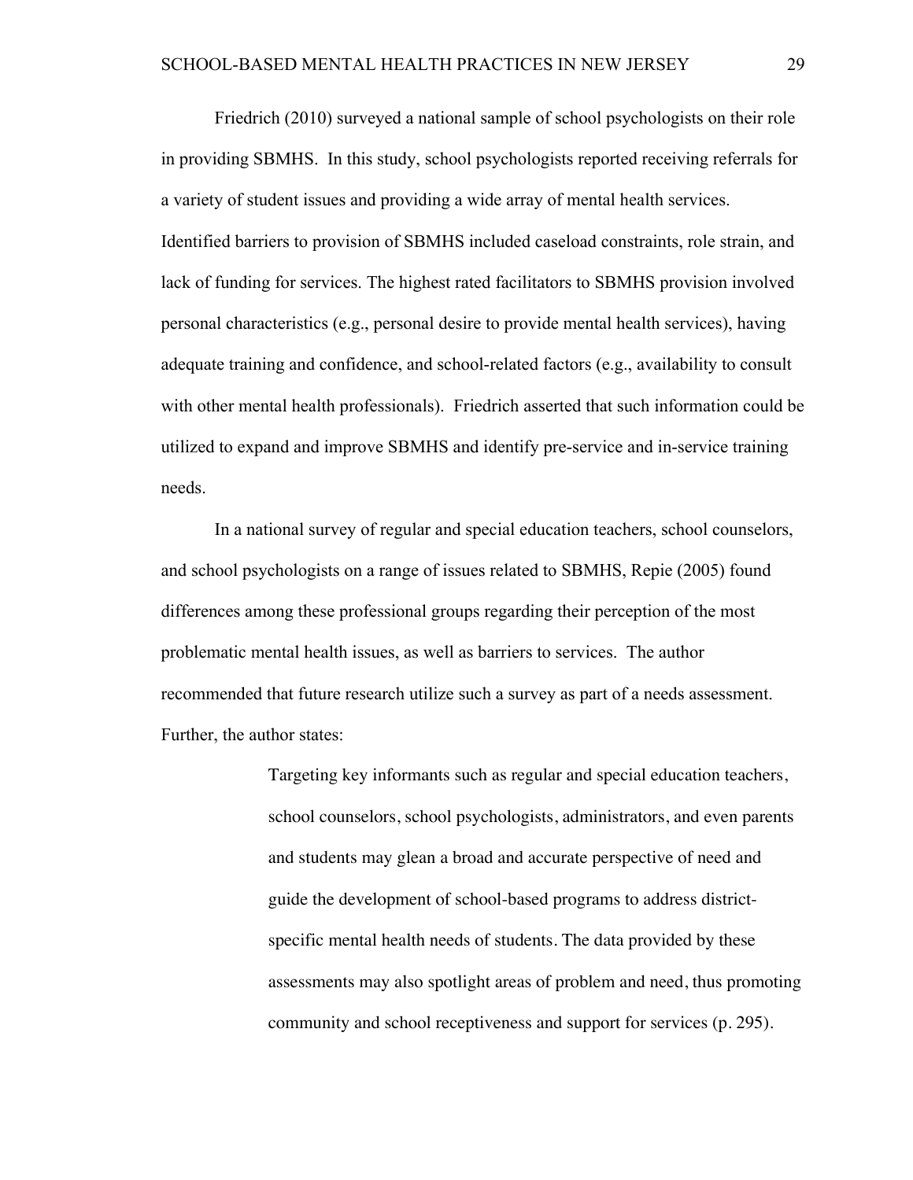Friedrich (2010) surveyed a national sample of school psychologists on their role in providing SBMHS. In this study, school psychologists reported receiving referrals for a variety of student issues and providing a wide array of mental health services. Identified barriers to provision of SBMHS included caseload constraints, role strain, and lack of funding for services. The highest rated facilitators to SBMHS provision involved personal characteristics (e.g., personal desire to provide mental health services), having adequate training and confidence, and school-related factors (e.g., availability to consult with other mental health professionals). Friedrich asserted that such information could be utilized to expand and improve SBMHS and identify pre-service and in-service training needs.

In a national survey of regular and special education teachers, school counselors, and school psychologists on a range of issues related to SBMHS, Repie (2005) found differences among these professional groups regarding their perception of the most problematic mental health issues, as well as barriers to services. The author recommended that future research utilize such a survey as part of a needs assessment. Further, the author states:

> Targeting key informants such as regular and special education teachers, school counselors, school psychologists, administrators, and even parents and students may glean a broad and accurate perspective of need and guide the development of school-based programs to address district-specific mental health needs of students. The data provided by these assessments may also spotlight areas of problem and need, thus promoting community and school receptiveness and support for services (p. 295).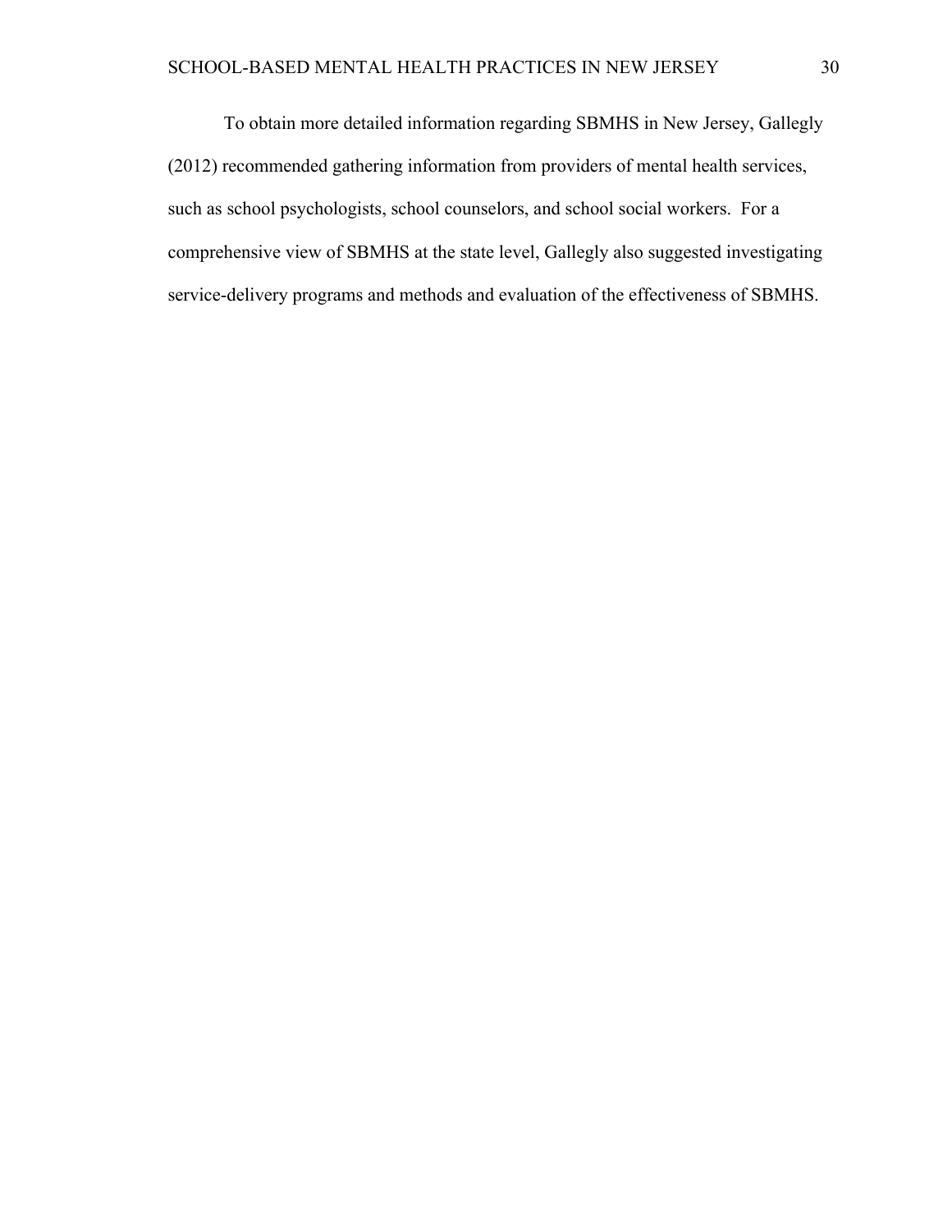To obtain more detailed information regarding SBMHS in New Jersey, Gallegly (2012) recommended gathering information from providers of mental health services, such as school psychologists, school counselors, and school social workers. For a comprehensive view of SBMHS at the state level, Gallegly also suggested investigating service-delivery programs and methods and evaluation of the effectiveness of SBMHS.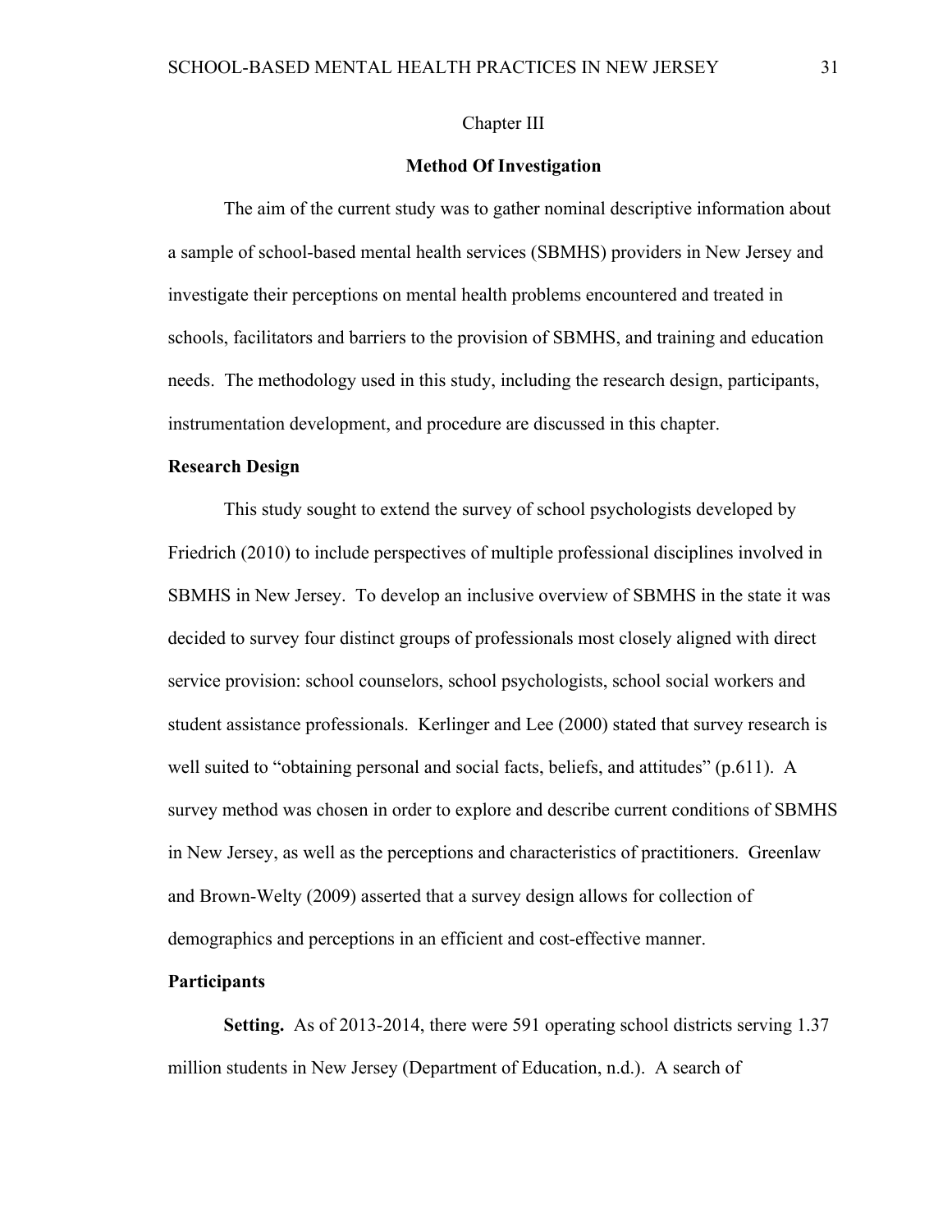# Chapter III

## Method Of Investigation

The aim of the current study was to gather nominal descriptive information about a sample of school-based mental health services (SBMHS) providers in New Jersey and investigate their perceptions on mental health problems encountered and treated in schools, facilitators and barriers to the provision of SBMHS, and training and education needs. The methodology used in this study, including the research design, participants, instrumentation development, and procedure are discussed in this chapter.

### Research Design

This study sought to extend the survey of school psychologists developed by Friedrich (2010) to include perspectives of multiple professional disciplines involved in SBMHS in New Jersey. To develop an inclusive overview of SBMHS in the state it was decided to survey four distinct groups of professionals most closely aligned with direct service provision: school counselors, school psychologists, school social workers and student assistance professionals. Kerlinger and Lee (2000) stated that survey research is well suited to "obtaining personal and social facts, beliefs, and attitudes" (p.611). A survey method was chosen in order to explore and describe current conditions of SBMHS in New Jersey, as well as the perceptions and characteristics of practitioners. Greenlaw and Brown-Welty (2009) asserted that a survey design allows for collection of demographics and perceptions in an efficient and cost-effective manner.

### Participants

**Setting.** As of 2013-2014, there were 591 operating school districts serving 1.37 million students in New Jersey (Department of Education, n.d.). A search of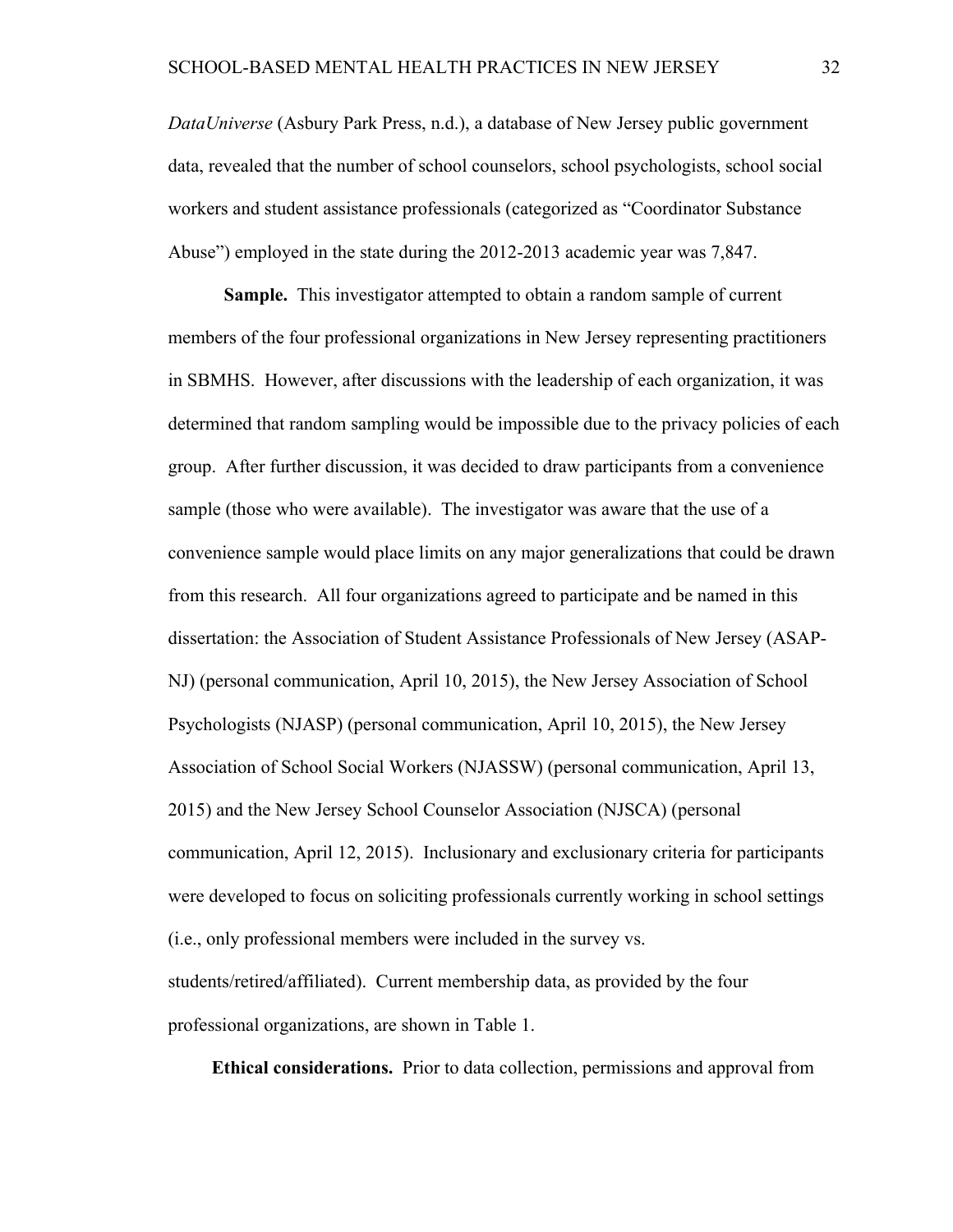*DataUniverse* (Asbury Park Press, n.d.), a database of New Jersey public government data, revealed that the number of school counselors, school psychologists, school social workers and student assistance professionals (categorized as "Coordinator Substance Abuse") employed in the state during the 2012-2013 academic year was 7,847.

**Sample.** This investigator attempted to obtain a random sample of current members of the four professional organizations in New Jersey representing practitioners in SBMHS. However, after discussions with the leadership of each organization, it was determined that random sampling would be impossible due to the privacy policies of each group. After further discussion, it was decided to draw participants from a convenience sample (those who were available). The investigator was aware that the use of a convenience sample would place limits on any major generalizations that could be drawn from this research. All four organizations agreed to participate and be named in this dissertation: the Association of Student Assistance Professionals of New Jersey (ASAP-NJ) (personal communication, April 10, 2015), the New Jersey Association of School Psychologists (NJASP) (personal communication, April 10, 2015), the New Jersey Association of School Social Workers (NJASSW) (personal communication, April 13, 2015) and the New Jersey School Counselor Association (NJSCA) (personal communication, April 12, 2015). Inclusionary and exclusionary criteria for participants were developed to focus on soliciting professionals currently working in school settings (i.e., only professional members were included in the survey vs. students/retired/affiliated). Current membership data, as provided by the four professional organizations, are shown in Table 1.

**Ethical considerations.** Prior to data collection, permissions and approval from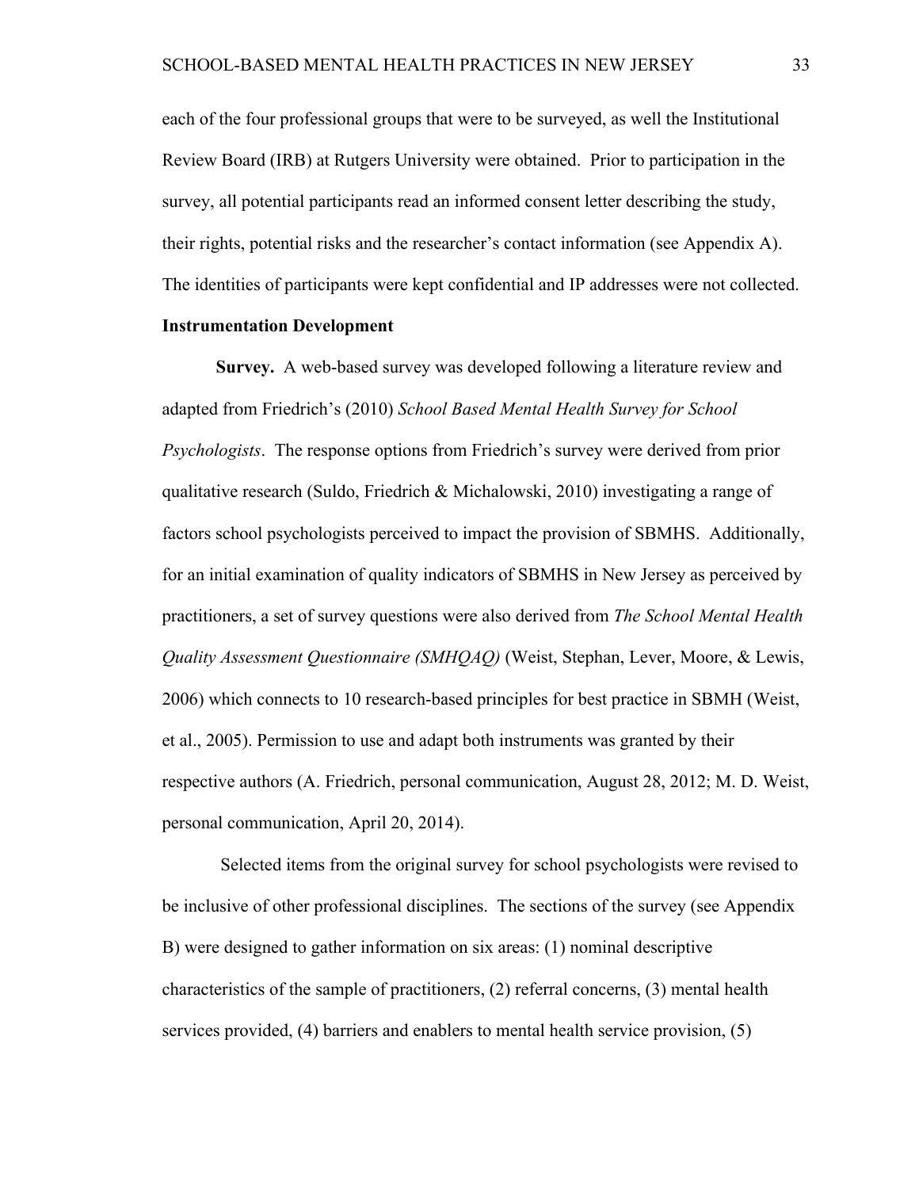each of the four professional groups that were to be surveyed, as well the Institutional Review Board (IRB) at Rutgers University were obtained. Prior to participation in the survey, all potential participants read an informed consent letter describing the study, their rights, potential risks and the researcher's contact information (see Appendix A). The identities of participants were kept confidential and IP addresses were not collected.

**Instrumentation Development**

**Survey.** A web-based survey was developed following a literature review and adapted from Friedrich's (2010) *School Based Mental Health Survey for School Psychologists*. The response options from Friedrich's survey were derived from prior qualitative research (Suldo, Friedrich & Michalowski, 2010) investigating a range of factors school psychologists perceived to impact the provision of SBMHS. Additionally, for an initial examination of quality indicators of SBMHS in New Jersey as perceived by practitioners, a set of survey questions were also derived from *The School Mental Health Quality Assessment Questionnaire (SMHQAQ)* (Weist, Stephan, Lever, Moore, & Lewis, 2006) which connects to 10 research-based principles for best practice in SBMH (Weist, et al., 2005). Permission to use and adapt both instruments was granted by their respective authors (A. Friedrich, personal communication, August 28, 2012; M. D. Weist, personal communication, April 20, 2014).

Selected items from the original survey for school psychologists were revised to be inclusive of other professional disciplines. The sections of the survey (see Appendix B) were designed to gather information on six areas: (1) nominal descriptive characteristics of the sample of practitioners, (2) referral concerns, (3) mental health services provided, (4) barriers and enablers to mental health service provision, (5)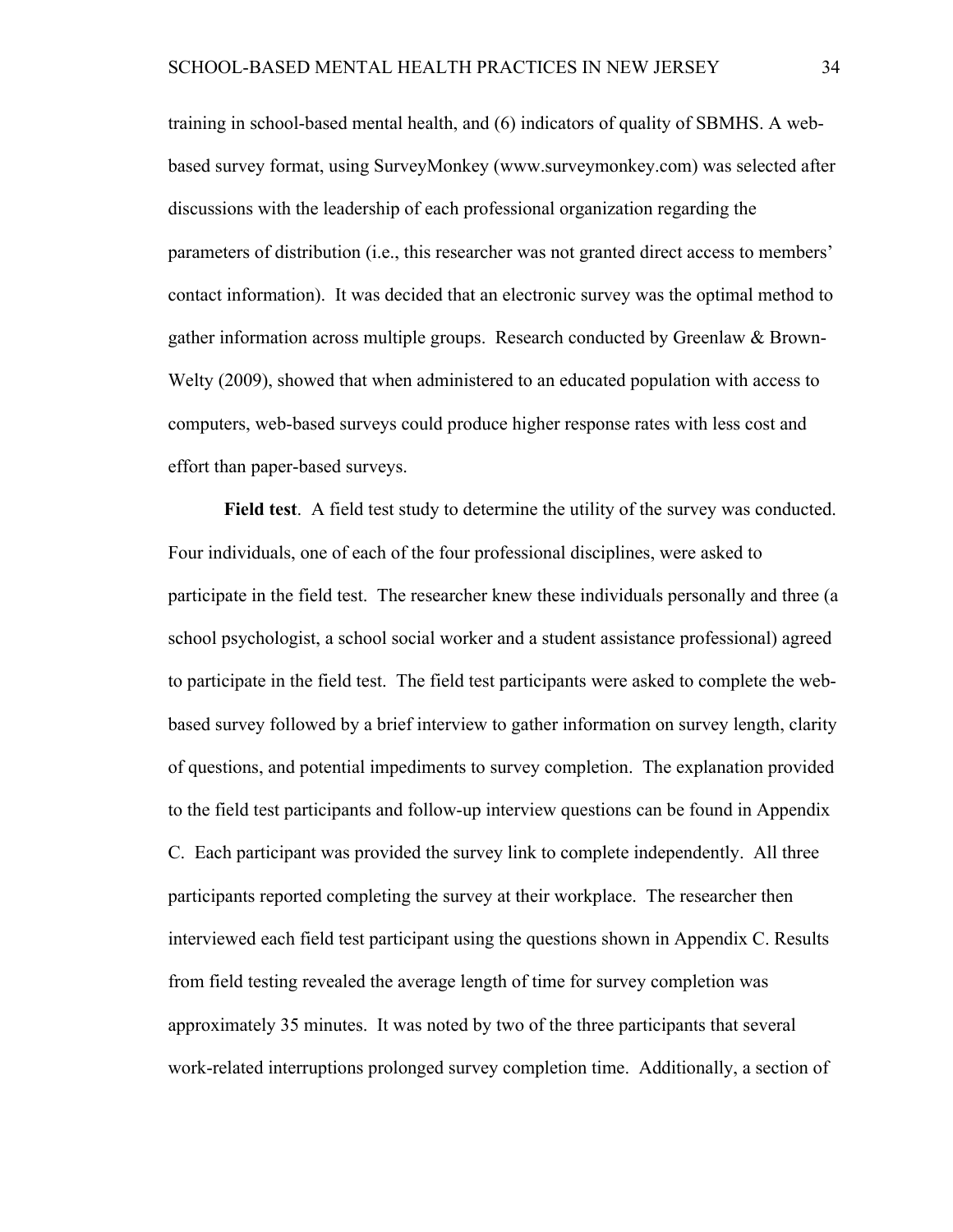training in school-based mental health, and (6) indicators of quality of SBMHS. A web-based survey format, using SurveyMonkey (www.surveymonkey.com) was selected after discussions with the leadership of each professional organization regarding the parameters of distribution (i.e., this researcher was not granted direct access to members' contact information). It was decided that an electronic survey was the optimal method to gather information across multiple groups. Research conducted by Greenlaw & Brown-Welty (2009), showed that when administered to an educated population with access to computers, web-based surveys could produce higher response rates with less cost and effort than paper-based surveys.

**Field test**. A field test study to determine the utility of the survey was conducted. Four individuals, one of each of the four professional disciplines, were asked to participate in the field test. The researcher knew these individuals personally and three (a school psychologist, a school social worker and a student assistance professional) agreed to participate in the field test. The field test participants were asked to complete the web-based survey followed by a brief interview to gather information on survey length, clarity of questions, and potential impediments to survey completion. The explanation provided to the field test participants and follow-up interview questions can be found in Appendix C. Each participant was provided the survey link to complete independently. All three participants reported completing the survey at their workplace. The researcher then interviewed each field test participant using the questions shown in Appendix C. Results from field testing revealed the average length of time for survey completion was approximately 35 minutes. It was noted by two of the three participants that several work-related interruptions prolonged survey completion time. Additionally, a section of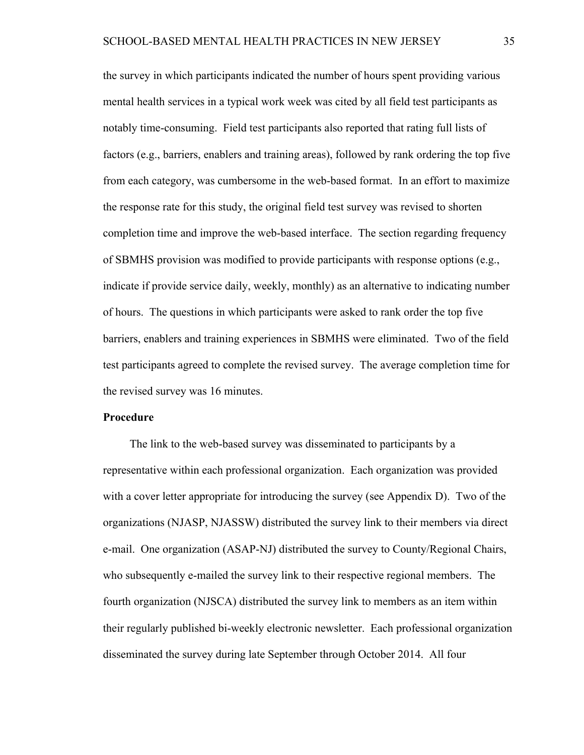the survey in which participants indicated the number of hours spent providing various mental health services in a typical work week was cited by all field test participants as notably time-consuming. Field test participants also reported that rating full lists of factors (e.g., barriers, enablers and training areas), followed by rank ordering the top five from each category, was cumbersome in the web-based format. In an effort to maximize the response rate for this study, the original field test survey was revised to shorten completion time and improve the web-based interface. The section regarding frequency of SBMHS provision was modified to provide participants with response options (e.g., indicate if provide service daily, weekly, monthly) as an alternative to indicating number of hours. The questions in which participants were asked to rank order the top five barriers, enablers and training experiences in SBMHS were eliminated. Two of the field test participants agreed to complete the revised survey. The average completion time for the revised survey was 16 minutes.

**Procedure**

The link to the web-based survey was disseminated to participants by a representative within each professional organization. Each organization was provided with a cover letter appropriate for introducing the survey (see Appendix D). Two of the organizations (NJASP, NJASSW) distributed the survey link to their members via direct e-mail. One organization (ASAP-NJ) distributed the survey to County/Regional Chairs, who subsequently e-mailed the survey link to their respective regional members. The fourth organization (NJSCA) distributed the survey link to members as an item within their regularly published bi-weekly electronic newsletter. Each professional organization disseminated the survey during late September through October 2014. All four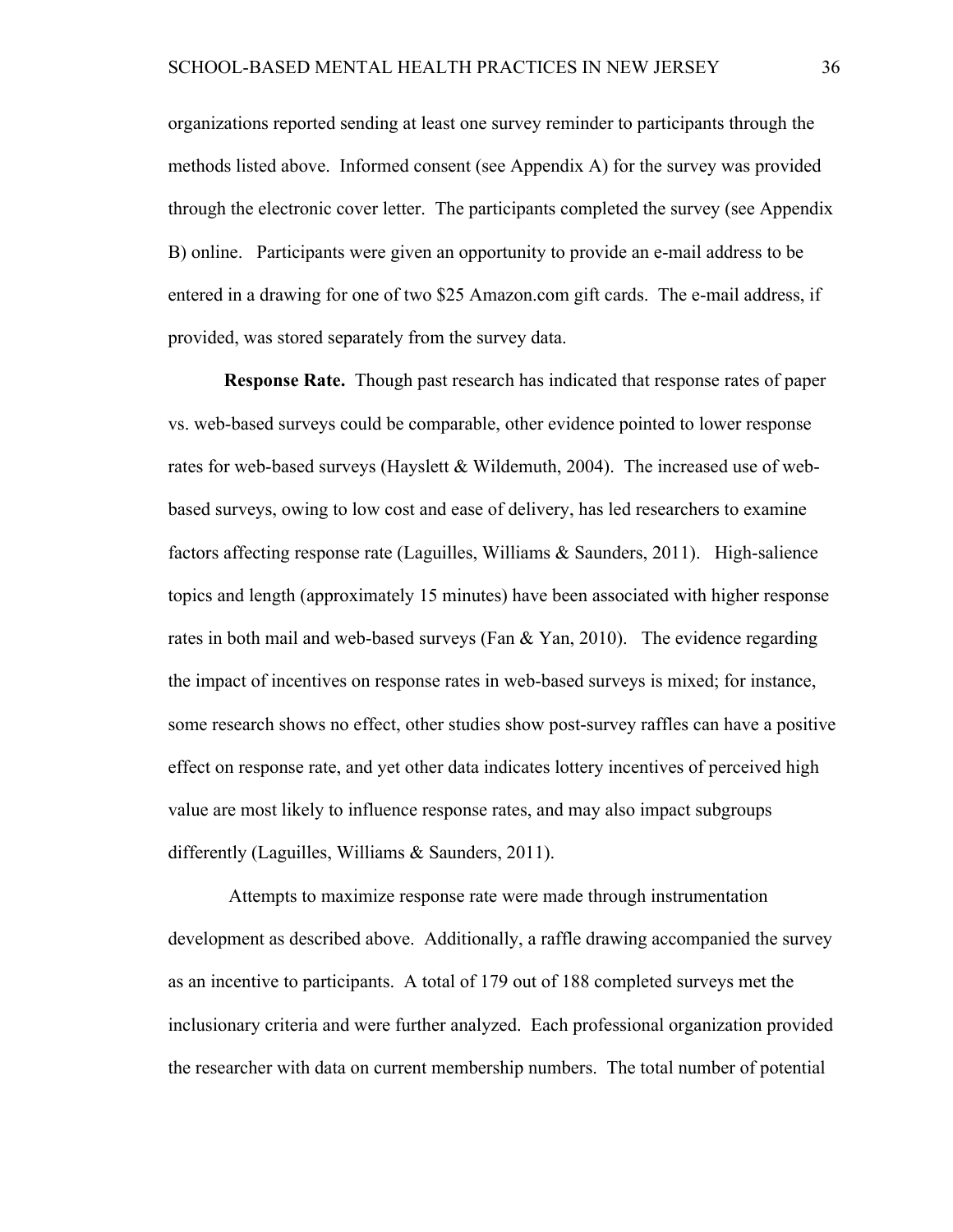organizations reported sending at least one survey reminder to participants through the methods listed above. Informed consent (see Appendix A) for the survey was provided through the electronic cover letter. The participants completed the survey (see Appendix B) online. Participants were given an opportunity to provide an e-mail address to be entered in a drawing for one of two $25 Amazon.com gift cards. The e-mail address, if provided, was stored separately from the survey data.

**Response Rate.** Though past research has indicated that response rates of paper vs. web-based surveys could be comparable, other evidence pointed to lower response rates for web-based surveys (Hayslett & Wildemuth, 2004). The increased use of web-based surveys, owing to low cost and ease of delivery, has led researchers to examine factors affecting response rate (Laguilles, Williams & Saunders, 2011). High-salience topics and length (approximately 15 minutes) have been associated with higher response rates in both mail and web-based surveys (Fan & Yan, 2010). The evidence regarding the impact of incentives on response rates in web-based surveys is mixed; for instance, some research shows no effect, other studies show post-survey raffles can have a positive effect on response rate, and yet other data indicates lottery incentives of perceived high value are most likely to influence response rates, and may also impact subgroups differently (Laguilles, Williams & Saunders, 2011).

Attempts to maximize response rate were made through instrumentation development as described above. Additionally, a raffle drawing accompanied the survey as an incentive to participants. A total of 179 out of 188 completed surveys met the inclusionary criteria and were further analyzed. Each professional organization provided the researcher with data on current membership numbers. The total number of potential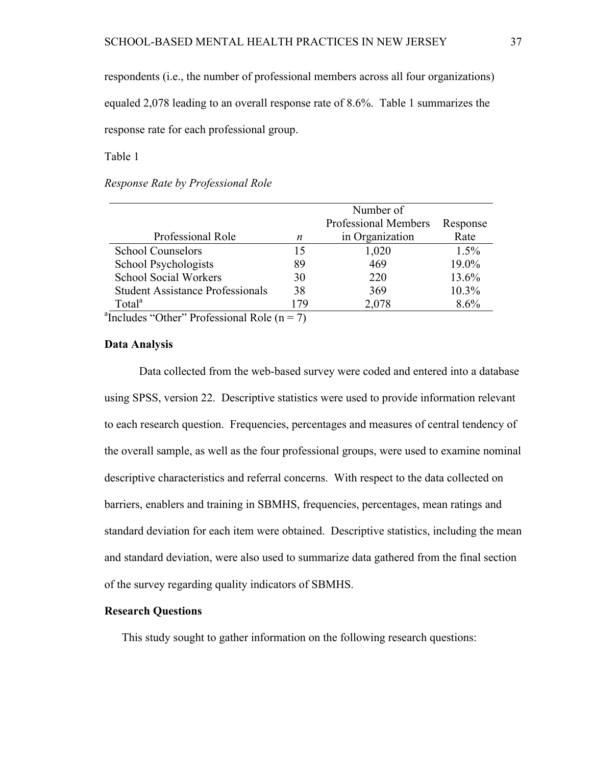respondents (i.e., the number of professional members across all four organizations) equaled 2,078 leading to an overall response rate of 8.6%. Table 1 summarizes the response rate for each professional group.

Table 1

*Response Rate by Professional Role*

| Professional Role | *n* | Number of Professional Members in Organization | Response Rate |
|---|---|---|---|
| School Counselors | 15 | 1,020 | 1.5% |
| School Psychologists | 89 | 469 | 19.0% |
| School Social Workers | 30 | 220 | 13.6% |
| Student Assistance Professionals | 38 | 369 | 10.3% |
| Total[a] | 179 | 2,078 | 8.6% |

[a]Includes "Other" Professional Role (n = 7)

**Data Analysis**

Data collected from the web-based survey were coded and entered into a database using SPSS, version 22. Descriptive statistics were used to provide information relevant to each research question. Frequencies, percentages and measures of central tendency of the overall sample, as well as the four professional groups, were used to examine nominal descriptive characteristics and referral concerns. With respect to the data collected on barriers, enablers and training in SBMHS, frequencies, percentages, mean ratings and standard deviation for each item were obtained. Descriptive statistics, including the mean and standard deviation, were also used to summarize data gathered from the final section of the survey regarding quality indicators of SBMHS.

**Research Questions**

This study sought to gather information on the following research questions: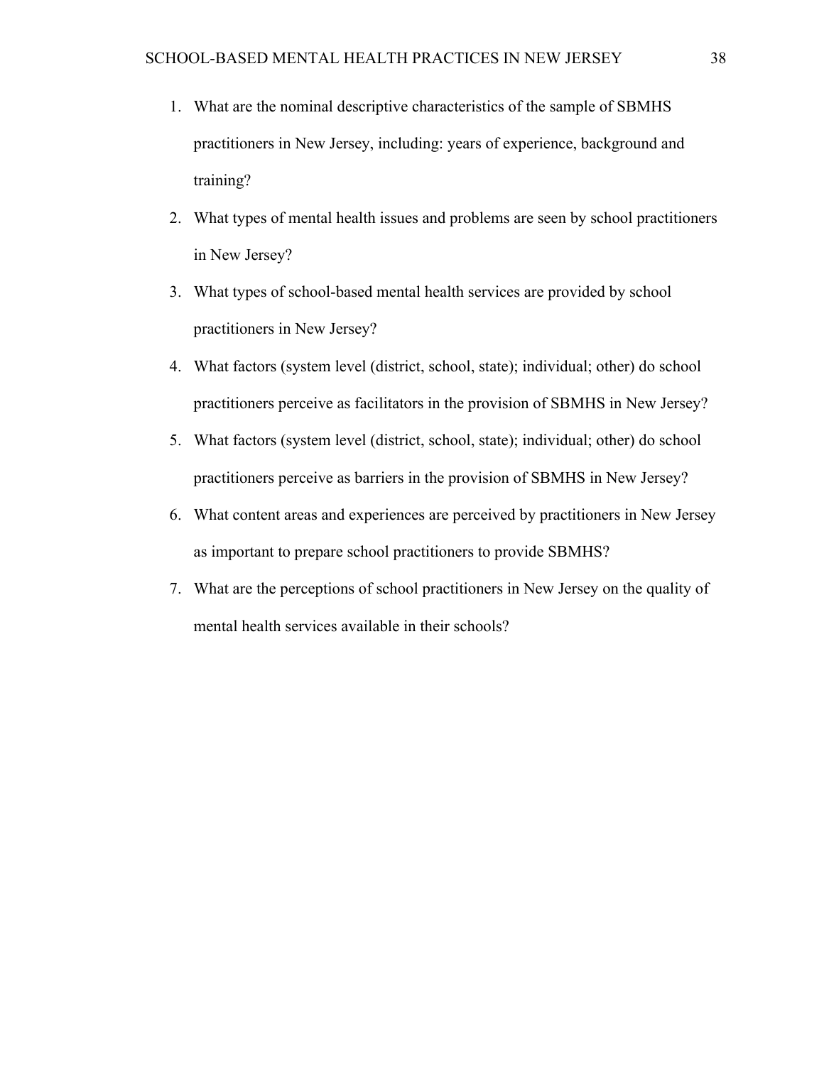1. What are the nominal descriptive characteristics of the sample of SBMHS practitioners in New Jersey, including: years of experience, background and training?
2. What types of mental health issues and problems are seen by school practitioners in New Jersey?
3. What types of school-based mental health services are provided by school practitioners in New Jersey?
4. What factors (system level (district, school, state); individual; other) do school practitioners perceive as facilitators in the provision of SBMHS in New Jersey?
5. What factors (system level (district, school, state); individual; other) do school practitioners perceive as barriers in the provision of SBMHS in New Jersey?
6. What content areas and experiences are perceived by practitioners in New Jersey as important to prepare school practitioners to provide SBMHS?
7. What are the perceptions of school practitioners in New Jersey on the quality of mental health services available in their schools?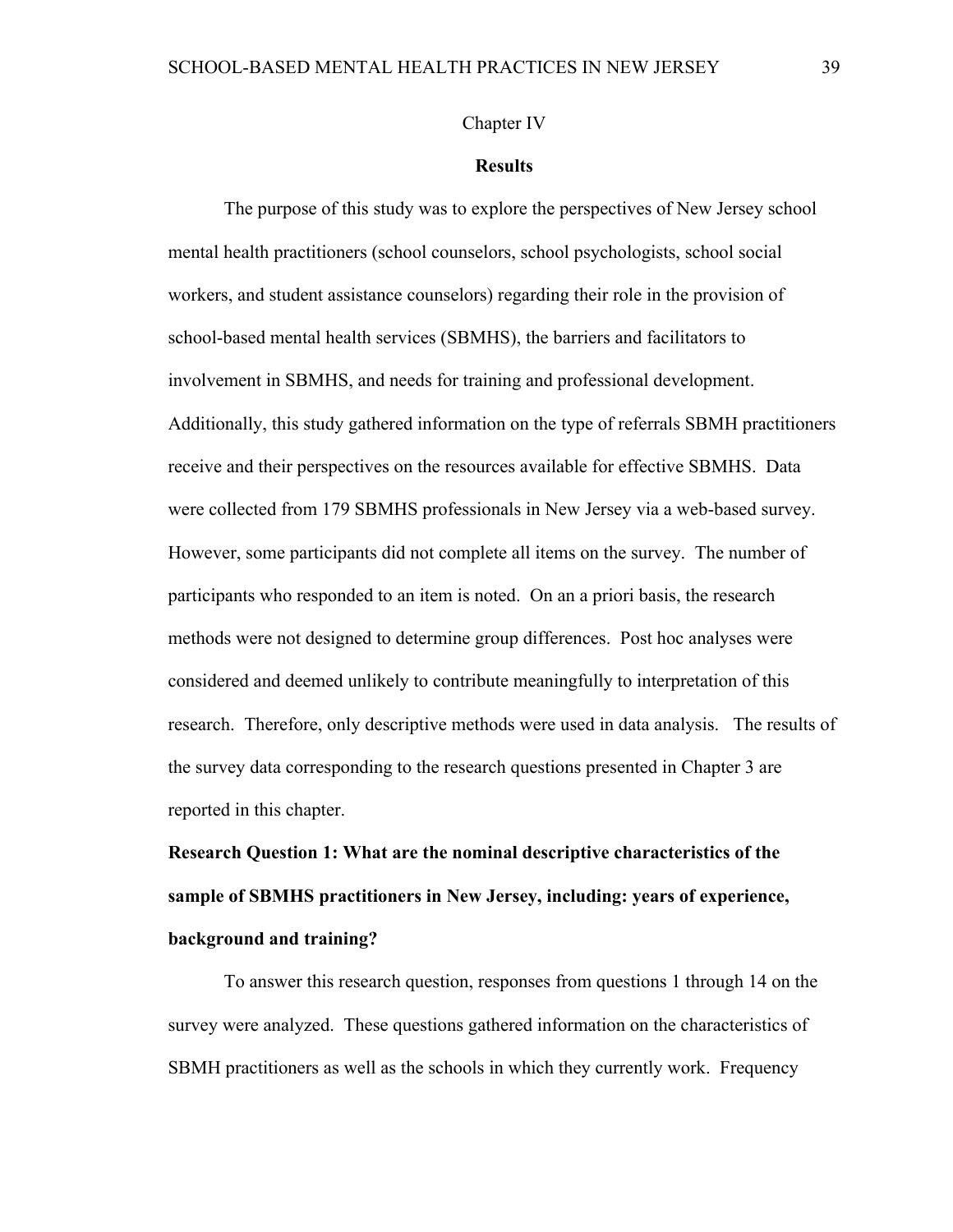Chapter IV

## Results

The purpose of this study was to explore the perspectives of New Jersey school mental health practitioners (school counselors, school psychologists, school social workers, and student assistance counselors) regarding their role in the provision of school-based mental health services (SBMHS), the barriers and facilitators to involvement in SBMHS, and needs for training and professional development. Additionally, this study gathered information on the type of referrals SBMH practitioners receive and their perspectives on the resources available for effective SBMHS. Data were collected from 179 SBMHS professionals in New Jersey via a web-based survey. However, some participants did not complete all items on the survey. The number of participants who responded to an item is noted. On an a priori basis, the research methods were not designed to determine group differences. Post hoc analyses were considered and deemed unlikely to contribute meaningfully to interpretation of this research. Therefore, only descriptive methods were used in data analysis. The results of the survey data corresponding to the research questions presented in Chapter 3 are reported in this chapter.

**Research Question 1: What are the nominal descriptive characteristics of the sample of SBMHS practitioners in New Jersey, including: years of experience, background and training?**

To answer this research question, responses from questions 1 through 14 on the survey were analyzed. These questions gathered information on the characteristics of SBMH practitioners as well as the schools in which they currently work. Frequency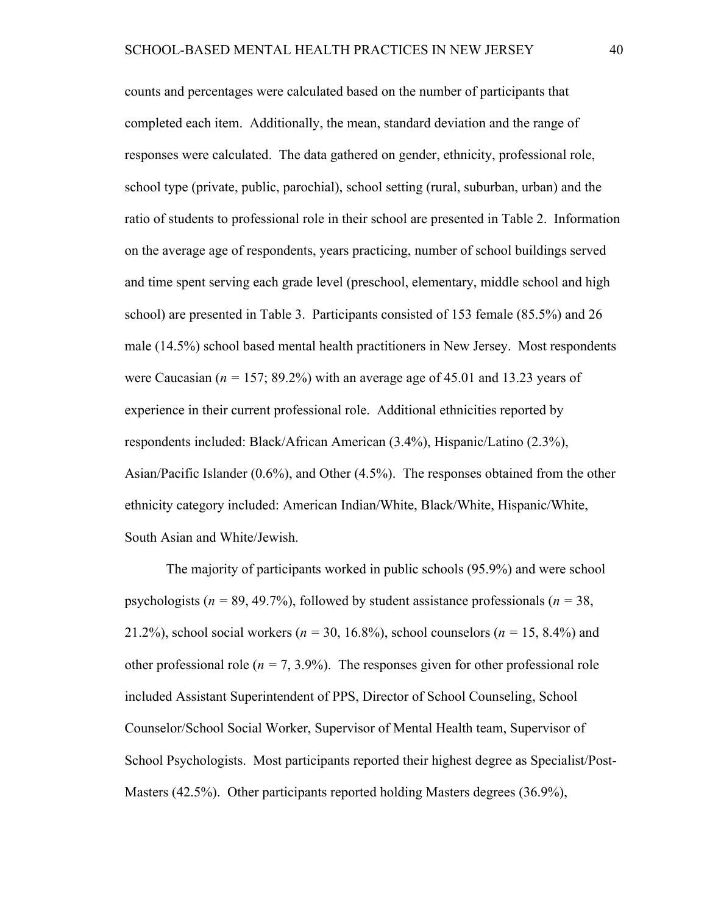counts and percentages were calculated based on the number of participants that completed each item. Additionally, the mean, standard deviation and the range of responses were calculated. The data gathered on gender, ethnicity, professional role, school type (private, public, parochial), school setting (rural, suburban, urban) and the ratio of students to professional role in their school are presented in Table 2. Information on the average age of respondents, years practicing, number of school buildings served and time spent serving each grade level (preschool, elementary, middle school and high school) are presented in Table 3. Participants consisted of 153 female (85.5%) and 26 male (14.5%) school based mental health practitioners in New Jersey. Most respondents were Caucasian (*n* = 157; 89.2%) with an average age of 45.01 and 13.23 years of experience in their current professional role. Additional ethnicities reported by respondents included: Black/African American (3.4%), Hispanic/Latino (2.3%), Asian/Pacific Islander (0.6%), and Other (4.5%). The responses obtained from the other ethnicity category included: American Indian/White, Black/White, Hispanic/White, South Asian and White/Jewish.

The majority of participants worked in public schools (95.9%) and were school psychologists (*n* = 89, 49.7%), followed by student assistance professionals (*n* = 38, 21.2%), school social workers (*n* = 30, 16.8%), school counselors (*n* = 15, 8.4%) and other professional role (*n* = 7, 3.9%). The responses given for other professional role included Assistant Superintendent of PPS, Director of School Counseling, School Counselor/School Social Worker, Supervisor of Mental Health team, Supervisor of School Psychologists. Most participants reported their highest degree as Specialist/Post-Masters (42.5%). Other participants reported holding Masters degrees (36.9%),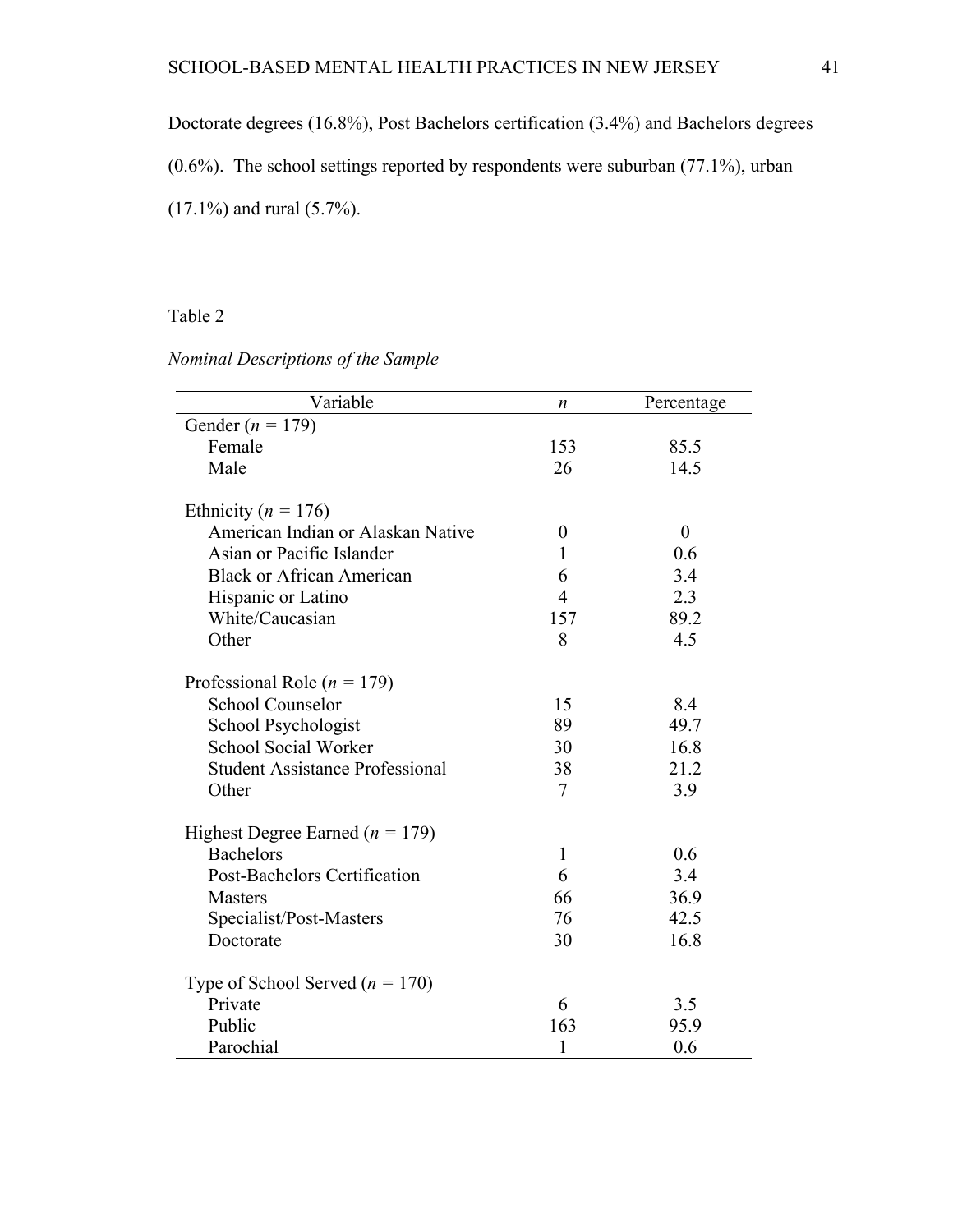Doctorate degrees (16.8%), Post Bachelors certification (3.4%) and Bachelors degrees (0.6%). The school settings reported by respondents were suburban (77.1%), urban (17.1%) and rural (5.7%).

Table 2

*Nominal Descriptions of the Sample*

| Variable | *n* | Percentage |
|---|---|---|
| Gender (*n* = 179) | | |
| Female | 153 | 85.5 |
| Male | 26 | 14.5 |
| | | |
| Ethnicity (*n* = 176) | | |
| American Indian or Alaskan Native | 0 | 0 |
| Asian or Pacific Islander | 1 | 0.6 |
| Black or African American | 6 | 3.4 |
| Hispanic or Latino | 4 | 2.3 |
| White/Caucasian | 157 | 89.2 |
| Other | 8 | 4.5 |
| | | |
| Professional Role (*n* = 179) | | |
| School Counselor | 15 | 8.4 |
| School Psychologist | 89 | 49.7 |
| School Social Worker | 30 | 16.8 |
| Student Assistance Professional | 38 | 21.2 |
| Other | 7 | 3.9 |
| | | |
| Highest Degree Earned (*n* = 179) | | |
| Bachelors | 1 | 0.6 |
| Post-Bachelors Certification | 6 | 3.4 |
| Masters | 66 | 36.9 |
| Specialist/Post-Masters | 76 | 42.5 |
| Doctorate | 30 | 16.8 |
| | | |
| Type of School Served (*n* = 170) | | |
| Private | 6 | 3.5 |
| Public | 163 | 95.9 |
| Parochial | 1 | 0.6 |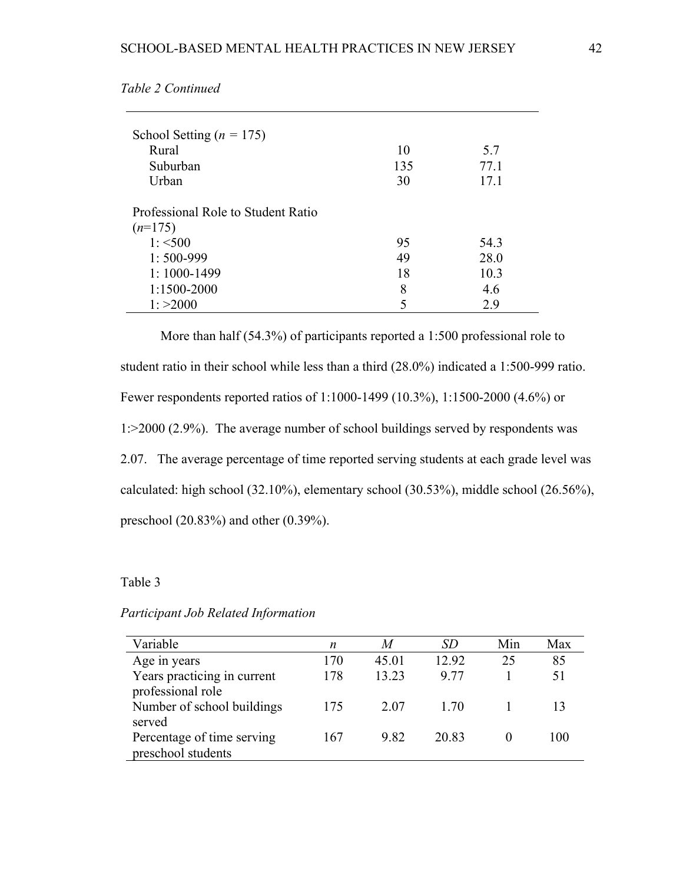*Table 2 Continued*

| | | |
|---|---|---|
| School Setting (*n* = 175) | | |
| Rural | 10 | 5.7 |
| Suburban | 135 | 77.1 |
| Urban | 30 | 17.1 |
| | | |
| Professional Role to Student Ratio (*n*=175) | | |
| 1: <500 | 95 | 54.3 |
| 1: 500-999 | 49 | 28.0 |
| 1: 1000-1499 | 18 | 10.3 |
| 1:1500-2000 | 8 | 4.6 |
| 1: >2000 | 5 | 2.9 |

More than half (54.3%) of participants reported a 1:500 professional role to student ratio in their school while less than a third (28.0%) indicated a 1:500-999 ratio. Fewer respondents reported ratios of 1:1000-1499 (10.3%), 1:1500-2000 (4.6%) or 1:>2000 (2.9%). The average number of school buildings served by respondents was 2.07. The average percentage of time reported serving students at each grade level was calculated: high school (32.10%), elementary school (30.53%), middle school (26.56%), preschool (20.83%) and other (0.39%).

Table 3

*Participant Job Related Information*

| Variable | *n* | *M* | *SD* | Min | Max |
|---|---|---|---|---|---|
| Age in years | 170 | 45.01 | 12.92 | 25 | 85 |
| Years practicing in current professional role | 178 | 13.23 | 9.77 | 1 | 51 |
| Number of school buildings served | 175 | 2.07 | 1.70 | 1 | 13 |
| Percentage of time serving preschool students | 167 | 9.82 | 20.83 | 0 | 100 |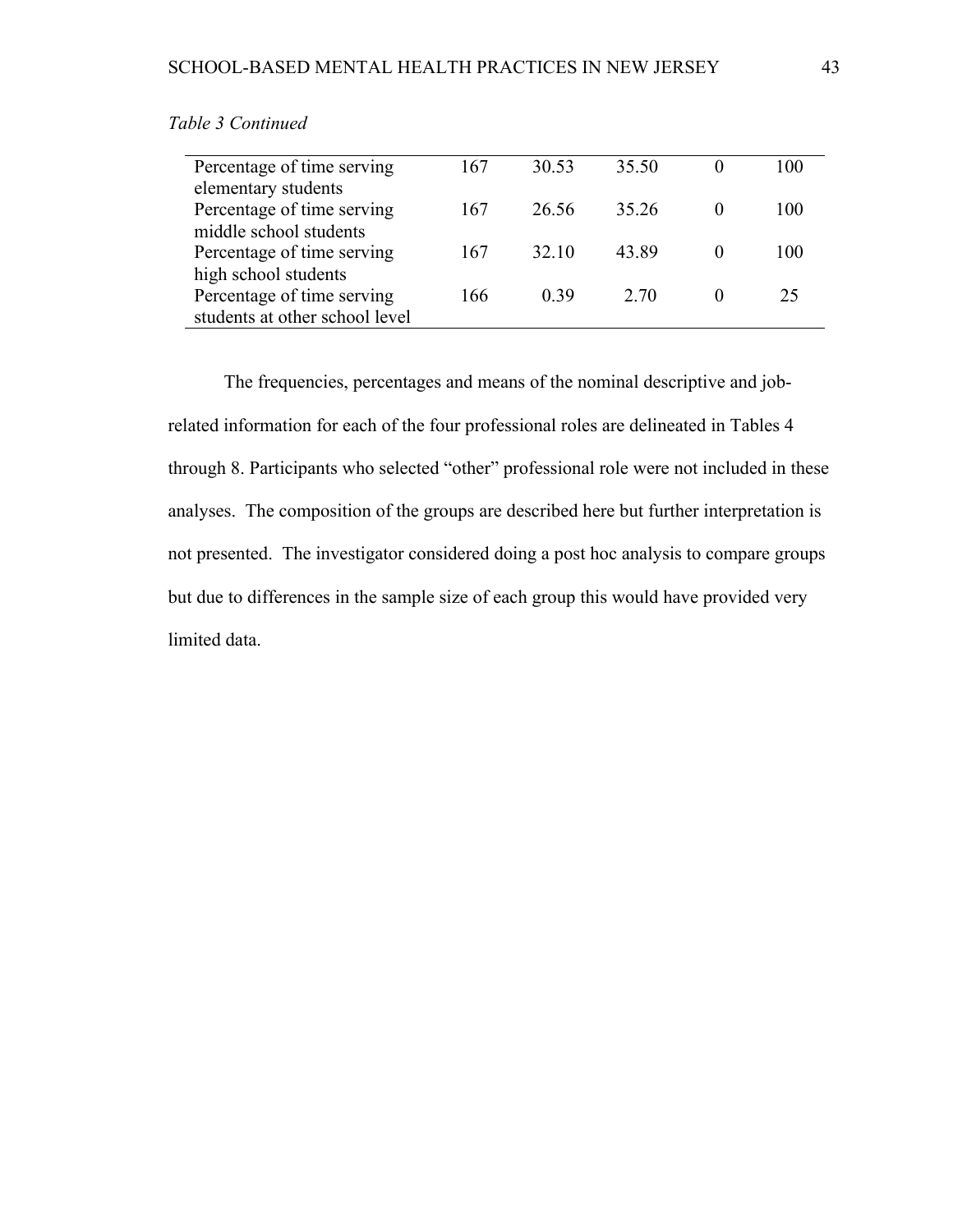*Table 3 Continued*

| | | | | | |
|---|---|---|---|---|---|
| Percentage of time serving elementary students | 167 | 30.53 | 35.50 | 0 | 100 |
| Percentage of time serving middle school students | 167 | 26.56 | 35.26 | 0 | 100 |
| Percentage of time serving high school students | 167 | 32.10 | 43.89 | 0 | 100 |
| Percentage of time serving students at other school level | 166 | 0.39 | 2.70 | 0 | 25 |

The frequencies, percentages and means of the nominal descriptive and job-related information for each of the four professional roles are delineated in Tables 4 through 8. Participants who selected "other" professional role were not included in these analyses. The composition of the groups are described here but further interpretation is not presented. The investigator considered doing a post hoc analysis to compare groups but due to differences in the sample size of each group this would have provided very limited data.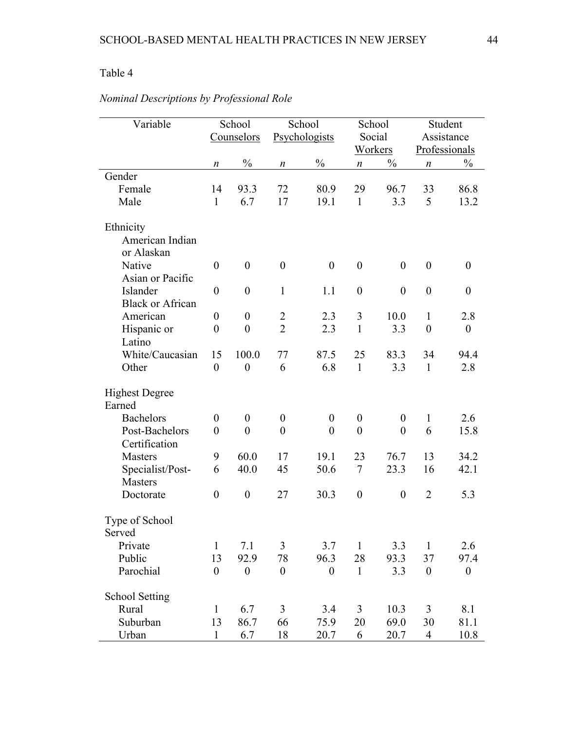Table 4

*Nominal Descriptions by Professional Role*

| Variable | School Counselors | | School Psychologists | | School Social Workers | | Student Assistance Professionals | |
|---|---|---|---|---|---|---|---|---|
| | *n* | % | *n* | % | *n* | % | *n* | % |
| Gender | | | | | | | | |
| Female | 14 | 93.3 | 72 | 80.9 | 29 | 96.7 | 33 | 86.8 |
| Male | 1 | 6.7 | 17 | 19.1 | 1 | 3.3 | 5 | 13.2 |
| Ethnicity | | | | | | | | |
| American Indian or Alaskan Native | 0 | 0 | 0 | 0 | 0 | 0 | 0 | 0 |
| Asian or Pacific Islander | 0 | 0 | 1 | 1.1 | 0 | 0 | 0 | 0 |
| Black or African American | 0 | 0 | 2 | 2.3 | 3 | 10.0 | 1 | 2.8 |
| Hispanic or Latino | 0 | 0 | 2 | 2.3 | 1 | 3.3 | 0 | 0 |
| White/Caucasian | 15 | 100.0 | 77 | 87.5 | 25 | 83.3 | 34 | 94.4 |
| Other | 0 | 0 | 6 | 6.8 | 1 | 3.3 | 1 | 2.8 |
| Highest Degree Earned | | | | | | | | |
| Bachelors | 0 | 0 | 0 | 0 | 0 | 0 | 1 | 2.6 |
| Post-Bachelors Certification | 0 | 0 | 0 | 0 | 0 | 0 | 6 | 15.8 |
| Masters | 9 | 60.0 | 17 | 19.1 | 23 | 76.7 | 13 | 34.2 |
| Specialist/Post-Masters | 6 | 40.0 | 45 | 50.6 | 7 | 23.3 | 16 | 42.1 |
| Doctorate | 0 | 0 | 27 | 30.3 | 0 | 0 | 2 | 5.3 |
| Type of School Served | | | | | | | | |
| Private | 1 | 7.1 | 3 | 3.7 | 1 | 3.3 | 1 | 2.6 |
| Public | 13 | 92.9 | 78 | 96.3 | 28 | 93.3 | 37 | 97.4 |
| Parochial | 0 | 0 | 0 | 0 | 1 | 3.3 | 0 | 0 |
| School Setting | | | | | | | | |
| Rural | 1 | 6.7 | 3 | 3.4 | 3 | 10.3 | 3 | 8.1 |
| Suburban | 13 | 86.7 | 66 | 75.9 | 20 | 69.0 | 30 | 81.1 |
| Urban | 1 | 6.7 | 18 | 20.7 | 6 | 20.7 | 4 | 10.8 |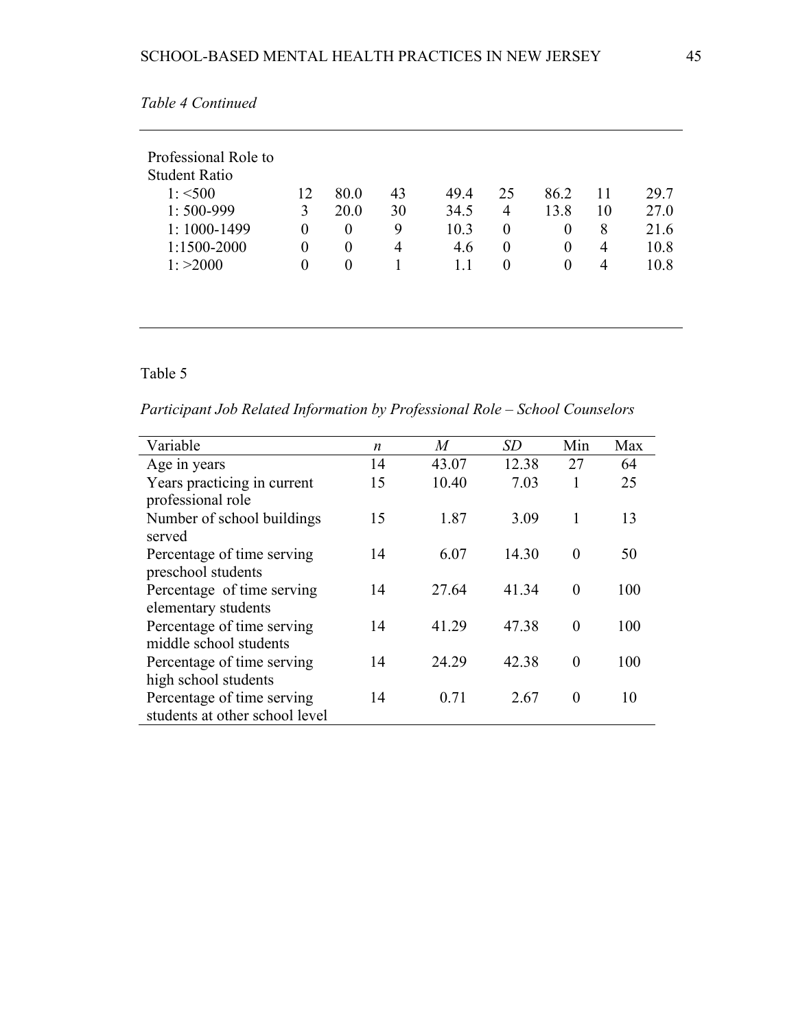*Table 4 Continued*

| | | | | | | | | |
|---|---|---|---|---|---|---|---|---|
| Professional Role to Student Ratio | | | | | | | | |
| 1: <500 | 12 | 80.0 | 43 | 49.4 | 25 | 86.2 | 11 | 29.7 |
| 1: 500-999 | 3 | 20.0 | 30 | 34.5 | 4 | 13.8 | 10 | 27.0 |
| 1: 1000-1499 | 0 | 0 | 9 | 10.3 | 0 | 0 | 8 | 21.6 |
| 1:1500-2000 | 0 | 0 | 4 | 4.6 | 0 | 0 | 4 | 10.8 |
| 1: >2000 | 0 | 0 | 1 | 1.1 | 0 | 0 | 4 | 10.8 |

Table 5

*Participant Job Related Information by Professional Role – School Counselors*

| Variable | *n* | *M* | *SD* | Min | Max |
|---|---|---|---|---|---|
| Age in years | 14 | 43.07 | 12.38 | 27 | 64 |
| Years practicing in current professional role | 15 | 10.40 | 7.03 | 1 | 25 |
| Number of school buildings served | 15 | 1.87 | 3.09 | 1 | 13 |
| Percentage of time serving preschool students | 14 | 6.07 | 14.30 | 0 | 50 |
| Percentage of time serving elementary students | 14 | 27.64 | 41.34 | 0 | 100 |
| Percentage of time serving middle school students | 14 | 41.29 | 47.38 | 0 | 100 |
| Percentage of time serving high school students | 14 | 24.29 | 42.38 | 0 | 100 |
| Percentage of time serving students at other school level | 14 | 0.71 | 2.67 | 0 | 10 |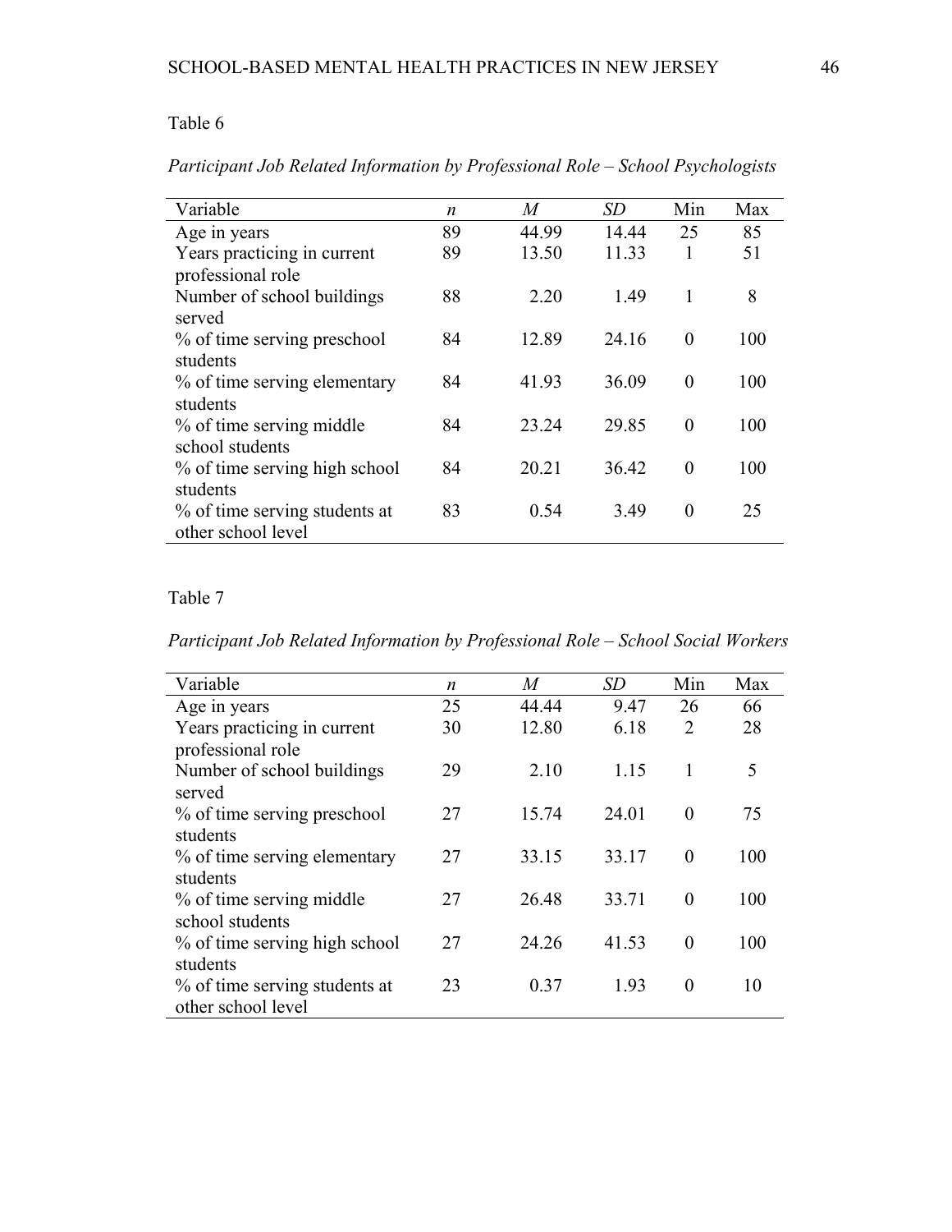Table 6

*Participant Job Related Information by Professional Role – School Psychologists*

| Variable | *n* | *M* | *SD* | Min | Max |
|---|---|---|---|---|---|
| Age in years | 89 | 44.99 | 14.44 | 25 | 85 |
| Years practicing in current professional role | 89 | 13.50 | 11.33 | 1 | 51 |
| Number of school buildings served | 88 | 2.20 | 1.49 | 1 | 8 |
| % of time serving preschool students | 84 | 12.89 | 24.16 | 0 | 100 |
| % of time serving elementary students | 84 | 41.93 | 36.09 | 0 | 100 |
| % of time serving middle school students | 84 | 23.24 | 29.85 | 0 | 100 |
| % of time serving high school students | 84 | 20.21 | 36.42 | 0 | 100 |
| % of time serving students at other school level | 83 | 0.54 | 3.49 | 0 | 25 |

Table 7

*Participant Job Related Information by Professional Role – School Social Workers*

| Variable | *n* | *M* | *SD* | Min | Max |
|---|---|---|---|---|---|
| Age in years | 25 | 44.44 | 9.47 | 26 | 66 |
| Years practicing in current professional role | 30 | 12.80 | 6.18 | 2 | 28 |
| Number of school buildings served | 29 | 2.10 | 1.15 | 1 | 5 |
| % of time serving preschool students | 27 | 15.74 | 24.01 | 0 | 75 |
| % of time serving elementary students | 27 | 33.15 | 33.17 | 0 | 100 |
| % of time serving middle school students | 27 | 26.48 | 33.71 | 0 | 100 |
| % of time serving high school students | 27 | 24.26 | 41.53 | 0 | 100 |
| % of time serving students at other school level | 23 | 0.37 | 1.93 | 0 | 10 |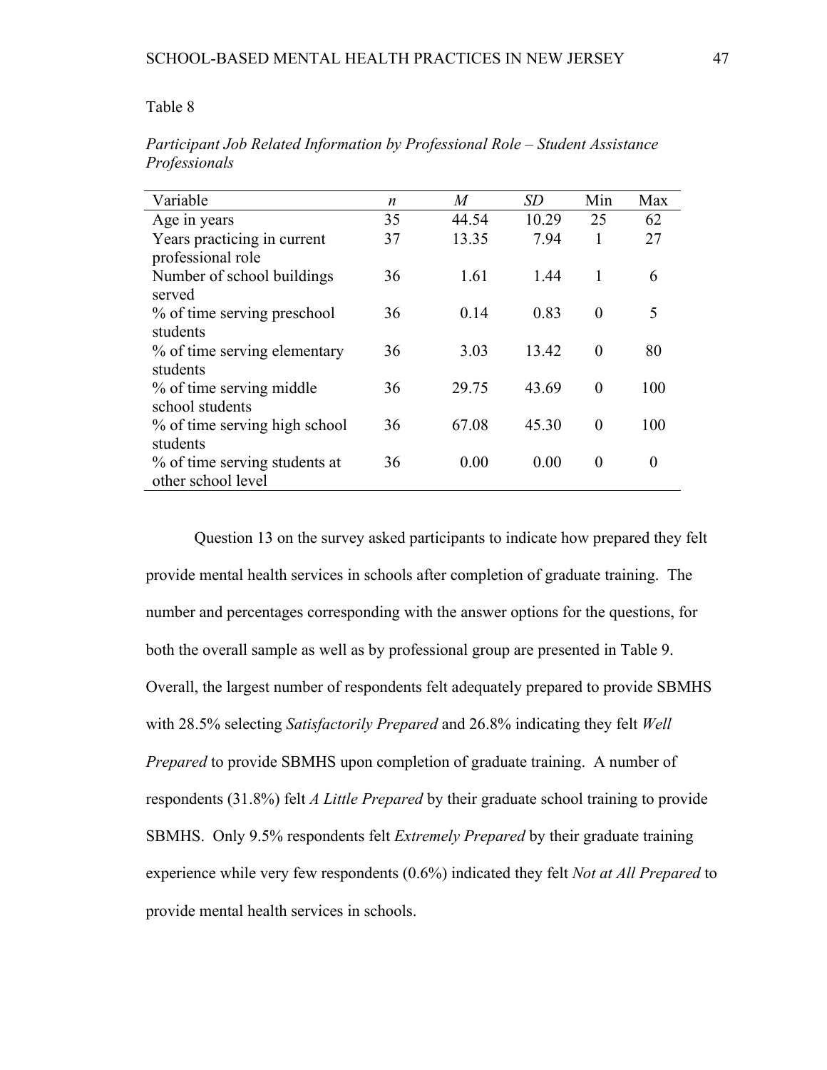Table 8

*Participant Job Related Information by Professional Role – Student Assistance Professionals*

| Variable | *n* | *M* | *SD* | Min | Max |
|---|---|---|---|---|---|
| Age in years | 35 | 44.54 | 10.29 | 25 | 62 |
| Years practicing in current professional role | 37 | 13.35 | 7.94 | 1 | 27 |
| Number of school buildings served | 36 | 1.61 | 1.44 | 1 | 6 |
| % of time serving preschool students | 36 | 0.14 | 0.83 | 0 | 5 |
| % of time serving elementary students | 36 | 3.03 | 13.42 | 0 | 80 |
| % of time serving middle school students | 36 | 29.75 | 43.69 | 0 | 100 |
| % of time serving high school students | 36 | 67.08 | 45.30 | 0 | 100 |
| % of time serving students at other school level | 36 | 0.00 | 0.00 | 0 | 0 |

Question 13 on the survey asked participants to indicate how prepared they felt provide mental health services in schools after completion of graduate training. The number and percentages corresponding with the answer options for the questions, for both the overall sample as well as by professional group are presented in Table 9. Overall, the largest number of respondents felt adequately prepared to provide SBMHS with 28.5% selecting *Satisfactorily Prepared* and 26.8% indicating they felt *Well Prepared* to provide SBMHS upon completion of graduate training. A number of respondents (31.8%) felt *A Little Prepared* by their graduate school training to provide SBMHS. Only 9.5% respondents felt *Extremely Prepared* by their graduate training experience while very few respondents (0.6%) indicated they felt *Not at All Prepared* to provide mental health services in schools.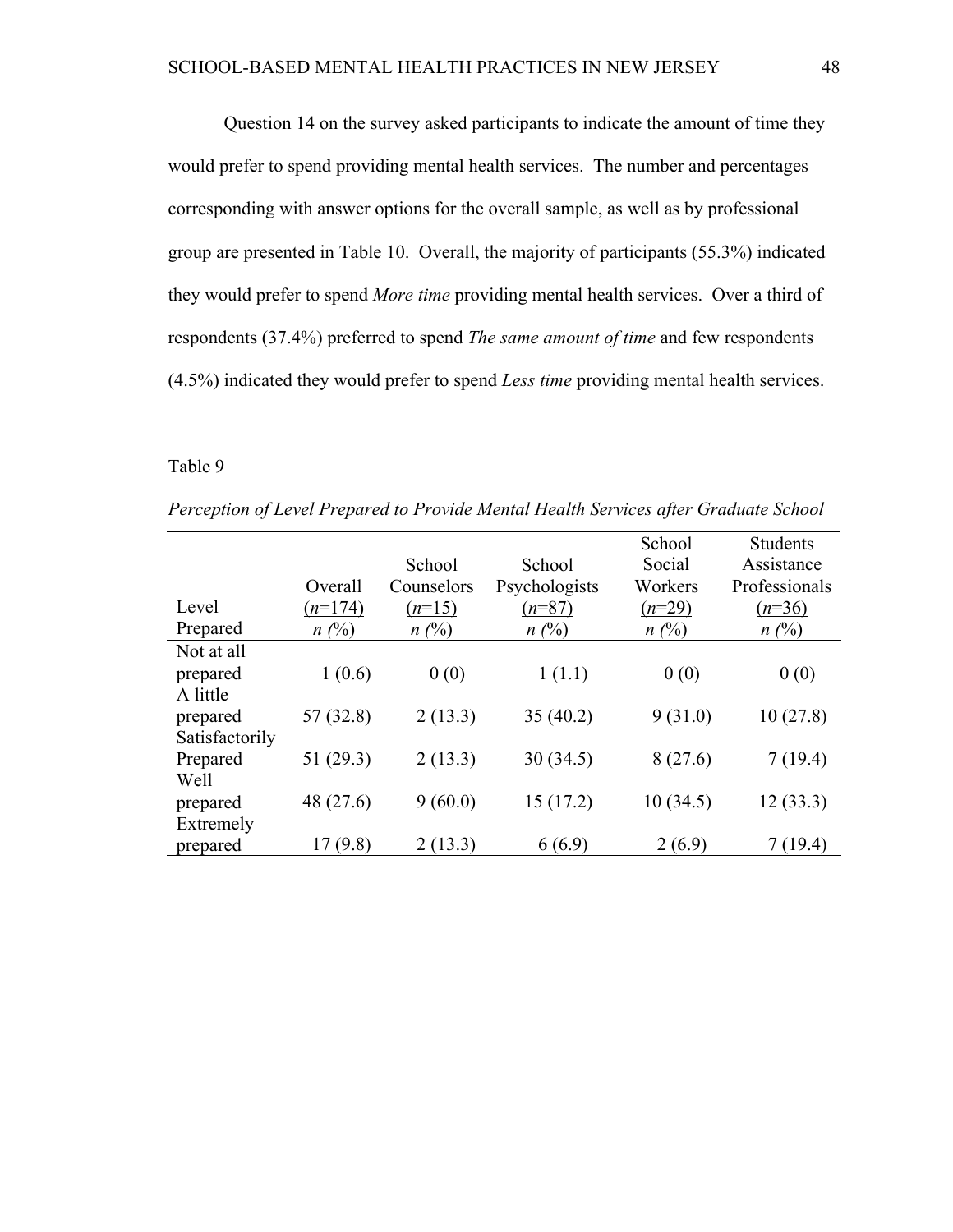Question 14 on the survey asked participants to indicate the amount of time they would prefer to spend providing mental health services. The number and percentages corresponding with answer options for the overall sample, as well as by professional group are presented in Table 10. Overall, the majority of participants (55.3%) indicated they would prefer to spend *More time* providing mental health services. Over a third of respondents (37.4%) preferred to spend *The same amount of time* and few respondents (4.5%) indicated they would prefer to spend *Less time* providing mental health services.

Table 9

*Perception of Level Prepared to Provide Mental Health Services after Graduate School*

| Level Prepared | Overall (*n*=174) *n* (%) | School Counselors (*n*=15) *n* (%) | School Psychologists (*n*=87) *n* (%) | School Social Workers (*n*=29) *n* (%) | Students Assistance Professionals (*n*=36) *n* (%) |
|---|---|---|---|---|---|
| Not at all prepared | 1 (0.6) | 0 (0) | 1 (1.1) | 0 (0) | 0 (0) |
| A little prepared | 57 (32.8) | 2 (13.3) | 35 (40.2) | 9 (31.0) | 10 (27.8) |
| Satisfactorily Prepared | 51 (29.3) | 2 (13.3) | 30 (34.5) | 8 (27.6) | 7 (19.4) |
| Well prepared | 48 (27.6) | 9 (60.0) | 15 (17.2) | 10 (34.5) | 12 (33.3) |
| Extremely prepared | 17 (9.8) | 2 (13.3) | 6 (6.9) | 2 (6.9) | 7 (19.4) |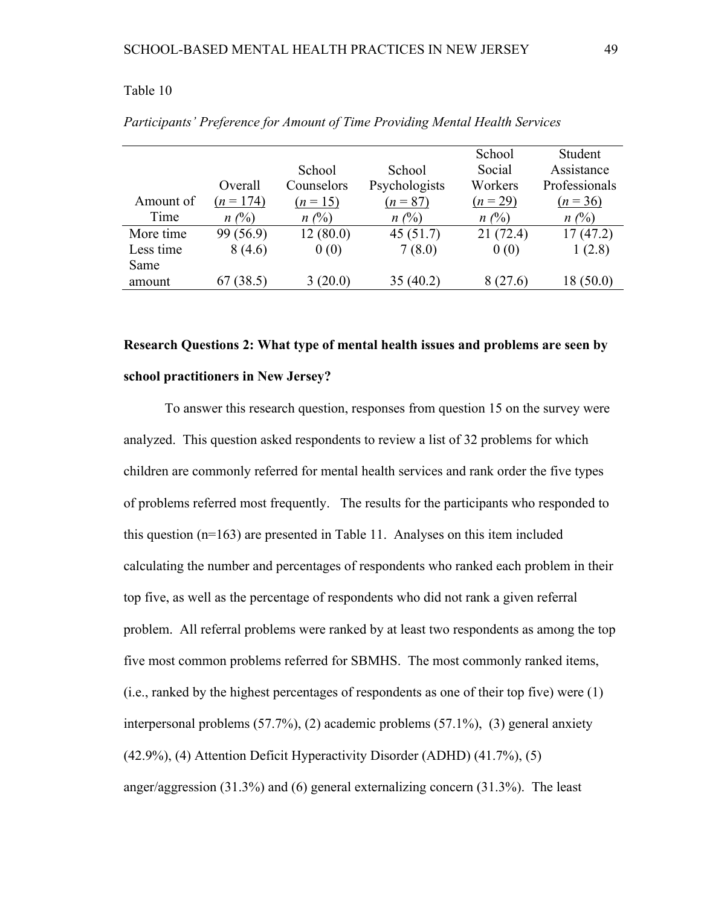Table 10

*Participants' Preference for Amount of Time Providing Mental Health Services*

| Amount of Time | Overall (*n* = 174) *n* (%) | School Counselors (*n* = 15) *n* (%) | School Psychologists (*n* = 87) *n* (%) | School Social Workers (*n* = 29) *n* (%) | Student Assistance Professionals (*n* = 36) *n* (%) |
|---|---|---|---|---|---|
| More time | 99 (56.9) | 12 (80.0) | 45 (51.7) | 21 (72.4) | 17 (47.2) |
| Less time | 8 (4.6) | 0 (0) | 7 (8.0) | 0 (0) | 1 (2.8) |
| Same amount | 67 (38.5) | 3 (20.0) | 35 (40.2) | 8 (27.6) | 18 (50.0) |

**Research Questions 2: What type of mental health issues and problems are seen by school practitioners in New Jersey?**

To answer this research question, responses from question 15 on the survey were analyzed. This question asked respondents to review a list of 32 problems for which children are commonly referred for mental health services and rank order the five types of problems referred most frequently. The results for the participants who responded to this question (n=163) are presented in Table 11. Analyses on this item included calculating the number and percentages of respondents who ranked each problem in their top five, as well as the percentage of respondents who did not rank a given referral problem. All referral problems were ranked by at least two respondents as among the top five most common problems referred for SBMHS. The most commonly ranked items, (i.e., ranked by the highest percentages of respondents as one of their top five) were (1) interpersonal problems (57.7%), (2) academic problems (57.1%), (3) general anxiety (42.9%), (4) Attention Deficit Hyperactivity Disorder (ADHD) (41.7%), (5) anger/aggression (31.3%) and (6) general externalizing concern (31.3%). The least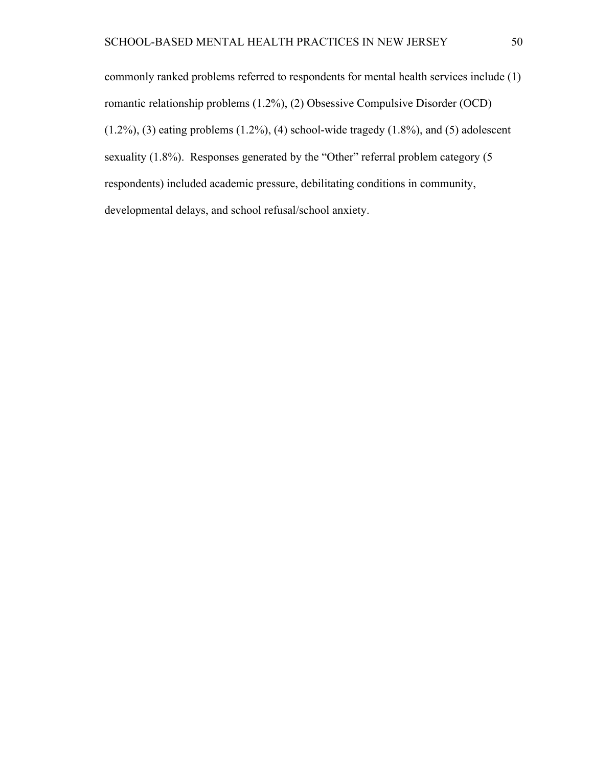commonly ranked problems referred to respondents for mental health services include (1) romantic relationship problems (1.2%), (2) Obsessive Compulsive Disorder (OCD) (1.2%), (3) eating problems (1.2%), (4) school-wide tragedy (1.8%), and (5) adolescent sexuality (1.8%). Responses generated by the "Other" referral problem category (5 respondents) included academic pressure, debilitating conditions in community, developmental delays, and school refusal/school anxiety.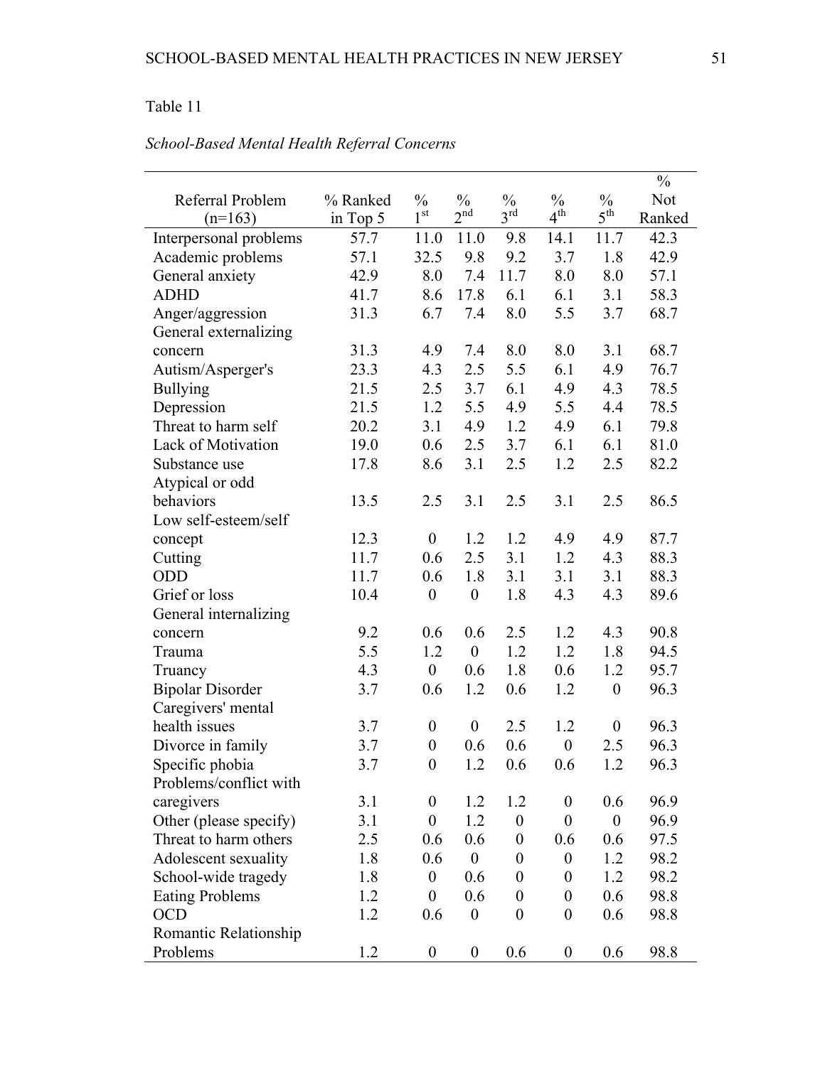Table 11

*School-Based Mental Health Referral Concerns*

| Referral Problem (n=163) | % Ranked in Top 5 | % 1st | % 2nd | % 3rd | % 4th | % 5th | % Not Ranked |
|---|---|---|---|---|---|---|---|
| Interpersonal problems | 57.7 | 11.0 | 11.0 | 9.8 | 14.1 | 11.7 | 42.3 |
| Academic problems | 57.1 | 32.5 | 9.8 | 9.2 | 3.7 | 1.8 | 42.9 |
| General anxiety | 42.9 | 8.0 | 7.4 | 11.7 | 8.0 | 8.0 | 57.1 |
| ADHD | 41.7 | 8.6 | 17.8 | 6.1 | 6.1 | 3.1 | 58.3 |
| Anger/aggression | 31.3 | 6.7 | 7.4 | 8.0 | 5.5 | 3.7 | 68.7 |
| General externalizing concern | 31.3 | 4.9 | 7.4 | 8.0 | 8.0 | 3.1 | 68.7 |
| Autism/Asperger's | 23.3 | 4.3 | 2.5 | 5.5 | 6.1 | 4.9 | 76.7 |
| Bullying | 21.5 | 2.5 | 3.7 | 6.1 | 4.9 | 4.3 | 78.5 |
| Depression | 21.5 | 1.2 | 5.5 | 4.9 | 5.5 | 4.4 | 78.5 |
| Threat to harm self | 20.2 | 3.1 | 4.9 | 1.2 | 4.9 | 6.1 | 79.8 |
| Lack of Motivation | 19.0 | 0.6 | 2.5 | 3.7 | 6.1 | 6.1 | 81.0 |
| Substance use | 17.8 | 8.6 | 3.1 | 2.5 | 1.2 | 2.5 | 82.2 |
| Atypical or odd behaviors | 13.5 | 2.5 | 3.1 | 2.5 | 3.1 | 2.5 | 86.5 |
| Low self-esteem/self concept | 12.3 | 0 | 1.2 | 1.2 | 4.9 | 4.9 | 87.7 |
| Cutting | 11.7 | 0.6 | 2.5 | 3.1 | 1.2 | 4.3 | 88.3 |
| ODD | 11.7 | 0.6 | 1.8 | 3.1 | 3.1 | 3.1 | 88.3 |
| Grief or loss | 10.4 | 0 | 0 | 1.8 | 4.3 | 4.3 | 89.6 |
| General internalizing concern | 9.2 | 0.6 | 0.6 | 2.5 | 1.2 | 4.3 | 90.8 |
| Trauma | 5.5 | 1.2 | 0 | 1.2 | 1.2 | 1.8 | 94.5 |
| Truancy | 4.3 | 0 | 0.6 | 1.8 | 0.6 | 1.2 | 95.7 |
| Bipolar Disorder | 3.7 | 0.6 | 1.2 | 0.6 | 1.2 | 0 | 96.3 |
| Caregivers' mental health issues | 3.7 | 0 | 0 | 2.5 | 1.2 | 0 | 96.3 |
| Divorce in family | 3.7 | 0 | 0.6 | 0.6 | 0 | 2.5 | 96.3 |
| Specific phobia | 3.7 | 0 | 1.2 | 0.6 | 0.6 | 1.2 | 96.3 |
| Problems/conflict with caregivers | 3.1 | 0 | 1.2 | 1.2 | 0 | 0.6 | 96.9 |
| Other (please specify) | 3.1 | 0 | 1.2 | 0 | 0 | 0 | 96.9 |
| Threat to harm others | 2.5 | 0.6 | 0.6 | 0 | 0.6 | 0.6 | 97.5 |
| Adolescent sexuality | 1.8 | 0.6 | 0 | 0 | 0 | 1.2 | 98.2 |
| School-wide tragedy | 1.8 | 0 | 0.6 | 0 | 0 | 1.2 | 98.2 |
| Eating Problems | 1.2 | 0 | 0.6 | 0 | 0 | 0.6 | 98.8 |
| OCD | 1.2 | 0.6 | 0 | 0 | 0 | 0.6 | 98.8 |
| Romantic Relationship Problems | 1.2 | 0 | 0 | 0.6 | 0 | 0.6 | 98.8 |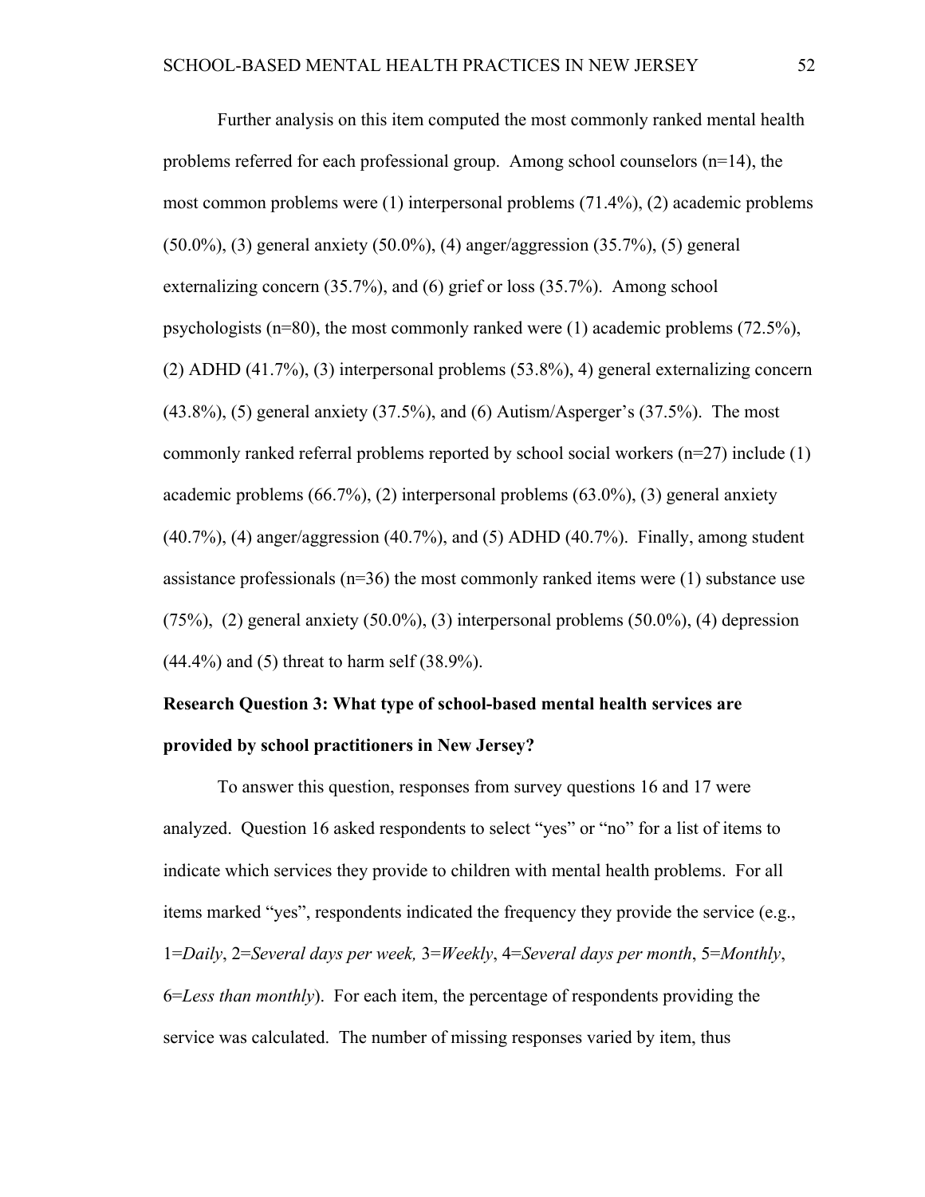Further analysis on this item computed the most commonly ranked mental health problems referred for each professional group. Among school counselors (n=14), the most common problems were (1) interpersonal problems (71.4%), (2) academic problems (50.0%), (3) general anxiety (50.0%), (4) anger/aggression (35.7%), (5) general externalizing concern (35.7%), and (6) grief or loss (35.7%). Among school psychologists (n=80), the most commonly ranked were (1) academic problems (72.5%), (2) ADHD (41.7%), (3) interpersonal problems (53.8%), 4) general externalizing concern (43.8%), (5) general anxiety (37.5%), and (6) Autism/Asperger's (37.5%). The most commonly ranked referral problems reported by school social workers (n=27) include (1) academic problems (66.7%), (2) interpersonal problems (63.0%), (3) general anxiety (40.7%), (4) anger/aggression (40.7%), and (5) ADHD (40.7%). Finally, among student assistance professionals (n=36) the most commonly ranked items were (1) substance use (75%), (2) general anxiety (50.0%), (3) interpersonal problems (50.0%), (4) depression (44.4%) and (5) threat to harm self (38.9%).

**Research Question 3: What type of school-based mental health services are provided by school practitioners in New Jersey?**

To answer this question, responses from survey questions 16 and 17 were analyzed. Question 16 asked respondents to select "yes" or "no" for a list of items to indicate which services they provide to children with mental health problems. For all items marked "yes", respondents indicated the frequency they provide the service (e.g., 1=*Daily*, 2=*Several days per week,* 3=*Weekly*, 4=*Several days per month*, 5=*Monthly*, 6=*Less than monthly*). For each item, the percentage of respondents providing the service was calculated. The number of missing responses varied by item, thus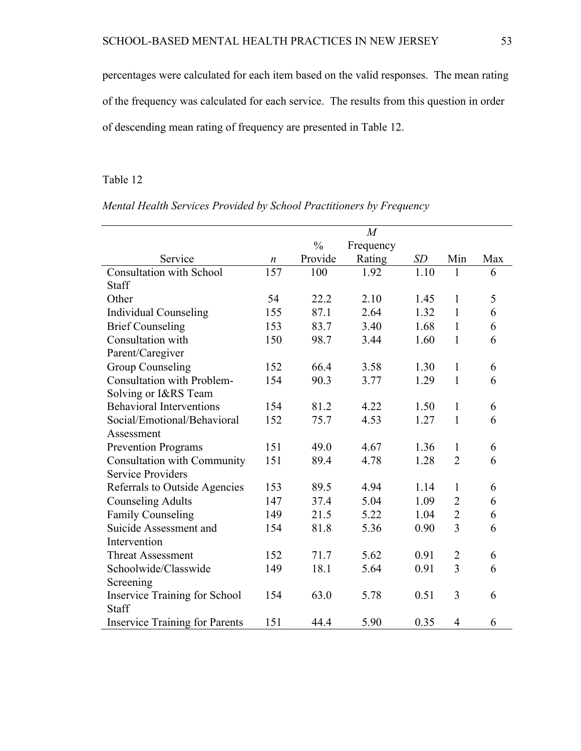percentages were calculated for each item based on the valid responses. The mean rating of the frequency was calculated for each service. The results from this question in order of descending mean rating of frequency are presented in Table 12.

Table 12

*Mental Health Services Provided by School Practitioners by Frequency*

| Service | *n* | % Provide | *M* Frequency Rating | *SD* | Min | Max |
|---|---|---|---|---|---|---|
| Consultation with School Staff | 157 | 100 | 1.92 | 1.10 | 1 | 6 |
| Other | 54 | 22.2 | 2.10 | 1.45 | 1 | 5 |
| Individual Counseling | 155 | 87.1 | 2.64 | 1.32 | 1 | 6 |
| Brief Counseling | 153 | 83.7 | 3.40 | 1.68 | 1 | 6 |
| Consultation with Parent/Caregiver | 150 | 98.7 | 3.44 | 1.60 | 1 | 6 |
| Group Counseling | 152 | 66.4 | 3.58 | 1.30 | 1 | 6 |
| Consultation with Problem-Solving or I&RS Team | 154 | 90.3 | 3.77 | 1.29 | 1 | 6 |
| Behavioral Interventions | 154 | 81.2 | 4.22 | 1.50 | 1 | 6 |
| Social/Emotional/Behavioral Assessment | 152 | 75.7 | 4.53 | 1.27 | 1 | 6 |
| Prevention Programs | 151 | 49.0 | 4.67 | 1.36 | 1 | 6 |
| Consultation with Community Service Providers | 151 | 89.4 | 4.78 | 1.28 | 2 | 6 |
| Referrals to Outside Agencies | 153 | 89.5 | 4.94 | 1.14 | 1 | 6 |
| Counseling Adults | 147 | 37.4 | 5.04 | 1.09 | 2 | 6 |
| Family Counseling | 149 | 21.5 | 5.22 | 1.04 | 2 | 6 |
| Suicide Assessment and Intervention | 154 | 81.8 | 5.36 | 0.90 | 3 | 6 |
| Threat Assessment | 152 | 71.7 | 5.62 | 0.91 | 2 | 6 |
| Schoolwide/Classwide Screening | 149 | 18.1 | 5.64 | 0.91 | 3 | 6 |
| Inservice Training for School Staff | 154 | 63.0 | 5.78 | 0.51 | 3 | 6 |
| Inservice Training for Parents | 151 | 44.4 | 5.90 | 0.35 | 4 | 6 |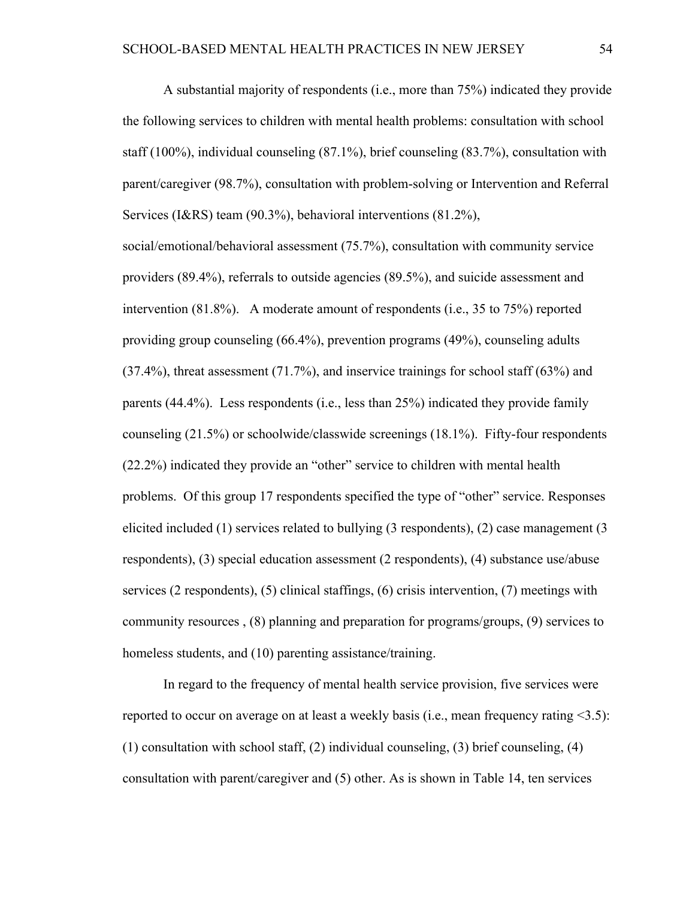A substantial majority of respondents (i.e., more than 75%) indicated they provide the following services to children with mental health problems: consultation with school staff (100%), individual counseling (87.1%), brief counseling (83.7%), consultation with parent/caregiver (98.7%), consultation with problem-solving or Intervention and Referral Services (I&RS) team (90.3%), behavioral interventions (81.2%), social/emotional/behavioral assessment (75.7%), consultation with community service providers (89.4%), referrals to outside agencies (89.5%), and suicide assessment and intervention (81.8%). A moderate amount of respondents (i.e., 35 to 75%) reported providing group counseling (66.4%), prevention programs (49%), counseling adults (37.4%), threat assessment (71.7%), and inservice trainings for school staff (63%) and parents (44.4%). Less respondents (i.e., less than 25%) indicated they provide family counseling (21.5%) or schoolwide/classwide screenings (18.1%). Fifty-four respondents (22.2%) indicated they provide an "other" service to children with mental health problems. Of this group 17 respondents specified the type of "other" service. Responses elicited included (1) services related to bullying (3 respondents), (2) case management (3 respondents), (3) special education assessment (2 respondents), (4) substance use/abuse services (2 respondents), (5) clinical staffings, (6) crisis intervention, (7) meetings with community resources , (8) planning and preparation for programs/groups, (9) services to homeless students, and (10) parenting assistance/training.

In regard to the frequency of mental health service provision, five services were reported to occur on average on at least a weekly basis (i.e., mean frequency rating <3.5): (1) consultation with school staff, (2) individual counseling, (3) brief counseling, (4) consultation with parent/caregiver and (5) other. As is shown in Table 14, ten services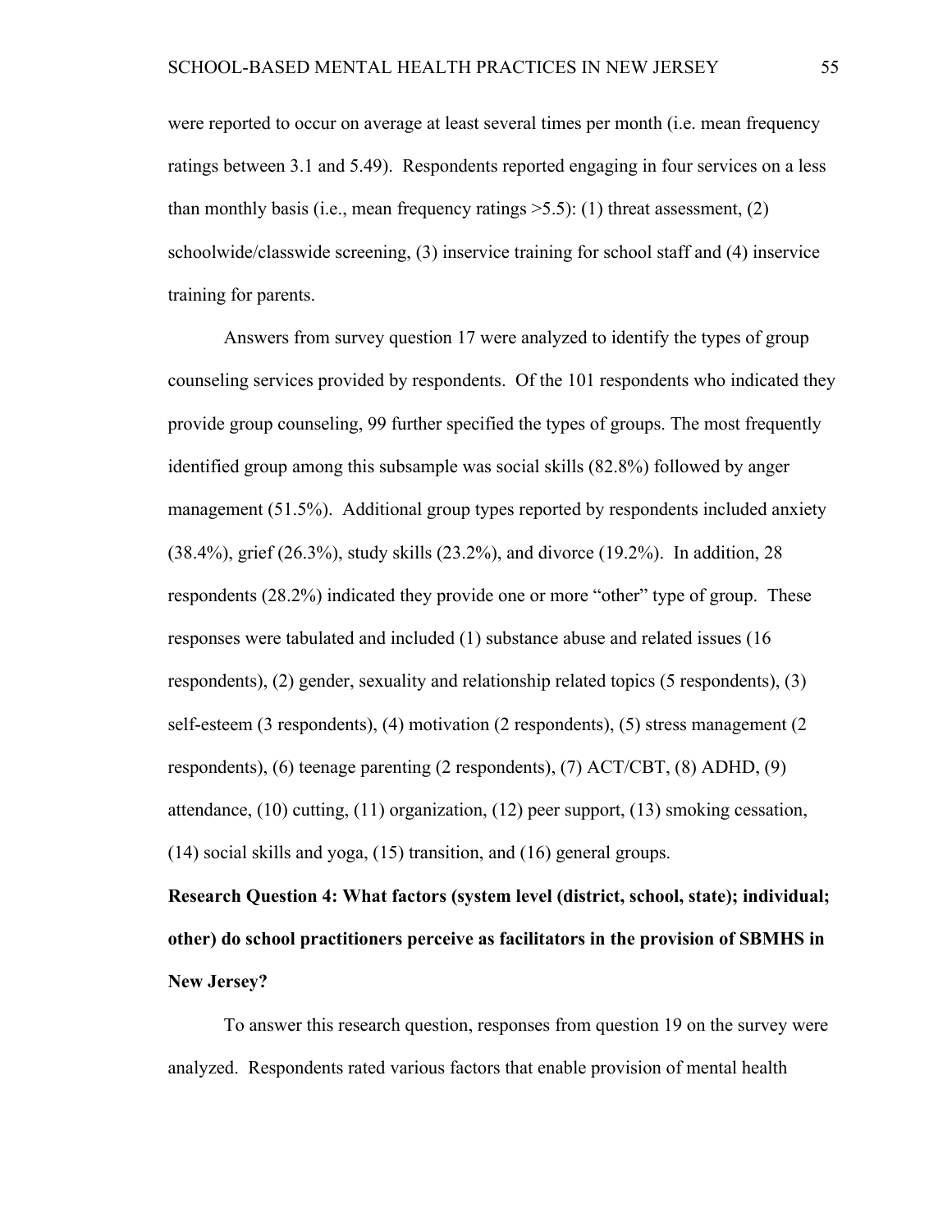were reported to occur on average at least several times per month (i.e. mean frequency ratings between 3.1 and 5.49). Respondents reported engaging in four services on a less than monthly basis (i.e., mean frequency ratings >5.5): (1) threat assessment, (2) schoolwide/classwide screening, (3) inservice training for school staff and (4) inservice training for parents.

Answers from survey question 17 were analyzed to identify the types of group counseling services provided by respondents. Of the 101 respondents who indicated they provide group counseling, 99 further specified the types of groups. The most frequently identified group among this subsample was social skills (82.8%) followed by anger management (51.5%). Additional group types reported by respondents included anxiety (38.4%), grief (26.3%), study skills (23.2%), and divorce (19.2%). In addition, 28 respondents (28.2%) indicated they provide one or more "other" type of group. These responses were tabulated and included (1) substance abuse and related issues (16 respondents), (2) gender, sexuality and relationship related topics (5 respondents), (3) self-esteem (3 respondents), (4) motivation (2 respondents), (5) stress management (2 respondents), (6) teenage parenting (2 respondents), (7) ACT/CBT, (8) ADHD, (9) attendance, (10) cutting, (11) organization, (12) peer support, (13) smoking cessation, (14) social skills and yoga, (15) transition, and (16) general groups.

**Research Question 4: What factors (system level (district, school, state); individual; other) do school practitioners perceive as facilitators in the provision of SBMHS in New Jersey?**

To answer this research question, responses from question 19 on the survey were analyzed. Respondents rated various factors that enable provision of mental health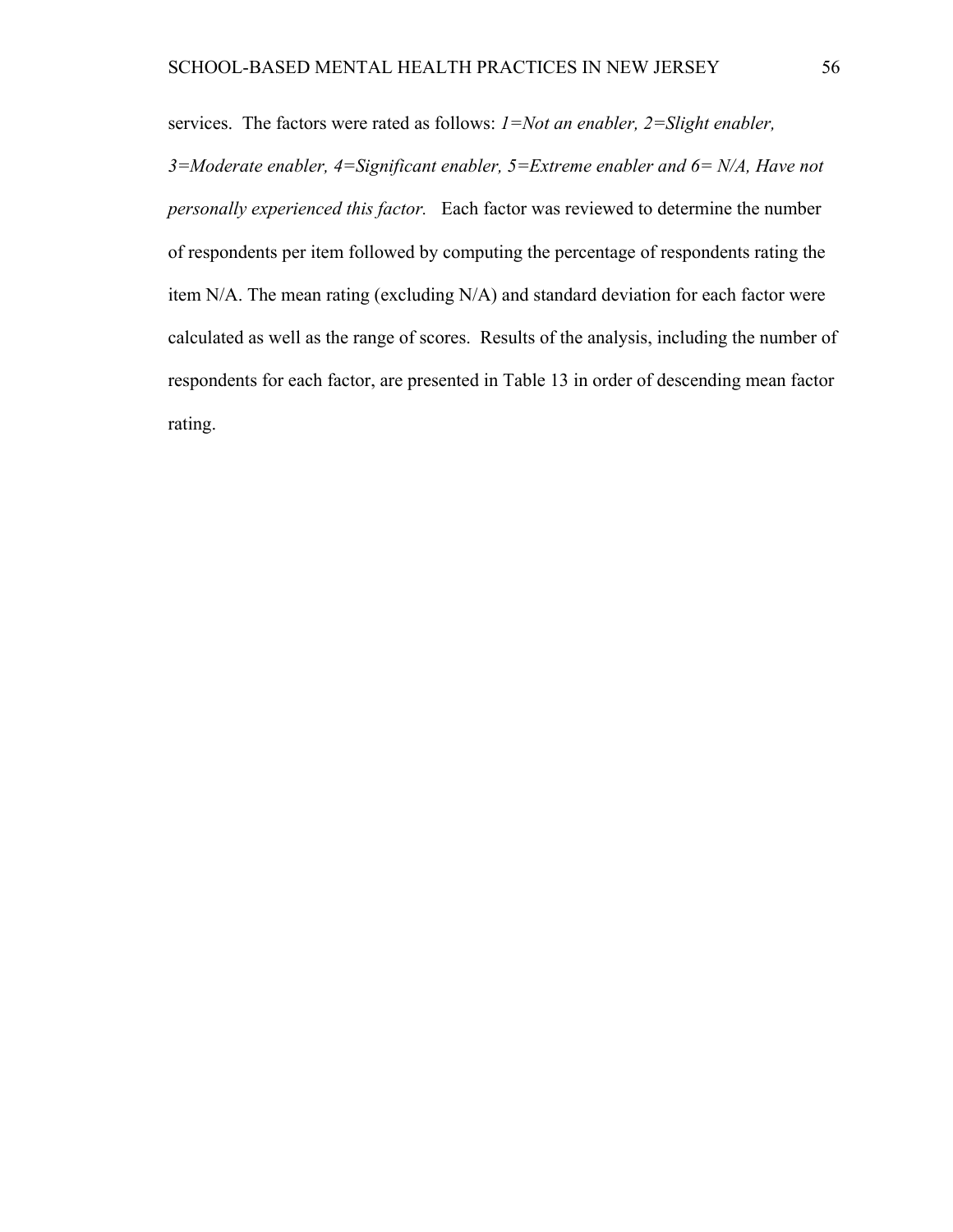services. The factors were rated as follows: *1=Not an enabler, 2=Slight enabler, 3=Moderate enabler, 4=Significant enabler, 5=Extreme enabler and 6= N/A, Have not personally experienced this factor.* Each factor was reviewed to determine the number of respondents per item followed by computing the percentage of respondents rating the item N/A. The mean rating (excluding N/A) and standard deviation for each factor were calculated as well as the range of scores. Results of the analysis, including the number of respondents for each factor, are presented in Table 13 in order of descending mean factor rating.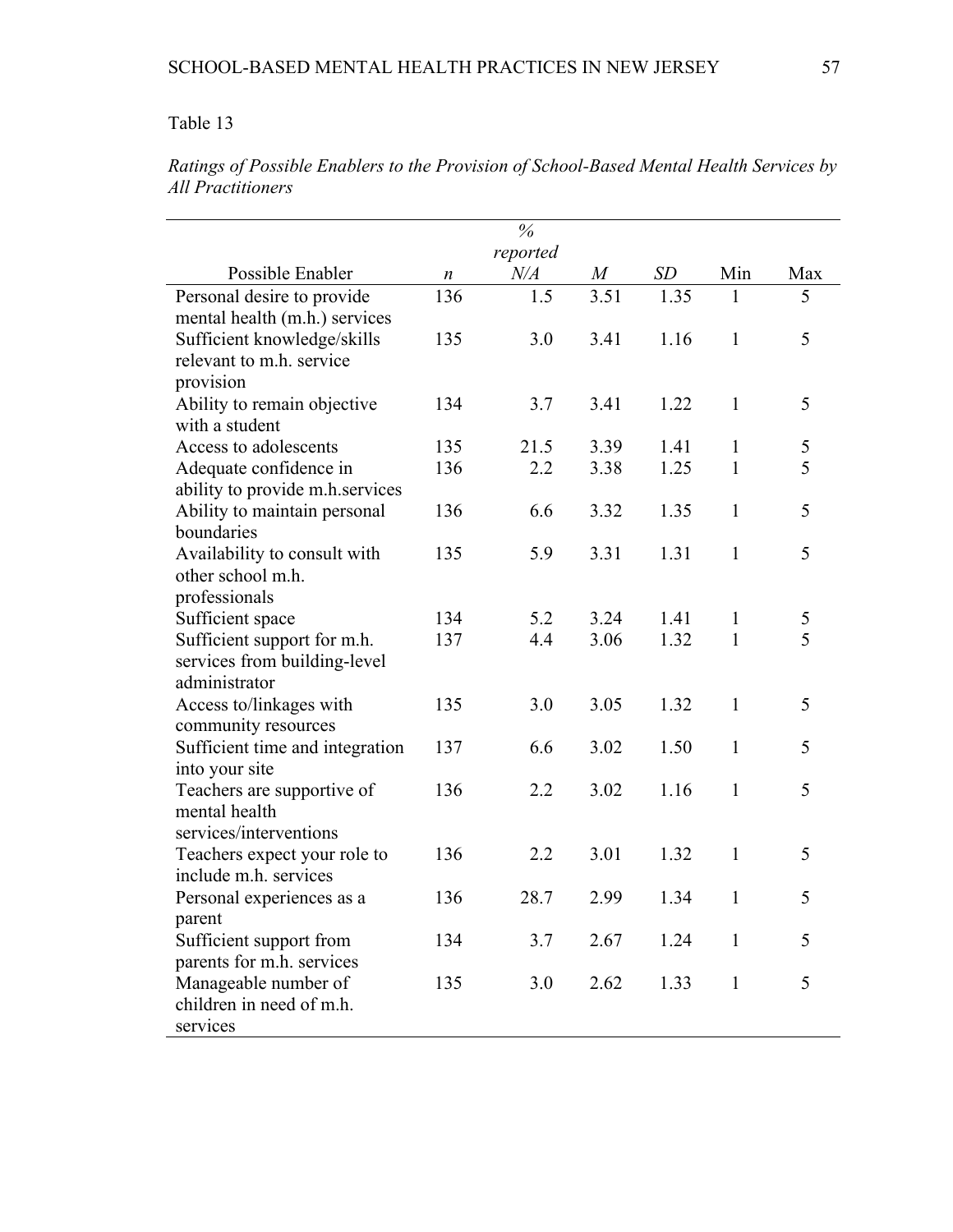Table 13

*Ratings of Possible Enablers to the Provision of School-Based Mental Health Services by All Practitioners*

| Possible Enabler | *n* | % reported *N/A* | *M* | *SD* | Min | Max |
|---|---|---|---|---|---|---|
| Personal desire to provide mental health (m.h.) services | 136 | 1.5 | 3.51 | 1.35 | 1 | 5 |
| Sufficient knowledge/skills relevant to m.h. service provision | 135 | 3.0 | 3.41 | 1.16 | 1 | 5 |
| Ability to remain objective with a student | 134 | 3.7 | 3.41 | 1.22 | 1 | 5 |
| Access to adolescents | 135 | 21.5 | 3.39 | 1.41 | 1 | 5 |
| Adequate confidence in ability to provide m.h.services | 136 | 2.2 | 3.38 | 1.25 | 1 | 5 |
| Ability to maintain personal boundaries | 136 | 6.6 | 3.32 | 1.35 | 1 | 5 |
| Availability to consult with other school m.h. professionals | 135 | 5.9 | 3.31 | 1.31 | 1 | 5 |
| Sufficient space | 134 | 5.2 | 3.24 | 1.41 | 1 | 5 |
| Sufficient support for m.h. services from building-level administrator | 137 | 4.4 | 3.06 | 1.32 | 1 | 5 |
| Access to/linkages with community resources | 135 | 3.0 | 3.05 | 1.32 | 1 | 5 |
| Sufficient time and integration into your site | 137 | 6.6 | 3.02 | 1.50 | 1 | 5 |
| Teachers are supportive of mental health services/interventions | 136 | 2.2 | 3.02 | 1.16 | 1 | 5 |
| Teachers expect your role to include m.h. services | 136 | 2.2 | 3.01 | 1.32 | 1 | 5 |
| Personal experiences as a parent | 136 | 28.7 | 2.99 | 1.34 | 1 | 5 |
| Sufficient support from parents for m.h. services | 134 | 3.7 | 2.67 | 1.24 | 1 | 5 |
| Manageable number of children in need of m.h. services | 135 | 3.0 | 2.62 | 1.33 | 1 | 5 |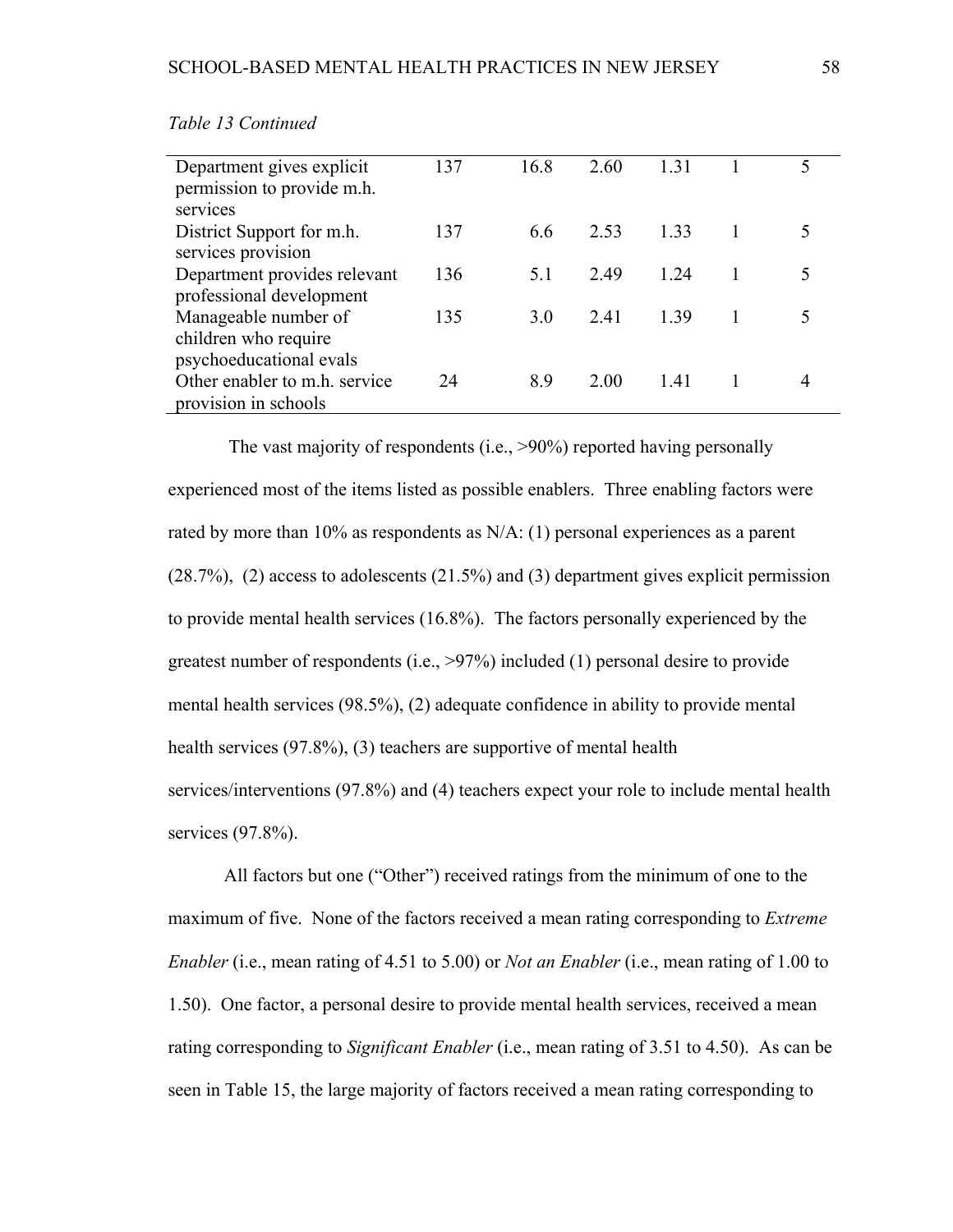*Table 13 Continued*

| | | | | | | |
|---|---|---|---|---|---|---|
| Department gives explicit permission to provide m.h. services | 137 | 16.8 | 2.60 | 1.31 | 1 | 5 |
| District Support for m.h. services provision | 137 | 6.6 | 2.53 | 1.33 | 1 | 5 |
| Department provides relevant professional development | 136 | 5.1 | 2.49 | 1.24 | 1 | 5 |
| Manageable number of children who require psychoeducational evals | 135 | 3.0 | 2.41 | 1.39 | 1 | 5 |
| Other enabler to m.h. service provision in schools | 24 | 8.9 | 2.00 | 1.41 | 1 | 4 |

The vast majority of respondents (i.e., >90%) reported having personally experienced most of the items listed as possible enablers. Three enabling factors were rated by more than 10% as respondents as N/A: (1) personal experiences as a parent (28.7%), (2) access to adolescents (21.5%) and (3) department gives explicit permission to provide mental health services (16.8%). The factors personally experienced by the greatest number of respondents (i.e., >97%) included (1) personal desire to provide mental health services (98.5%), (2) adequate confidence in ability to provide mental health services (97.8%), (3) teachers are supportive of mental health services/interventions (97.8%) and (4) teachers expect your role to include mental health services (97.8%).

All factors but one ("Other") received ratings from the minimum of one to the maximum of five. None of the factors received a mean rating corresponding to *Extreme Enabler* (i.e., mean rating of 4.51 to 5.00) or *Not an Enabler* (i.e., mean rating of 1.00 to 1.50). One factor, a personal desire to provide mental health services, received a mean rating corresponding to *Significant Enabler* (i.e., mean rating of 3.51 to 4.50). As can be seen in Table 15, the large majority of factors received a mean rating corresponding to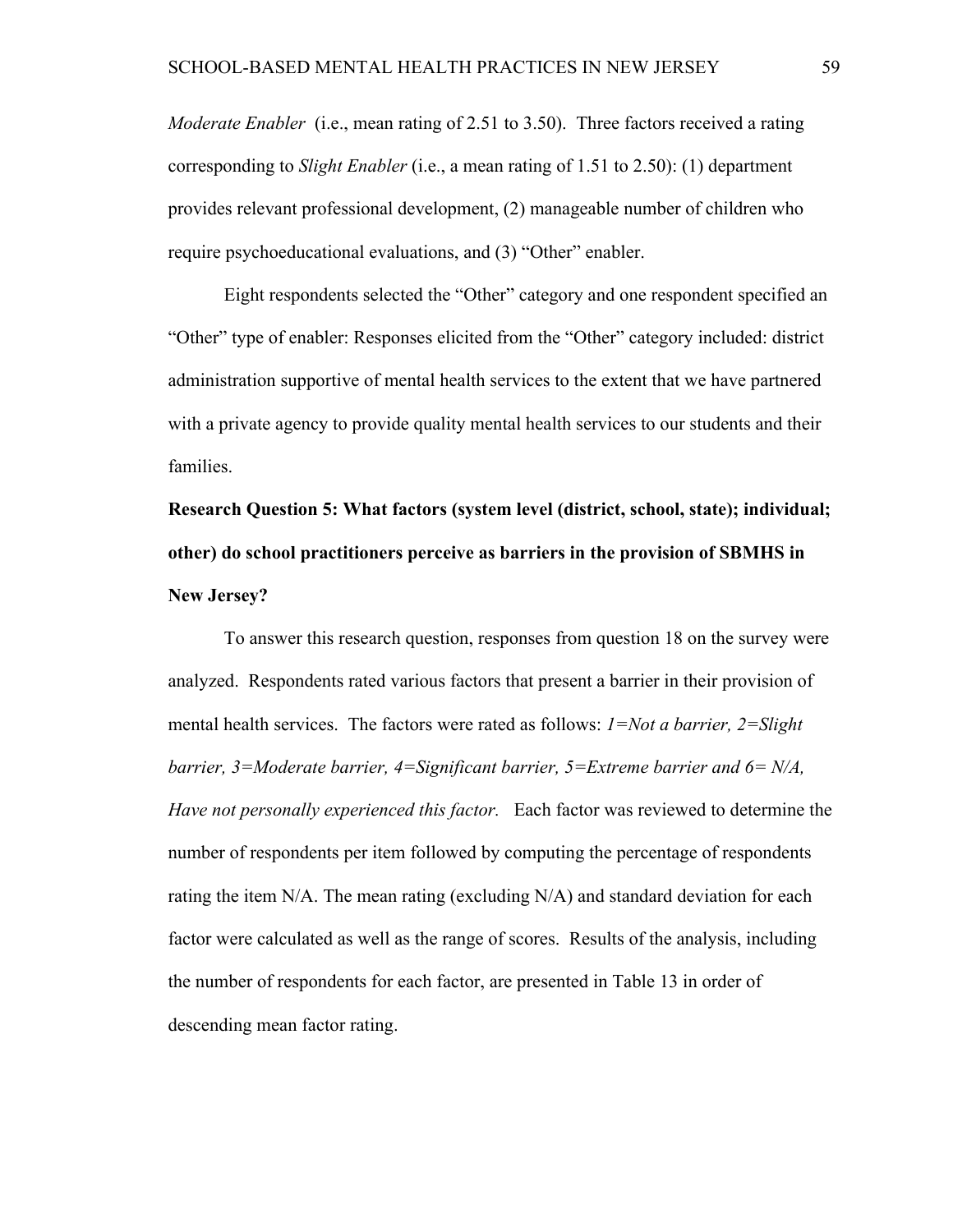*Moderate Enabler* (i.e., mean rating of 2.51 to 3.50). Three factors received a rating corresponding to *Slight Enabler* (i.e., a mean rating of 1.51 to 2.50): (1) department provides relevant professional development, (2) manageable number of children who require psychoeducational evaluations, and (3) "Other" enabler.

Eight respondents selected the "Other" category and one respondent specified an "Other" type of enabler: Responses elicited from the "Other" category included: district administration supportive of mental health services to the extent that we have partnered with a private agency to provide quality mental health services to our students and their families.

**Research Question 5: What factors (system level (district, school, state); individual; other) do school practitioners perceive as barriers in the provision of SBMHS in New Jersey?**

To answer this research question, responses from question 18 on the survey were analyzed. Respondents rated various factors that present a barrier in their provision of mental health services. The factors were rated as follows: *1=Not a barrier, 2=Slight barrier, 3=Moderate barrier, 4=Significant barrier, 5=Extreme barrier and 6= N/A, Have not personally experienced this factor.* Each factor was reviewed to determine the number of respondents per item followed by computing the percentage of respondents rating the item N/A. The mean rating (excluding N/A) and standard deviation for each factor were calculated as well as the range of scores. Results of the analysis, including the number of respondents for each factor, are presented in Table 13 in order of descending mean factor rating.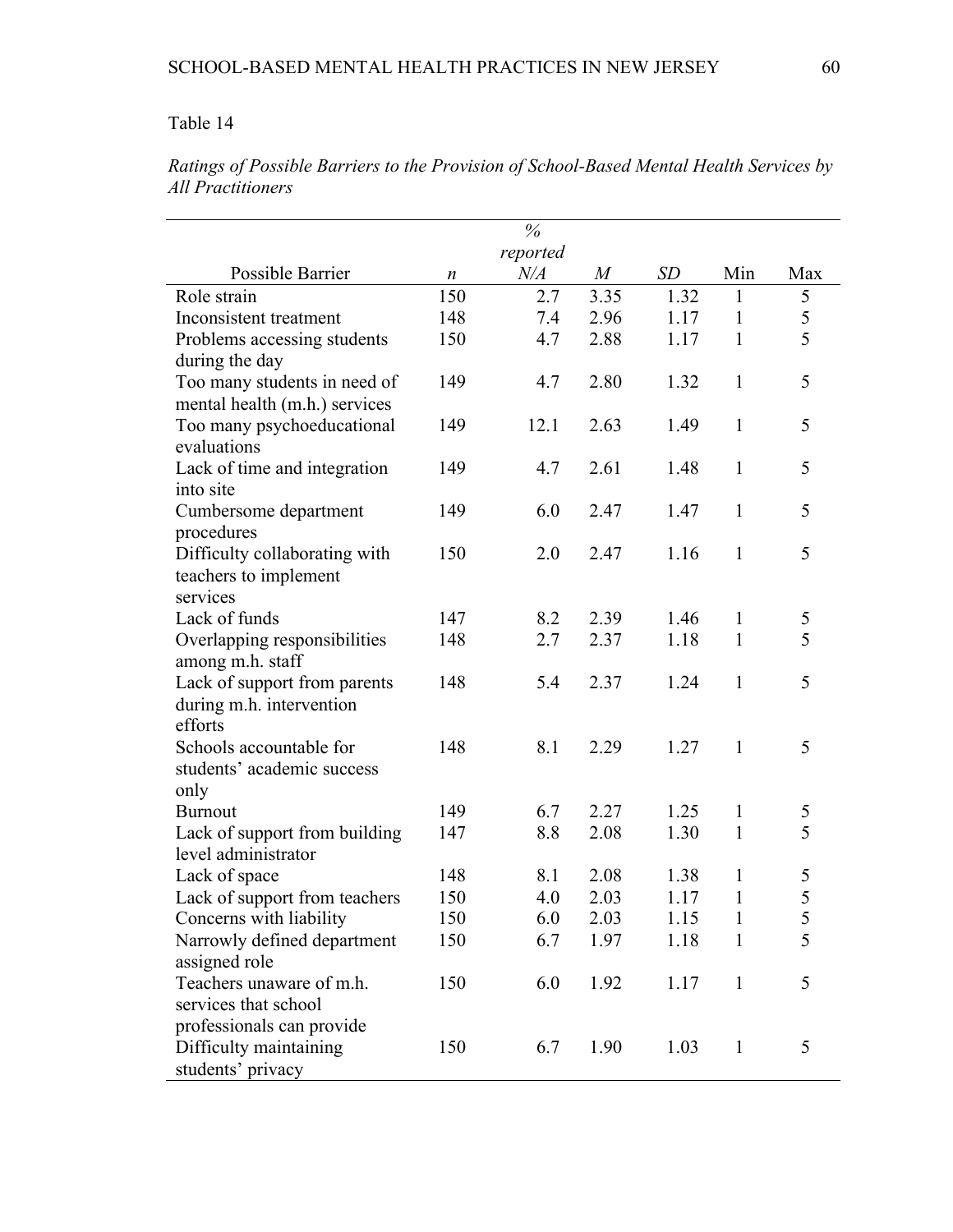Table 14

*Ratings of Possible Barriers to the Provision of School-Based Mental Health Services by All Practitioners*

| Possible Barrier | *n* | % reported *N/A* | *M* | *SD* | Min | Max |
|---|---|---|---|---|---|---|
| Role strain | 150 | 2.7 | 3.35 | 1.32 | 1 | 5 |
| Inconsistent treatment | 148 | 7.4 | 2.96 | 1.17 | 1 | 5 |
| Problems accessing students during the day | 150 | 4.7 | 2.88 | 1.17 | 1 | 5 |
| Too many students in need of mental health (m.h.) services | 149 | 4.7 | 2.80 | 1.32 | 1 | 5 |
| Too many psychoeducational evaluations | 149 | 12.1 | 2.63 | 1.49 | 1 | 5 |
| Lack of time and integration into site | 149 | 4.7 | 2.61 | 1.48 | 1 | 5 |
| Cumbersome department procedures | 149 | 6.0 | 2.47 | 1.47 | 1 | 5 |
| Difficulty collaborating with teachers to implement services | 150 | 2.0 | 2.47 | 1.16 | 1 | 5 |
| Lack of funds | 147 | 8.2 | 2.39 | 1.46 | 1 | 5 |
| Overlapping responsibilities among m.h. staff | 148 | 2.7 | 2.37 | 1.18 | 1 | 5 |
| Lack of support from parents during m.h. intervention efforts | 148 | 5.4 | 2.37 | 1.24 | 1 | 5 |
| Schools accountable for students' academic success only | 148 | 8.1 | 2.29 | 1.27 | 1 | 5 |
| Burnout | 149 | 6.7 | 2.27 | 1.25 | 1 | 5 |
| Lack of support from building level administrator | 147 | 8.8 | 2.08 | 1.30 | 1 | 5 |
| Lack of space | 148 | 8.1 | 2.08 | 1.38 | 1 | 5 |
| Lack of support from teachers | 150 | 4.0 | 2.03 | 1.17 | 1 | 5 |
| Concerns with liability | 150 | 6.0 | 2.03 | 1.15 | 1 | 5 |
| Narrowly defined department assigned role | 150 | 6.7 | 1.97 | 1.18 | 1 | 5 |
| Teachers unaware of m.h. services that school professionals can provide | 150 | 6.0 | 1.92 | 1.17 | 1 | 5 |
| Difficulty maintaining students' privacy | 150 | 6.7 | 1.90 | 1.03 | 1 | 5 |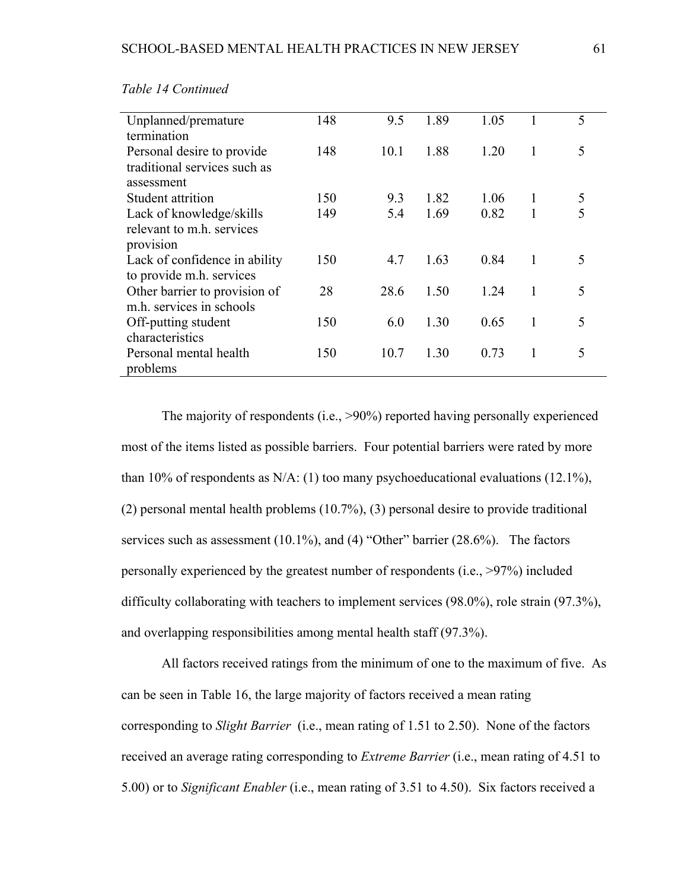*Table 14 Continued*

| | | | | | | |
|---|---|---|---|---|---|---|
| Unplanned/premature termination | 148 | 9.5 | 1.89 | 1.05 | 1 | 5 |
| Personal desire to provide traditional services such as assessment | 148 | 10.1 | 1.88 | 1.20 | 1 | 5 |
| Student attrition | 150 | 9.3 | 1.82 | 1.06 | 1 | 5 |
| Lack of knowledge/skills relevant to m.h. services provision | 149 | 5.4 | 1.69 | 0.82 | 1 | 5 |
| Lack of confidence in ability to provide m.h. services | 150 | 4.7 | 1.63 | 0.84 | 1 | 5 |
| Other barrier to provision of m.h. services in schools | 28 | 28.6 | 1.50 | 1.24 | 1 | 5 |
| Off-putting student characteristics | 150 | 6.0 | 1.30 | 0.65 | 1 | 5 |
| Personal mental health problems | 150 | 10.7 | 1.30 | 0.73 | 1 | 5 |

The majority of respondents (i.e., >90%) reported having personally experienced most of the items listed as possible barriers. Four potential barriers were rated by more than 10% of respondents as N/A: (1) too many psychoeducational evaluations (12.1%), (2) personal mental health problems (10.7%), (3) personal desire to provide traditional services such as assessment (10.1%), and (4) "Other" barrier (28.6%). The factors personally experienced by the greatest number of respondents (i.e., >97%) included difficulty collaborating with teachers to implement services (98.0%), role strain (97.3%), and overlapping responsibilities among mental health staff (97.3%).

All factors received ratings from the minimum of one to the maximum of five. As can be seen in Table 16, the large majority of factors received a mean rating corresponding to *Slight Barrier* (i.e., mean rating of 1.51 to 2.50). None of the factors received an average rating corresponding to *Extreme Barrier* (i.e., mean rating of 4.51 to 5.00) or to *Significant Enabler* (i.e., mean rating of 3.51 to 4.50). Six factors received a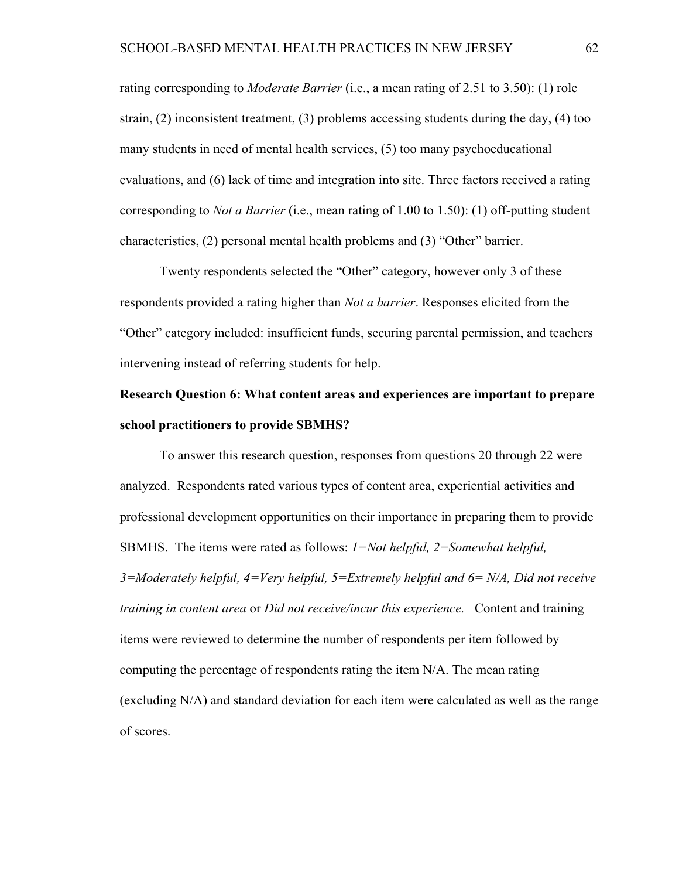rating corresponding to *Moderate Barrier* (i.e., a mean rating of 2.51 to 3.50): (1) role strain, (2) inconsistent treatment, (3) problems accessing students during the day, (4) too many students in need of mental health services, (5) too many psychoeducational evaluations, and (6) lack of time and integration into site. Three factors received a rating corresponding to *Not a Barrier* (i.e., mean rating of 1.00 to 1.50): (1) off-putting student characteristics, (2) personal mental health problems and (3) "Other" barrier.

Twenty respondents selected the "Other" category, however only 3 of these respondents provided a rating higher than *Not a barrier*. Responses elicited from the "Other" category included: insufficient funds, securing parental permission, and teachers intervening instead of referring students for help.

**Research Question 6: What content areas and experiences are important to prepare school practitioners to provide SBMHS?**

To answer this research question, responses from questions 20 through 22 were analyzed. Respondents rated various types of content area, experiential activities and professional development opportunities on their importance in preparing them to provide SBMHS. The items were rated as follows: *1=Not helpful, 2=Somewhat helpful, 3=Moderately helpful, 4=Very helpful, 5=Extremely helpful and 6= N/A, Did not receive training in content area* or *Did not receive/incur this experience.* Content and training items were reviewed to determine the number of respondents per item followed by computing the percentage of respondents rating the item N/A. The mean rating (excluding N/A) and standard deviation for each item were calculated as well as the range of scores.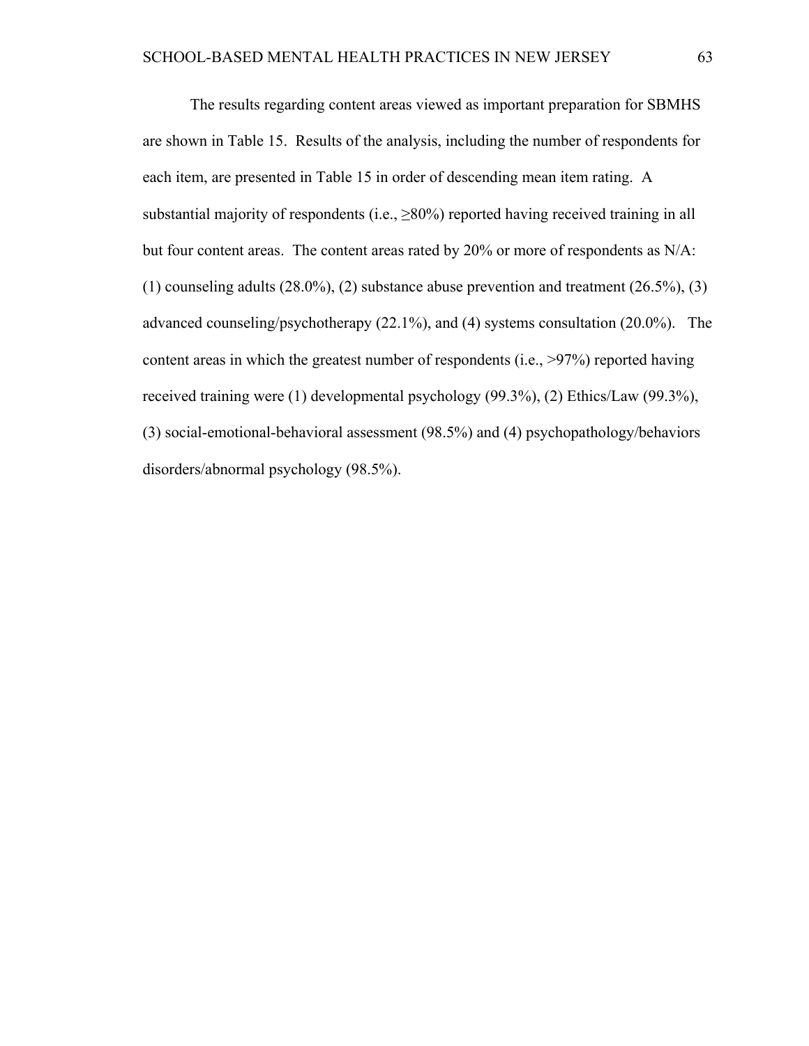The results regarding content areas viewed as important preparation for SBMHS are shown in Table 15. Results of the analysis, including the number of respondents for each item, are presented in Table 15 in order of descending mean item rating. A substantial majority of respondents (i.e., ≥80%) reported having received training in all but four content areas. The content areas rated by 20% or more of respondents as N/A: (1) counseling adults (28.0%), (2) substance abuse prevention and treatment (26.5%), (3) advanced counseling/psychotherapy (22.1%), and (4) systems consultation (20.0%). The content areas in which the greatest number of respondents (i.e., >97%) reported having received training were (1) developmental psychology (99.3%), (2) Ethics/Law (99.3%), (3) social-emotional-behavioral assessment (98.5%) and (4) psychopathology/behaviors disorders/abnormal psychology (98.5%).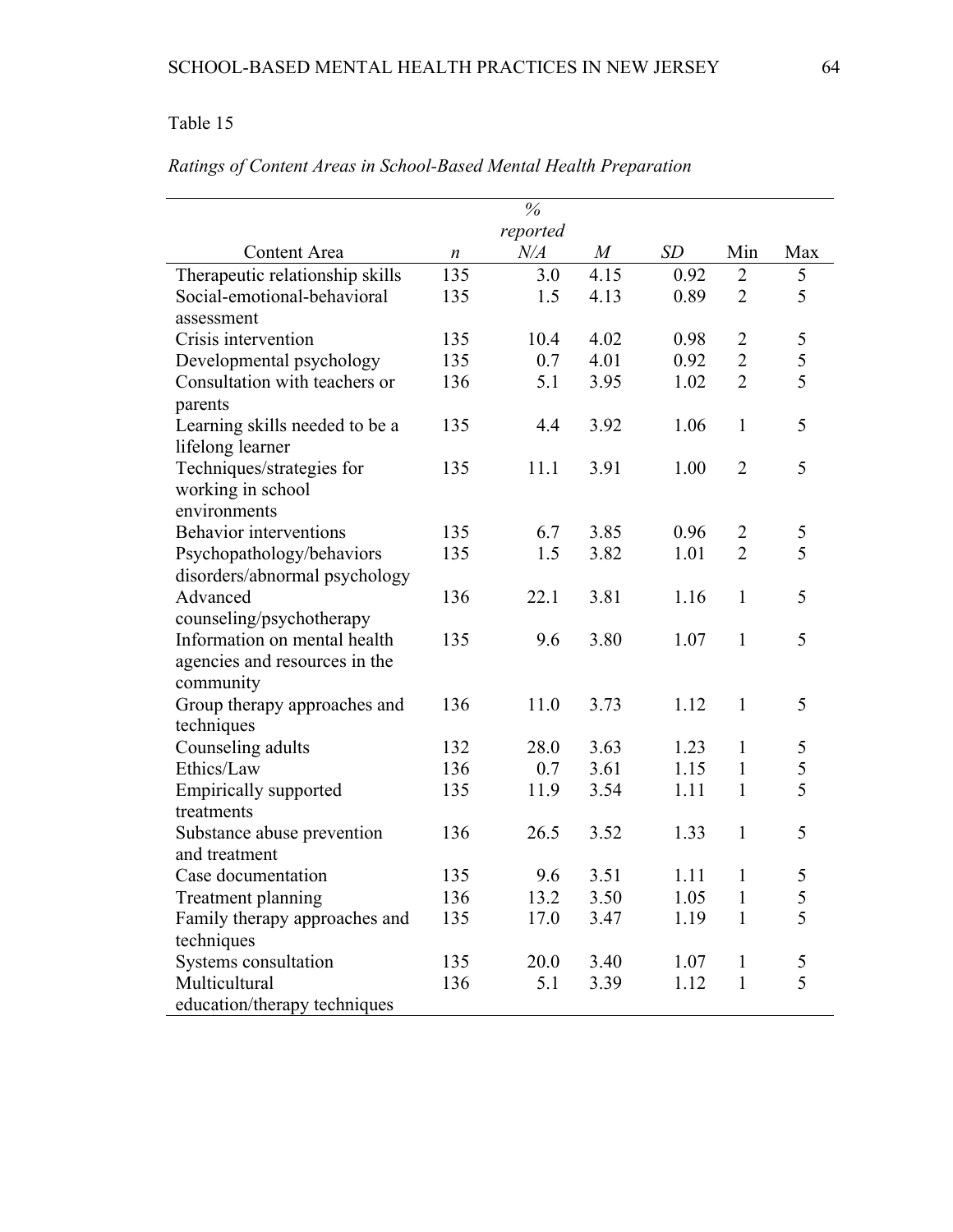Table 15

*Ratings of Content Areas in School-Based Mental Health Preparation*

| Content Area | *n* | % reported *N/A* | *M* | *SD* | Min | Max |
|---|---|---|---|---|---|---|
| Therapeutic relationship skills | 135 | 3.0 | 4.15 | 0.92 | 2 | 5 |
| Social-emotional-behavioral assessment | 135 | 1.5 | 4.13 | 0.89 | 2 | 5 |
| Crisis intervention | 135 | 10.4 | 4.02 | 0.98 | 2 | 5 |
| Developmental psychology | 135 | 0.7 | 4.01 | 0.92 | 2 | 5 |
| Consultation with teachers or parents | 136 | 5.1 | 3.95 | 1.02 | 2 | 5 |
| Learning skills needed to be a lifelong learner | 135 | 4.4 | 3.92 | 1.06 | 1 | 5 |
| Techniques/strategies for working in school environments | 135 | 11.1 | 3.91 | 1.00 | 2 | 5 |
| Behavior interventions | 135 | 6.7 | 3.85 | 0.96 | 2 | 5 |
| Psychopathology/behaviors disorders/abnormal psychology | 135 | 1.5 | 3.82 | 1.01 | 2 | 5 |
| Advanced counseling/psychotherapy | 136 | 22.1 | 3.81 | 1.16 | 1 | 5 |
| Information on mental health agencies and resources in the community | 135 | 9.6 | 3.80 | 1.07 | 1 | 5 |
| Group therapy approaches and techniques | 136 | 11.0 | 3.73 | 1.12 | 1 | 5 |
| Counseling adults | 132 | 28.0 | 3.63 | 1.23 | 1 | 5 |
| Ethics/Law | 136 | 0.7 | 3.61 | 1.15 | 1 | 5 |
| Empirically supported treatments | 135 | 11.9 | 3.54 | 1.11 | 1 | 5 |
| Substance abuse prevention and treatment | 136 | 26.5 | 3.52 | 1.33 | 1 | 5 |
| Case documentation | 135 | 9.6 | 3.51 | 1.11 | 1 | 5 |
| Treatment planning | 136 | 13.2 | 3.50 | 1.05 | 1 | 5 |
| Family therapy approaches and techniques | 135 | 17.0 | 3.47 | 1.19 | 1 | 5 |
| Systems consultation | 135 | 20.0 | 3.40 | 1.07 | 1 | 5 |
| Multicultural education/therapy techniques | 136 | 5.1 | 3.39 | 1.12 | 1 | 5 |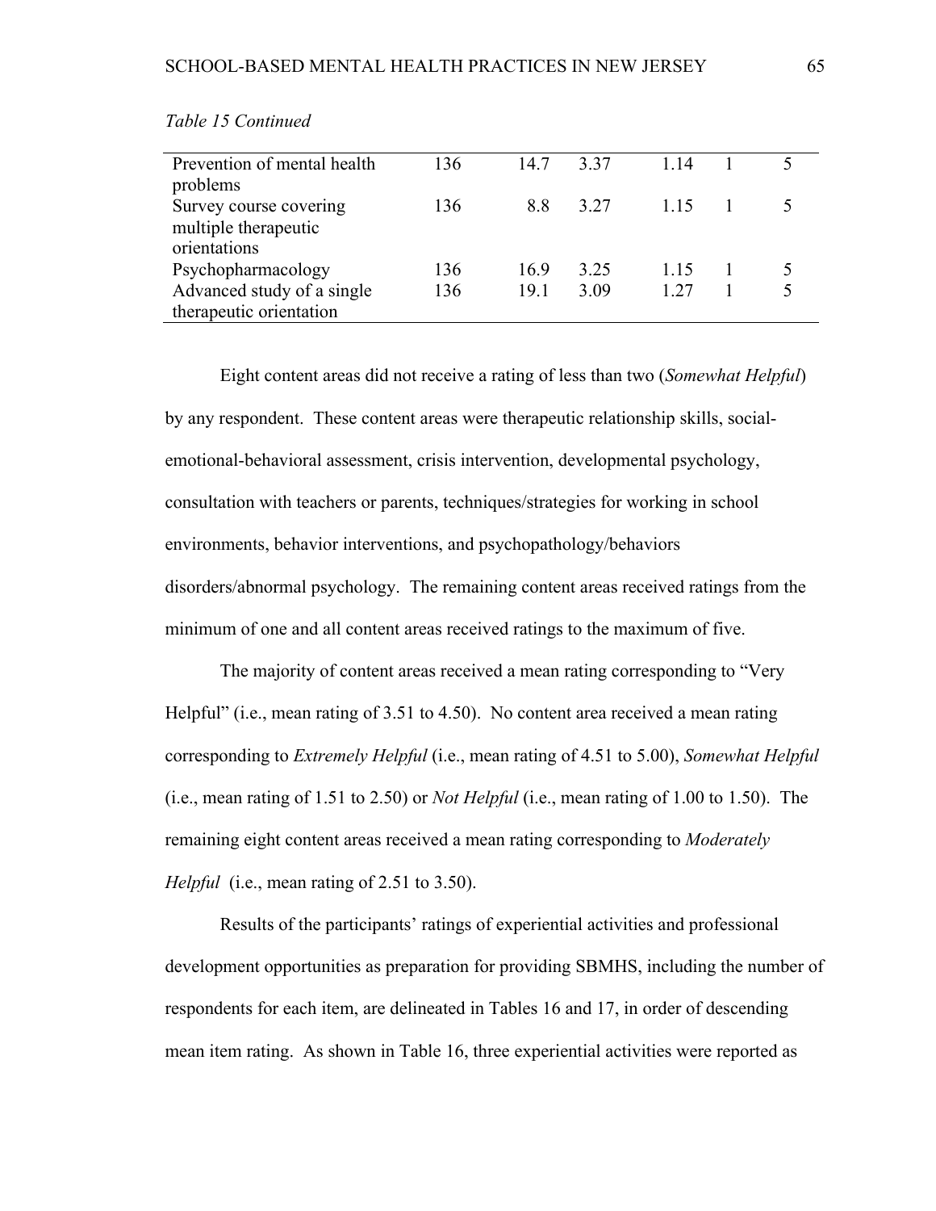*Table 15 Continued*

| | | | | | | |
|---|---|---|---|---|---|---|
| Prevention of mental health problems | 136 | 14.7 | 3.37 | 1.14 | 1 | 5 |
| Survey course covering multiple therapeutic orientations | 136 | 8.8 | 3.27 | 1.15 | 1 | 5 |
| Psychopharmacology | 136 | 16.9 | 3.25 | 1.15 | 1 | 5 |
| Advanced study of a single therapeutic orientation | 136 | 19.1 | 3.09 | 1.27 | 1 | 5 |

Eight content areas did not receive a rating of less than two (*Somewhat Helpful*) by any respondent. These content areas were therapeutic relationship skills, social-emotional-behavioral assessment, crisis intervention, developmental psychology, consultation with teachers or parents, techniques/strategies for working in school environments, behavior interventions, and psychopathology/behaviors disorders/abnormal psychology. The remaining content areas received ratings from the minimum of one and all content areas received ratings to the maximum of five.

The majority of content areas received a mean rating corresponding to "Very Helpful" (i.e., mean rating of 3.51 to 4.50). No content area received a mean rating corresponding to *Extremely Helpful* (i.e., mean rating of 4.51 to 5.00), *Somewhat Helpful* (i.e., mean rating of 1.51 to 2.50) or *Not Helpful* (i.e., mean rating of 1.00 to 1.50). The remaining eight content areas received a mean rating corresponding to *Moderately Helpful* (i.e., mean rating of 2.51 to 3.50).

Results of the participants' ratings of experiential activities and professional development opportunities as preparation for providing SBMHS, including the number of respondents for each item, are delineated in Tables 16 and 17, in order of descending mean item rating. As shown in Table 16, three experiential activities were reported as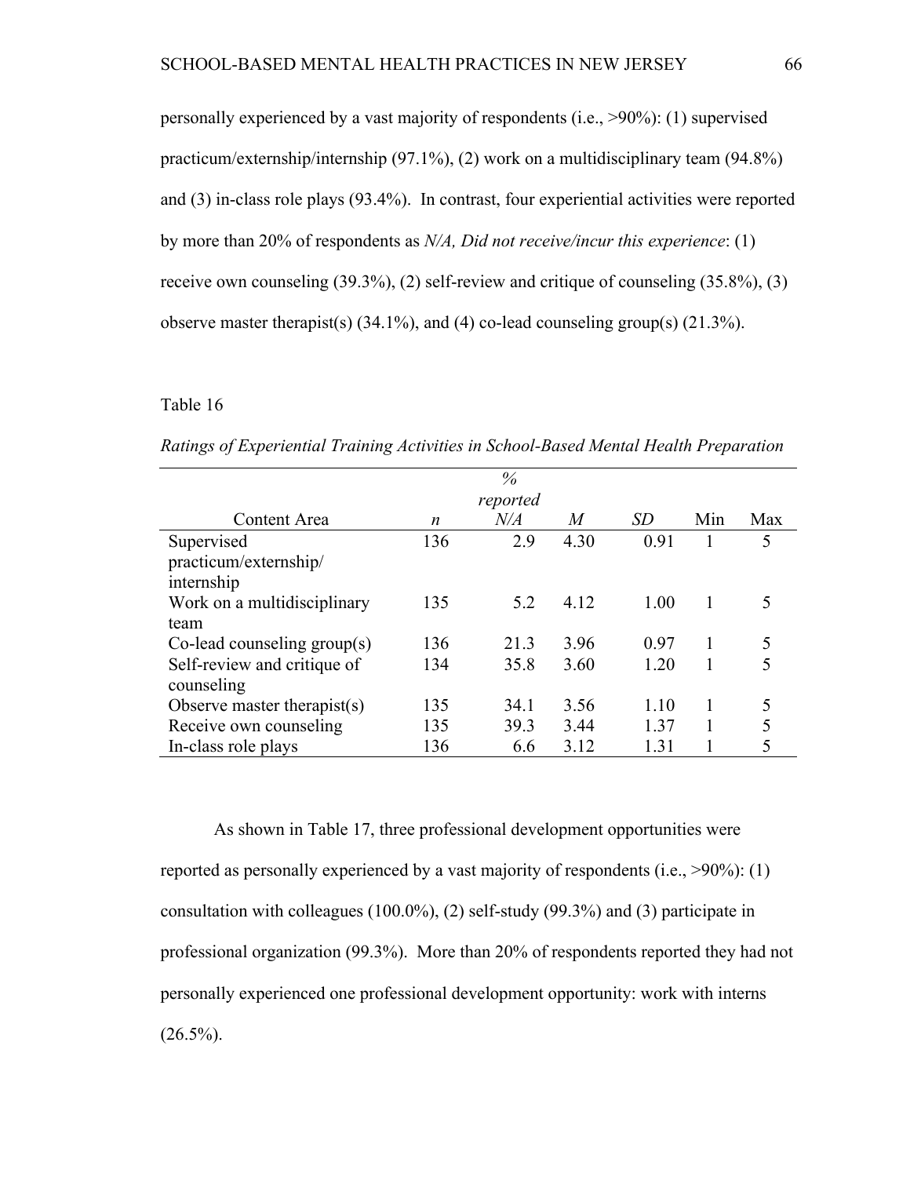personally experienced by a vast majority of respondents (i.e., >90%): (1) supervised practicum/externship/internship (97.1%), (2) work on a multidisciplinary team (94.8%) and (3) in-class role plays (93.4%). In contrast, four experiential activities were reported by more than 20% of respondents as *N/A, Did not receive/incur this experience*: (1) receive own counseling (39.3%), (2) self-review and critique of counseling (35.8%), (3) observe master therapist(s) (34.1%), and (4) co-lead counseling group(s) (21.3%).

Table 16

*Ratings of Experiential Training Activities in School-Based Mental Health Preparation*

| Content Area | *n* | % reported *N/A* | *M* | *SD* | Min | Max |
|---|---|---|---|---|---|---|
| Supervised practicum/externship/ internship | 136 | 2.9 | 4.30 | 0.91 | 1 | 5 |
| Work on a multidisciplinary team | 135 | 5.2 | 4.12 | 1.00 | 1 | 5 |
| Co-lead counseling group(s) | 136 | 21.3 | 3.96 | 0.97 | 1 | 5 |
| Self-review and critique of counseling | 134 | 35.8 | 3.60 | 1.20 | 1 | 5 |
| Observe master therapist(s) | 135 | 34.1 | 3.56 | 1.10 | 1 | 5 |
| Receive own counseling | 135 | 39.3 | 3.44 | 1.37 | 1 | 5 |
| In-class role plays | 136 | 6.6 | 3.12 | 1.31 | 1 | 5 |

As shown in Table 17, three professional development opportunities were reported as personally experienced by a vast majority of respondents (i.e., >90%): (1) consultation with colleagues (100.0%), (2) self-study (99.3%) and (3) participate in professional organization (99.3%). More than 20% of respondents reported they had not personally experienced one professional development opportunity: work with interns (26.5%).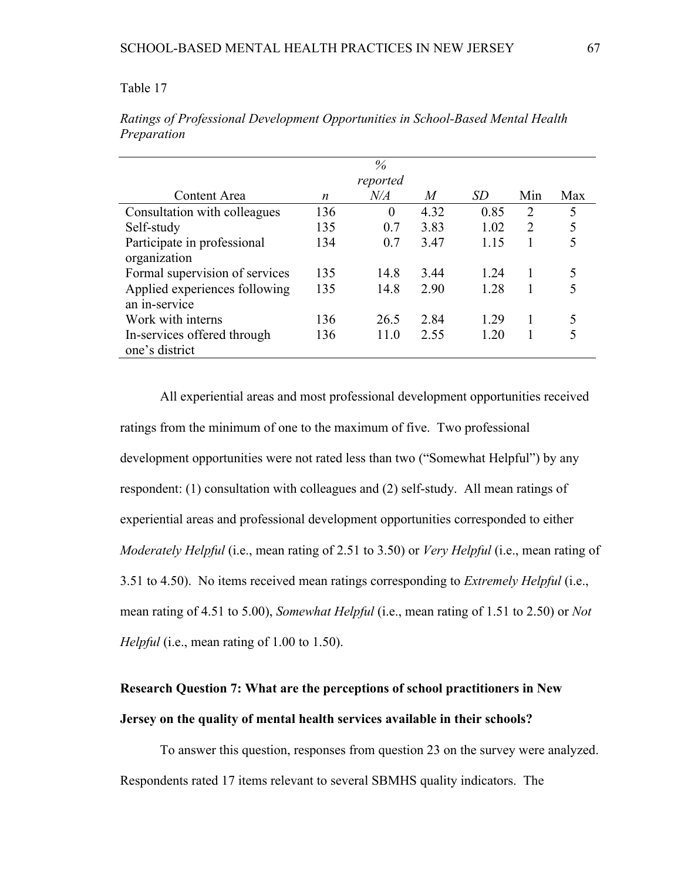Table 17

*Ratings of Professional Development Opportunities in School-Based Mental Health Preparation*

| Content Area | *n* | % reported *N/A* | *M* | *SD* | Min | Max |
|---|---|---|---|---|---|---|
| Consultation with colleagues | 136 | 0 | 4.32 | 0.85 | 2 | 5 |
| Self-study | 135 | 0.7 | 3.83 | 1.02 | 2 | 5 |
| Participate in professional organization | 134 | 0.7 | 3.47 | 1.15 | 1 | 5 |
| Formal supervision of services | 135 | 14.8 | 3.44 | 1.24 | 1 | 5 |
| Applied experiences following an in-service | 135 | 14.8 | 2.90 | 1.28 | 1 | 5 |
| Work with interns | 136 | 26.5 | 2.84 | 1.29 | 1 | 5 |
| In-services offered through one's district | 136 | 11.0 | 2.55 | 1.20 | 1 | 5 |

All experiential areas and most professional development opportunities received ratings from the minimum of one to the maximum of five. Two professional development opportunities were not rated less than two ("Somewhat Helpful") by any respondent: (1) consultation with colleagues and (2) self-study. All mean ratings of experiential areas and professional development opportunities corresponded to either *Moderately Helpful* (i.e., mean rating of 2.51 to 3.50) or *Very Helpful* (i.e., mean rating of 3.51 to 4.50). No items received mean ratings corresponding to *Extremely Helpful* (i.e., mean rating of 4.51 to 5.00), *Somewhat Helpful* (i.e., mean rating of 1.51 to 2.50) or *Not Helpful* (i.e., mean rating of 1.00 to 1.50).

**Research Question 7: What are the perceptions of school practitioners in New Jersey on the quality of mental health services available in their schools?**

To answer this question, responses from question 23 on the survey were analyzed. Respondents rated 17 items relevant to several SBMHS quality indicators. The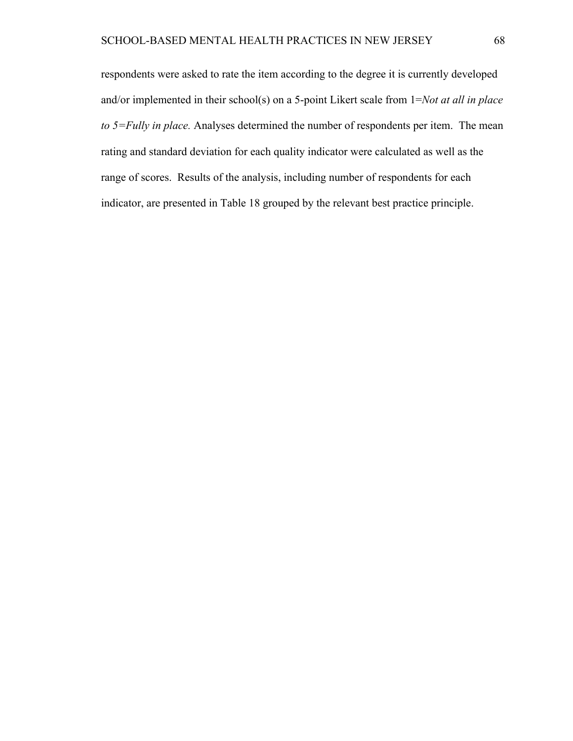respondents were asked to rate the item according to the degree it is currently developed and/or implemented in their school(s) on a 5-point Likert scale from 1=*Not at all in place to 5=Fully in place.* Analyses determined the number of respondents per item. The mean rating and standard deviation for each quality indicator were calculated as well as the range of scores. Results of the analysis, including number of respondents for each indicator, are presented in Table 18 grouped by the relevant best practice principle.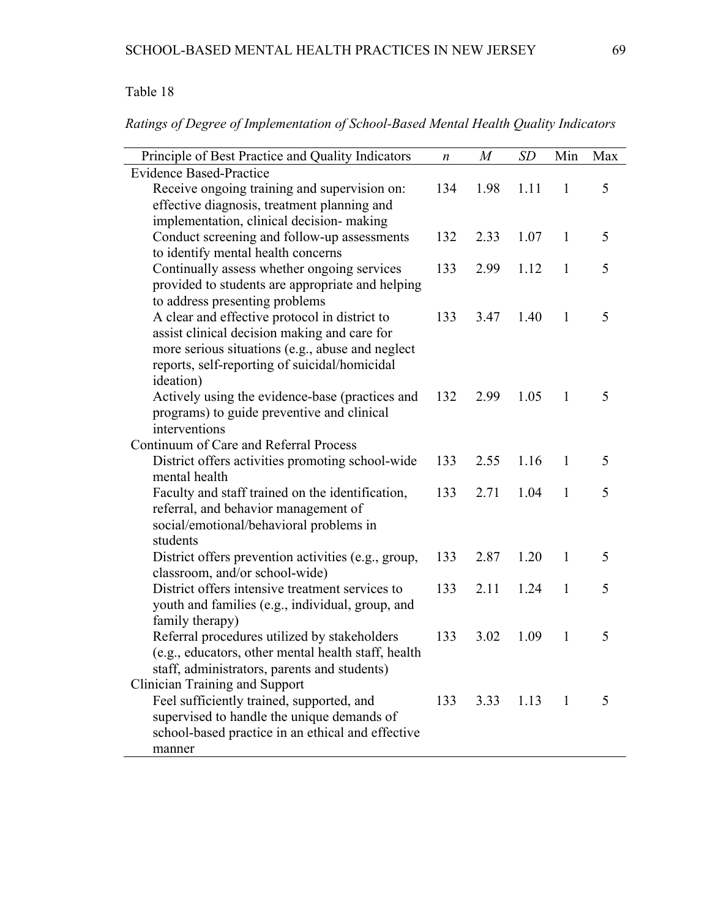Table 18

*Ratings of Degree of Implementation of School-Based Mental Health Quality Indicators*

| Principle of Best Practice and Quality Indicators | *n* | *M* | *SD* | Min | Max |
|---|---|---|---|---|---|
| Evidence Based-Practice | | | | | |
| Receive ongoing training and supervision on: effective diagnosis, treatment planning and implementation, clinical decision- making | 134 | 1.98 | 1.11 | 1 | 5 |
| Conduct screening and follow-up assessments to identify mental health concerns | 132 | 2.33 | 1.07 | 1 | 5 |
| Continually assess whether ongoing services provided to students are appropriate and helping to address presenting problems | 133 | 2.99 | 1.12 | 1 | 5 |
| A clear and effective protocol in district to assist clinical decision making and care for more serious situations (e.g., abuse and neglect reports, self-reporting of suicidal/homicidal ideation) | 133 | 3.47 | 1.40 | 1 | 5 |
| Actively using the evidence-base (practices and programs) to guide preventive and clinical interventions | 132 | 2.99 | 1.05 | 1 | 5 |
| Continuum of Care and Referral Process | | | | | |
| District offers activities promoting school-wide mental health | 133 | 2.55 | 1.16 | 1 | 5 |
| Faculty and staff trained on the identification, referral, and behavior management of social/emotional/behavioral problems in students | 133 | 2.71 | 1.04 | 1 | 5 |
| District offers prevention activities (e.g., group, classroom, and/or school-wide) | 133 | 2.87 | 1.20 | 1 | 5 |
| District offers intensive treatment services to youth and families (e.g., individual, group, and family therapy) | 133 | 2.11 | 1.24 | 1 | 5 |
| Referral procedures utilized by stakeholders (e.g., educators, other mental health staff, health staff, administrators, parents and students) | 133 | 3.02 | 1.09 | 1 | 5 |
| Clinician Training and Support | | | | | |
| Feel sufficiently trained, supported, and supervised to handle the unique demands of school-based practice in an ethical and effective manner | 133 | 3.33 | 1.13 | 1 | 5 |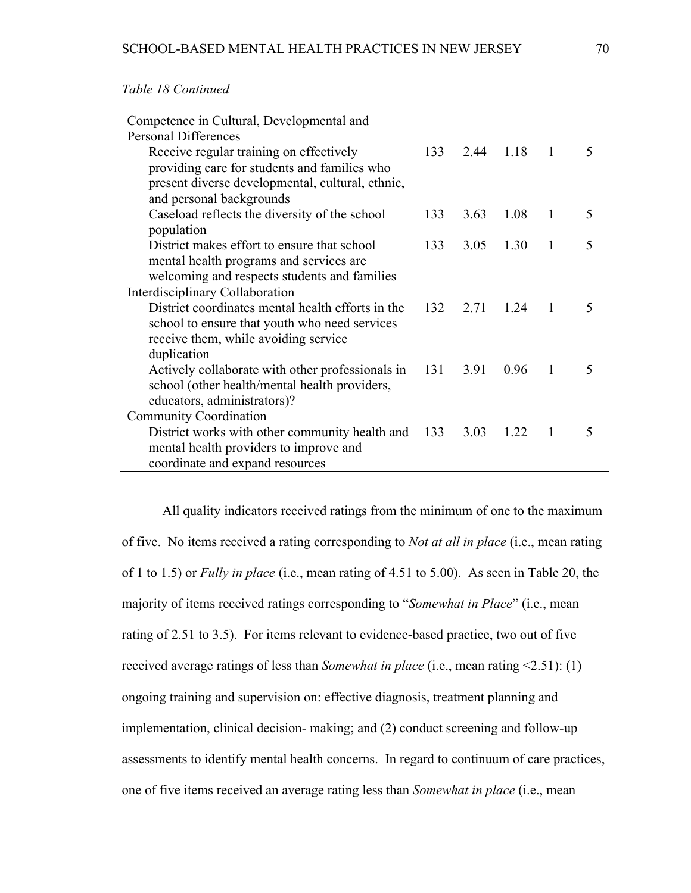*Table 18 Continued*

| | | | | | |
|---|---|---|---|---|---|
| Competence in Cultural, Developmental and Personal Differences | | | | | |
| Receive regular training on effectively providing care for students and families who present diverse developmental, cultural, ethnic, and personal backgrounds | 133 | 2.44 | 1.18 | 1 | 5 |
| Caseload reflects the diversity of the school population | 133 | 3.63 | 1.08 | 1 | 5 |
| District makes effort to ensure that school mental health programs and services are welcoming and respects students and families | 133 | 3.05 | 1.30 | 1 | 5 |
| Interdisciplinary Collaboration | | | | | |
| District coordinates mental health efforts in the school to ensure that youth who need services receive them, while avoiding service duplication | 132 | 2.71 | 1.24 | 1 | 5 |
| Actively collaborate with other professionals in school (other health/mental health providers, educators, administrators)? | 131 | 3.91 | 0.96 | 1 | 5 |
| Community Coordination | | | | | |
| District works with other community health and mental health providers to improve and coordinate and expand resources | 133 | 3.03 | 1.22 | 1 | 5 |

All quality indicators received ratings from the minimum of one to the maximum of five. No items received a rating corresponding to *Not at all in place* (i.e., mean rating of 1 to 1.5) or *Fully in place* (i.e., mean rating of 4.51 to 5.00). As seen in Table 20, the majority of items received ratings corresponding to "*Somewhat in Place*" (i.e., mean rating of 2.51 to 3.5). For items relevant to evidence-based practice, two out of five received average ratings of less than *Somewhat in place* (i.e., mean rating <2.51): (1) ongoing training and supervision on: effective diagnosis, treatment planning and implementation, clinical decision- making; and (2) conduct screening and follow-up assessments to identify mental health concerns. In regard to continuum of care practices, one of five items received an average rating less than *Somewhat in place* (i.e., mean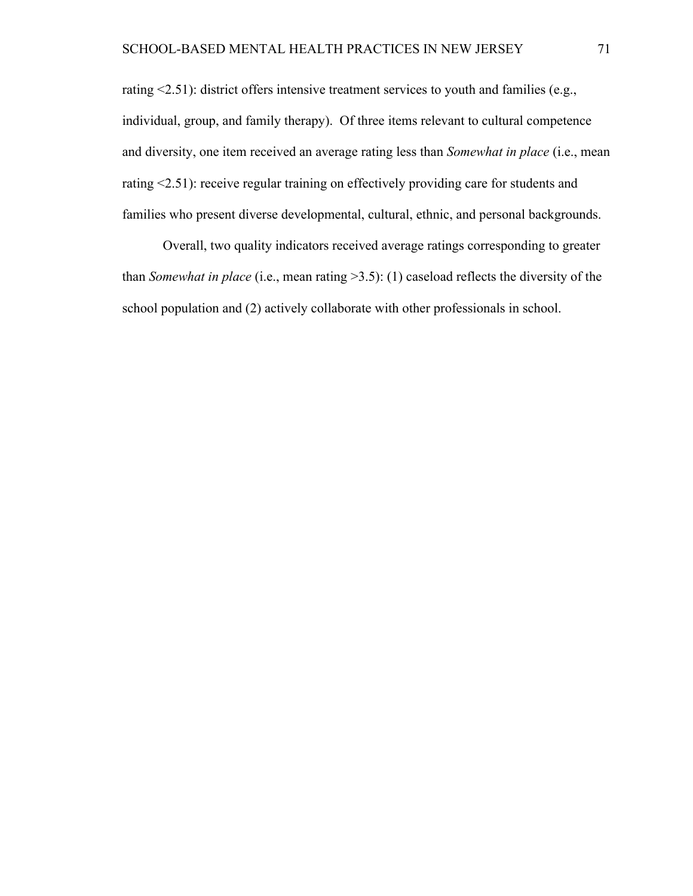rating <2.51): district offers intensive treatment services to youth and families (e.g., individual, group, and family therapy). Of three items relevant to cultural competence and diversity, one item received an average rating less than *Somewhat in place* (i.e., mean rating <2.51): receive regular training on effectively providing care for students and families who present diverse developmental, cultural, ethnic, and personal backgrounds.

Overall, two quality indicators received average ratings corresponding to greater than *Somewhat in place* (i.e., mean rating >3.5): (1) caseload reflects the diversity of the school population and (2) actively collaborate with other professionals in school.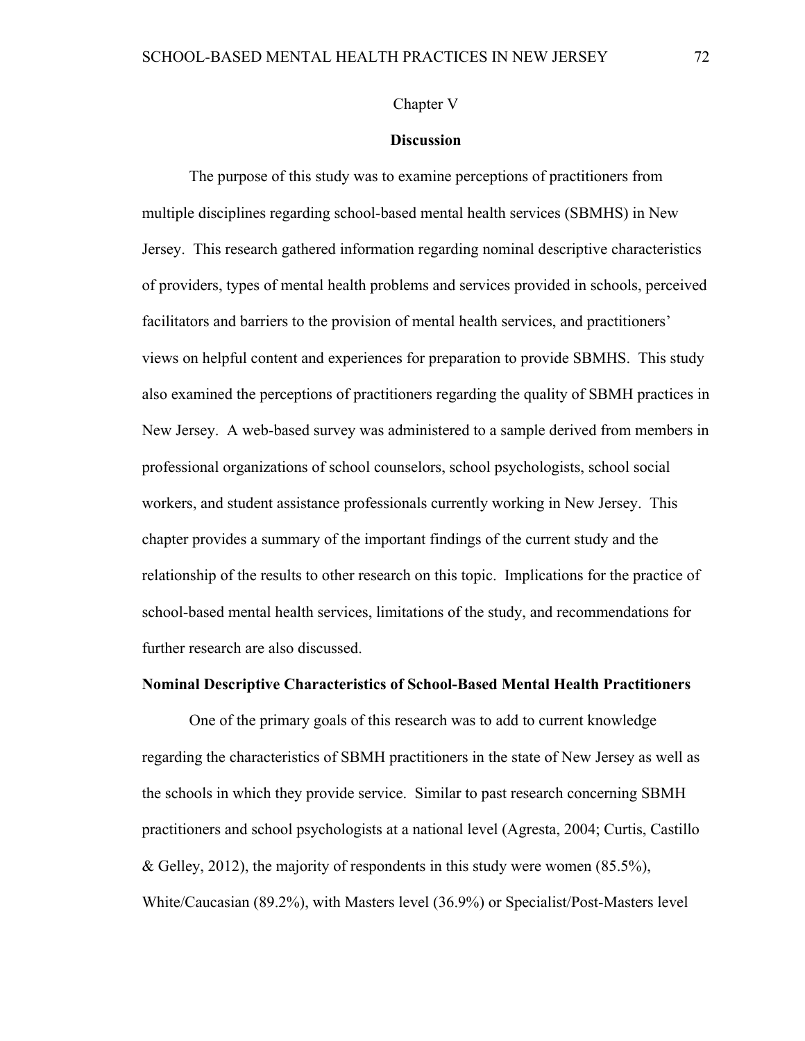# Chapter V

## Discussion

The purpose of this study was to examine perceptions of practitioners from multiple disciplines regarding school-based mental health services (SBMHS) in New Jersey. This research gathered information regarding nominal descriptive characteristics of providers, types of mental health problems and services provided in schools, perceived facilitators and barriers to the provision of mental health services, and practitioners' views on helpful content and experiences for preparation to provide SBMHS. This study also examined the perceptions of practitioners regarding the quality of SBMH practices in New Jersey. A web-based survey was administered to a sample derived from members in professional organizations of school counselors, school psychologists, school social workers, and student assistance professionals currently working in New Jersey. This chapter provides a summary of the important findings of the current study and the relationship of the results to other research on this topic. Implications for the practice of school-based mental health services, limitations of the study, and recommendations for further research are also discussed.

### Nominal Descriptive Characteristics of School-Based Mental Health Practitioners

One of the primary goals of this research was to add to current knowledge regarding the characteristics of SBMH practitioners in the state of New Jersey as well as the schools in which they provide service. Similar to past research concerning SBMH practitioners and school psychologists at a national level (Agresta, 2004; Curtis, Castillo & Gelley, 2012), the majority of respondents in this study were women (85.5%), White/Caucasian (89.2%), with Masters level (36.9%) or Specialist/Post-Masters level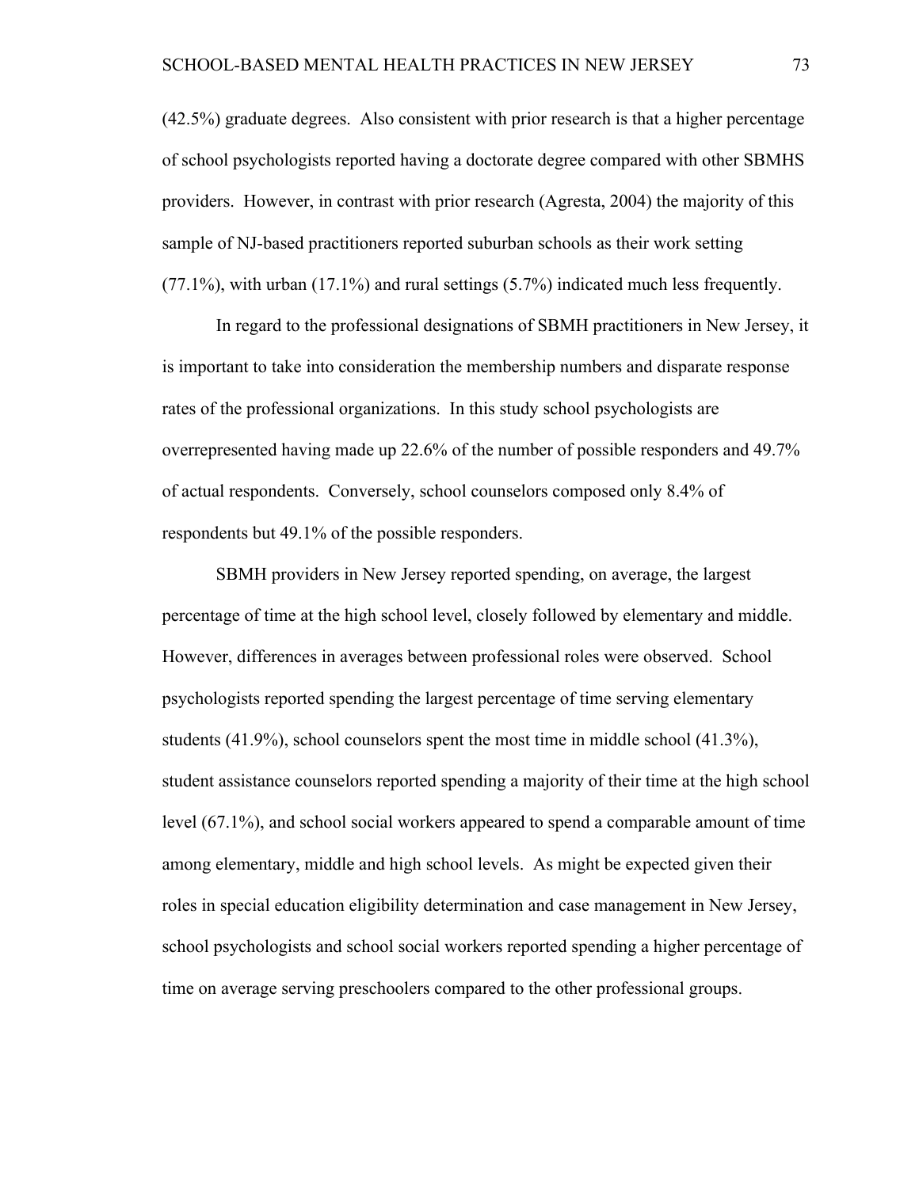(42.5%) graduate degrees. Also consistent with prior research is that a higher percentage of school psychologists reported having a doctorate degree compared with other SBMHS providers. However, in contrast with prior research (Agresta, 2004) the majority of this sample of NJ-based practitioners reported suburban schools as their work setting (77.1%), with urban (17.1%) and rural settings (5.7%) indicated much less frequently.

In regard to the professional designations of SBMH practitioners in New Jersey, it is important to take into consideration the membership numbers and disparate response rates of the professional organizations. In this study school psychologists are overrepresented having made up 22.6% of the number of possible responders and 49.7% of actual respondents. Conversely, school counselors composed only 8.4% of respondents but 49.1% of the possible responders.

SBMH providers in New Jersey reported spending, on average, the largest percentage of time at the high school level, closely followed by elementary and middle. However, differences in averages between professional roles were observed. School psychologists reported spending the largest percentage of time serving elementary students (41.9%), school counselors spent the most time in middle school (41.3%), student assistance counselors reported spending a majority of their time at the high school level (67.1%), and school social workers appeared to spend a comparable amount of time among elementary, middle and high school levels. As might be expected given their roles in special education eligibility determination and case management in New Jersey, school psychologists and school social workers reported spending a higher percentage of time on average serving preschoolers compared to the other professional groups.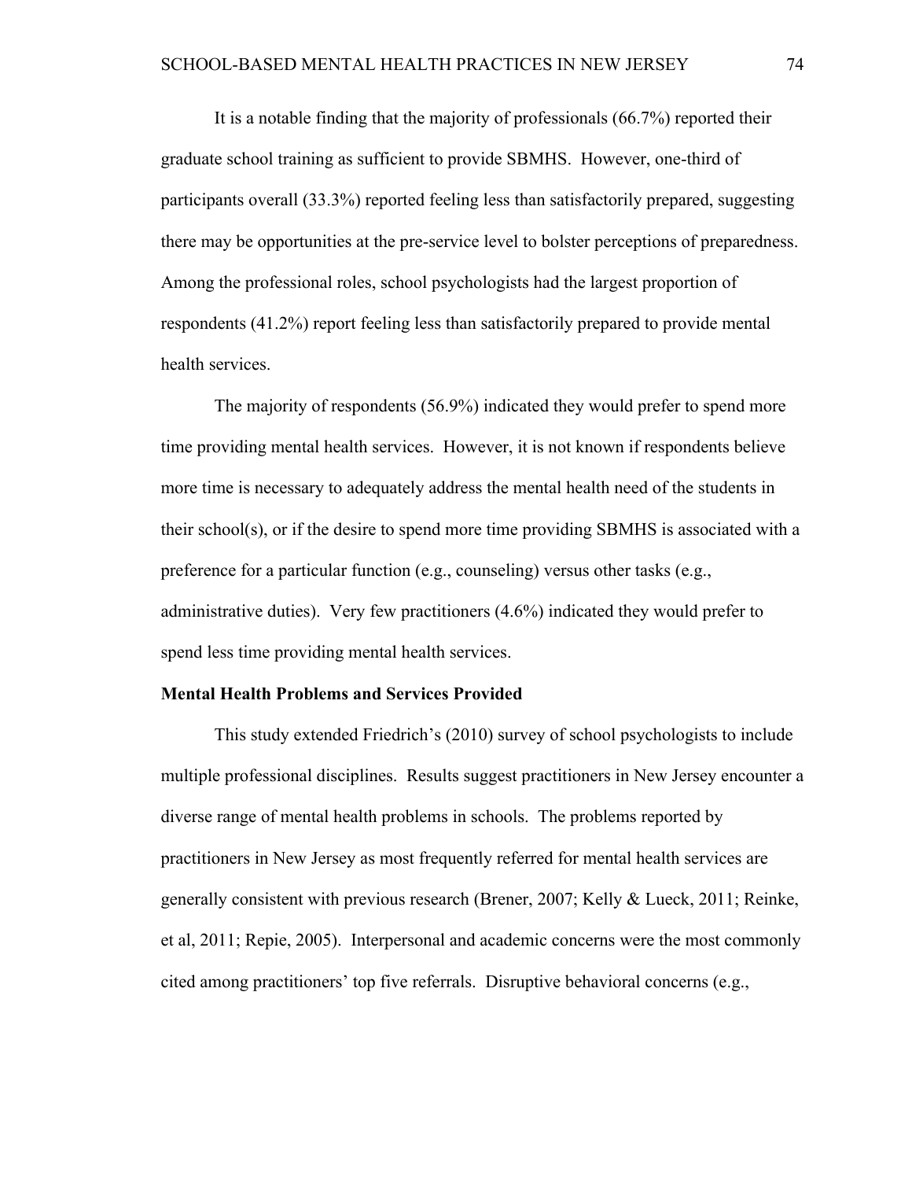It is a notable finding that the majority of professionals (66.7%) reported their graduate school training as sufficient to provide SBMHS. However, one-third of participants overall (33.3%) reported feeling less than satisfactorily prepared, suggesting there may be opportunities at the pre-service level to bolster perceptions of preparedness. Among the professional roles, school psychologists had the largest proportion of respondents (41.2%) report feeling less than satisfactorily prepared to provide mental health services.

The majority of respondents (56.9%) indicated they would prefer to spend more time providing mental health services. However, it is not known if respondents believe more time is necessary to adequately address the mental health need of the students in their school(s), or if the desire to spend more time providing SBMHS is associated with a preference for a particular function (e.g., counseling) versus other tasks (e.g., administrative duties). Very few practitioners (4.6%) indicated they would prefer to spend less time providing mental health services.

**Mental Health Problems and Services Provided**

This study extended Friedrich's (2010) survey of school psychologists to include multiple professional disciplines. Results suggest practitioners in New Jersey encounter a diverse range of mental health problems in schools. The problems reported by practitioners in New Jersey as most frequently referred for mental health services are generally consistent with previous research (Brener, 2007; Kelly & Lueck, 2011; Reinke, et al, 2011; Repie, 2005). Interpersonal and academic concerns were the most commonly cited among practitioners' top five referrals. Disruptive behavioral concerns (e.g.,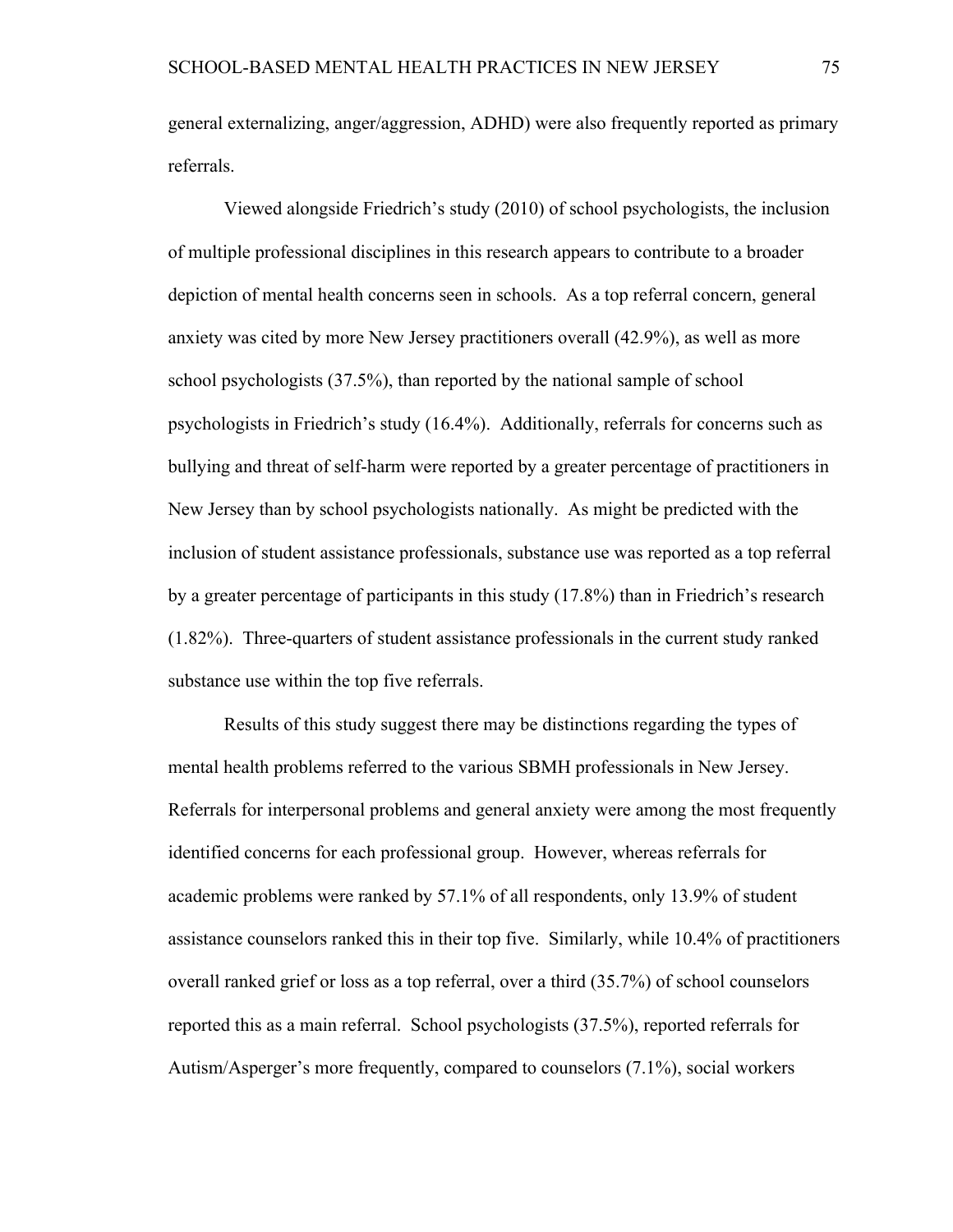general externalizing, anger/aggression, ADHD) were also frequently reported as primary referrals.

Viewed alongside Friedrich's study (2010) of school psychologists, the inclusion of multiple professional disciplines in this research appears to contribute to a broader depiction of mental health concerns seen in schools. As a top referral concern, general anxiety was cited by more New Jersey practitioners overall (42.9%), as well as more school psychologists (37.5%), than reported by the national sample of school psychologists in Friedrich's study (16.4%). Additionally, referrals for concerns such as bullying and threat of self-harm were reported by a greater percentage of practitioners in New Jersey than by school psychologists nationally. As might be predicted with the inclusion of student assistance professionals, substance use was reported as a top referral by a greater percentage of participants in this study (17.8%) than in Friedrich's research (1.82%). Three-quarters of student assistance professionals in the current study ranked substance use within the top five referrals.

Results of this study suggest there may be distinctions regarding the types of mental health problems referred to the various SBMH professionals in New Jersey. Referrals for interpersonal problems and general anxiety were among the most frequently identified concerns for each professional group. However, whereas referrals for academic problems were ranked by 57.1% of all respondents, only 13.9% of student assistance counselors ranked this in their top five. Similarly, while 10.4% of practitioners overall ranked grief or loss as a top referral, over a third (35.7%) of school counselors reported this as a main referral. School psychologists (37.5%), reported referrals for Autism/Asperger's more frequently, compared to counselors (7.1%), social workers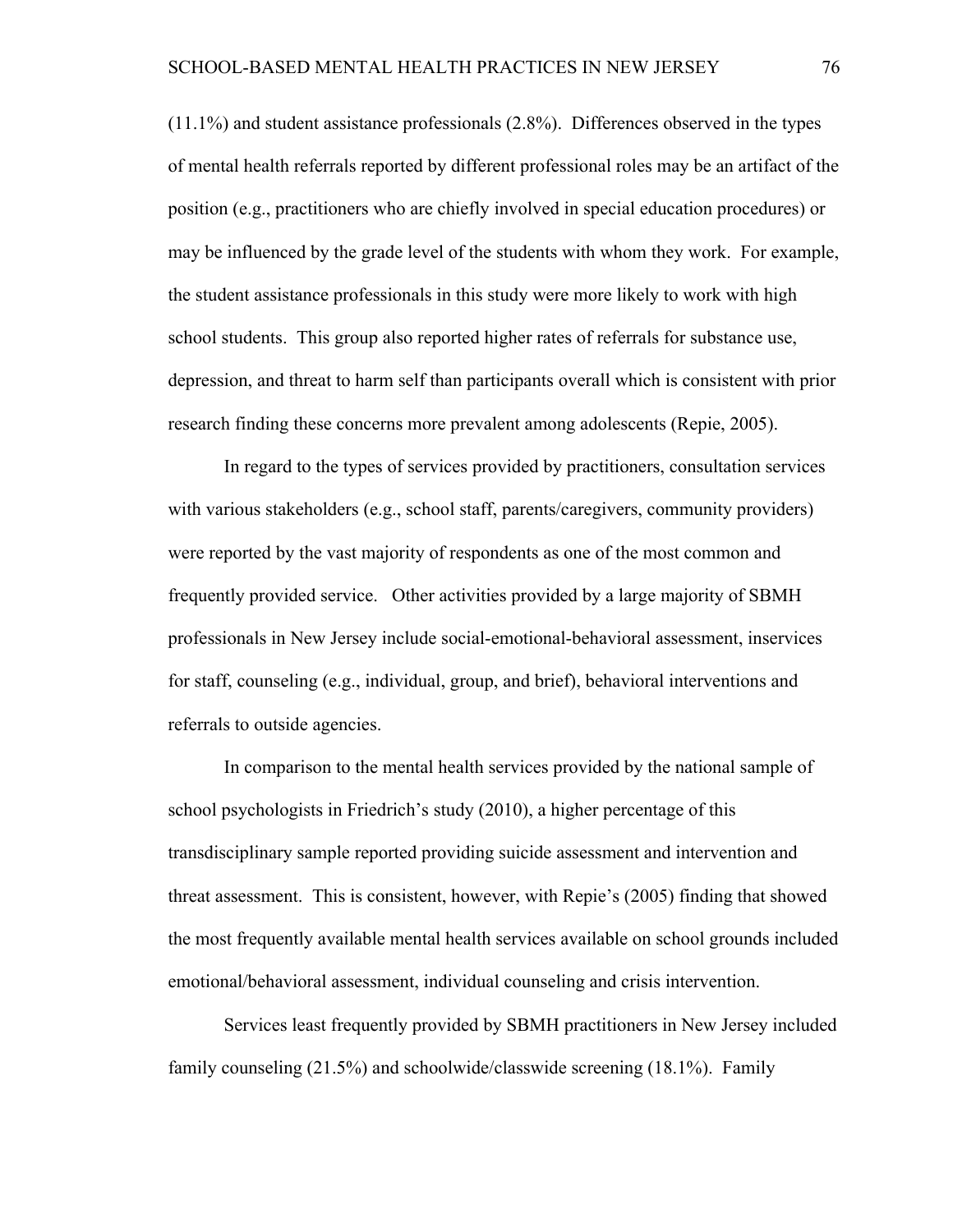(11.1%) and student assistance professionals (2.8%). Differences observed in the types of mental health referrals reported by different professional roles may be an artifact of the position (e.g., practitioners who are chiefly involved in special education procedures) or may be influenced by the grade level of the students with whom they work. For example, the student assistance professionals in this study were more likely to work with high school students. This group also reported higher rates of referrals for substance use, depression, and threat to harm self than participants overall which is consistent with prior research finding these concerns more prevalent among adolescents (Repie, 2005).

In regard to the types of services provided by practitioners, consultation services with various stakeholders (e.g., school staff, parents/caregivers, community providers) were reported by the vast majority of respondents as one of the most common and frequently provided service. Other activities provided by a large majority of SBMH professionals in New Jersey include social-emotional-behavioral assessment, inservices for staff, counseling (e.g., individual, group, and brief), behavioral interventions and referrals to outside agencies.

In comparison to the mental health services provided by the national sample of school psychologists in Friedrich's study (2010), a higher percentage of this transdisciplinary sample reported providing suicide assessment and intervention and threat assessment. This is consistent, however, with Repie's (2005) finding that showed the most frequently available mental health services available on school grounds included emotional/behavioral assessment, individual counseling and crisis intervention.

Services least frequently provided by SBMH practitioners in New Jersey included family counseling (21.5%) and schoolwide/classwide screening (18.1%). Family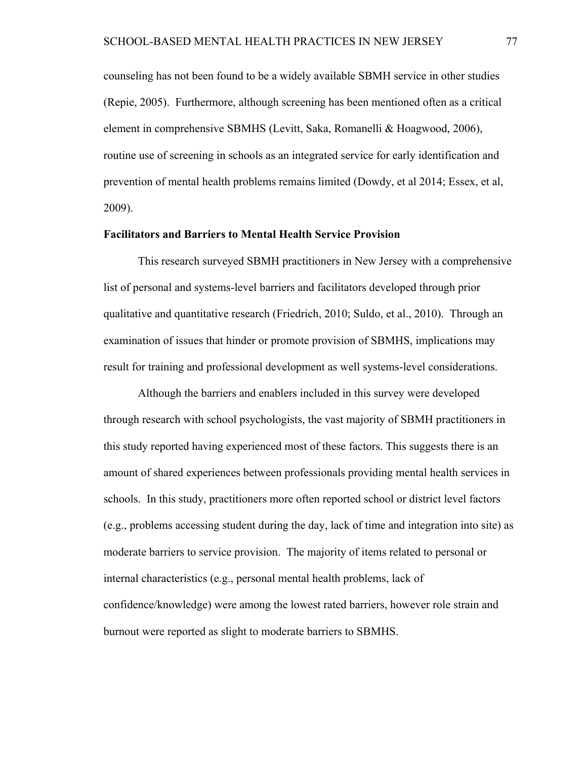counseling has not been found to be a widely available SBMH service in other studies (Repie, 2005). Furthermore, although screening has been mentioned often as a critical element in comprehensive SBMHS (Levitt, Saka, Romanelli & Hoagwood, 2006), routine use of screening in schools as an integrated service for early identification and prevention of mental health problems remains limited (Dowdy, et al 2014; Essex, et al, 2009).

### Facilitators and Barriers to Mental Health Service Provision

This research surveyed SBMH practitioners in New Jersey with a comprehensive list of personal and systems-level barriers and facilitators developed through prior qualitative and quantitative research (Friedrich, 2010; Suldo, et al., 2010). Through an examination of issues that hinder or promote provision of SBMHS, implications may result for training and professional development as well systems-level considerations.

Although the barriers and enablers included in this survey were developed through research with school psychologists, the vast majority of SBMH practitioners in this study reported having experienced most of these factors. This suggests there is an amount of shared experiences between professionals providing mental health services in schools. In this study, practitioners more often reported school or district level factors (e.g., problems accessing student during the day, lack of time and integration into site) as moderate barriers to service provision. The majority of items related to personal or internal characteristics (e.g., personal mental health problems, lack of confidence/knowledge) were among the lowest rated barriers, however role strain and burnout were reported as slight to moderate barriers to SBMHS.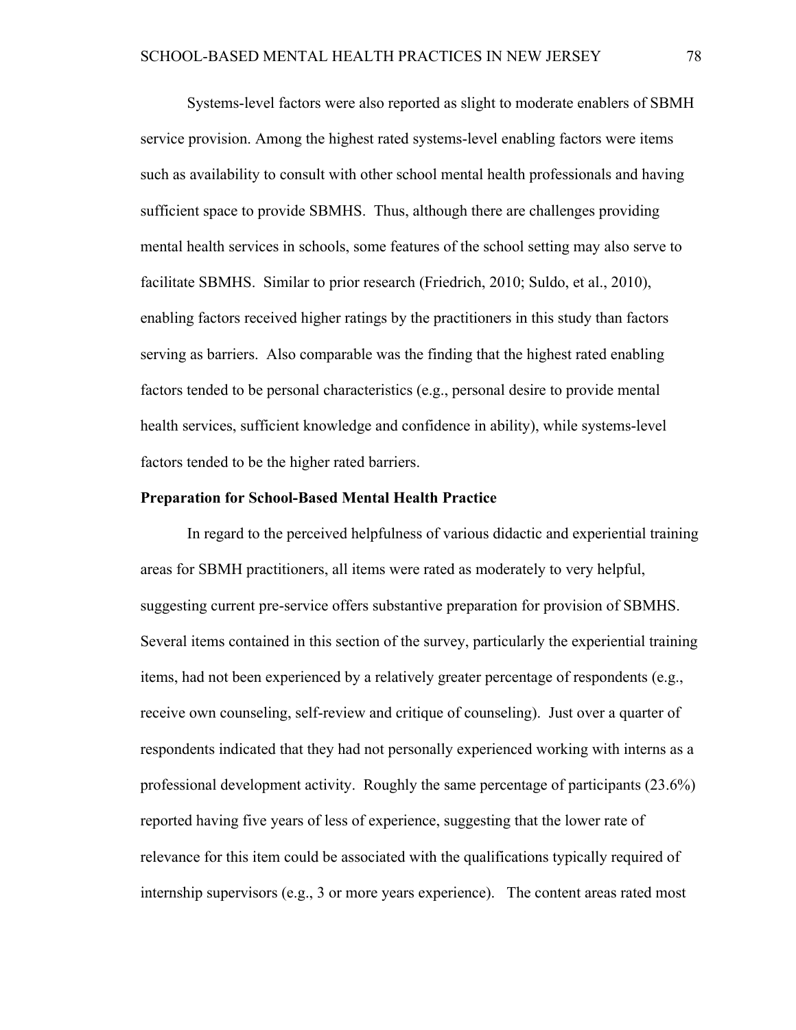Systems-level factors were also reported as slight to moderate enablers of SBMH service provision. Among the highest rated systems-level enabling factors were items such as availability to consult with other school mental health professionals and having sufficient space to provide SBMHS. Thus, although there are challenges providing mental health services in schools, some features of the school setting may also serve to facilitate SBMHS. Similar to prior research (Friedrich, 2010; Suldo, et al., 2010), enabling factors received higher ratings by the practitioners in this study than factors serving as barriers. Also comparable was the finding that the highest rated enabling factors tended to be personal characteristics (e.g., personal desire to provide mental health services, sufficient knowledge and confidence in ability), while systems-level factors tended to be the higher rated barriers.

**Preparation for School-Based Mental Health Practice**

In regard to the perceived helpfulness of various didactic and experiential training areas for SBMH practitioners, all items were rated as moderately to very helpful, suggesting current pre-service offers substantive preparation for provision of SBMHS. Several items contained in this section of the survey, particularly the experiential training items, had not been experienced by a relatively greater percentage of respondents (e.g., receive own counseling, self-review and critique of counseling). Just over a quarter of respondents indicated that they had not personally experienced working with interns as a professional development activity. Roughly the same percentage of participants (23.6%) reported having five years of less of experience, suggesting that the lower rate of relevance for this item could be associated with the qualifications typically required of internship supervisors (e.g., 3 or more years experience). The content areas rated most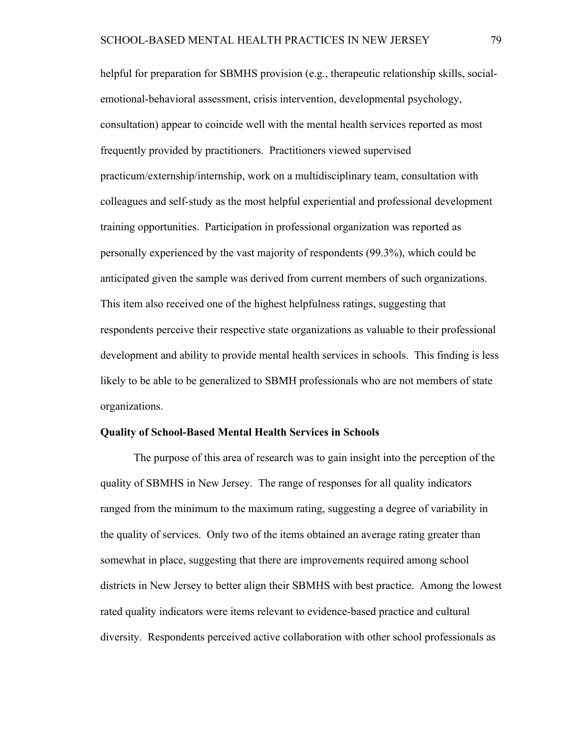helpful for preparation for SBMHS provision (e.g., therapeutic relationship skills, social-emotional-behavioral assessment, crisis intervention, developmental psychology, consultation) appear to coincide well with the mental health services reported as most frequently provided by practitioners. Practitioners viewed supervised practicum/externship/internship, work on a multidisciplinary team, consultation with colleagues and self-study as the most helpful experiential and professional development training opportunities. Participation in professional organization was reported as personally experienced by the vast majority of respondents (99.3%), which could be anticipated given the sample was derived from current members of such organizations. This item also received one of the highest helpfulness ratings, suggesting that respondents perceive their respective state organizations as valuable to their professional development and ability to provide mental health services in schools. This finding is less likely to be able to be generalized to SBMH professionals who are not members of state organizations.

**Quality of School-Based Mental Health Services in Schools**

The purpose of this area of research was to gain insight into the perception of the quality of SBMHS in New Jersey. The range of responses for all quality indicators ranged from the minimum to the maximum rating, suggesting a degree of variability in the quality of services. Only two of the items obtained an average rating greater than somewhat in place, suggesting that there are improvements required among school districts in New Jersey to better align their SBMHS with best practice. Among the lowest rated quality indicators were items relevant to evidence-based practice and cultural diversity. Respondents perceived active collaboration with other school professionals as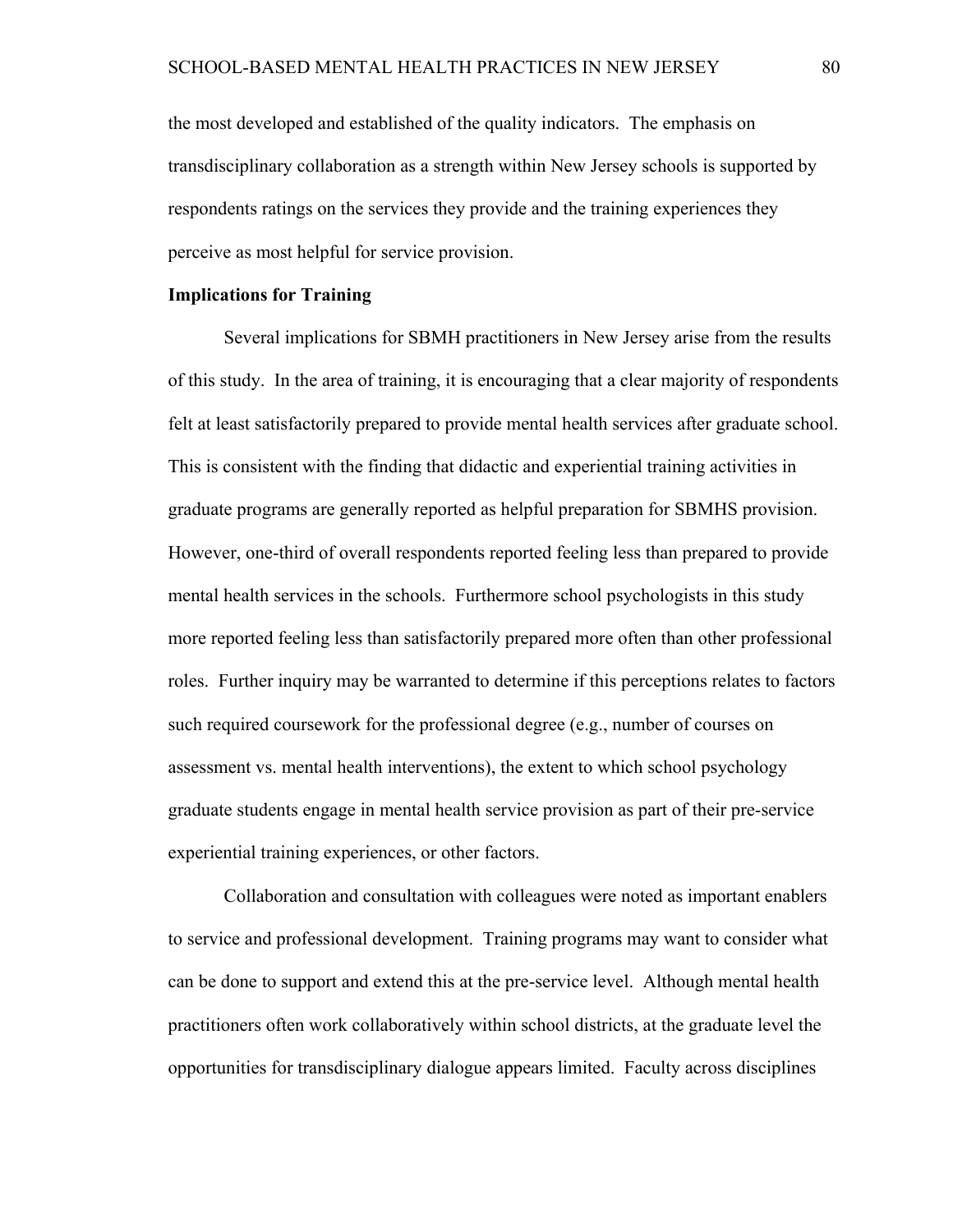the most developed and established of the quality indicators. The emphasis on transdisciplinary collaboration as a strength within New Jersey schools is supported by respondents ratings on the services they provide and the training experiences they perceive as most helpful for service provision.

**Implications for Training**

Several implications for SBMH practitioners in New Jersey arise from the results of this study. In the area of training, it is encouraging that a clear majority of respondents felt at least satisfactorily prepared to provide mental health services after graduate school. This is consistent with the finding that didactic and experiential training activities in graduate programs are generally reported as helpful preparation for SBMHS provision. However, one-third of overall respondents reported feeling less than prepared to provide mental health services in the schools. Furthermore school psychologists in this study more reported feeling less than satisfactorily prepared more often than other professional roles. Further inquiry may be warranted to determine if this perceptions relates to factors such required coursework for the professional degree (e.g., number of courses on assessment vs. mental health interventions), the extent to which school psychology graduate students engage in mental health service provision as part of their pre-service experiential training experiences, or other factors.

Collaboration and consultation with colleagues were noted as important enablers to service and professional development. Training programs may want to consider what can be done to support and extend this at the pre-service level. Although mental health practitioners often work collaboratively within school districts, at the graduate level the opportunities for transdisciplinary dialogue appears limited. Faculty across disciplines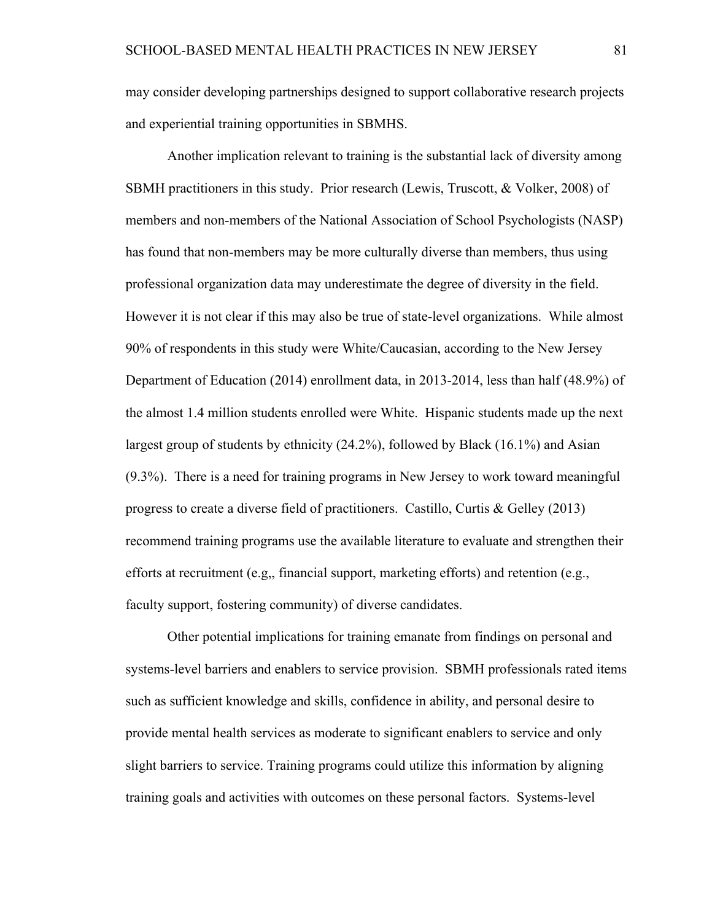may consider developing partnerships designed to support collaborative research projects and experiential training opportunities in SBMHS.

Another implication relevant to training is the substantial lack of diversity among SBMH practitioners in this study. Prior research (Lewis, Truscott, & Volker, 2008) of members and non-members of the National Association of School Psychologists (NASP) has found that non-members may be more culturally diverse than members, thus using professional organization data may underestimate the degree of diversity in the field. However it is not clear if this may also be true of state-level organizations. While almost 90% of respondents in this study were White/Caucasian, according to the New Jersey Department of Education (2014) enrollment data, in 2013-2014, less than half (48.9%) of the almost 1.4 million students enrolled were White. Hispanic students made up the next largest group of students by ethnicity (24.2%), followed by Black (16.1%) and Asian (9.3%). There is a need for training programs in New Jersey to work toward meaningful progress to create a diverse field of practitioners. Castillo, Curtis & Gelley (2013) recommend training programs use the available literature to evaluate and strengthen their efforts at recruitment (e.g,, financial support, marketing efforts) and retention (e.g., faculty support, fostering community) of diverse candidates.

Other potential implications for training emanate from findings on personal and systems-level barriers and enablers to service provision. SBMH professionals rated items such as sufficient knowledge and skills, confidence in ability, and personal desire to provide mental health services as moderate to significant enablers to service and only slight barriers to service. Training programs could utilize this information by aligning training goals and activities with outcomes on these personal factors. Systems-level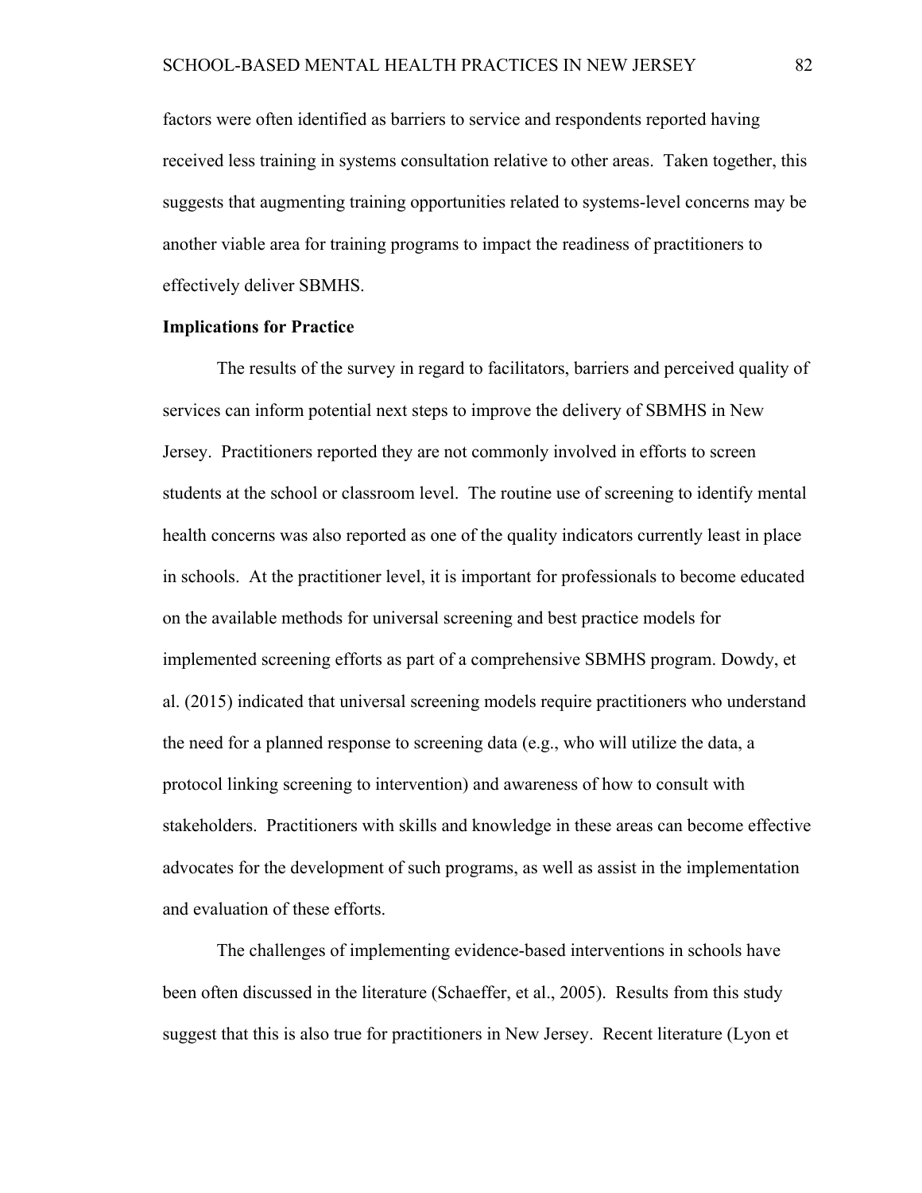factors were often identified as barriers to service and respondents reported having received less training in systems consultation relative to other areas. Taken together, this suggests that augmenting training opportunities related to systems-level concerns may be another viable area for training programs to impact the readiness of practitioners to effectively deliver SBMHS.

**Implications for Practice**

The results of the survey in regard to facilitators, barriers and perceived quality of services can inform potential next steps to improve the delivery of SBMHS in New Jersey. Practitioners reported they are not commonly involved in efforts to screen students at the school or classroom level. The routine use of screening to identify mental health concerns was also reported as one of the quality indicators currently least in place in schools. At the practitioner level, it is important for professionals to become educated on the available methods for universal screening and best practice models for implemented screening efforts as part of a comprehensive SBMHS program. Dowdy, et al. (2015) indicated that universal screening models require practitioners who understand the need for a planned response to screening data (e.g., who will utilize the data, a protocol linking screening to intervention) and awareness of how to consult with stakeholders. Practitioners with skills and knowledge in these areas can become effective advocates for the development of such programs, as well as assist in the implementation and evaluation of these efforts.

The challenges of implementing evidence-based interventions in schools have been often discussed in the literature (Schaeffer, et al., 2005). Results from this study suggest that this is also true for practitioners in New Jersey. Recent literature (Lyon et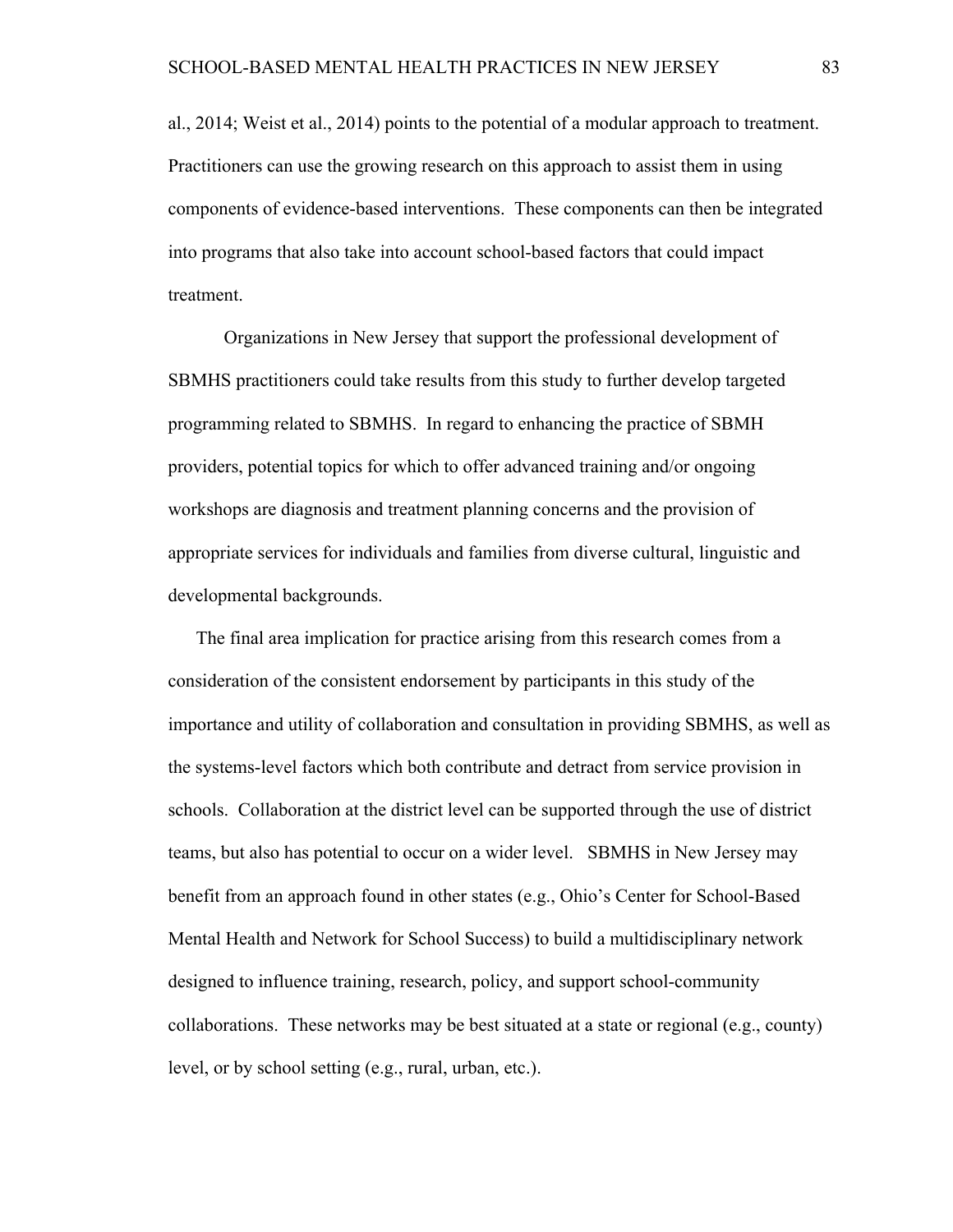al., 2014; Weist et al., 2014) points to the potential of a modular approach to treatment. Practitioners can use the growing research on this approach to assist them in using components of evidence-based interventions. These components can then be integrated into programs that also take into account school-based factors that could impact treatment.

Organizations in New Jersey that support the professional development of SBMHS practitioners could take results from this study to further develop targeted programming related to SBMHS. In regard to enhancing the practice of SBMH providers, potential topics for which to offer advanced training and/or ongoing workshops are diagnosis and treatment planning concerns and the provision of appropriate services for individuals and families from diverse cultural, linguistic and developmental backgrounds.

The final area implication for practice arising from this research comes from a consideration of the consistent endorsement by participants in this study of the importance and utility of collaboration and consultation in providing SBMHS, as well as the systems-level factors which both contribute and detract from service provision in schools. Collaboration at the district level can be supported through the use of district teams, but also has potential to occur on a wider level. SBMHS in New Jersey may benefit from an approach found in other states (e.g., Ohio's Center for School-Based Mental Health and Network for School Success) to build a multidisciplinary network designed to influence training, research, policy, and support school-community collaborations. These networks may be best situated at a state or regional (e.g., county) level, or by school setting (e.g., rural, urban, etc.).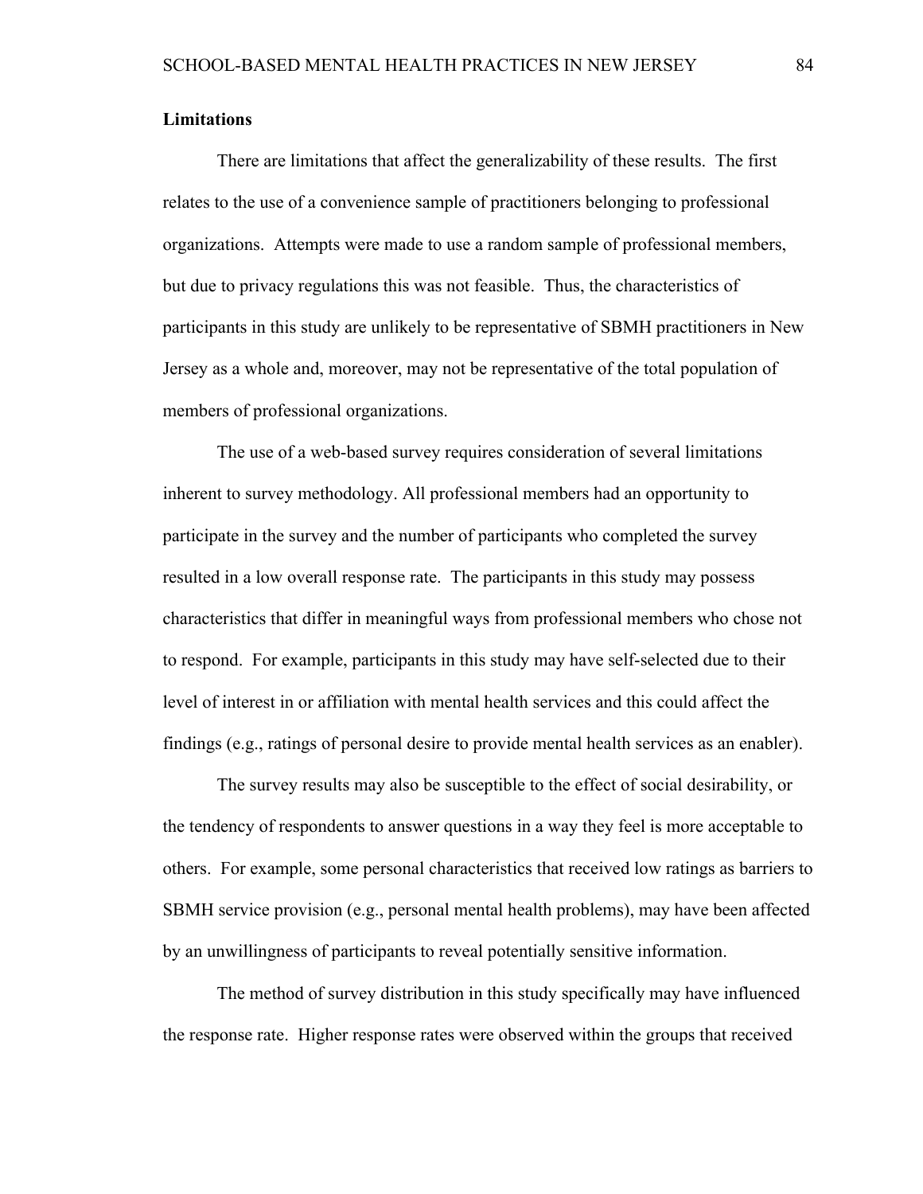**Limitations**

There are limitations that affect the generalizability of these results. The first relates to the use of a convenience sample of practitioners belonging to professional organizations. Attempts were made to use a random sample of professional members, but due to privacy regulations this was not feasible. Thus, the characteristics of participants in this study are unlikely to be representative of SBMH practitioners in New Jersey as a whole and, moreover, may not be representative of the total population of members of professional organizations.

The use of a web-based survey requires consideration of several limitations inherent to survey methodology. All professional members had an opportunity to participate in the survey and the number of participants who completed the survey resulted in a low overall response rate. The participants in this study may possess characteristics that differ in meaningful ways from professional members who chose not to respond. For example, participants in this study may have self-selected due to their level of interest in or affiliation with mental health services and this could affect the findings (e.g., ratings of personal desire to provide mental health services as an enabler).

The survey results may also be susceptible to the effect of social desirability, or the tendency of respondents to answer questions in a way they feel is more acceptable to others. For example, some personal characteristics that received low ratings as barriers to SBMH service provision (e.g., personal mental health problems), may have been affected by an unwillingness of participants to reveal potentially sensitive information.

The method of survey distribution in this study specifically may have influenced the response rate. Higher response rates were observed within the groups that received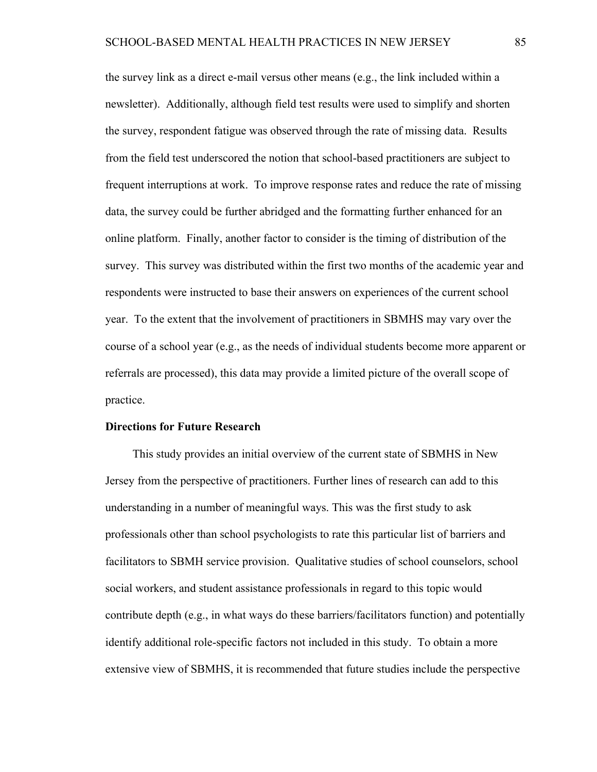the survey link as a direct e-mail versus other means (e.g., the link included within a newsletter). Additionally, although field test results were used to simplify and shorten the survey, respondent fatigue was observed through the rate of missing data. Results from the field test underscored the notion that school-based practitioners are subject to frequent interruptions at work. To improve response rates and reduce the rate of missing data, the survey could be further abridged and the formatting further enhanced for an online platform. Finally, another factor to consider is the timing of distribution of the survey. This survey was distributed within the first two months of the academic year and respondents were instructed to base their answers on experiences of the current school year. To the extent that the involvement of practitioners in SBMHS may vary over the course of a school year (e.g., as the needs of individual students become more apparent or referrals are processed), this data may provide a limited picture of the overall scope of practice.

**Directions for Future Research**

This study provides an initial overview of the current state of SBMHS in New Jersey from the perspective of practitioners. Further lines of research can add to this understanding in a number of meaningful ways. This was the first study to ask professionals other than school psychologists to rate this particular list of barriers and facilitators to SBMH service provision. Qualitative studies of school counselors, school social workers, and student assistance professionals in regard to this topic would contribute depth (e.g., in what ways do these barriers/facilitators function) and potentially identify additional role-specific factors not included in this study. To obtain a more extensive view of SBMHS, it is recommended that future studies include the perspective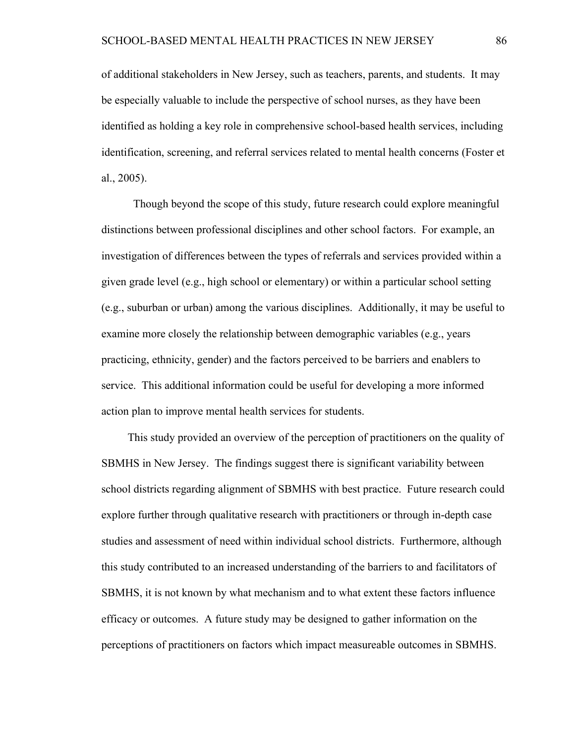of additional stakeholders in New Jersey, such as teachers, parents, and students. It may be especially valuable to include the perspective of school nurses, as they have been identified as holding a key role in comprehensive school-based health services, including identification, screening, and referral services related to mental health concerns (Foster et al., 2005).

Though beyond the scope of this study, future research could explore meaningful distinctions between professional disciplines and other school factors. For example, an investigation of differences between the types of referrals and services provided within a given grade level (e.g., high school or elementary) or within a particular school setting (e.g., suburban or urban) among the various disciplines. Additionally, it may be useful to examine more closely the relationship between demographic variables (e.g., years practicing, ethnicity, gender) and the factors perceived to be barriers and enablers to service. This additional information could be useful for developing a more informed action plan to improve mental health services for students.

This study provided an overview of the perception of practitioners on the quality of SBMHS in New Jersey. The findings suggest there is significant variability between school districts regarding alignment of SBMHS with best practice. Future research could explore further through qualitative research with practitioners or through in-depth case studies and assessment of need within individual school districts. Furthermore, although this study contributed to an increased understanding of the barriers to and facilitators of SBMHS, it is not known by what mechanism and to what extent these factors influence efficacy or outcomes. A future study may be designed to gather information on the perceptions of practitioners on factors which impact measureable outcomes in SBMHS.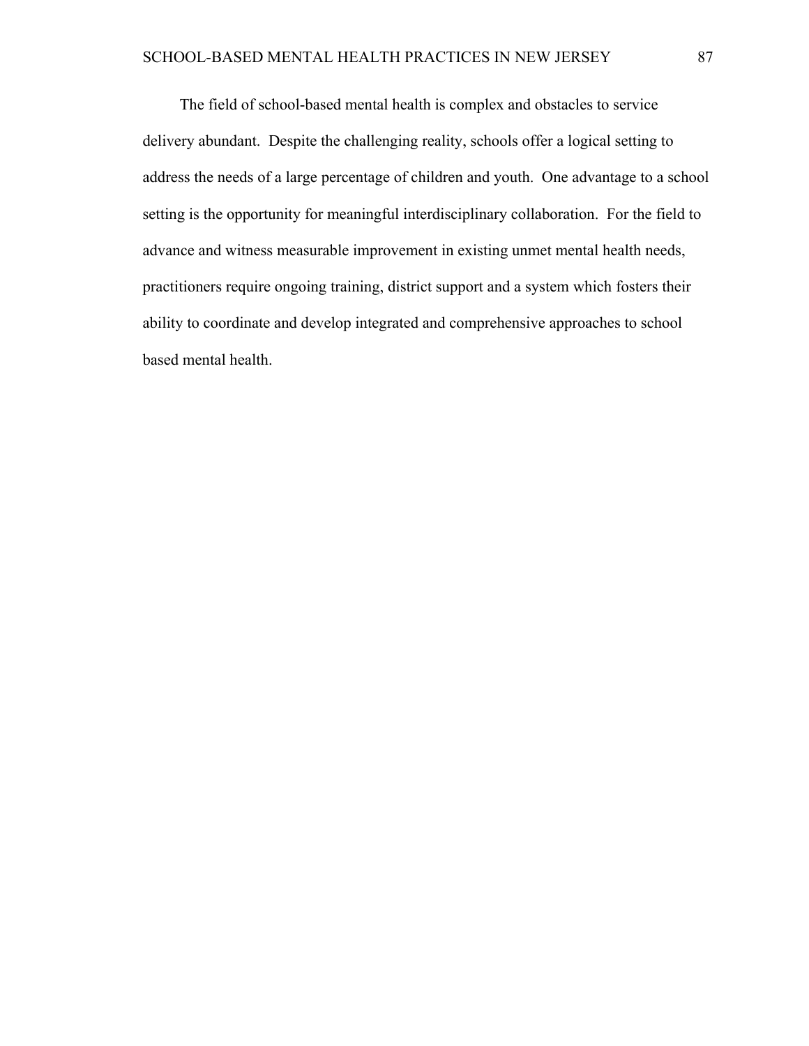The field of school-based mental health is complex and obstacles to service delivery abundant. Despite the challenging reality, schools offer a logical setting to address the needs of a large percentage of children and youth. One advantage to a school setting is the opportunity for meaningful interdisciplinary collaboration. For the field to advance and witness measurable improvement in existing unmet mental health needs, practitioners require ongoing training, district support and a system which fosters their ability to coordinate and develop integrated and comprehensive approaches to school based mental health.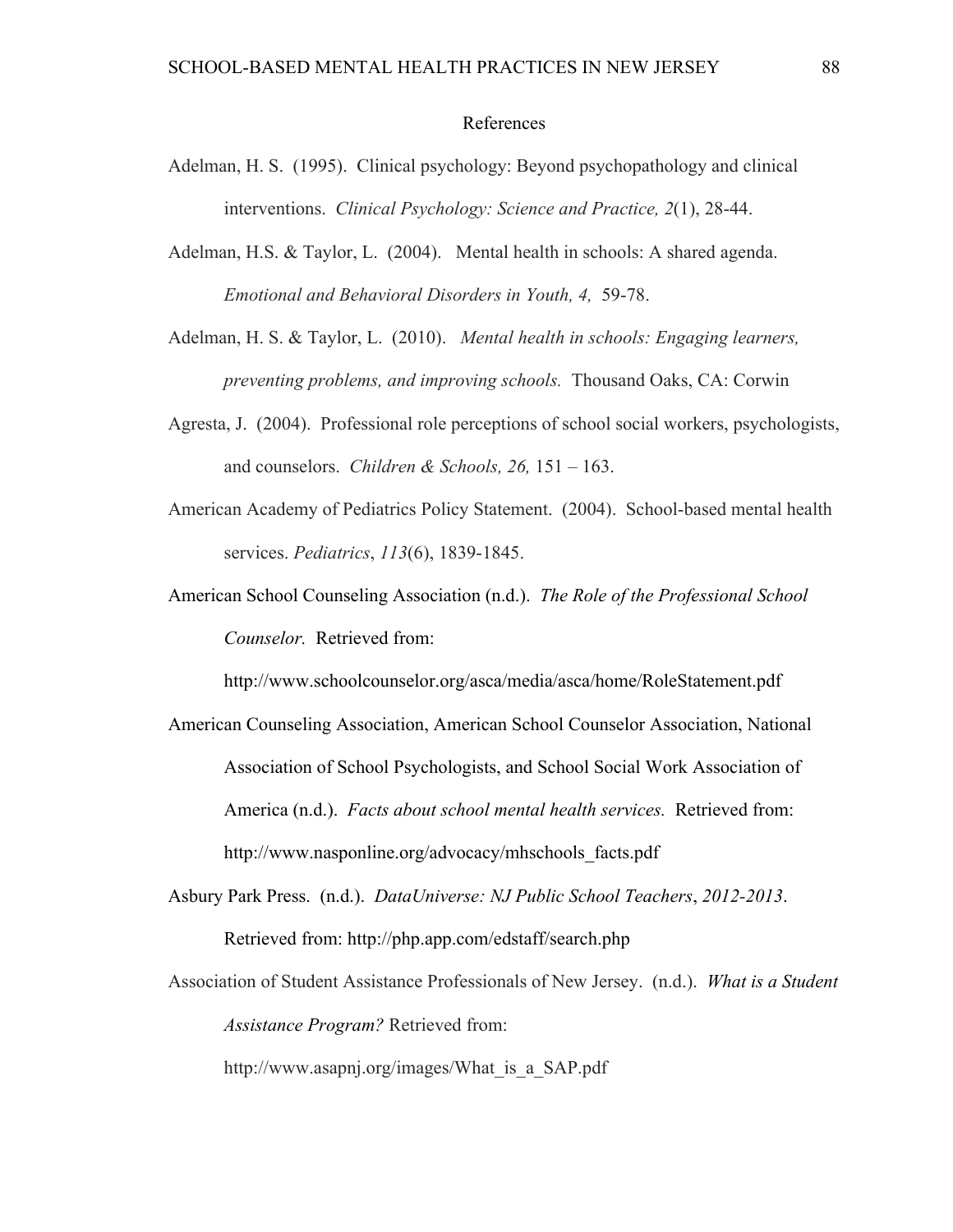# References

Adelman, H. S. (1995). Clinical psychology: Beyond psychopathology and clinical interventions. *Clinical Psychology: Science and Practice, 2*(1), 28-44.

Adelman, H.S. & Taylor, L. (2004). Mental health in schools: A shared agenda. *Emotional and Behavioral Disorders in Youth, 4,* 59-78.

Adelman, H. S. & Taylor, L. (2010). *Mental health in schools: Engaging learners, preventing problems, and improving schools.* Thousand Oaks, CA: Corwin

Agresta, J. (2004). Professional role perceptions of school social workers, psychologists, and counselors. *Children & Schools, 26,* 151 – 163.

American Academy of Pediatrics Policy Statement. (2004). School-based mental health services. *Pediatrics*, *113*(6), 1839-1845.

American School Counseling Association (n.d.). *The Role of the Professional School Counselor.* Retrieved from: http://www.schoolcounselor.org/asca/media/asca/home/RoleStatement.pdf

American Counseling Association, American School Counselor Association, National Association of School Psychologists, and School Social Work Association of America (n.d.). *Facts about school mental health services.* Retrieved from: http://www.nasponline.org/advocacy/mhschools_facts.pdf

Asbury Park Press. (n.d.). *DataUniverse: NJ Public School Teachers*, *2012-2013*. Retrieved from: http://php.app.com/edstaff/search.php

Association of Student Assistance Professionals of New Jersey. (n.d.). *What is a Student Assistance Program?* Retrieved from: http://www.asapnj.org/images/What_is_a_SAP.pdf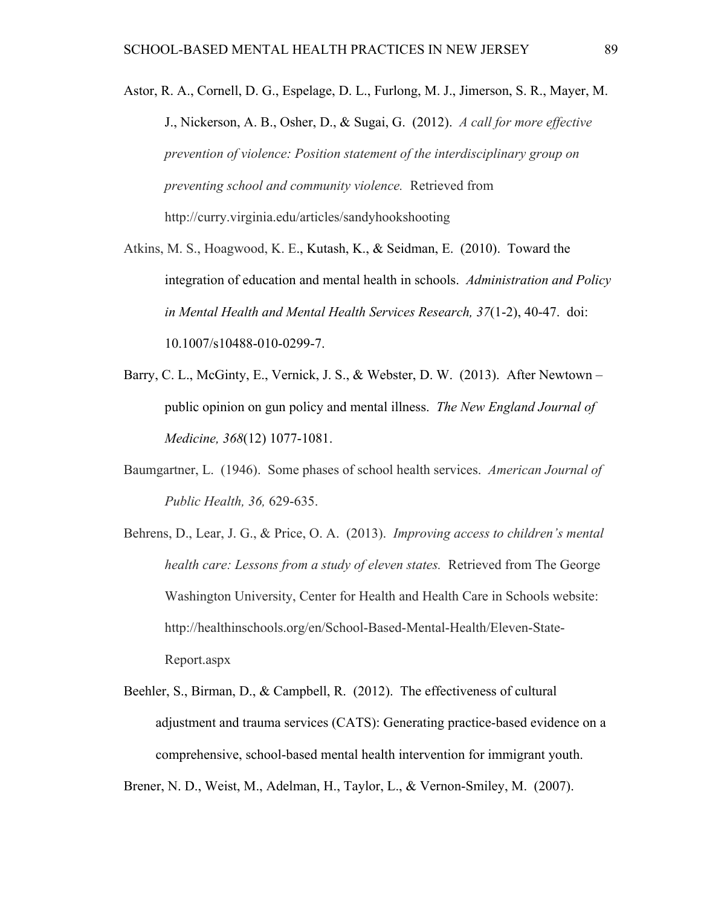Astor, R. A., Cornell, D. G., Espelage, D. L., Furlong, M. J., Jimerson, S. R., Mayer, M. J., Nickerson, A. B., Osher, D., & Sugai, G. (2012). *A call for more effective prevention of violence: Position statement of the interdisciplinary group on preventing school and community violence.* Retrieved from http://curry.virginia.edu/articles/sandyhookshooting

Atkins, M. S., Hoagwood, K. E., Kutash, K., & Seidman, E. (2010). Toward the integration of education and mental health in schools. *Administration and Policy in Mental Health and Mental Health Services Research, 37*(1-2), 40-47. doi: 10.1007/s10488-010-0299-7.

Barry, C. L., McGinty, E., Vernick, J. S., & Webster, D. W. (2013). After Newtown – public opinion on gun policy and mental illness. *The New England Journal of Medicine, 368*(12) 1077-1081.

Baumgartner, L. (1946). Some phases of school health services. *American Journal of Public Health, 36,* 629-635.

Behrens, D., Lear, J. G., & Price, O. A. (2013). *Improving access to children's mental health care: Lessons from a study of eleven states.* Retrieved from The George Washington University, Center for Health and Health Care in Schools website: http://healthinschools.org/en/School-Based-Mental-Health/Eleven-State-Report.aspx

Beehler, S., Birman, D., & Campbell, R. (2012). The effectiveness of cultural adjustment and trauma services (CATS): Generating practice-based evidence on a comprehensive, school-based mental health intervention for immigrant youth.

Brener, N. D., Weist, M., Adelman, H., Taylor, L., & Vernon-Smiley, M. (2007).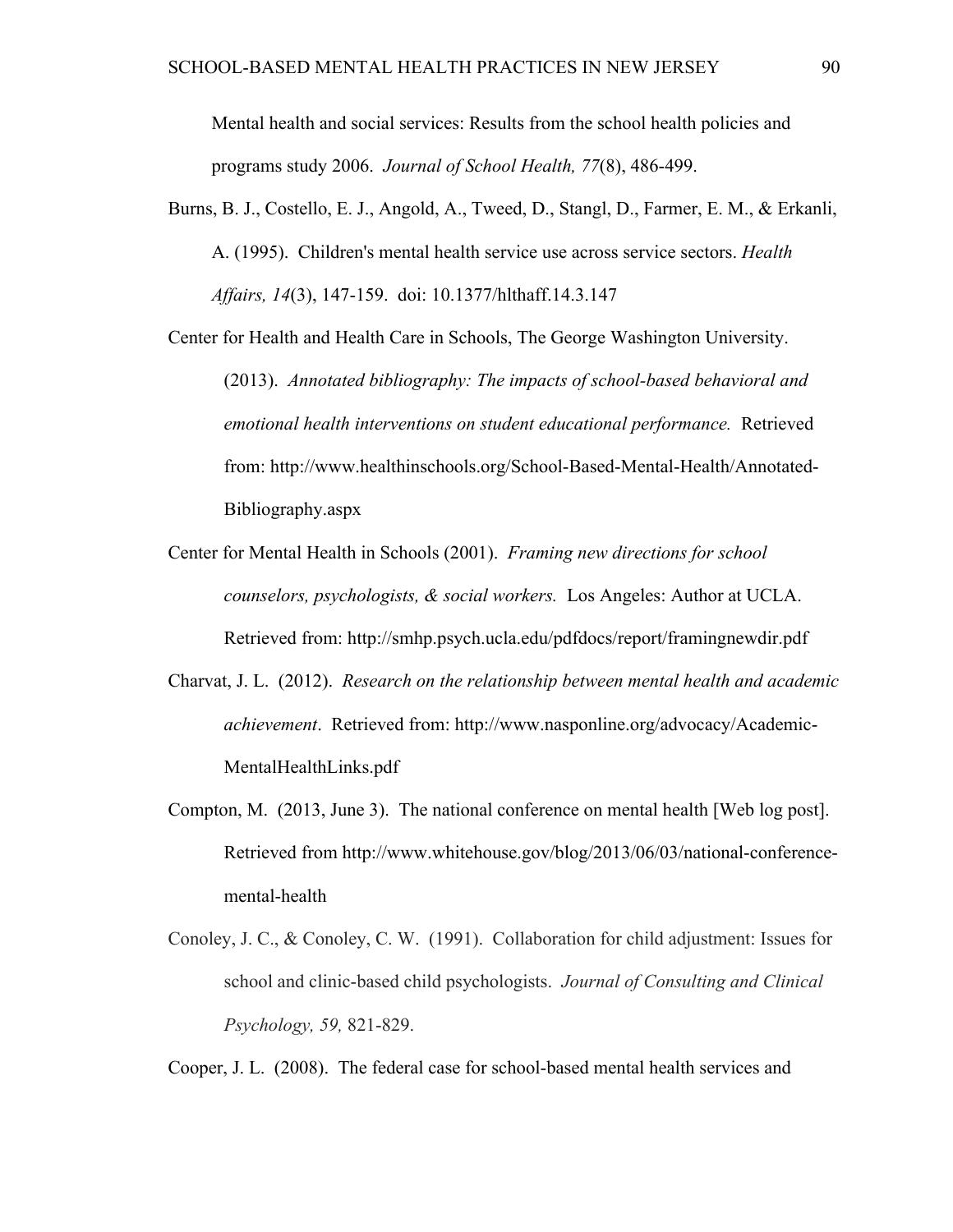Mental health and social services: Results from the school health policies and programs study 2006. *Journal of School Health, 77*(8), 486-499.

Burns, B. J., Costello, E. J., Angold, A., Tweed, D., Stangl, D., Farmer, E. M., & Erkanli, A. (1995). Children's mental health service use across service sectors. *Health Affairs, 14*(3), 147-159. doi: 10.1377/hlthaff.14.3.147

Center for Health and Health Care in Schools, The George Washington University. (2013). *Annotated bibliography: The impacts of school-based behavioral and emotional health interventions on student educational performance.* Retrieved from: http://www.healthinschools.org/School-Based-Mental-Health/Annotated-Bibliography.aspx

Center for Mental Health in Schools (2001). *Framing new directions for school counselors, psychologists, & social workers.* Los Angeles: Author at UCLA. Retrieved from: http://smhp.psych.ucla.edu/pdfdocs/report/framingnewdir.pdf

Charvat, J. L. (2012). *Research on the relationship between mental health and academic achievement*. Retrieved from: http://www.nasponline.org/advocacy/Academic-MentalHealthLinks.pdf

Compton, M. (2013, June 3). The national conference on mental health [Web log post]. Retrieved from http://www.whitehouse.gov/blog/2013/06/03/national-conference-mental-health

Conoley, J. C., & Conoley, C. W. (1991). Collaboration for child adjustment: Issues for school and clinic-based child psychologists. *Journal of Consulting and Clinical Psychology, 59,* 821-829.

Cooper, J. L. (2008). The federal case for school-based mental health services and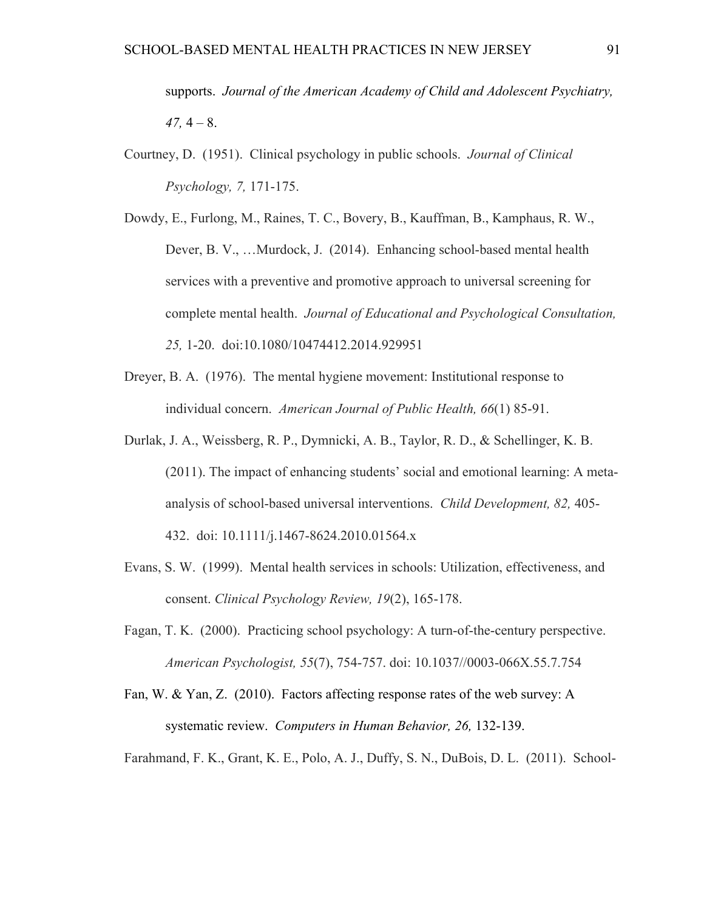supports. *Journal of the American Academy of Child and Adolescent Psychiatry, 47,* 4 – 8.

Courtney, D. (1951). Clinical psychology in public schools. *Journal of Clinical Psychology, 7,* 171-175.

Dowdy, E., Furlong, M., Raines, T. C., Bovery, B., Kauffman, B., Kamphaus, R. W., Dever, B. V., …Murdock, J. (2014). Enhancing school-based mental health services with a preventive and promotive approach to universal screening for complete mental health. *Journal of Educational and Psychological Consultation, 25,* 1-20. doi:10.1080/10474412.2014.929951

Dreyer, B. A. (1976). The mental hygiene movement: Institutional response to individual concern. *American Journal of Public Health, 66*(1) 85-91.

Durlak, J. A., Weissberg, R. P., Dymnicki, A. B., Taylor, R. D., & Schellinger, K. B. (2011). The impact of enhancing students' social and emotional learning: A meta-analysis of school-based universal interventions. *Child Development, 82,* 405-432. doi: 10.1111/j.1467-8624.2010.01564.x

Evans, S. W. (1999). Mental health services in schools: Utilization, effectiveness, and consent. *Clinical Psychology Review, 19*(2), 165-178.

Fagan, T. K. (2000). Practicing school psychology: A turn-of-the-century perspective. *American Psychologist, 55*(7), 754-757. doi: 10.1037//0003-066X.55.7.754

Fan, W. & Yan, Z. (2010). Factors affecting response rates of the web survey: A systematic review. *Computers in Human Behavior, 26,* 132-139.

Farahmand, F. K., Grant, K. E., Polo, A. J., Duffy, S. N., DuBois, D. L. (2011). School-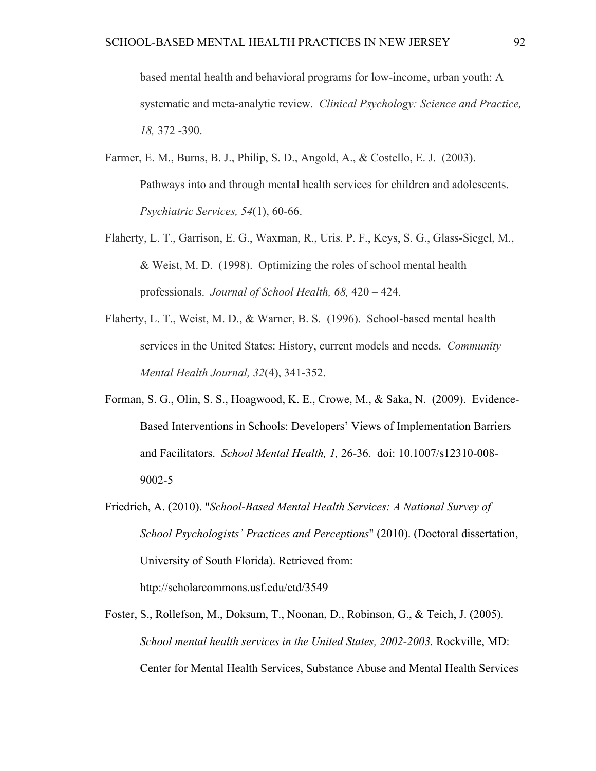based mental health and behavioral programs for low-income, urban youth: A systematic and meta-analytic review. *Clinical Psychology: Science and Practice, 18,* 372 -390.

Farmer, E. M., Burns, B. J., Philip, S. D., Angold, A., & Costello, E. J. (2003). Pathways into and through mental health services for children and adolescents. *Psychiatric Services, 54*(1), 60-66.

Flaherty, L. T., Garrison, E. G., Waxman, R., Uris. P. F., Keys, S. G., Glass-Siegel, M., & Weist, M. D. (1998). Optimizing the roles of school mental health professionals. *Journal of School Health, 68,* 420 – 424.

Flaherty, L. T., Weist, M. D., & Warner, B. S. (1996). School-based mental health services in the United States: History, current models and needs. *Community Mental Health Journal, 32*(4), 341-352.

Forman, S. G., Olin, S. S., Hoagwood, K. E., Crowe, M., & Saka, N. (2009). Evidence-Based Interventions in Schools: Developers' Views of Implementation Barriers and Facilitators. *School Mental Health, 1,* 26-36. doi: 10.1007/s12310-008-9002-5

Friedrich, A. (2010). "*School-Based Mental Health Services: A National Survey of School Psychologists' Practices and Perceptions*" (2010). (Doctoral dissertation, University of South Florida). Retrieved from: http://scholarcommons.usf.edu/etd/3549

Foster, S., Rollefson, M., Doksum, T., Noonan, D., Robinson, G., & Teich, J. (2005). *School mental health services in the United States, 2002-2003.* Rockville, MD: Center for Mental Health Services, Substance Abuse and Mental Health Services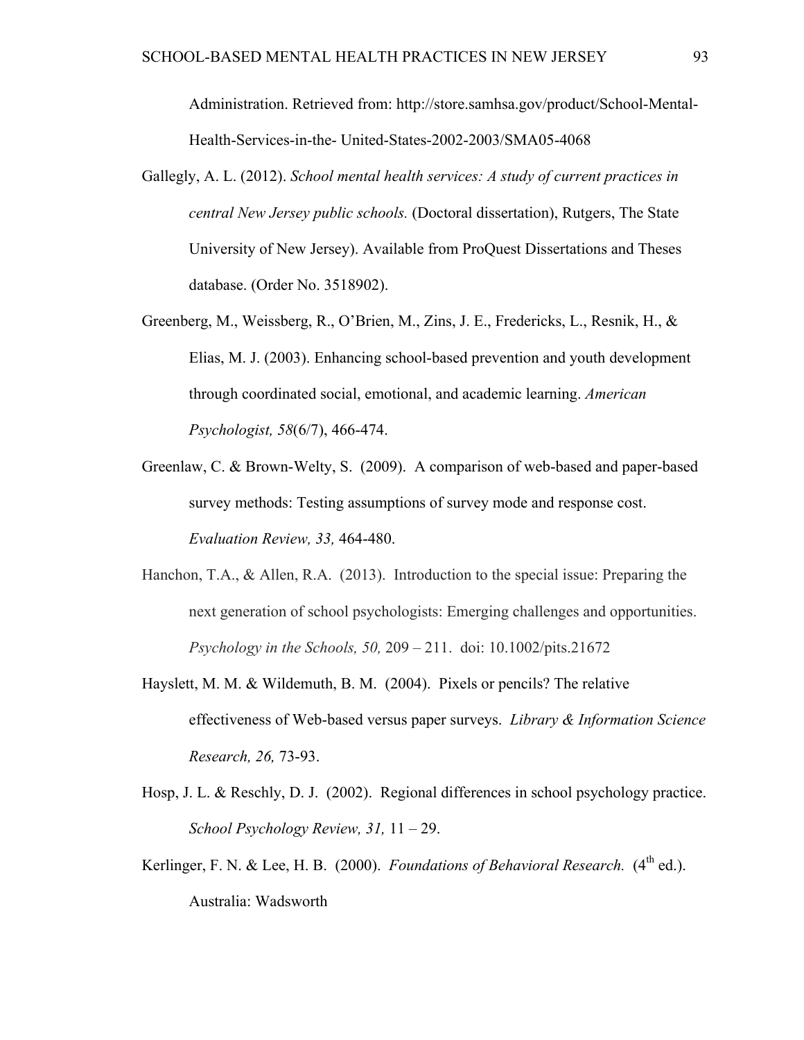Administration. Retrieved from: http://store.samhsa.gov/product/School-Mental-Health-Services-in-the- United-States-2002-2003/SMA05-4068

Gallegly, A. L. (2012). *School mental health services: A study of current practices in central New Jersey public schools.* (Doctoral dissertation), Rutgers, The State University of New Jersey). Available from ProQuest Dissertations and Theses database. (Order No. 3518902).

Greenberg, M., Weissberg, R., O'Brien, M., Zins, J. E., Fredericks, L., Resnik, H., & Elias, M. J. (2003). Enhancing school-based prevention and youth development through coordinated social, emotional, and academic learning. *American Psychologist, 58*(6/7), 466-474.

Greenlaw, C. & Brown-Welty, S. (2009). A comparison of web-based and paper-based survey methods: Testing assumptions of survey mode and response cost. *Evaluation Review, 33,* 464-480.

Hanchon, T.A., & Allen, R.A. (2013). Introduction to the special issue: Preparing the next generation of school psychologists: Emerging challenges and opportunities. *Psychology in the Schools, 50,* 209 – 211. doi: 10.1002/pits.21672

Hayslett, M. M. & Wildemuth, B. M. (2004). Pixels or pencils? The relative effectiveness of Web-based versus paper surveys. *Library & Information Science Research, 26,* 73-93.

Hosp, J. L. & Reschly, D. J. (2002). Regional differences in school psychology practice. *School Psychology Review, 31,* 11 – 29.

Kerlinger, F. N. & Lee, H. B. (2000). *Foundations of Behavioral Research.* (4th ed.). Australia: Wadsworth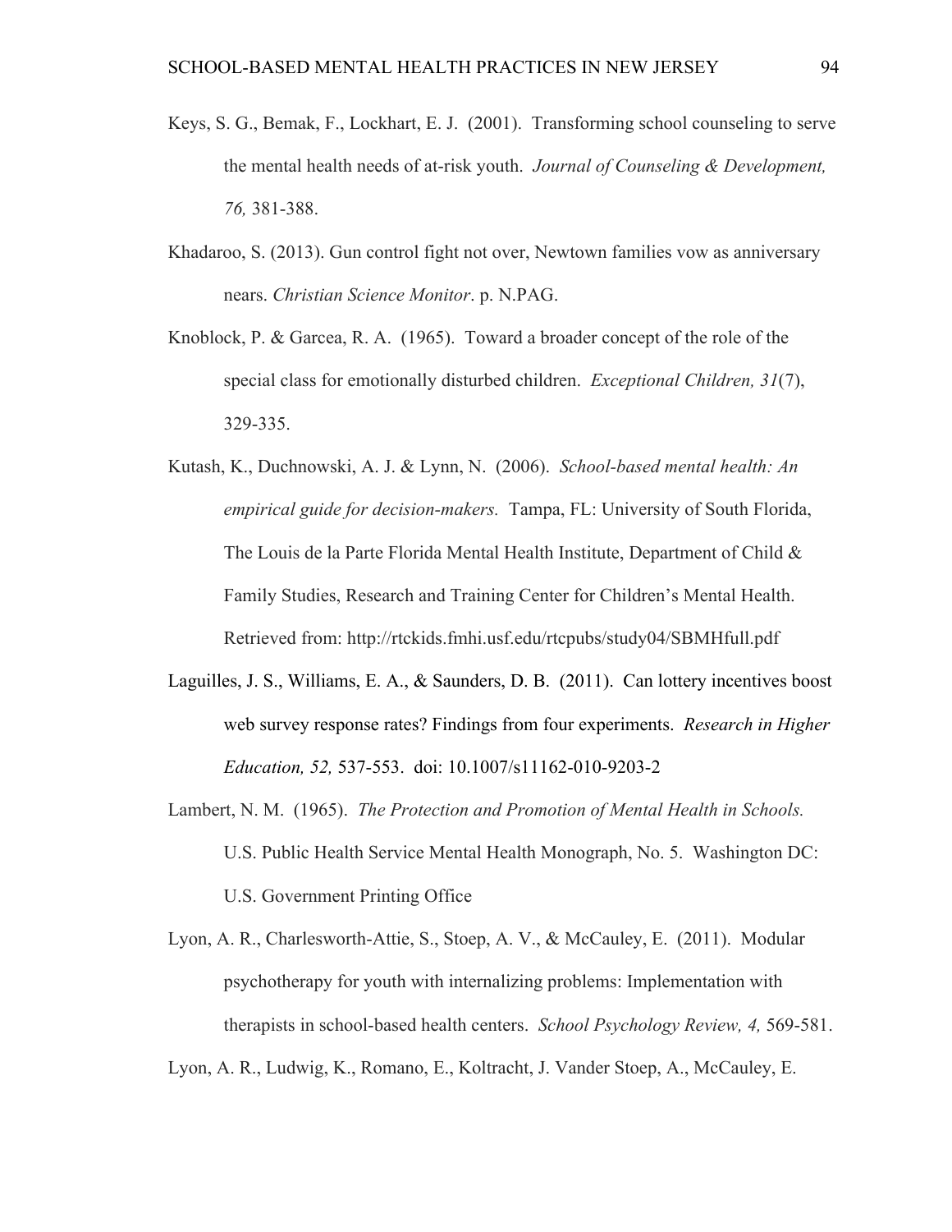Keys, S. G., Bemak, F., Lockhart, E. J. (2001). Transforming school counseling to serve the mental health needs of at-risk youth. *Journal of Counseling & Development, 76,* 381-388.

Khadaroo, S. (2013). Gun control fight not over, Newtown families vow as anniversary nears. *Christian Science Monitor*. p. N.PAG.

Knoblock, P. & Garcea, R. A. (1965). Toward a broader concept of the role of the special class for emotionally disturbed children. *Exceptional Children, 31*(7), 329-335.

Kutash, K., Duchnowski, A. J. & Lynn, N. (2006). *School-based mental health: An empirical guide for decision-makers.* Tampa, FL: University of South Florida, The Louis de la Parte Florida Mental Health Institute, Department of Child & Family Studies, Research and Training Center for Children's Mental Health. Retrieved from: http://rtckids.fmhi.usf.edu/rtcpubs/study04/SBMHfull.pdf

Laguilles, J. S., Williams, E. A., & Saunders, D. B. (2011). Can lottery incentives boost web survey response rates? Findings from four experiments. *Research in Higher Education, 52,* 537-553. doi: 10.1007/s11162-010-9203-2

Lambert, N. M. (1965). *The Protection and Promotion of Mental Health in Schools.* U.S. Public Health Service Mental Health Monograph, No. 5. Washington DC: U.S. Government Printing Office

Lyon, A. R., Charlesworth-Attie, S., Stoep, A. V., & McCauley, E. (2011). Modular psychotherapy for youth with internalizing problems: Implementation with therapists in school-based health centers. *School Psychology Review, 4,* 569-581.

Lyon, A. R., Ludwig, K., Romano, E., Koltracht, J. Vander Stoep, A., McCauley, E.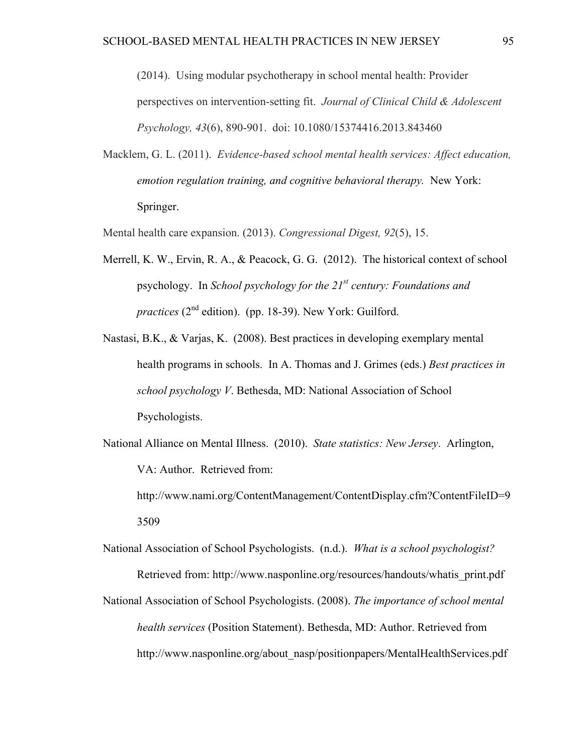(2014). Using modular psychotherapy in school mental health: Provider perspectives on intervention-setting fit. *Journal of Clinical Child & Adolescent Psychology, 43*(6), 890-901. doi: 10.1080/15374416.2013.843460

Macklem, G. L. (2011). *Evidence-based school mental health services: Affect education, emotion regulation training, and cognitive behavioral therapy.* New York: Springer.

Mental health care expansion. (2013). *Congressional Digest, 92*(5), 15.

Merrell, K. W., Ervin, R. A., & Peacock, G. G. (2012). The historical context of school psychology. In *School psychology for the 21st century: Foundations and practices* (2nd edition). (pp. 18-39). New York: Guilford.

Nastasi, B.K., & Varjas, K. (2008). Best practices in developing exemplary mental health programs in schools. In A. Thomas and J. Grimes (eds.) *Best practices in school psychology V*. Bethesda, MD: National Association of School Psychologists.

National Alliance on Mental Illness. (2010). *State statistics: New Jersey*. Arlington, VA: Author. Retrieved from: http://www.nami.org/ContentManagement/ContentDisplay.cfm?ContentFileID=93509

National Association of School Psychologists. (n.d.). *What is a school psychologist?* Retrieved from: http://www.nasponline.org/resources/handouts/whatis_print.pdf

National Association of School Psychologists. (2008). *The importance of school mental health services* (Position Statement). Bethesda, MD: Author. Retrieved from http://www.nasponline.org/about_nasp/positionpapers/MentalHealthServices.pdf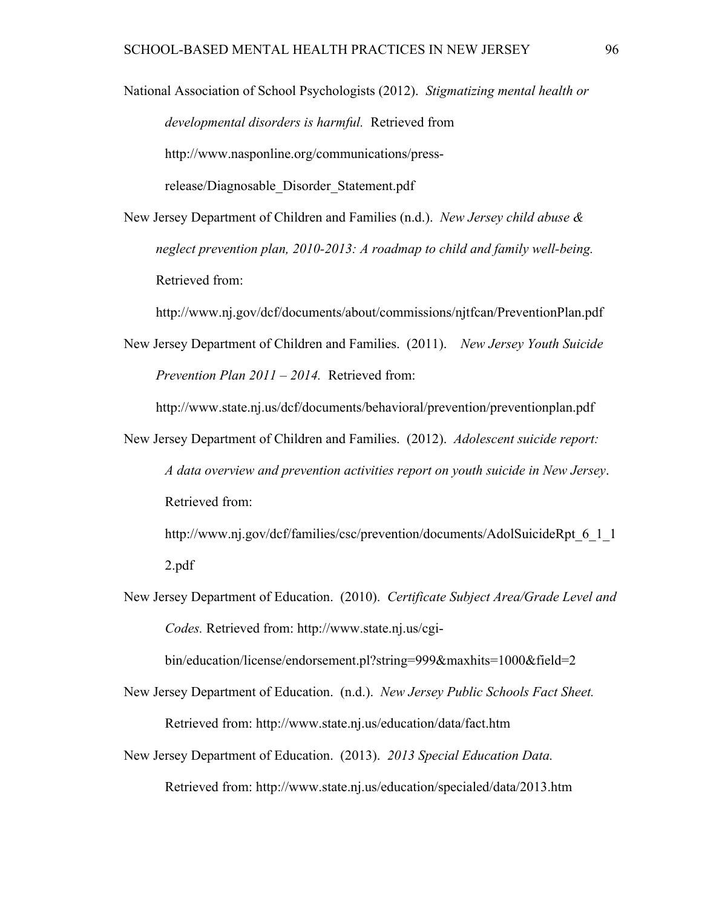National Association of School Psychologists (2012). *Stigmatizing mental health or developmental disorders is harmful.* Retrieved from http://www.nasponline.org/communications/press-release/Diagnosable_Disorder_Statement.pdf

New Jersey Department of Children and Families (n.d.). *New Jersey child abuse & neglect prevention plan, 2010-2013: A roadmap to child and family well-being.* Retrieved from: http://www.nj.gov/dcf/documents/about/commissions/njtfcan/PreventionPlan.pdf

New Jersey Department of Children and Families. (2011). *New Jersey Youth Suicide Prevention Plan 2011 – 2014.* Retrieved from: http://www.state.nj.us/dcf/documents/behavioral/prevention/preventionplan.pdf

New Jersey Department of Children and Families. (2012). *Adolescent suicide report: A data overview and prevention activities report on youth suicide in New Jersey*. Retrieved from: http://www.nj.gov/dcf/families/csc/prevention/documents/AdolSuicideRpt_6_1_12.pdf

New Jersey Department of Education. (2010). *Certificate Subject Area/Grade Level and Codes.* Retrieved from: http://www.state.nj.us/cgi-bin/education/license/endorsement.pl?string=999&maxhits=1000&field=2

New Jersey Department of Education. (n.d.). *New Jersey Public Schools Fact Sheet.* Retrieved from: http://www.state.nj.us/education/data/fact.htm

New Jersey Department of Education. (2013). *2013 Special Education Data.* Retrieved from: http://www.state.nj.us/education/specialed/data/2013.htm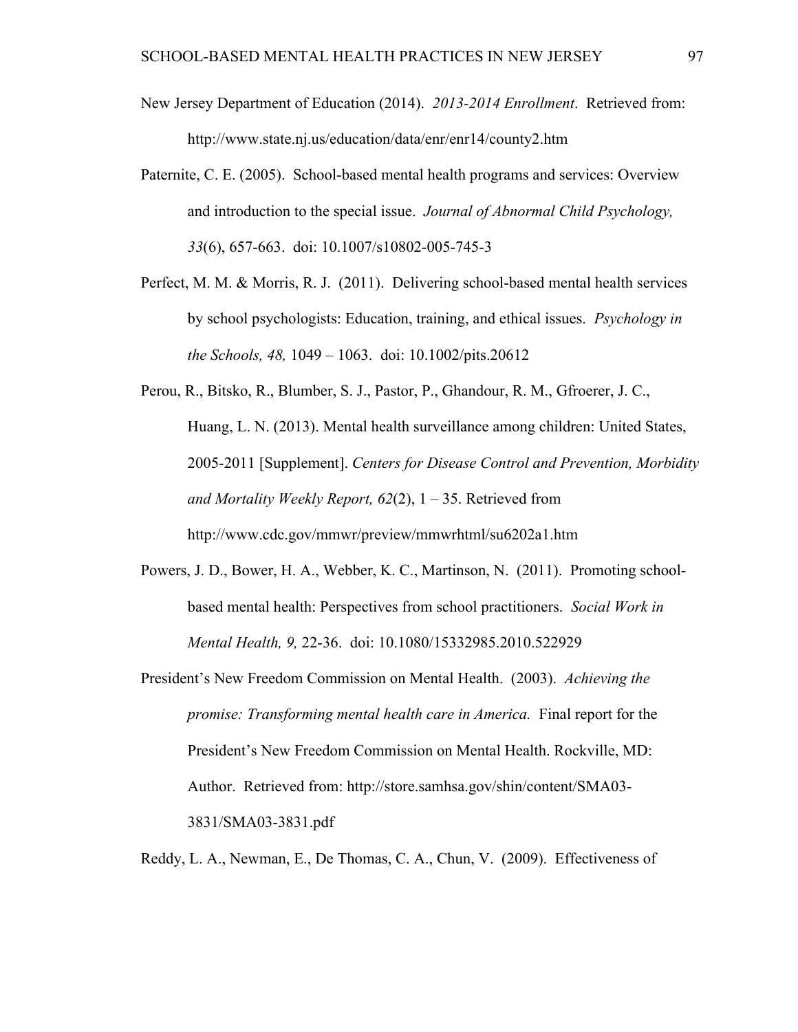New Jersey Department of Education (2014). *2013-2014 Enrollment*. Retrieved from: http://www.state.nj.us/education/data/enr/enr14/county2.htm

Paternite, C. E. (2005). School-based mental health programs and services: Overview and introduction to the special issue. *Journal of Abnormal Child Psychology, 33*(6), 657-663. doi: 10.1007/s10802-005-745-3

Perfect, M. M. & Morris, R. J. (2011). Delivering school-based mental health services by school psychologists: Education, training, and ethical issues. *Psychology in the Schools, 48,* 1049 – 1063. doi: 10.1002/pits.20612

Perou, R., Bitsko, R., Blumber, S. J., Pastor, P., Ghandour, R. M., Gfroerer, J. C., Huang, L. N. (2013). Mental health surveillance among children: United States, 2005-2011 [Supplement]. *Centers for Disease Control and Prevention, Morbidity and Mortality Weekly Report, 62*(2), 1 – 35. Retrieved from http://www.cdc.gov/mmwr/preview/mmwrhtml/su6202a1.htm

Powers, J. D., Bower, H. A., Webber, K. C., Martinson, N. (2011). Promoting school-based mental health: Perspectives from school practitioners. *Social Work in Mental Health, 9,* 22-36. doi: 10.1080/15332985.2010.522929

President's New Freedom Commission on Mental Health. (2003). *Achieving the promise: Transforming mental health care in America.* Final report for the President's New Freedom Commission on Mental Health. Rockville, MD: Author. Retrieved from: http://store.samhsa.gov/shin/content/SMA03-3831/SMA03-3831.pdf

Reddy, L. A., Newman, E., De Thomas, C. A., Chun, V. (2009). Effectiveness of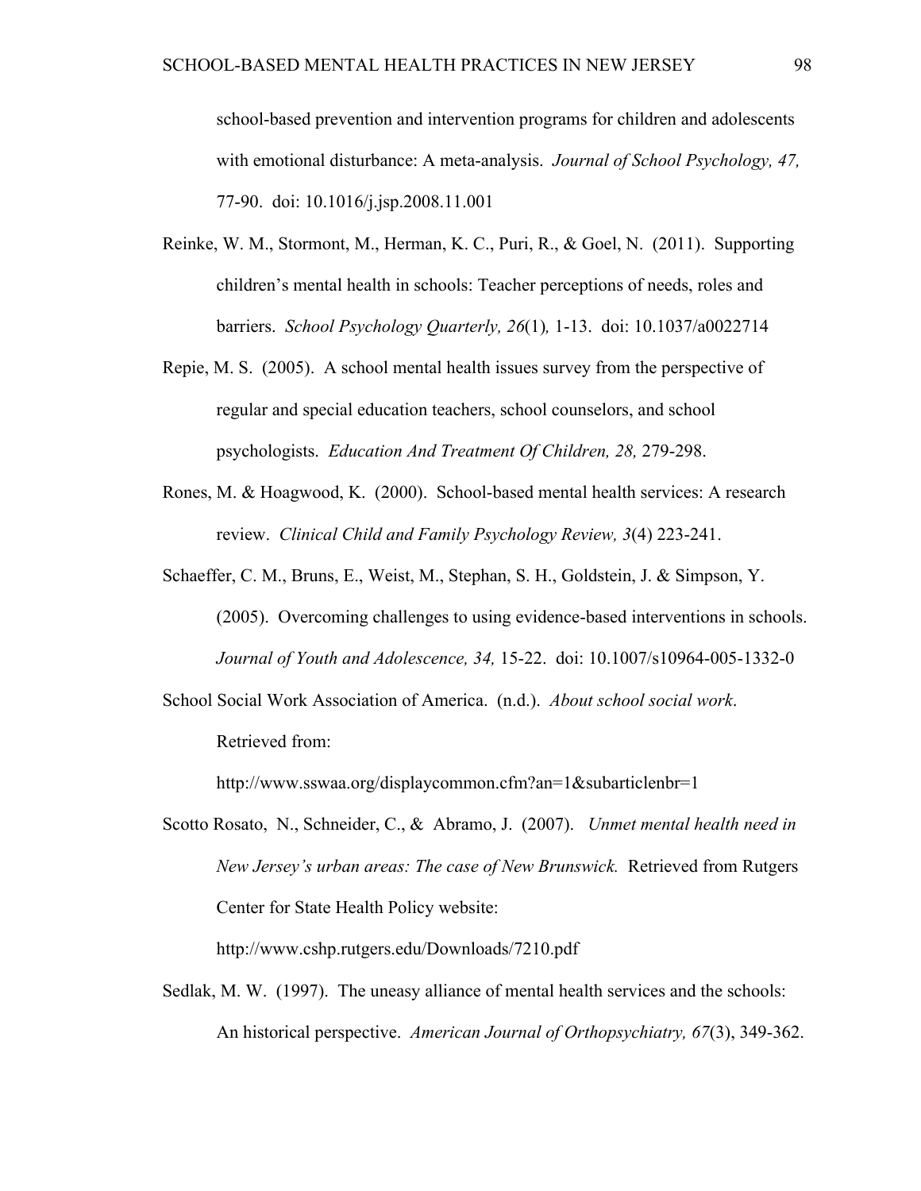school-based prevention and intervention programs for children and adolescents with emotional disturbance: A meta-analysis. *Journal of School Psychology, 47,* 77-90. doi: 10.1016/j.jsp.2008.11.001

Reinke, W. M., Stormont, M., Herman, K. C., Puri, R., & Goel, N. (2011). Supporting children's mental health in schools: Teacher perceptions of needs, roles and barriers. *School Psychology Quarterly, 26*(1)*,* 1-13. doi: 10.1037/a0022714

Repie, M. S. (2005). A school mental health issues survey from the perspective of regular and special education teachers, school counselors, and school psychologists. *Education And Treatment Of Children, 28,* 279-298.

Rones, M. & Hoagwood, K. (2000). School-based mental health services: A research review. *Clinical Child and Family Psychology Review, 3*(4) 223-241.

Schaeffer, C. M., Bruns, E., Weist, M., Stephan, S. H., Goldstein, J. & Simpson, Y. (2005). Overcoming challenges to using evidence-based interventions in schools. *Journal of Youth and Adolescence, 34,* 15-22. doi: 10.1007/s10964-005-1332-0

School Social Work Association of America. (n.d.). *About school social work*. Retrieved from: http://www.sswaa.org/displaycommon.cfm?an=1&subarticlenbr=1

Scotto Rosato, N., Schneider, C., & Abramo, J. (2007). *Unmet mental health need in New Jersey's urban areas: The case of New Brunswick.* Retrieved from Rutgers Center for State Health Policy website: http://www.cshp.rutgers.edu/Downloads/7210.pdf

Sedlak, M. W. (1997). The uneasy alliance of mental health services and the schools: An historical perspective. *American Journal of Orthopsychiatry, 67*(3), 349-362.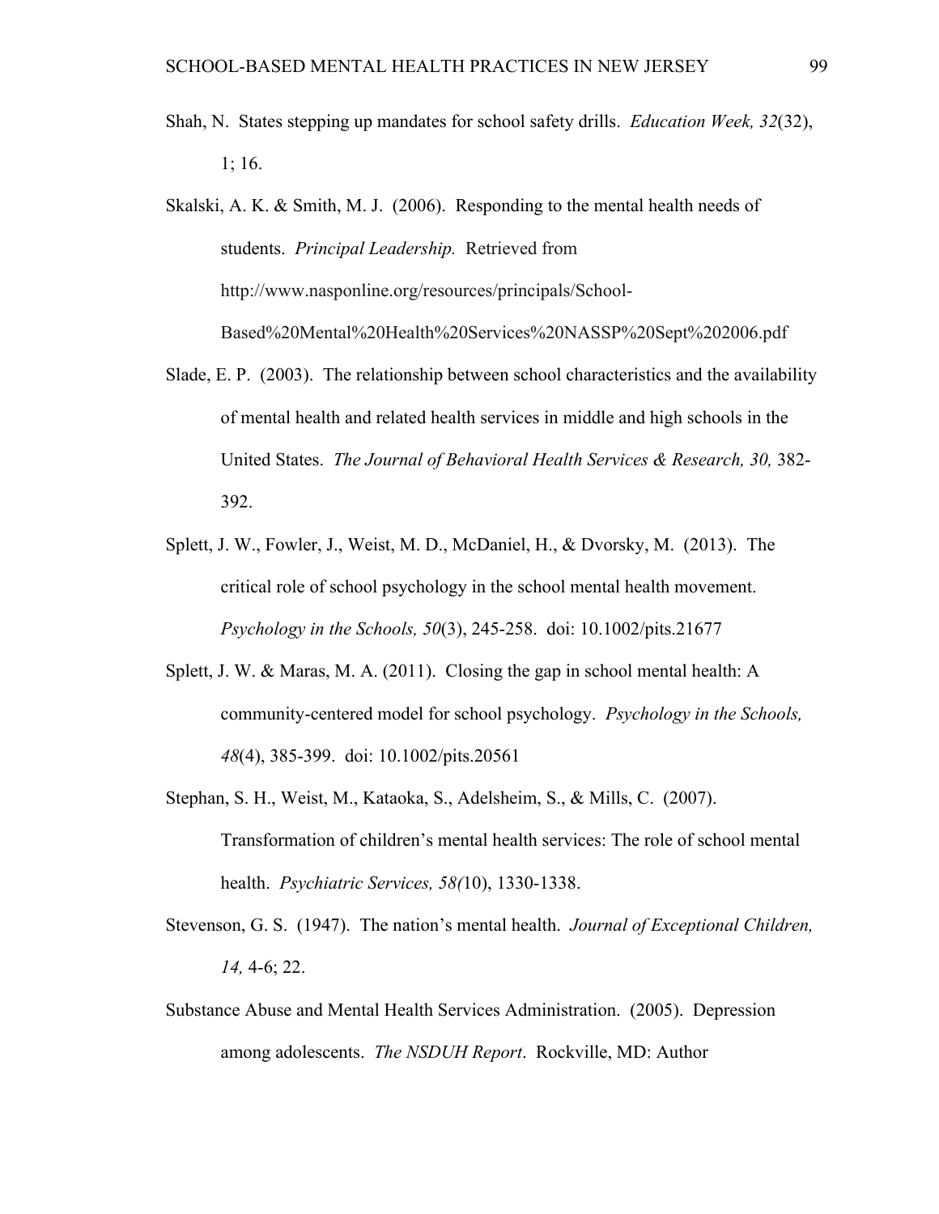Shah, N. States stepping up mandates for school safety drills. *Education Week, 32*(32), 1; 16.

Skalski, A. K. & Smith, M. J. (2006). Responding to the mental health needs of students. *Principal Leadership.* Retrieved from http://www.nasponline.org/resources/principals/School-Based%20Mental%20Health%20Services%20NASSP%20Sept%202006.pdf

Slade, E. P. (2003). The relationship between school characteristics and the availability of mental health and related health services in middle and high schools in the United States. *The Journal of Behavioral Health Services & Research, 30,* 382-392.

Splett, J. W., Fowler, J., Weist, M. D., McDaniel, H., & Dvorsky, M. (2013). The critical role of school psychology in the school mental health movement. *Psychology in the Schools, 50*(3), 245-258. doi: 10.1002/pits.21677

Splett, J. W. & Maras, M. A. (2011). Closing the gap in school mental health: A community-centered model for school psychology. *Psychology in the Schools, 48*(4), 385-399. doi: 10.1002/pits.20561

Stephan, S. H., Weist, M., Kataoka, S., Adelsheim, S., & Mills, C. (2007). Transformation of children's mental health services: The role of school mental health. *Psychiatric Services, 58(*10), 1330-1338.

Stevenson, G. S. (1947). The nation's mental health. *Journal of Exceptional Children, 14,* 4-6; 22.

Substance Abuse and Mental Health Services Administration. (2005). Depression among adolescents. *The NSDUH Report*. Rockville, MD: Author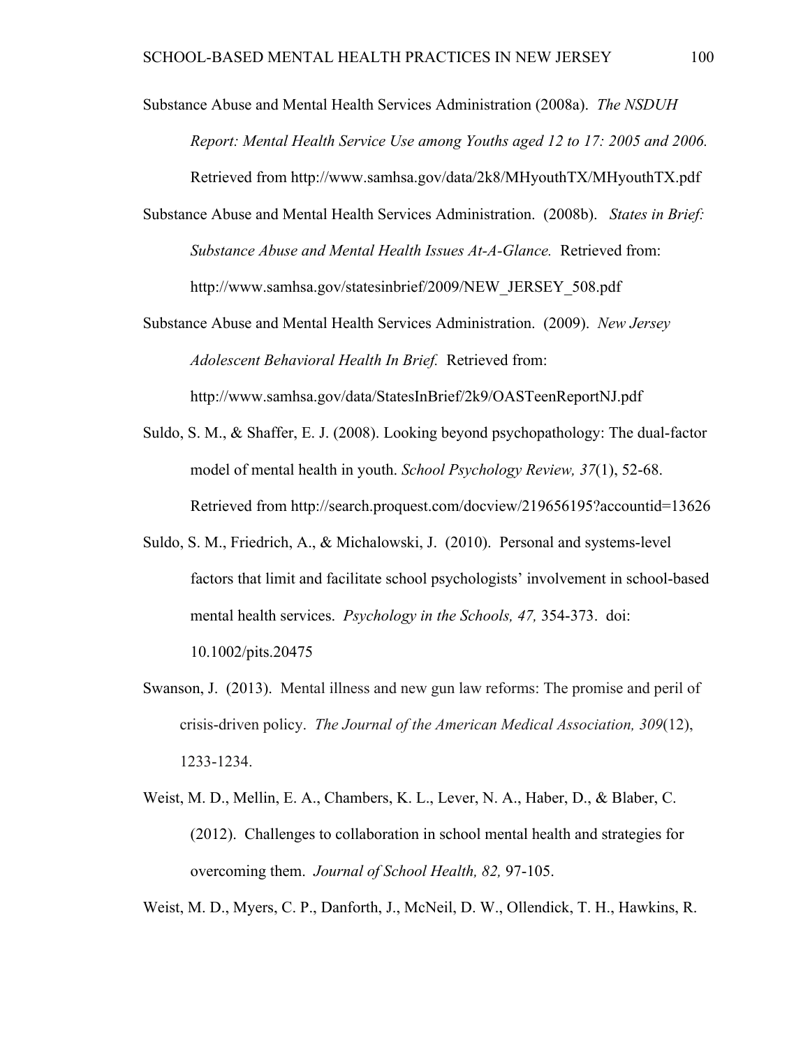Substance Abuse and Mental Health Services Administration (2008a). *The NSDUH Report: Mental Health Service Use among Youths aged 12 to 17: 2005 and 2006.* Retrieved from http://www.samhsa.gov/data/2k8/MHyouthTX/MHyouthTX.pdf

Substance Abuse and Mental Health Services Administration. (2008b). *States in Brief: Substance Abuse and Mental Health Issues At-A-Glance.* Retrieved from: http://www.samhsa.gov/statesinbrief/2009/NEW_JERSEY_508.pdf

Substance Abuse and Mental Health Services Administration. (2009). *New Jersey Adolescent Behavioral Health In Brief.* Retrieved from: http://www.samhsa.gov/data/StatesInBrief/2k9/OASTeenReportNJ.pdf

Suldo, S. M., & Shaffer, E. J. (2008). Looking beyond psychopathology: The dual-factor model of mental health in youth. *School Psychology Review, 37*(1), 52-68. Retrieved from http://search.proquest.com/docview/219656195?accountid=13626

Suldo, S. M., Friedrich, A., & Michalowski, J. (2010). Personal and systems-level factors that limit and facilitate school psychologists' involvement in school-based mental health services. *Psychology in the Schools, 47,* 354-373. doi: 10.1002/pits.20475

Swanson, J. (2013). Mental illness and new gun law reforms: The promise and peril of crisis-driven policy. *The Journal of the American Medical Association, 309*(12), 1233-1234.

Weist, M. D., Mellin, E. A., Chambers, K. L., Lever, N. A., Haber, D., & Blaber, C. (2012). Challenges to collaboration in school mental health and strategies for overcoming them. *Journal of School Health, 82,* 97-105.

Weist, M. D., Myers, C. P., Danforth, J., McNeil, D. W., Ollendick, T. H., Hawkins, R.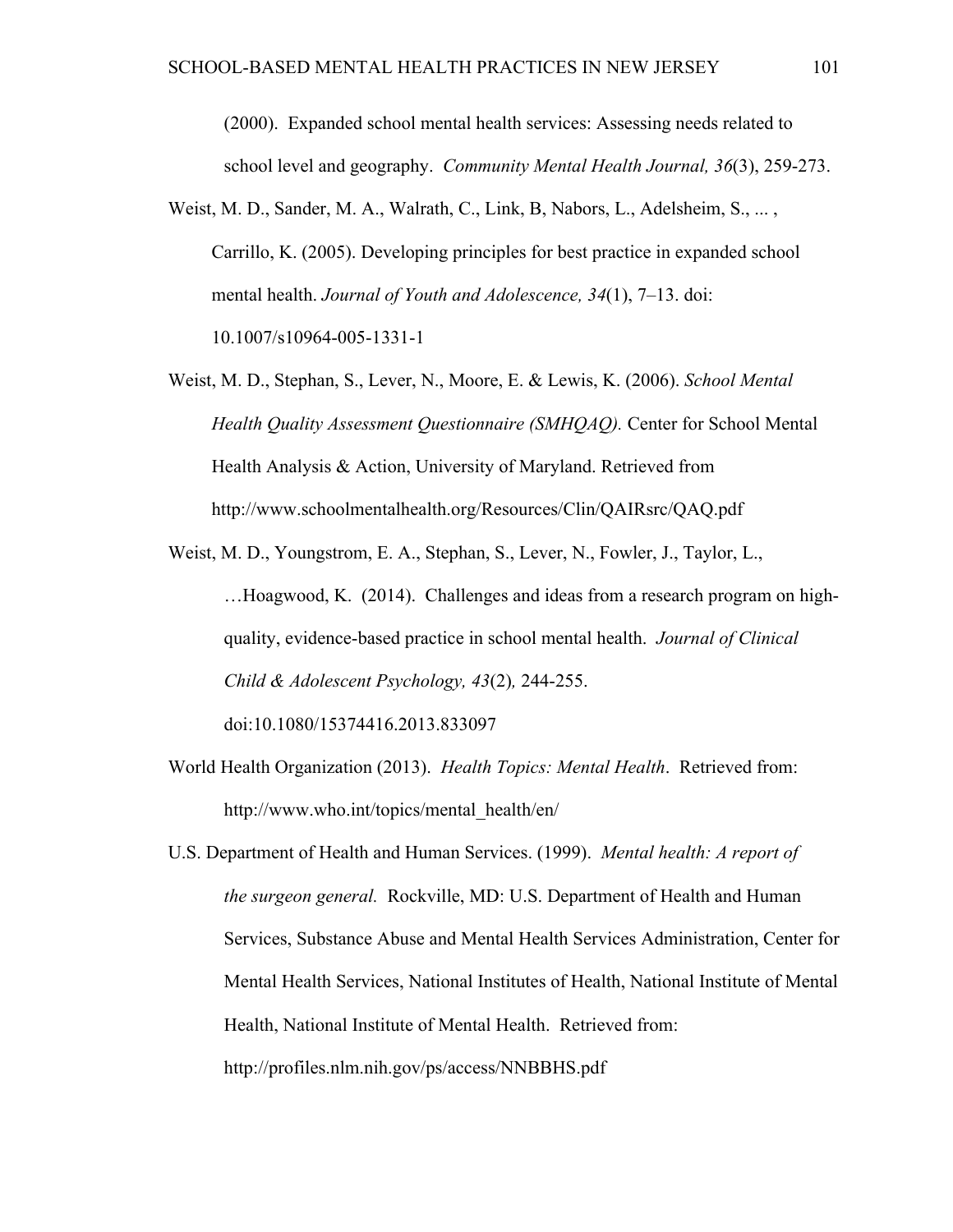(2000). Expanded school mental health services: Assessing needs related to school level and geography. *Community Mental Health Journal, 36*(3), 259-273.

Weist, M. D., Sander, M. A., Walrath, C., Link, B, Nabors, L., Adelsheim, S., ... , Carrillo, K. (2005). Developing principles for best practice in expanded school mental health. *Journal of Youth and Adolescence, 34*(1), 7–13. doi: 10.1007/s10964-005-1331-1

Weist, M. D., Stephan, S., Lever, N., Moore, E. & Lewis, K. (2006). *School Mental Health Quality Assessment Questionnaire (SMHQAQ).* Center for School Mental Health Analysis & Action, University of Maryland. Retrieved from http://www.schoolmentalhealth.org/Resources/Clin/QAIRsrc/QAQ.pdf

Weist, M. D., Youngstrom, E. A., Stephan, S., Lever, N., Fowler, J., Taylor, L., …Hoagwood, K. (2014). Challenges and ideas from a research program on high-quality, evidence-based practice in school mental health. *Journal of Clinical Child & Adolescent Psychology, 43*(2), 244-255. doi:10.1080/15374416.2013.833097

World Health Organization (2013). *Health Topics: Mental Health*. Retrieved from: http://www.who.int/topics/mental_health/en/

U.S. Department of Health and Human Services. (1999). *Mental health: A report of the surgeon general.* Rockville, MD: U.S. Department of Health and Human Services, Substance Abuse and Mental Health Services Administration, Center for Mental Health Services, National Institutes of Health, National Institute of Mental Health, National Institute of Mental Health. Retrieved from: http://profiles.nlm.nih.gov/ps/access/NNBBHS.pdf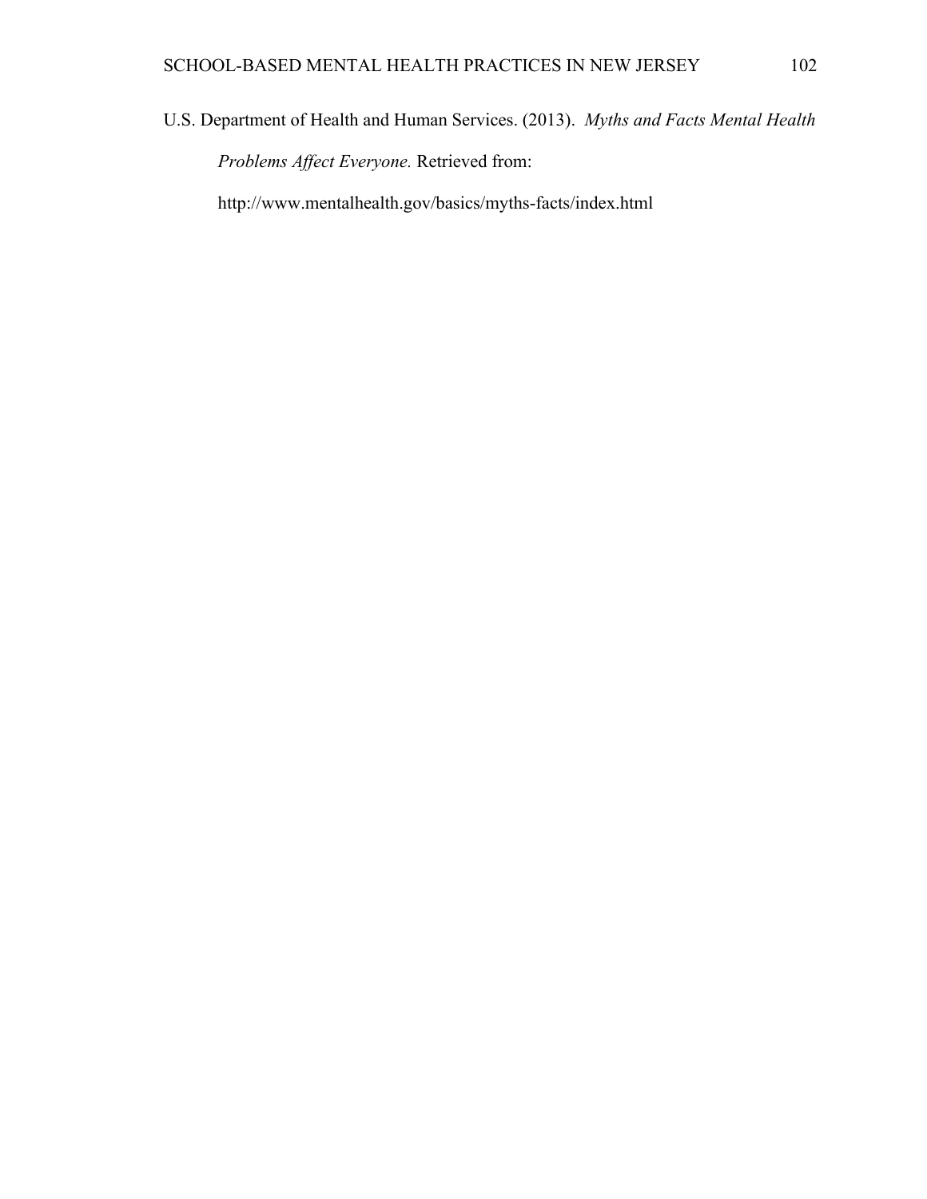U.S. Department of Health and Human Services. (2013). *Myths and Facts Mental Health Problems Affect Everyone.* Retrieved from: http://www.mentalhealth.gov/basics/myths-facts/index.html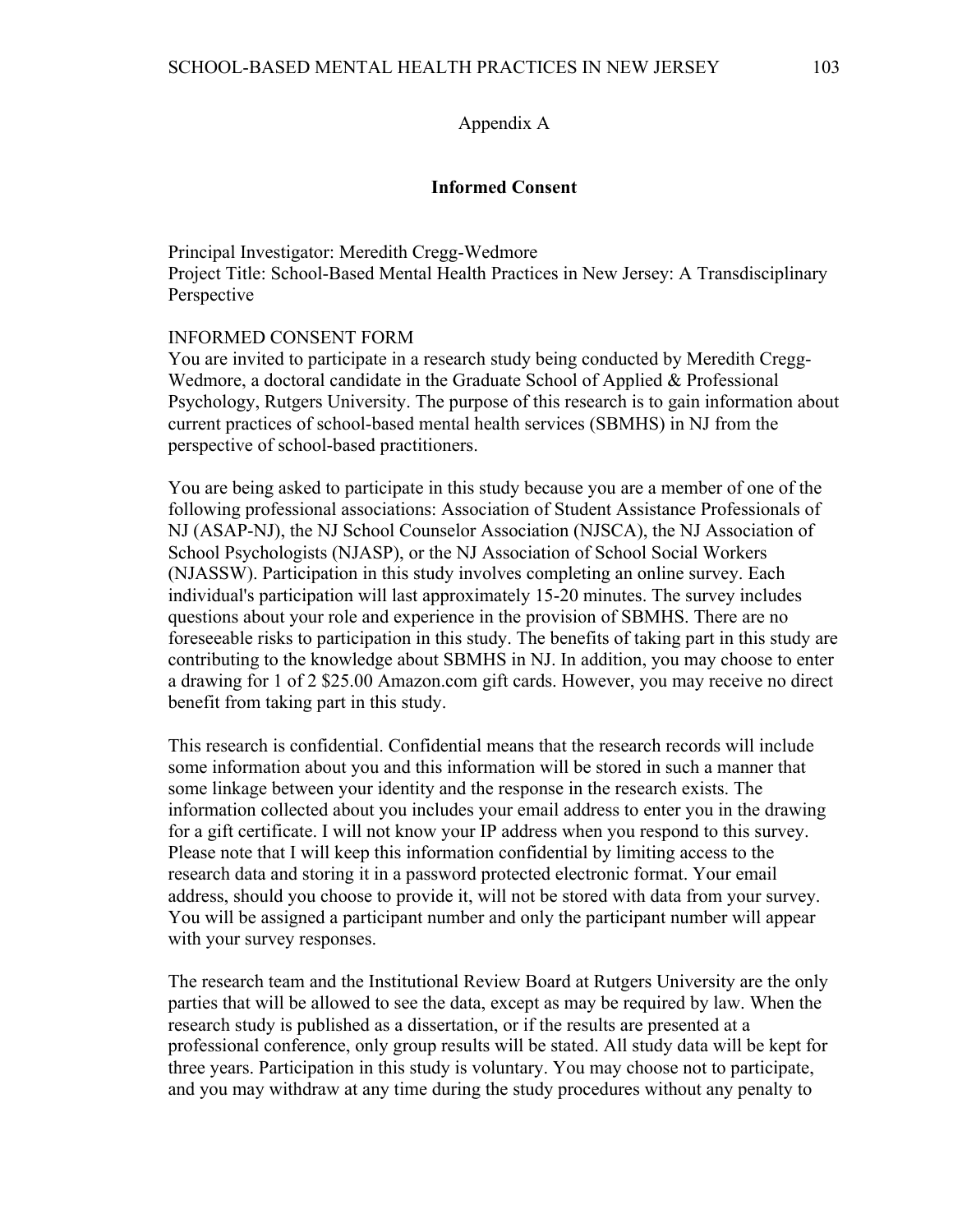Appendix A

## Informed Consent

Principal Investigator: Meredith Cregg-Wedmore
Project Title: School-Based Mental Health Practices in New Jersey: A Transdisciplinary Perspective

INFORMED CONSENT FORM
You are invited to participate in a research study being conducted by Meredith Cregg-Wedmore, a doctoral candidate in the Graduate School of Applied & Professional Psychology, Rutgers University. The purpose of this research is to gain information about current practices of school-based mental health services (SBMHS) in NJ from the perspective of school-based practitioners.

You are being asked to participate in this study because you are a member of one of the following professional associations: Association of Student Assistance Professionals of NJ (ASAP-NJ), the NJ School Counselor Association (NJSCA), the NJ Association of School Psychologists (NJASP), or the NJ Association of School Social Workers (NJASSW). Participation in this study involves completing an online survey. Each individual's participation will last approximately 15-20 minutes. The survey includes questions about your role and experience in the provision of SBMHS. There are no foreseeable risks to participation in this study. The benefits of taking part in this study are contributing to the knowledge about SBMHS in NJ. In addition, you may choose to enter a drawing for 1 of 2 $25.00 Amazon.com gift cards. However, you may receive no direct benefit from taking part in this study.

This research is confidential. Confidential means that the research records will include some information about you and this information will be stored in such a manner that some linkage between your identity and the response in the research exists. The information collected about you includes your email address to enter you in the drawing for a gift certificate. I will not know your IP address when you respond to this survey. Please note that I will keep this information confidential by limiting access to the research data and storing it in a password protected electronic format. Your email address, should you choose to provide it, will not be stored with data from your survey. You will be assigned a participant number and only the participant number will appear with your survey responses.

The research team and the Institutional Review Board at Rutgers University are the only parties that will be allowed to see the data, except as may be required by law. When the research study is published as a dissertation, or if the results are presented at a professional conference, only group results will be stated. All study data will be kept for three years. Participation in this study is voluntary. You may choose not to participate, and you may withdraw at any time during the study procedures without any penalty to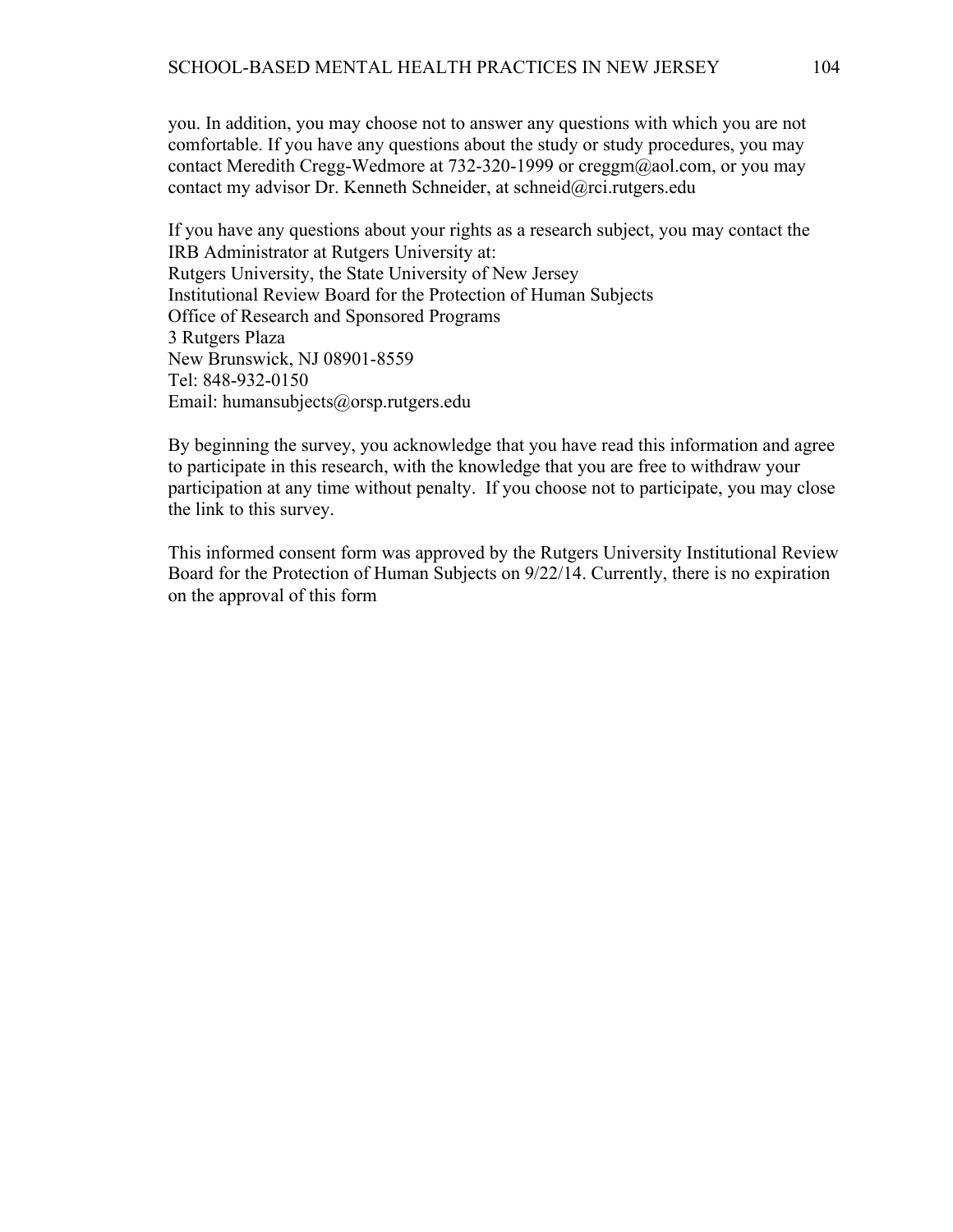you. In addition, you may choose not to answer any questions with which you are not comfortable. If you have any questions about the study or study procedures, you may contact Meredith Cregg-Wedmore at 732-320-1999 or creggm@aol.com, or you may contact my advisor Dr. Kenneth Schneider, at schneid@rci.rutgers.edu

If you have any questions about your rights as a research subject, you may contact the IRB Administrator at Rutgers University at:  
Rutgers University, the State University of New Jersey  
Institutional Review Board for the Protection of Human Subjects  
Office of Research and Sponsored Programs  
3 Rutgers Plaza  
New Brunswick, NJ 08901-8559  
Tel: 848-932-0150  
Email: humansubjects@orsp.rutgers.edu

By beginning the survey, you acknowledge that you have read this information and agree to participate in this research, with the knowledge that you are free to withdraw your participation at any time without penalty. If you choose not to participate, you may close the link to this survey.

This informed consent form was approved by the Rutgers University Institutional Review Board for the Protection of Human Subjects on 9/22/14. Currently, there is no expiration on the approval of this form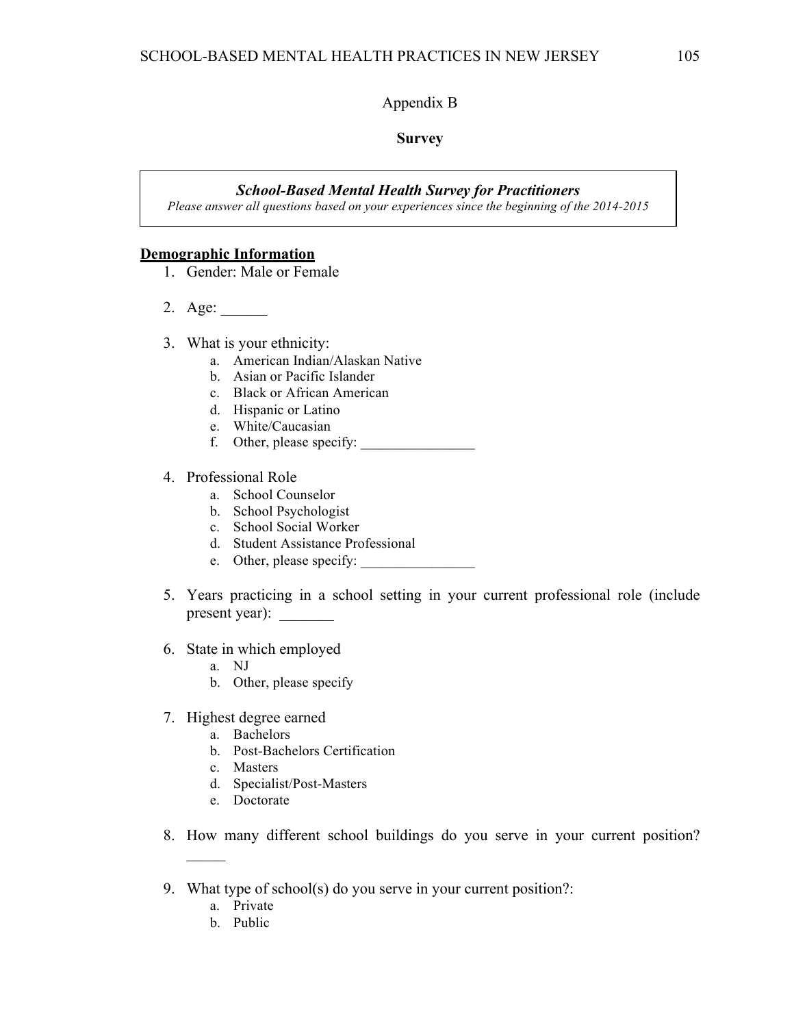Appendix B

**Survey**

***School-Based Mental Health Survey for Practitioners***

*Please answer all questions based on your experiences since the beginning of the 2014-2015*

**<u>Demographic Information</u>**

1. Gender: Male or Female

2. Age: ______

3. What is your ethnicity:
   a. American Indian/Alaskan Native
   b. Asian or Pacific Islander
   c. Black or African American
   d. Hispanic or Latino
   e. White/Caucasian
   f. Other, please specify: ________________

4. Professional Role
   a. School Counselor
   b. School Psychologist
   c. School Social Worker
   d. Student Assistance Professional
   e. Other, please specify: ________________

5. Years practicing in a school setting in your current professional role (include present year): _______

6. State in which employed
   a. NJ
   b. Other, please specify

7. Highest degree earned
   a. Bachelors
   b. Post-Bachelors Certification
   c. Masters
   d. Specialist/Post-Masters
   e. Doctorate

8. How many different school buildings do you serve in your current position? _____

9. What type of school(s) do you serve in your current position?:
   a. Private
   b. Public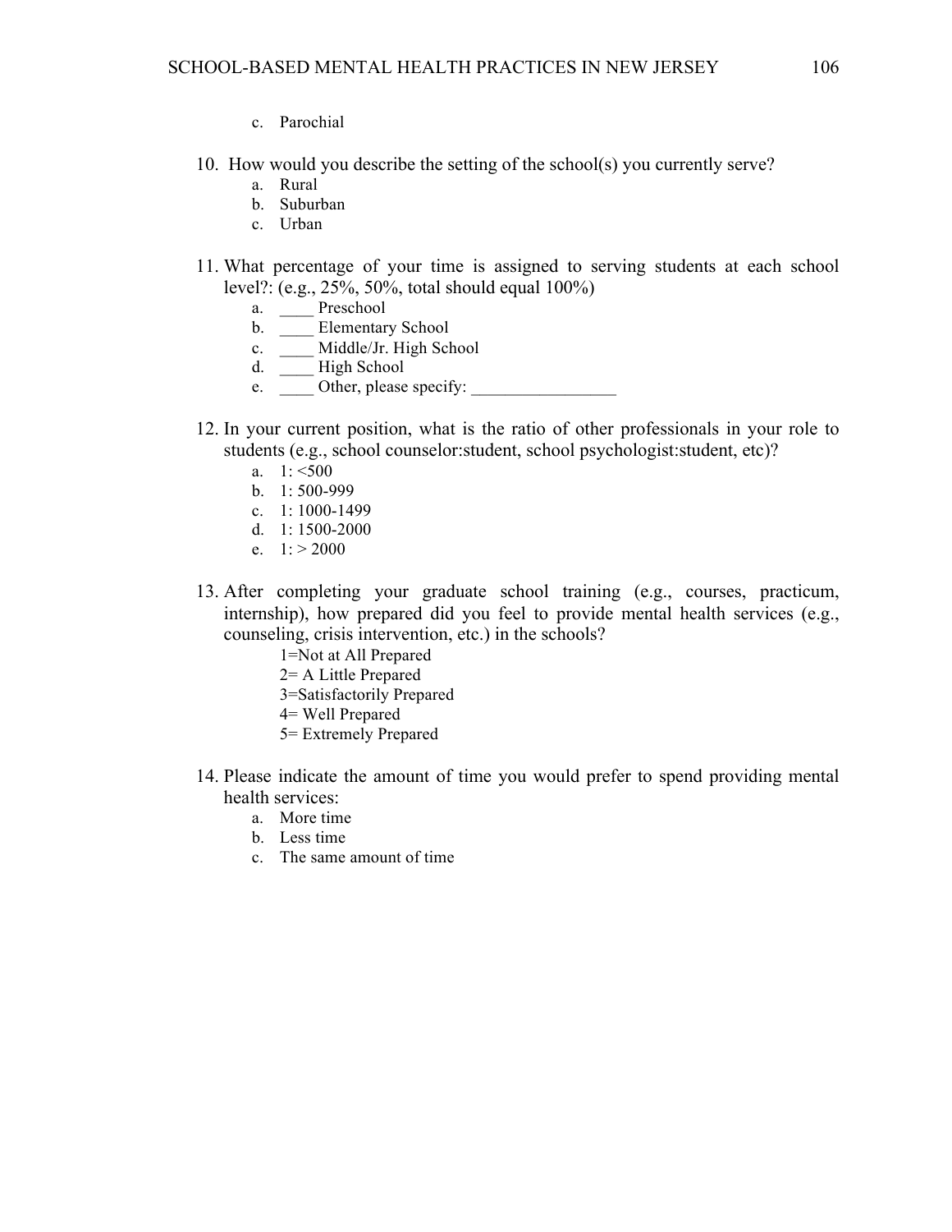c. Parochial

10. How would you describe the setting of the school(s) you currently serve?
    a. Rural
    b. Suburban
    c. Urban

11. What percentage of your time is assigned to serving students at each school level?: (e.g., 25%, 50%, total should equal 100%)
    a. ____ Preschool
    b. ____ Elementary School
    c. ____ Middle/Jr. High School
    d. ____ High School
    e. ____ Other, please specify: _________________

12. In your current position, what is the ratio of other professionals in your role to students (e.g., school counselor:student, school psychologist:student, etc)?
    a. 1: <500
    b. 1: 500-999
    c. 1: 1000-1499
    d. 1: 1500-2000
    e. 1: > 2000

13. After completing your graduate school training (e.g., courses, practicum, internship), how prepared did you feel to provide mental health services (e.g., counseling, crisis intervention, etc.) in the schools?

    1=Not at All Prepared
    2= A Little Prepared
    3=Satisfactorily Prepared
    4= Well Prepared
    5= Extremely Prepared

14. Please indicate the amount of time you would prefer to spend providing mental health services:
    a. More time
    b. Less time
    c. The same amount of time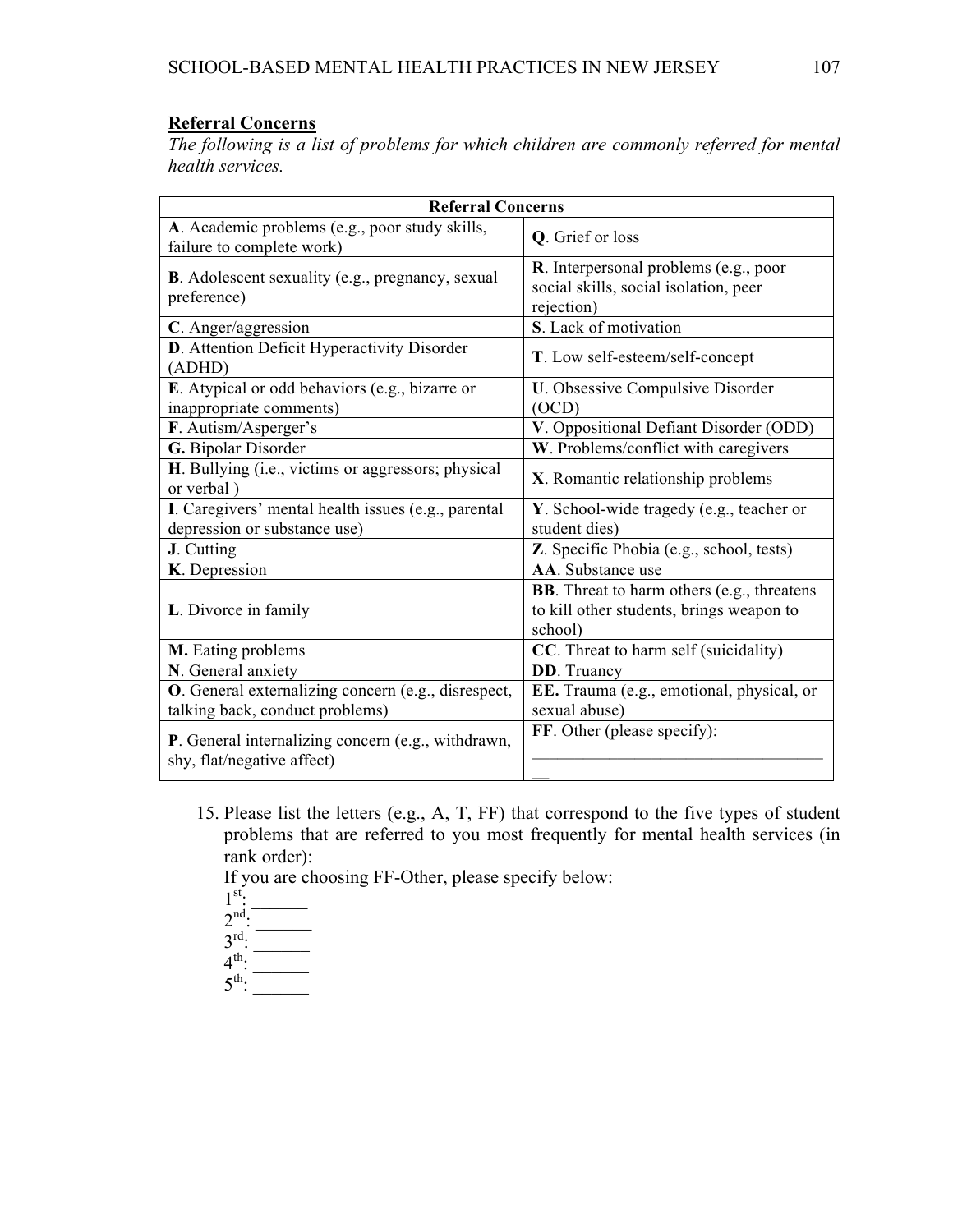**Referral Concerns**

*The following is a list of problems for which children are commonly referred for mental health services.*

| Referral Concerns | |
|---|---|
| **A**. Academic problems (e.g., poor study skills, failure to complete work) | **Q**. Grief or loss |
| **B**. Adolescent sexuality (e.g., pregnancy, sexual preference) | **R**. Interpersonal problems (e.g., poor social skills, social isolation, peer rejection) |
| **C**. Anger/aggression | **S**. Lack of motivation |
| **D**. Attention Deficit Hyperactivity Disorder (ADHD) | **T**. Low self-esteem/self-concept |
| **E**. Atypical or odd behaviors (e.g., bizarre or inappropriate comments) | **U**. Obsessive Compulsive Disorder (OCD) |
| **F**. Autism/Asperger's | **V**. Oppositional Defiant Disorder (ODD) |
| **G.** Bipolar Disorder | **W**. Problems/conflict with caregivers |
| **H**. Bullying (i.e., victims or aggressors; physical or verbal ) | **X**. Romantic relationship problems |
| **I**. Caregivers' mental health issues (e.g., parental depression or substance use) | **Y**. School-wide tragedy (e.g., teacher or student dies) |
| **J**. Cutting | **Z.** Specific Phobia (e.g., school, tests) |
| **K**. Depression | **AA**. Substance use |
| **L**. Divorce in family | **BB**. Threat to harm others (e.g., threatens to kill other students, brings weapon to school) |
| **M.** Eating problems | **CC**. Threat to harm self (suicidality) |
| **N**. General anxiety | **DD**. Truancy |
| **O**. General externalizing concern (e.g., disrespect, talking back, conduct problems) | **EE.** Trauma (e.g., emotional, physical, or sexual abuse) |
| **P**. General internalizing concern (e.g., withdrawn, shy, flat/negative affect) | **FF**. Other (please specify): ____________________________________ |

15. Please list the letters (e.g., A, T, FF) that correspond to the five types of student problems that are referred to you most frequently for mental health services (in rank order):
    If you are choosing FF-Other, please specify below:
    1st: ______
    2nd: ______
    3rd: ______
    4th: ______
    5th: ______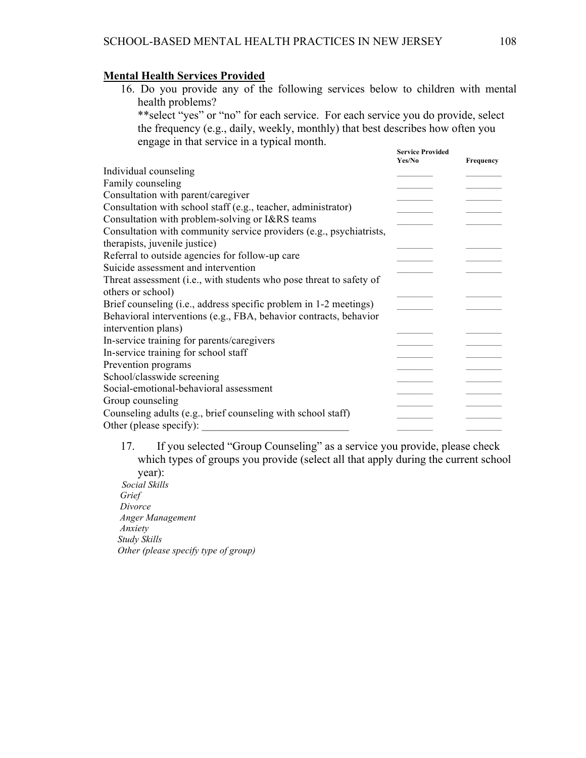**Mental Health Services Provided**

16. Do you provide any of the following services below to children with mental health problems?
**select "yes" or "no" for each service. For each service you do provide, select the frequency (e.g., daily, weekly, monthly) that best describes how often you engage in that service in a typical month.

| | Service Provided Yes/No | Frequency |
|---|---|---|
| Individual counseling | _______ | _______ |
| Family counseling | _______ | _______ |
| Consultation with parent/caregiver | _______ | _______ |
| Consultation with school staff (e.g., teacher, administrator) | _______ | _______ |
| Consultation with problem-solving or I&RS teams | _______ | _______ |
| Consultation with community service providers (e.g., psychiatrists, therapists, juvenile justice) | _______ | _______ |
| Referral to outside agencies for follow-up care | _______ | _______ |
| Suicide assessment and intervention | _______ | _______ |
| Threat assessment (i.e., with students who pose threat to safety of others or school) | _______ | _______ |
| Brief counseling (i.e., address specific problem in 1-2 meetings) | _______ | _______ |
| Behavioral interventions (e.g., FBA, behavior contracts, behavior intervention plans) | _______ | _______ |
| In-service training for parents/caregivers | _______ | _______ |
| In-service training for school staff | _______ | _______ |
| Prevention programs | _______ | _______ |
| School/classwide screening | _______ | _______ |
| Social-emotional-behavioral assessment | _______ | _______ |
| Group counseling | _______ | _______ |
| Counseling adults (e.g., brief counseling with school staff) | _______ | _______ |
| Other (please specify): ___________________________ | _______ | _______ |

17. If you selected "Group Counseling" as a service you provide, please check which types of groups you provide (select all that apply during the current school year):

*Social Skills*
*Grief*
*Divorce*
*Anger Management*
*Anxiety*
*Study Skills*
*Other (please specify type of group)*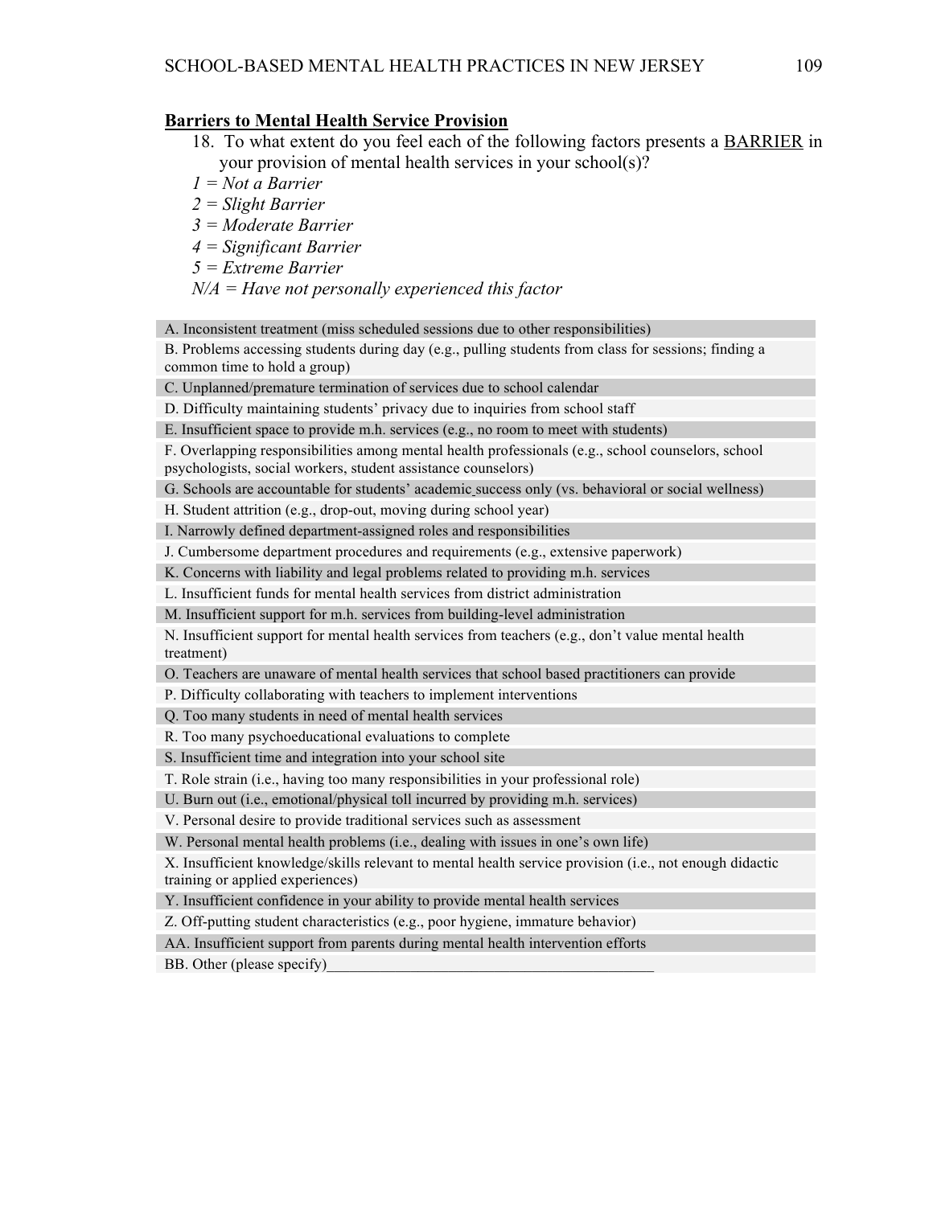**Barriers to Mental Health Service Provision**

18. To what extent do you feel each of the following factors presents a <u>BARRIER</u> in your provision of mental health services in your school(s)?

*1 = Not a Barrier*
*2 = Slight Barrier*
*3 = Moderate Barrier*
*4 = Significant Barrier*
*5 = Extreme Barrier*
*N/A = Have not personally experienced this factor*

| |
|---|
| A. Inconsistent treatment (miss scheduled sessions due to other responsibilities) |
| B. Problems accessing students during day (e.g., pulling students from class for sessions; finding a common time to hold a group) |
| C. Unplanned/premature termination of services due to school calendar |
| D. Difficulty maintaining students' privacy due to inquiries from school staff |
| E. Insufficient space to provide m.h. services (e.g., no room to meet with students) |
| F. Overlapping responsibilities among mental health professionals (e.g., school counselors, school psychologists, social workers, student assistance counselors) |
| G. Schools are accountable for students' academic success only (vs. behavioral or social wellness) |
| H. Student attrition (e.g., drop-out, moving during school year) |
| I. Narrowly defined department-assigned roles and responsibilities |
| J. Cumbersome department procedures and requirements (e.g., extensive paperwork) |
| K. Concerns with liability and legal problems related to providing m.h. services |
| L. Insufficient funds for mental health services from district administration |
| M. Insufficient support for m.h. services from building-level administration |
| N. Insufficient support for mental health services from teachers (e.g., don't value mental health treatment) |
| O. Teachers are unaware of mental health services that school based practitioners can provide |
| P. Difficulty collaborating with teachers to implement interventions |
| Q. Too many students in need of mental health services |
| R. Too many psychoeducational evaluations to complete |
| S. Insufficient time and integration into your school site |
| T. Role strain (i.e., having too many responsibilities in your professional role) |
| U. Burn out (i.e., emotional/physical toll incurred by providing m.h. services) |
| V. Personal desire to provide traditional services such as assessment |
| W. Personal mental health problems (i.e., dealing with issues in one's own life) |
| X. Insufficient knowledge/skills relevant to mental health service provision (i.e., not enough didactic training or applied experiences) |
| Y. Insufficient confidence in your ability to provide mental health services |
| Z. Off-putting student characteristics (e.g., poor hygiene, immature behavior) |
| AA. Insufficient support from parents during mental health intervention efforts |
| BB. Other (please specify)___________________________________________ |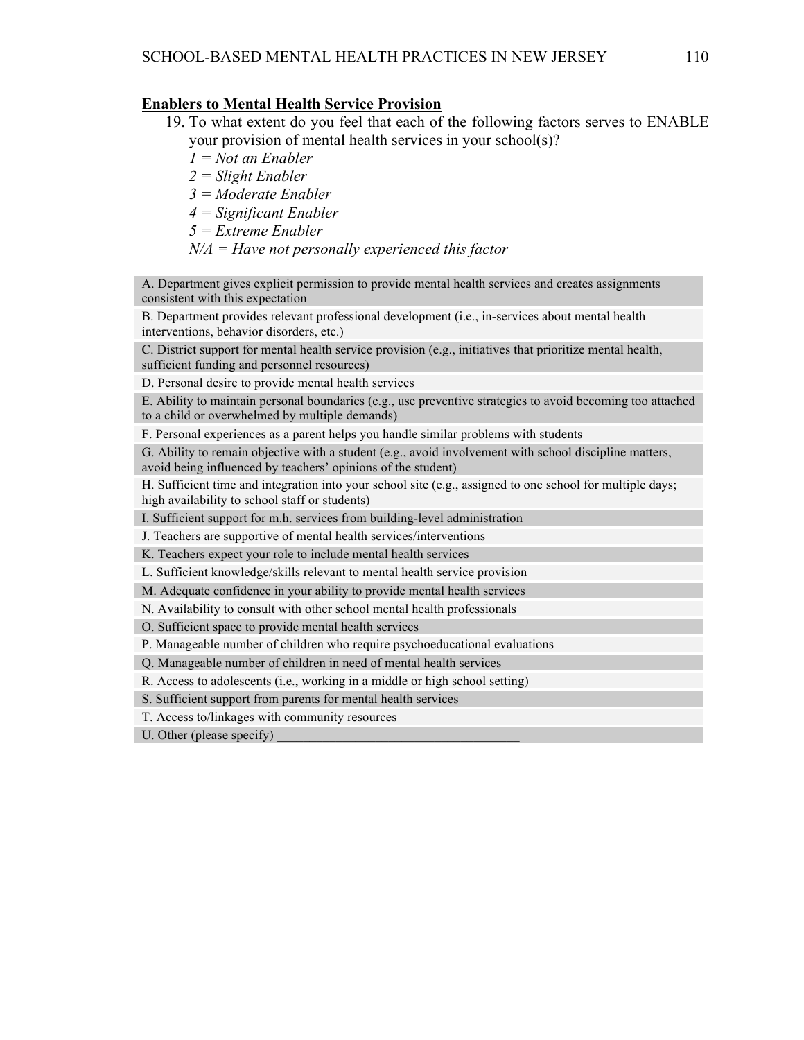**Enablers to Mental Health Service Provision**

19. To what extent do you feel that each of the following factors serves to ENABLE your provision of mental health services in your school(s)?
    *1 = Not an Enabler*
    *2 = Slight Enabler*
    *3 = Moderate Enabler*
    *4 = Significant Enabler*
    *5 = Extreme Enabler*
    *N/A = Have not personally experienced this factor*

| |
|---|
| A. Department gives explicit permission to provide mental health services and creates assignments consistent with this expectation |
| B. Department provides relevant professional development (i.e., in-services about mental health interventions, behavior disorders, etc.) |
| C. District support for mental health service provision (e.g., initiatives that prioritize mental health, sufficient funding and personnel resources) |
| D. Personal desire to provide mental health services |
| E. Ability to maintain personal boundaries (e.g., use preventive strategies to avoid becoming too attached to a child or overwhelmed by multiple demands) |
| F. Personal experiences as a parent helps you handle similar problems with students |
| G. Ability to remain objective with a student (e.g., avoid involvement with school discipline matters, avoid being influenced by teachers' opinions of the student) |
| H. Sufficient time and integration into your school site (e.g., assigned to one school for multiple days; high availability to school staff or students) |
| I. Sufficient support for m.h. services from building-level administration |
| J. Teachers are supportive of mental health services/interventions |
| K. Teachers expect your role to include mental health services |
| L. Sufficient knowledge/skills relevant to mental health service provision |
| M. Adequate confidence in your ability to provide mental health services |
| N. Availability to consult with other school mental health professionals |
| O. Sufficient space to provide mental health services |
| P. Manageable number of children who require psychoeducational evaluations |
| Q. Manageable number of children in need of mental health services |
| R. Access to adolescents (i.e., working in a middle or high school setting) |
| S. Sufficient support from parents for mental health services |
| T. Access to/linkages with community resources |
| U. Other (please specify) ___________________________________ |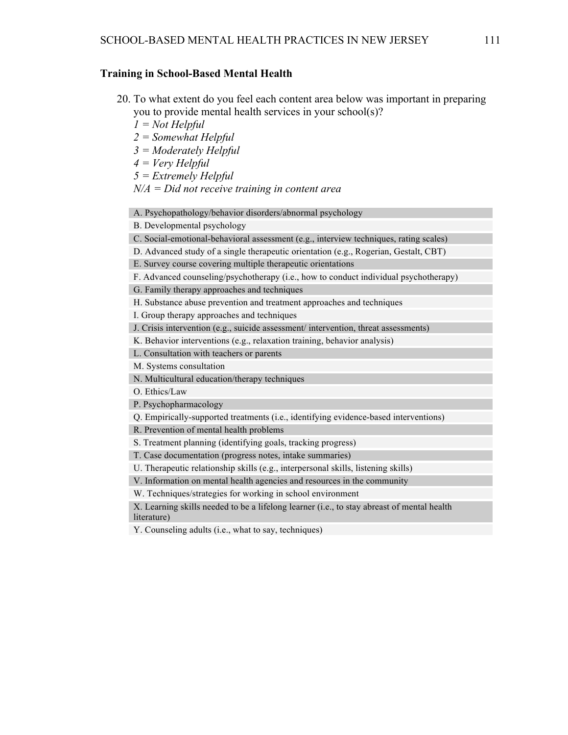**Training in School-Based Mental Health**

20. To what extent do you feel each content area below was important in preparing you to provide mental health services in your school(s)?
    *1 = Not Helpful*
    *2 = Somewhat Helpful*
    *3 = Moderately Helpful*
    *4 = Very Helpful*
    *5 = Extremely Helpful*
    *N/A = Did not receive training in content area*

| |
|---|
| A. Psychopathology/behavior disorders/abnormal psychology |
| B. Developmental psychology |
| C. Social-emotional-behavioral assessment (e.g., interview techniques, rating scales) |
| D. Advanced study of a single therapeutic orientation (e.g., Rogerian, Gestalt, CBT) |
| E. Survey course covering multiple therapeutic orientations |
| F. Advanced counseling/psychotherapy (i.e., how to conduct individual psychotherapy) |
| G. Family therapy approaches and techniques |
| H. Substance abuse prevention and treatment approaches and techniques |
| I. Group therapy approaches and techniques |
| J. Crisis intervention (e.g., suicide assessment/ intervention, threat assessments) |
| K. Behavior interventions (e.g., relaxation training, behavior analysis) |
| L. Consultation with teachers or parents |
| M. Systems consultation |
| N. Multicultural education/therapy techniques |
| O. Ethics/Law |
| P. Psychopharmacology |
| Q. Empirically-supported treatments (i.e., identifying evidence-based interventions) |
| R. Prevention of mental health problems |
| S. Treatment planning (identifying goals, tracking progress) |
| T. Case documentation (progress notes, intake summaries) |
| U. Therapeutic relationship skills (e.g., interpersonal skills, listening skills) |
| V. Information on mental health agencies and resources in the community |
| W. Techniques/strategies for working in school environment |
| X. Learning skills needed to be a lifelong learner (i.e., to stay abreast of mental health literature) |
| Y. Counseling adults (i.e., what to say, techniques) |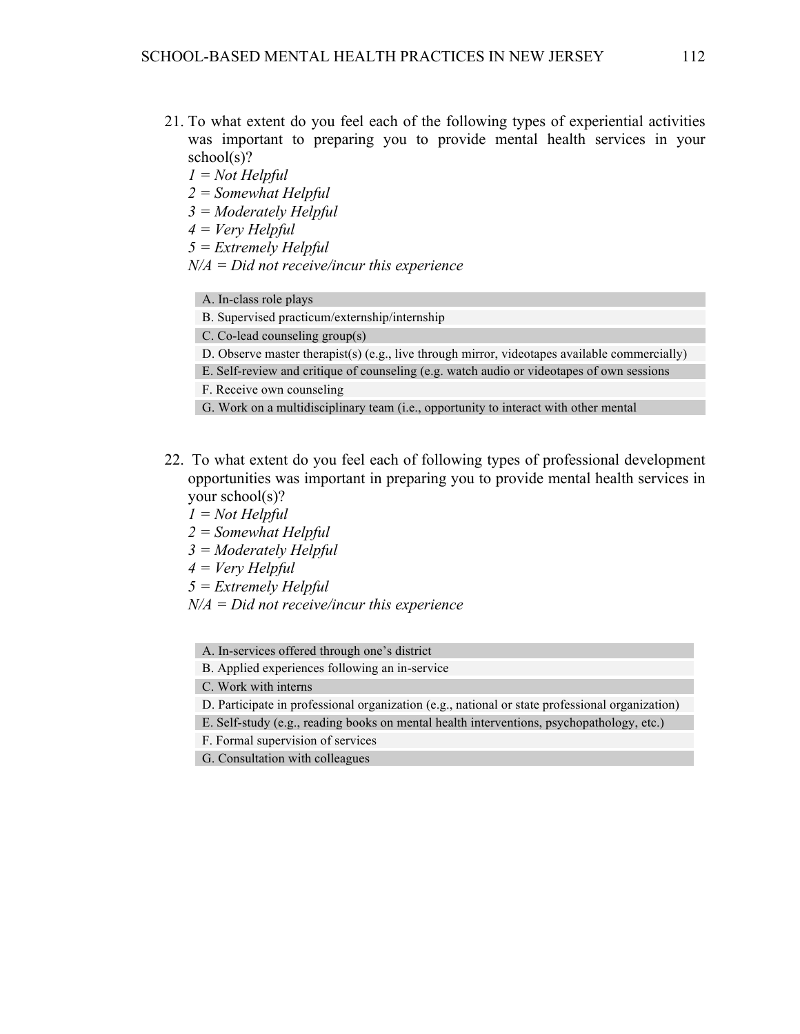21. To what extent do you feel each of the following types of experiential activities was important to preparing you to provide mental health services in your school(s)?
    *1 = Not Helpful*
    *2 = Somewhat Helpful*
    *3 = Moderately Helpful*
    *4 = Very Helpful*
    *5 = Extremely Helpful*
    *N/A = Did not receive/incur this experience*

| |
|---|
| A. In-class role plays |
| B. Supervised practicum/externship/internship |
| C. Co-lead counseling group(s) |
| D. Observe master therapist(s) (e.g., live through mirror, videotapes available commercially) |
| E. Self-review and critique of counseling (e.g. watch audio or videotapes of own sessions |
| F. Receive own counseling |
| G. Work on a multidisciplinary team (i.e., opportunity to interact with other mental |

22. To what extent do you feel each of following types of professional development opportunities was important in preparing you to provide mental health services in your school(s)?
    *1 = Not Helpful*
    *2 = Somewhat Helpful*
    *3 = Moderately Helpful*
    *4 = Very Helpful*
    *5 = Extremely Helpful*
    *N/A = Did not receive/incur this experience*

| |
|---|
| A. In-services offered through one's district |
| B. Applied experiences following an in-service |
| C. Work with interns |
| D. Participate in professional organization (e.g., national or state professional organization) |
| E. Self-study (e.g., reading books on mental health interventions, psychopathology, etc.) |
| F. Formal supervision of services |
| G. Consultation with colleagues |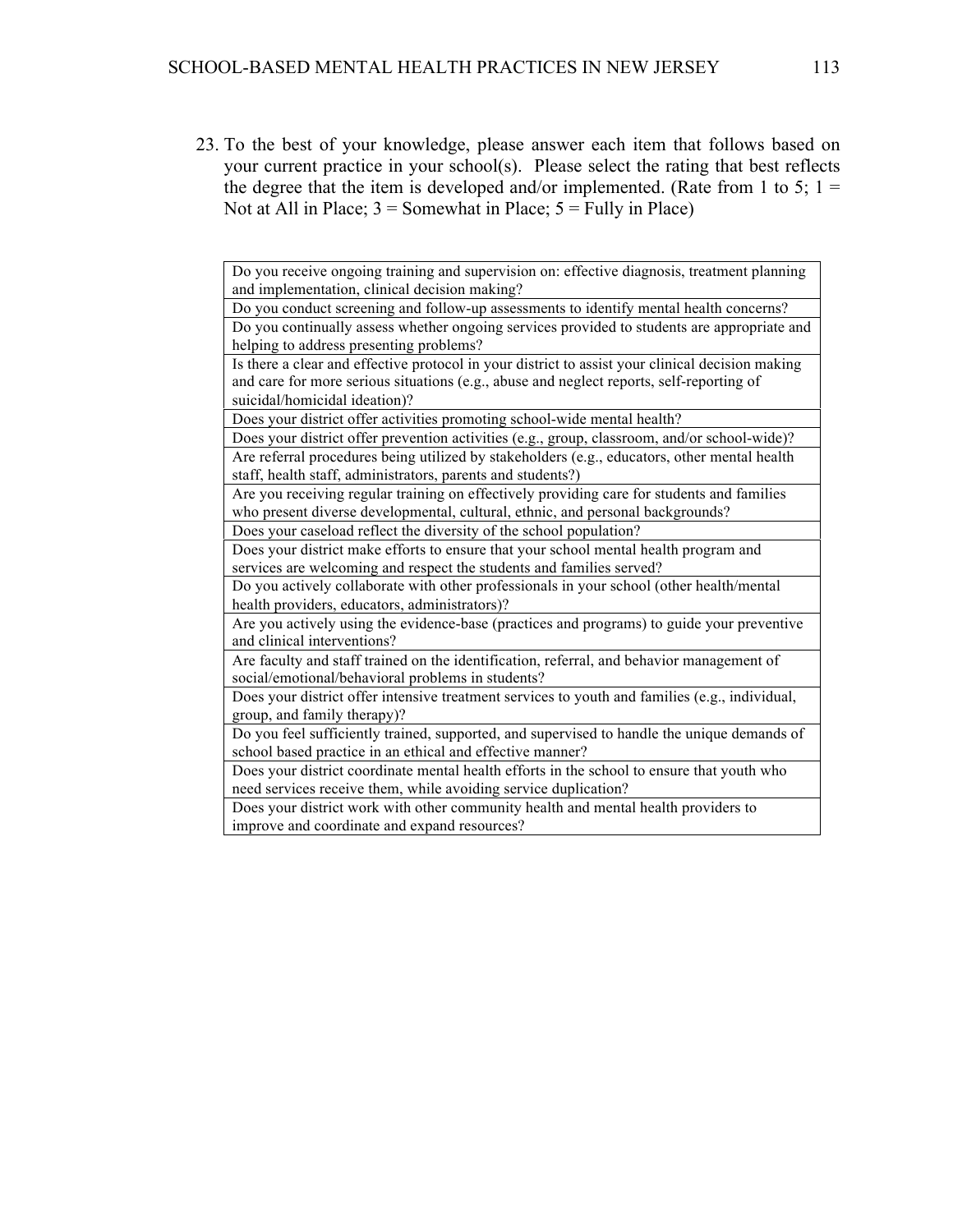23. To the best of your knowledge, please answer each item that follows based on your current practice in your school(s). Please select the rating that best reflects the degree that the item is developed and/or implemented. (Rate from 1 to 5; 1 = Not at All in Place; 3 = Somewhat in Place; 5 = Fully in Place)

| |
|---|
| Do you receive ongoing training and supervision on: effective diagnosis, treatment planning and implementation, clinical decision making? |
| Do you conduct screening and follow-up assessments to identify mental health concerns? |
| Do you continually assess whether ongoing services provided to students are appropriate and helping to address presenting problems? |
| Is there a clear and effective protocol in your district to assist your clinical decision making and care for more serious situations (e.g., abuse and neglect reports, self-reporting of suicidal/homicidal ideation)? |
| Does your district offer activities promoting school-wide mental health? |
| Does your district offer prevention activities (e.g., group, classroom, and/or school-wide)? |
| Are referral procedures being utilized by stakeholders (e.g., educators, other mental health staff, health staff, administrators, parents and students?) |
| Are you receiving regular training on effectively providing care for students and families who present diverse developmental, cultural, ethnic, and personal backgrounds? |
| Does your caseload reflect the diversity of the school population? |
| Does your district make efforts to ensure that your school mental health program and services are welcoming and respect the students and families served? |
| Do you actively collaborate with other professionals in your school (other health/mental health providers, educators, administrators)? |
| Are you actively using the evidence-base (practices and programs) to guide your preventive and clinical interventions? |
| Are faculty and staff trained on the identification, referral, and behavior management of social/emotional/behavioral problems in students? |
| Does your district offer intensive treatment services to youth and families (e.g., individual, group, and family therapy)? |
| Do you feel sufficiently trained, supported, and supervised to handle the unique demands of school based practice in an ethical and effective manner? |
| Does your district coordinate mental health efforts in the school to ensure that youth who need services receive them, while avoiding service duplication? |
| Does your district work with other community health and mental health providers to improve and coordinate and expand resources? |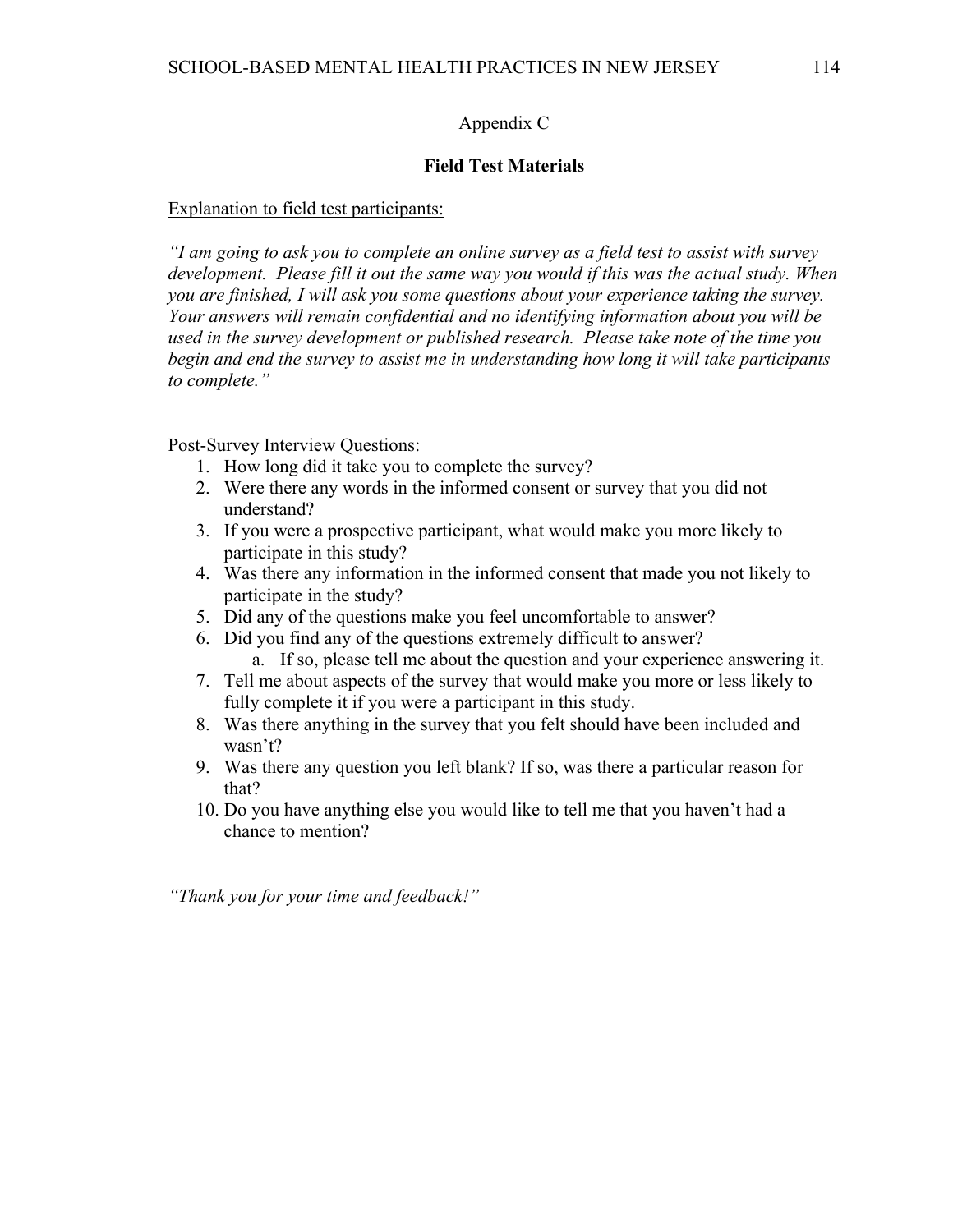## Appendix C

### Field Test Materials

<u>Explanation to field test participants:</u>

*"I am going to ask you to complete an online survey as a field test to assist with survey development. Please fill it out the same way you would if this was the actual study. When you are finished, I will ask you some questions about your experience taking the survey. Your answers will remain confidential and no identifying information about you will be used in the survey development or published research. Please take note of the time you begin and end the survey to assist me in understanding how long it will take participants to complete."*

<u>Post-Survey Interview Questions:</u>

1. How long did it take you to complete the survey?
2. Were there any words in the informed consent or survey that you did not understand?
3. If you were a prospective participant, what would make you more likely to participate in this study?
4. Was there any information in the informed consent that made you not likely to participate in the study?
5. Did any of the questions make you feel uncomfortable to answer?
6. Did you find any of the questions extremely difficult to answer?
   a. If so, please tell me about the question and your experience answering it.
7. Tell me about aspects of the survey that would make you more or less likely to fully complete it if you were a participant in this study.
8. Was there anything in the survey that you felt should have been included and wasn't?
9. Was there any question you left blank? If so, was there a particular reason for that?
10. Do you have anything else you would like to tell me that you haven't had a chance to mention?

*"Thank you for your time and feedback!"*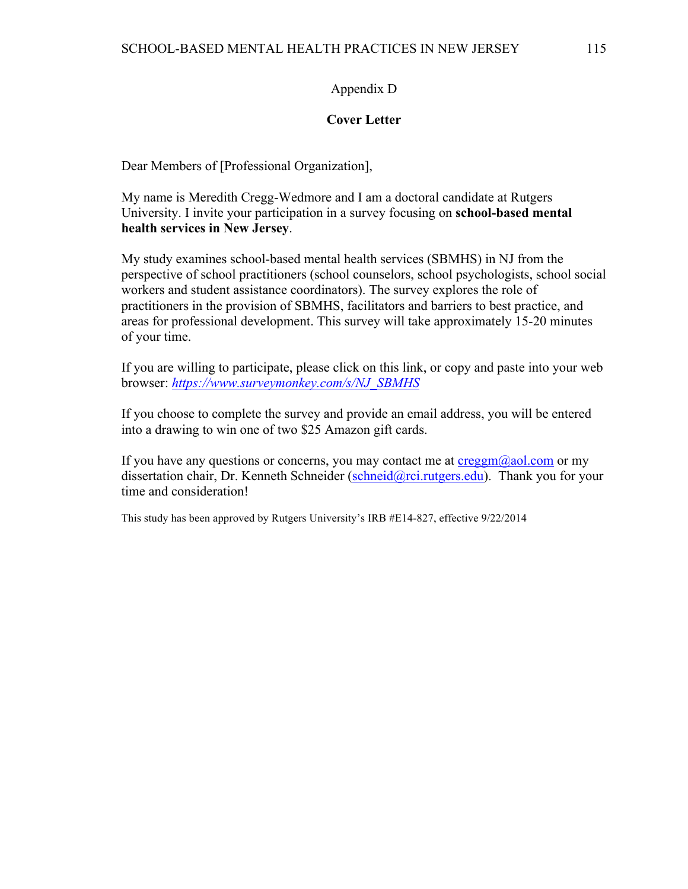# Appendix D

## Cover Letter

Dear Members of [Professional Organization],

My name is Meredith Cregg-Wedmore and I am a doctoral candidate at Rutgers University. I invite your participation in a survey focusing on **school-based mental health services in New Jersey**.

My study examines school-based mental health services (SBMHS) in NJ from the perspective of school practitioners (school counselors, school psychologists, school social workers and student assistance coordinators). The survey explores the role of practitioners in the provision of SBMHS, facilitators and barriers to best practice, and areas for professional development. This survey will take approximately 15-20 minutes of your time.

If you are willing to participate, please click on this link, or copy and paste into your web browser: *https://www.surveymonkey.com/s/NJ_SBMHS*

If you choose to complete the survey and provide an email address, you will be entered into a drawing to win one of two $25 Amazon gift cards.

If you have any questions or concerns, you may contact me at creggm@aol.com or my dissertation chair, Dr. Kenneth Schneider (schneid@rci.rutgers.edu). Thank you for your time and consideration!

This study has been approved by Rutgers University's IRB #E14-827, effective 9/22/2014